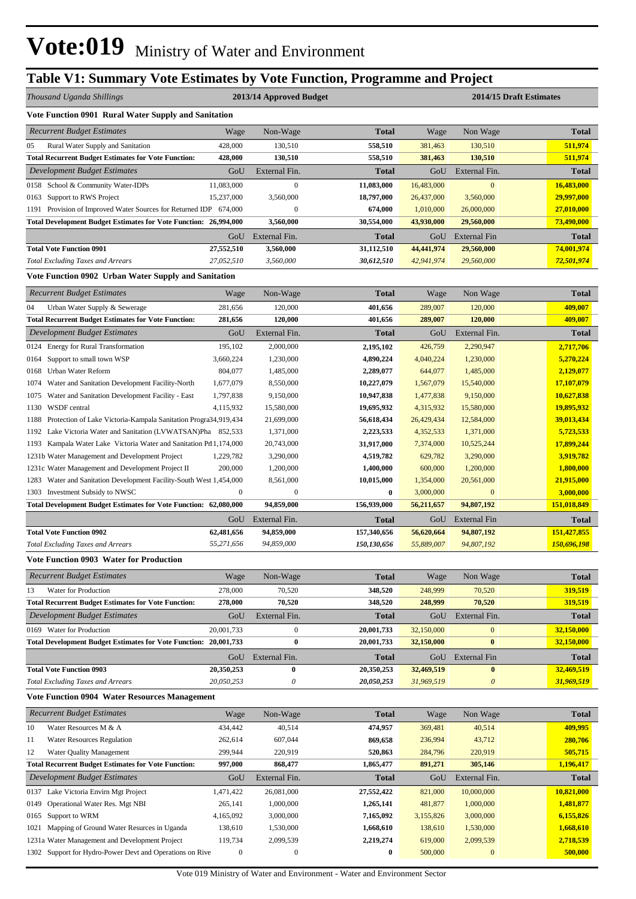# Vote:019 Ministry of Water and Environment

## Table V1: Summary Vote Estimates by Vote Function, Programme and Project

| *Thousand Uganda Shillings* | 2013/14 Approved Budget | | | 2014/15 Draft Estimates | | |
|---|---|---|---|---|---|---|
| **Vote Function 0901 Rural Water Supply and Sanitation** | | | | | | |
| *Recurrent Budget Estimates* | Wage | Non-Wage | **Total** | Wage | Non Wage | **Total** |
| 05 Rural Water Supply and Sanitation | 428,000 | 130,510 | **558,510** | 381,463 | 130,510 | **511,974** |
| **Total Recurrent Budget Estimates for Vote Function:** | **428,000** | **130,510** | **558,510** | **381,463** | **130,510** | **511,974** |
| *Development Budget Estimates* | GoU | External Fin. | **Total** | GoU | External Fin. | **Total** |
| 0158 School & Community Water-IDPs | 11,083,000 | 0 | **11,083,000** | 16,483,000 | 0 | **16,483,000** |
| 0163 Support to RWS Project | 15,237,000 | 3,560,000 | **18,797,000** | 26,437,000 | 3,560,000 | **29,997,000** |
| 1191 Provision of Improved Water Sources for Returned IDP | 674,000 | 0 | **674,000** | 1,010,000 | 26,000,000 | **27,010,000** |
| **Total Development Budget Estimates for Vote Function:** | **26,994,000** | **3,560,000** | **30,554,000** | **43,930,000** | **29,560,000** | **73,490,000** |
| | GoU | External Fin. | **Total** | GoU | External Fin | **Total** |
| **Total Vote Function 0901** | **27,552,510** | **3,560,000** | **31,112,510** | **44,441,974** | **29,560,000** | **74,001,974** |
| *Total Excluding Taxes and Arrears* | *27,052,510* | *3,560,000* | ***30,612,510*** | *42,941,974* | *29,560,000* | ***72,501,974*** |
| **Vote Function 0902 Urban Water Supply and Sanitation** | | | | | | |
| *Recurrent Budget Estimates* | Wage | Non-Wage | **Total** | Wage | Non Wage | **Total** |
| 04 Urban Water Supply & Sewerage | 281,656 | 120,000 | **401,656** | 289,007 | 120,000 | **409,007** |
| **Total Recurrent Budget Estimates for Vote Function:** | **281,656** | **120,000** | **401,656** | **289,007** | **120,000** | **409,007** |
| *Development Budget Estimates* | GoU | External Fin. | **Total** | GoU | External Fin. | **Total** |
| 0124 Energy for Rural Transformation | 195,102 | 2,000,000 | **2,195,102** | 426,759 | 2,290,947 | **2,717,706** |
| 0164 Support to small town WSP | 3,660,224 | 1,230,000 | **4,890,224** | 4,040,224 | 1,230,000 | **5,270,224** |
| 0168 Urban Water Reform | 804,077 | 1,485,000 | **2,289,077** | 644,077 | 1,485,000 | **2,129,077** |
| 1074 Water and Sanitation Development Facility-North | 1,677,079 | 8,550,000 | **10,227,079** | 1,567,079 | 15,540,000 | **17,107,079** |
| 1075 Water and Sanitation Development Facility - East | 1,797,838 | 9,150,000 | **10,947,838** | 1,477,838 | 9,150,000 | **10,627,838** |
| 1130 WSDF central | 4,115,932 | 15,580,000 | **19,695,932** | 4,315,932 | 15,580,000 | **19,895,932** |
| 1188 Protection of Lake Victoria-Kampala Sanitation Progra | 34,919,434 | 21,699,000 | **56,618,434** | 26,429,434 | 12,584,000 | **39,013,434** |
| 1192 Lake Victoria Water and Sanitation (LVWATSAN)Pha | 852,533 | 1,371,000 | **2,223,533** | 4,352,533 | 1,371,000 | **5,723,533** |
| 1193 Kampala Water Lake Victoria Water and Sanitation Pr | 11,174,000 | 20,743,000 | **31,917,000** | 7,374,000 | 10,525,244 | **17,899,244** |
| 1231b Water Management and Development Project | 1,229,782 | 3,290,000 | **4,519,782** | 629,782 | 3,290,000 | **3,919,782** |
| 1231c Water Management and Development Project II | 200,000 | 1,200,000 | **1,400,000** | 600,000 | 1,200,000 | **1,800,000** |
| 1283 Water and Sanitation Development Facility-South West | 1,454,000 | 8,561,000 | **10,015,000** | 1,354,000 | 20,561,000 | **21,915,000** |
| 1303 Investment Subsidy to NWSC | 0 | 0 | **0** | 3,000,000 | 0 | **3,000,000** |
| **Total Development Budget Estimates for Vote Function:** | **62,080,000** | **94,859,000** | **156,939,000** | **56,211,657** | **94,807,192** | **151,018,849** |
| | GoU | External Fin. | **Total** | GoU | External Fin | **Total** |
| **Total Vote Function 0902** | **62,481,656** | **94,859,000** | **157,340,656** | **56,620,664** | **94,807,192** | **151,427,855** |
| *Total Excluding Taxes and Arrears* | *55,271,656* | *94,859,000* | ***150,130,656*** | *55,889,007* | *94,807,192* | ***150,696,198*** |
| **Vote Function 0903 Water for Production** | | | | | | |
| *Recurrent Budget Estimates* | Wage | Non-Wage | **Total** | Wage | Non Wage | **Total** |
| 13 Water for Production | 278,000 | 70,520 | **348,520** | 248,999 | 70,520 | **319,519** |
| **Total Recurrent Budget Estimates for Vote Function:** | **278,000** | **70,520** | **348,520** | **248,999** | **70,520** | **319,519** |
| *Development Budget Estimates* | GoU | External Fin. | **Total** | GoU | External Fin. | **Total** |
| 0169 Water for Production | 20,001,733 | 0 | **20,001,733** | 32,150,000 | 0 | **32,150,000** |
| **Total Development Budget Estimates for Vote Function:** | **20,001,733** | **0** | **20,001,733** | **32,150,000** | **0** | **32,150,000** |
| | GoU | External Fin. | **Total** | GoU | External Fin | **Total** |
| **Total Vote Function 0903** | **20,350,253** | **0** | **20,350,253** | **32,469,519** | **0** | **32,469,519** |
| *Total Excluding Taxes and Arrears* | *20,050,253* | *0* | ***20,050,253*** | *31,969,519* | *0* | ***31,969,519*** |
| **Vote Function 0904 Water Resources Management** | | | | | | |
| *Recurrent Budget Estimates* | Wage | Non-Wage | **Total** | Wage | Non Wage | **Total** |
| 10 Water Resources M & A | 434,442 | 40,514 | **474,957** | 369,481 | 40,514 | **409,995** |
| 11 Water Resources Regulation | 262,614 | 607,044 | **869,658** | 236,994 | 43,712 | **280,706** |
| 12 Water Quality Management | 299,944 | 220,919 | **520,863** | 284,796 | 220,919 | **505,715** |
| **Total Recurrent Budget Estimates for Vote Function:** | **997,000** | **868,477** | **1,865,477** | **891,271** | **305,146** | **1,196,417** |
| *Development Budget Estimates* | GoU | External Fin. | **Total** | GoU | External Fin. | **Total** |
| 0137 Lake Victoria Envirn Mgt Project | 1,471,422 | 26,081,000 | **27,552,422** | 821,000 | 10,000,000 | **10,821,000** |
| 0149 Operational Water Res. Mgt NBI | 265,141 | 1,000,000 | **1,265,141** | 481,877 | 1,000,000 | **1,481,877** |
| 0165 Support to WRM | 4,165,092 | 3,000,000 | **7,165,092** | 3,155,826 | 3,000,000 | **6,155,826** |
| 1021 Mapping of Ground Water Resurces in Uganda | 138,610 | 1,530,000 | **1,668,610** | 138,610 | 1,530,000 | **1,668,610** |
| 1231a Water Management and Development Project | 119,734 | 2,099,539 | **2,219,274** | 619,000 | 2,099,539 | **2,718,539** |
| 1302 Support for Hydro-Power Devt and Operations on Rive | 0 | 0 | **0** | 500,000 | 0 | **500,000** |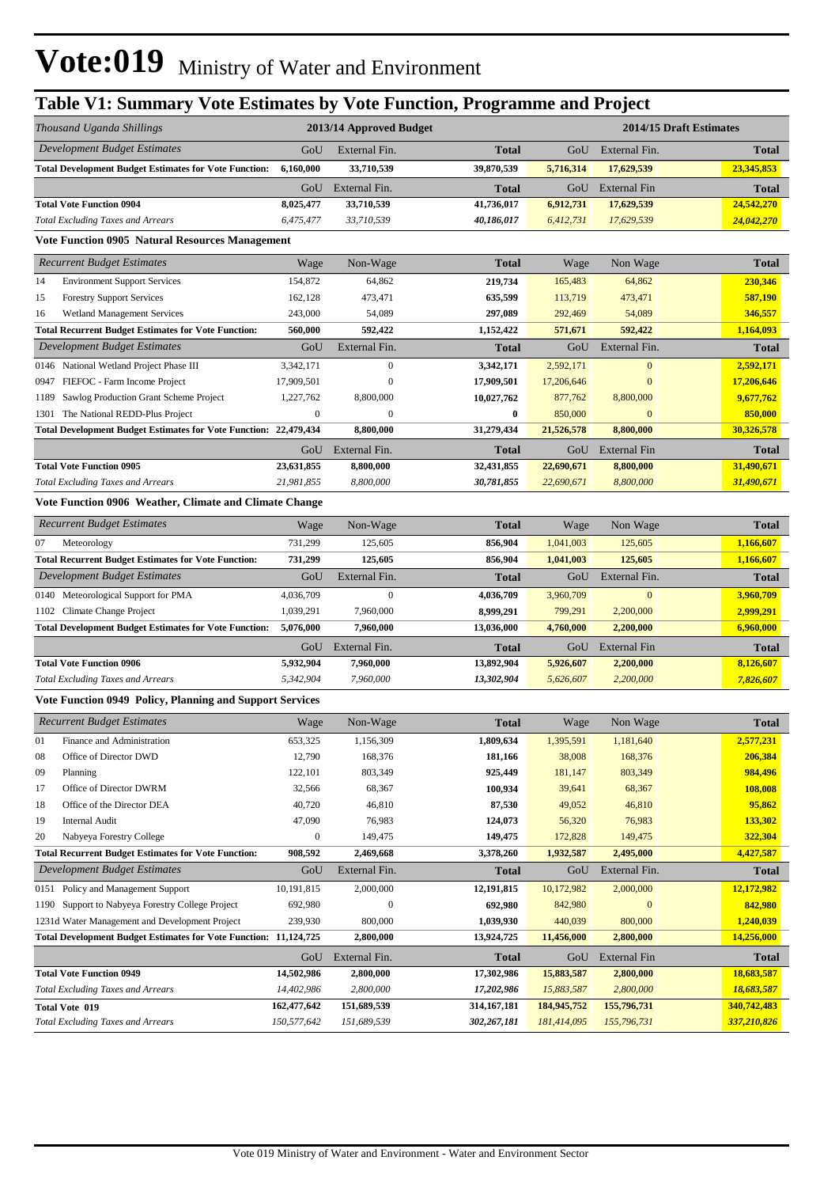# Vote:019 Ministry of Water and Environment

## Table V1: Summary Vote Estimates by Vote Function, Programme and Project

| *Thousand Uganda Shillings* | 2013/14 Approved Budget | | | 2014/15 Draft Estimates | | |
|---|---|---|---|---|---|---|
| *Development Budget Estimates* | GoU | External Fin. | **Total** | GoU | External Fin. | **Total** |
| **Total Development Budget Estimates for Vote Function:** | **6,160,000** | **33,710,539** | **39,870,539** | **5,716,314** | **17,629,539** | **23,345,853** |
| | GoU | External Fin. | **Total** | GoU | External Fin | **Total** |
| **Total Vote Function 0904** | **8,025,477** | **33,710,539** | **41,736,017** | **6,912,731** | **17,629,539** | **24,542,270** |
| *Total Excluding Taxes and Arrears* | *6,475,477* | *33,710,539* | ***40,186,017*** | *6,412,731* | *17,629,539* | ***24,042,270*** |

**Vote Function 0905 Natural Resources Management**

| *Recurrent Budget Estimates* | Wage | Non-Wage | **Total** | Wage | Non Wage | **Total** |
|---|---|---|---|---|---|---|
| 14 Environment Support Services | 154,872 | 64,862 | **219,734** | 165,483 | 64,862 | **230,346** |
| 15 Forestry Support Services | 162,128 | 473,471 | **635,599** | 113,719 | 473,471 | **587,190** |
| 16 Wetland Management Services | 243,000 | 54,089 | **297,089** | 292,469 | 54,089 | **346,557** |
| **Total Recurrent Budget Estimates for Vote Function:** | **560,000** | **592,422** | **1,152,422** | **571,671** | **592,422** | **1,164,093** |
| *Development Budget Estimates* | GoU | External Fin. | **Total** | GoU | External Fin. | **Total** |
| 0146 National Wetland Project Phase III | 3,342,171 | 0 | **3,342,171** | 2,592,171 | 0 | **2,592,171** |
| 0947 FIEFOC - Farm Income Project | 17,909,501 | 0 | **17,909,501** | 17,206,646 | 0 | **17,206,646** |
| 1189 Sawlog Production Grant Scheme Project | 1,227,762 | 8,800,000 | **10,027,762** | 877,762 | 8,800,000 | **9,677,762** |
| 1301 The National REDD-Plus Project | 0 | 0 | **0** | 850,000 | 0 | **850,000** |
| **Total Development Budget Estimates for Vote Function:** | **22,479,434** | **8,800,000** | **31,279,434** | **21,526,578** | **8,800,000** | **30,326,578** |
| | GoU | External Fin. | **Total** | GoU | External Fin | **Total** |
| **Total Vote Function 0905** | **23,631,855** | **8,800,000** | **32,431,855** | **22,690,671** | **8,800,000** | **31,490,671** |
| *Total Excluding Taxes and Arrears* | *21,981,855* | *8,800,000* | ***30,781,855*** | *22,690,671* | *8,800,000* | ***31,490,671*** |

**Vote Function 0906 Weather, Climate and Climate Change**

| *Recurrent Budget Estimates* | Wage | Non-Wage | **Total** | Wage | Non Wage | **Total** |
|---|---|---|---|---|---|---|
| 07 Meteorology | 731,299 | 125,605 | **856,904** | 1,041,003 | 125,605 | **1,166,607** |
| **Total Recurrent Budget Estimates for Vote Function:** | **731,299** | **125,605** | **856,904** | **1,041,003** | **125,605** | **1,166,607** |
| *Development Budget Estimates* | GoU | External Fin. | **Total** | GoU | External Fin. | **Total** |
| 0140 Meteorological Support for PMA | 4,036,709 | 0 | **4,036,709** | 3,960,709 | 0 | **3,960,709** |
| 1102 Climate Change Project | 1,039,291 | 7,960,000 | **8,999,291** | 799,291 | 2,200,000 | **2,999,291** |
| **Total Development Budget Estimates for Vote Function:** | **5,076,000** | **7,960,000** | **13,036,000** | **4,760,000** | **2,200,000** | **6,960,000** |
| | GoU | External Fin. | **Total** | GoU | External Fin | **Total** |
| **Total Vote Function 0906** | **5,932,904** | **7,960,000** | **13,892,904** | **5,926,607** | **2,200,000** | **8,126,607** |
| *Total Excluding Taxes and Arrears* | *5,342,904* | *7,960,000* | ***13,302,904*** | *5,626,607* | *2,200,000* | ***7,826,607*** |

**Vote Function 0949 Policy, Planning and Support Services**

| *Recurrent Budget Estimates* | Wage | Non-Wage | **Total** | Wage | Non Wage | **Total** |
|---|---|---|---|---|---|---|
| 01 Finance and Administration | 653,325 | 1,156,309 | **1,809,634** | 1,395,591 | 1,181,640 | **2,577,231** |
| 08 Office of Director DWD | 12,790 | 168,376 | **181,166** | 38,008 | 168,376 | **206,384** |
| 09 Planning | 122,101 | 803,349 | **925,449** | 181,147 | 803,349 | **984,496** |
| 17 Office of Director DWRM | 32,566 | 68,367 | **100,934** | 39,641 | 68,367 | **108,008** |
| 18 Office of the Director DEA | 40,720 | 46,810 | **87,530** | 49,052 | 46,810 | **95,862** |
| 19 Internal Audit | 47,090 | 76,983 | **124,073** | 56,320 | 76,983 | **133,302** |
| 20 Nabyeya Forestry College | 0 | 149,475 | **149,475** | 172,828 | 149,475 | **322,304** |
| **Total Recurrent Budget Estimates for Vote Function:** | **908,592** | **2,469,668** | **3,378,260** | **1,932,587** | **2,495,000** | **4,427,587** |
| *Development Budget Estimates* | GoU | External Fin. | **Total** | GoU | External Fin. | **Total** |
| 0151 Policy and Management Support | 10,191,815 | 2,000,000 | **12,191,815** | 10,172,982 | 2,000,000 | **12,172,982** |
| 1190 Support to Nabyeya Forestry College Project | 692,980 | 0 | **692,980** | 842,980 | 0 | **842,980** |
| 1231d Water Management and Development Project | 239,930 | 800,000 | **1,039,930** | 440,039 | 800,000 | **1,240,039** |
| **Total Development Budget Estimates for Vote Function:** | **11,124,725** | **2,800,000** | **13,924,725** | **11,456,000** | **2,800,000** | **14,256,000** |
| | GoU | External Fin. | **Total** | GoU | External Fin | **Total** |
| **Total Vote Function 0949** | **14,502,986** | **2,800,000** | **17,302,986** | **15,883,587** | **2,800,000** | **18,683,587** |
| *Total Excluding Taxes and Arrears* | *14,402,986* | *2,800,000* | ***17,202,986*** | *15,883,587* | *2,800,000* | ***18,683,587*** |
| **Total Vote 019** | **162,477,642** | **151,689,539** | **314,167,181** | **184,945,752** | **155,796,731** | **340,742,483** |
| *Total Excluding Taxes and Arrears* | *150,577,642* | *151,689,539* | ***302,267,181*** | *181,414,095* | *155,796,731* | ***337,210,826*** |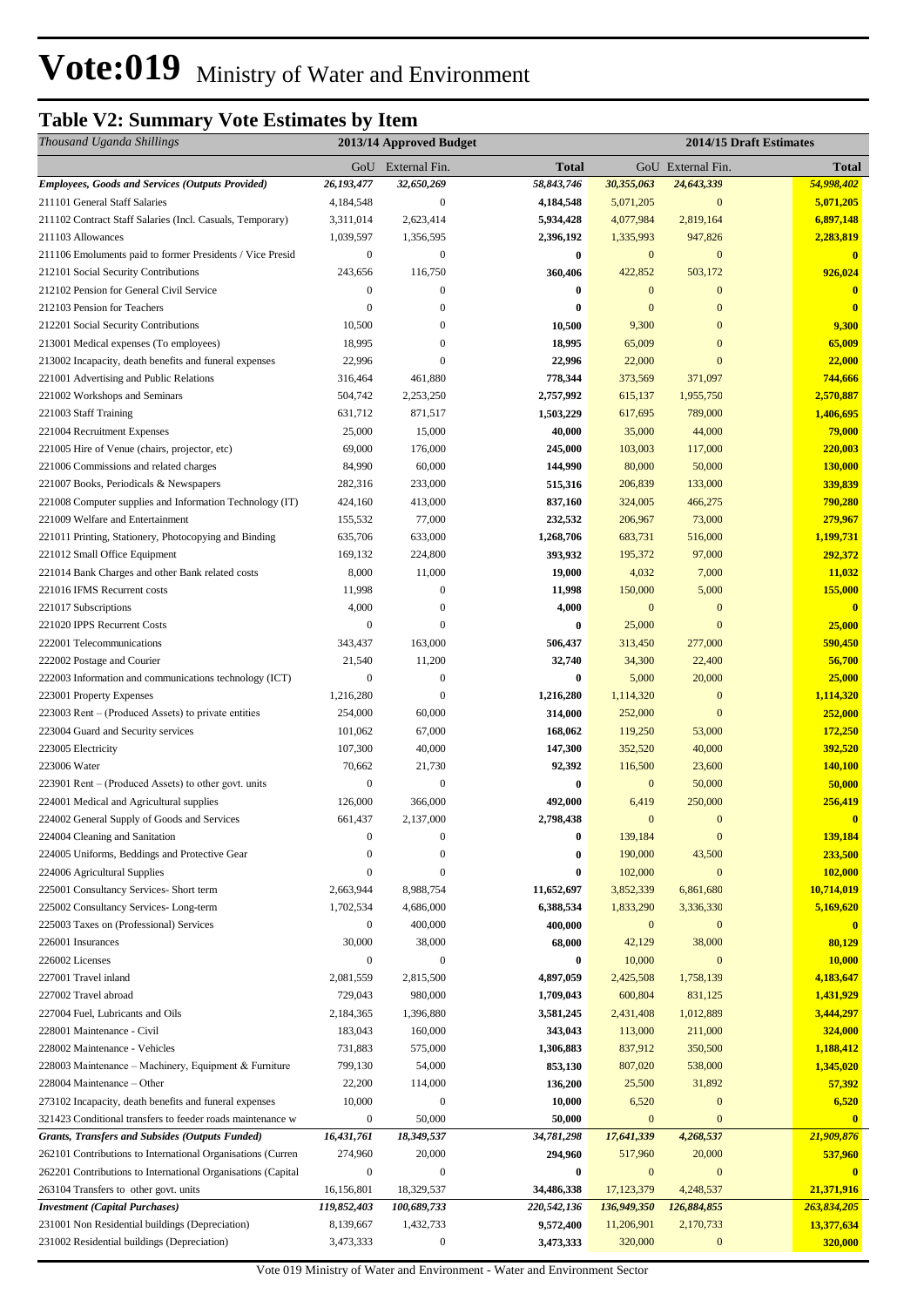# Vote:019 Ministry of Water and Environment

## Table V2: Summary Vote Estimates by Item

| *Thousand Uganda Shillings* | 2013/14 Approved Budget | | | 2014/15 Draft Estimates | | |
|---|---|---|---|---|---|---|
| | GoU | External Fin. | Total | GoU | External Fin. | Total |
| ***Employees, Goods and Services (Outputs Provided)*** | ***26,193,477*** | ***32,650,269*** | ***58,843,746*** | ***30,355,063*** | ***24,643,339*** | ***54,998,402*** |
| 211101 General Staff Salaries | 4,184,548 | 0 | **4,184,548** | 5,071,205 | 0 | **5,071,205** |
| 211102 Contract Staff Salaries (Incl. Casuals, Temporary) | 3,311,014 | 2,623,414 | **5,934,428** | 4,077,984 | 2,819,164 | **6,897,148** |
| 211103 Allowances | 1,039,597 | 1,356,595 | **2,396,192** | 1,335,993 | 947,826 | **2,283,819** |
| 211106 Emoluments paid to former Presidents / Vice Presid | 0 | 0 | **0** | 0 | 0 | **0** |
| 212101 Social Security Contributions | 243,656 | 116,750 | **360,406** | 422,852 | 503,172 | **926,024** |
| 212102 Pension for General Civil Service | 0 | 0 | **0** | 0 | 0 | **0** |
| 212103 Pension for Teachers | 0 | 0 | **0** | 0 | 0 | **0** |
| 212201 Social Security Contributions | 10,500 | 0 | **10,500** | 9,300 | 0 | **9,300** |
| 213001 Medical expenses (To employees) | 18,995 | 0 | **18,995** | 65,009 | 0 | **65,009** |
| 213002 Incapacity, death benefits and funeral expenses | 22,996 | 0 | **22,996** | 22,000 | 0 | **22,000** |
| 221001 Advertising and Public Relations | 316,464 | 461,880 | **778,344** | 373,569 | 371,097 | **744,666** |
| 221002 Workshops and Seminars | 504,742 | 2,253,250 | **2,757,992** | 615,137 | 1,955,750 | **2,570,887** |
| 221003 Staff Training | 631,712 | 871,517 | **1,503,229** | 617,695 | 789,000 | **1,406,695** |
| 221004 Recruitment Expenses | 25,000 | 15,000 | **40,000** | 35,000 | 44,000 | **79,000** |
| 221005 Hire of Venue (chairs, projector, etc) | 69,000 | 176,000 | **245,000** | 103,003 | 117,000 | **220,003** |
| 221006 Commissions and related charges | 84,990 | 60,000 | **144,990** | 80,000 | 50,000 | **130,000** |
| 221007 Books, Periodicals & Newspapers | 282,316 | 233,000 | **515,316** | 206,839 | 133,000 | **339,839** |
| 221008 Computer supplies and Information Technology (IT) | 424,160 | 413,000 | **837,160** | 324,005 | 466,275 | **790,280** |
| 221009 Welfare and Entertainment | 155,532 | 77,000 | **232,532** | 206,967 | 73,000 | **279,967** |
| 221011 Printing, Stationery, Photocopying and Binding | 635,706 | 633,000 | **1,268,706** | 683,731 | 516,000 | **1,199,731** |
| 221012 Small Office Equipment | 169,132 | 224,800 | **393,932** | 195,372 | 97,000 | **292,372** |
| 221014 Bank Charges and other Bank related costs | 8,000 | 11,000 | **19,000** | 4,032 | 7,000 | **11,032** |
| 221016 IFMS Recurrent costs | 11,998 | 0 | **11,998** | 150,000 | 5,000 | **155,000** |
| 221017 Subscriptions | 4,000 | 0 | **4,000** | 0 | 0 | **0** |
| 221020 IPPS Recurrent Costs | 0 | 0 | **0** | 25,000 | 0 | **25,000** |
| 222001 Telecommunications | 343,437 | 163,000 | **506,437** | 313,450 | 277,000 | **590,450** |
| 222002 Postage and Courier | 21,540 | 11,200 | **32,740** | 34,300 | 22,400 | **56,700** |
| 222003 Information and communications technology (ICT) | 0 | 0 | **0** | 5,000 | 20,000 | **25,000** |
| 223001 Property Expenses | 1,216,280 | 0 | **1,216,280** | 1,114,320 | 0 | **1,114,320** |
| 223003 Rent – (Produced Assets) to private entities | 254,000 | 60,000 | **314,000** | 252,000 | 0 | **252,000** |
| 223004 Guard and Security services | 101,062 | 67,000 | **168,062** | 119,250 | 53,000 | **172,250** |
| 223005 Electricity | 107,300 | 40,000 | **147,300** | 352,520 | 40,000 | **392,520** |
| 223006 Water | 70,662 | 21,730 | **92,392** | 116,500 | 23,600 | **140,100** |
| 223901 Rent – (Produced Assets) to other govt. units | 0 | 0 | **0** | 0 | 50,000 | **50,000** |
| 224001 Medical and Agricultural supplies | 126,000 | 366,000 | **492,000** | 6,419 | 250,000 | **256,419** |
| 224002 General Supply of Goods and Services | 661,437 | 2,137,000 | **2,798,438** | 0 | 0 | **0** |
| 224004 Cleaning and Sanitation | 0 | 0 | **0** | 139,184 | 0 | **139,184** |
| 224005 Uniforms, Beddings and Protective Gear | 0 | 0 | **0** | 190,000 | 43,500 | **233,500** |
| 224006 Agricultural Supplies | 0 | 0 | **0** | 102,000 | 0 | **102,000** |
| 225001 Consultancy Services- Short term | 2,663,944 | 8,988,754 | **11,652,697** | 3,852,339 | 6,861,680 | **10,714,019** |
| 225002 Consultancy Services- Long-term | 1,702,534 | 4,686,000 | **6,388,534** | 1,833,290 | 3,336,330 | **5,169,620** |
| 225003 Taxes on (Professional) Services | 0 | 400,000 | **400,000** | 0 | 0 | **0** |
| 226001 Insurances | 30,000 | 38,000 | **68,000** | 42,129 | 38,000 | **80,129** |
| 226002 Licenses | 0 | 0 | **0** | 10,000 | 0 | **10,000** |
| 227001 Travel inland | 2,081,559 | 2,815,500 | **4,897,059** | 2,425,508 | 1,758,139 | **4,183,647** |
| 227002 Travel abroad | 729,043 | 980,000 | **1,709,043** | 600,804 | 831,125 | **1,431,929** |
| 227004 Fuel, Lubricants and Oils | 2,184,365 | 1,396,880 | **3,581,245** | 2,431,408 | 1,012,889 | **3,444,297** |
| 228001 Maintenance - Civil | 183,043 | 160,000 | **343,043** | 113,000 | 211,000 | **324,000** |
| 228002 Maintenance - Vehicles | 731,883 | 575,000 | **1,306,883** | 837,912 | 350,500 | **1,188,412** |
| 228003 Maintenance – Machinery, Equipment & Furniture | 799,130 | 54,000 | **853,130** | 807,020 | 538,000 | **1,345,020** |
| 228004 Maintenance – Other | 22,200 | 114,000 | **136,200** | 25,500 | 31,892 | **57,392** |
| 273102 Incapacity, death benefits and funeral expenses | 10,000 | 0 | **10,000** | 6,520 | 0 | **6,520** |
| 321423 Conditional transfers to feeder roads maintenance w | 0 | 50,000 | **50,000** | 0 | 0 | **0** |
| ***Grants, Transfers and Subsides (Outputs Funded)*** | ***16,431,761*** | ***18,349,537*** | ***34,781,298*** | ***17,641,339*** | ***4,268,537*** | ***21,909,876*** |
| 262101 Contributions to International Organisations (Curren | 274,960 | 20,000 | **294,960** | 517,960 | 20,000 | **537,960** |
| 262201 Contributions to International Organisations (Capital | 0 | 0 | **0** | 0 | 0 | **0** |
| 263104 Transfers to other govt. units | 16,156,801 | 18,329,537 | **34,486,338** | 17,123,379 | 4,248,537 | **21,371,916** |
| ***Investment (Capital Purchases)*** | ***119,852,403*** | ***100,689,733*** | ***220,542,136*** | ***136,949,350*** | ***126,884,855*** | ***263,834,205*** |
| 231001 Non Residential buildings (Depreciation) | 8,139,667 | 1,432,733 | **9,572,400** | 11,206,901 | 2,170,733 | **13,377,634** |
| 231002 Residential buildings (Depreciation) | 3,473,333 | 0 | **3,473,333** | 320,000 | 0 | **320,000** |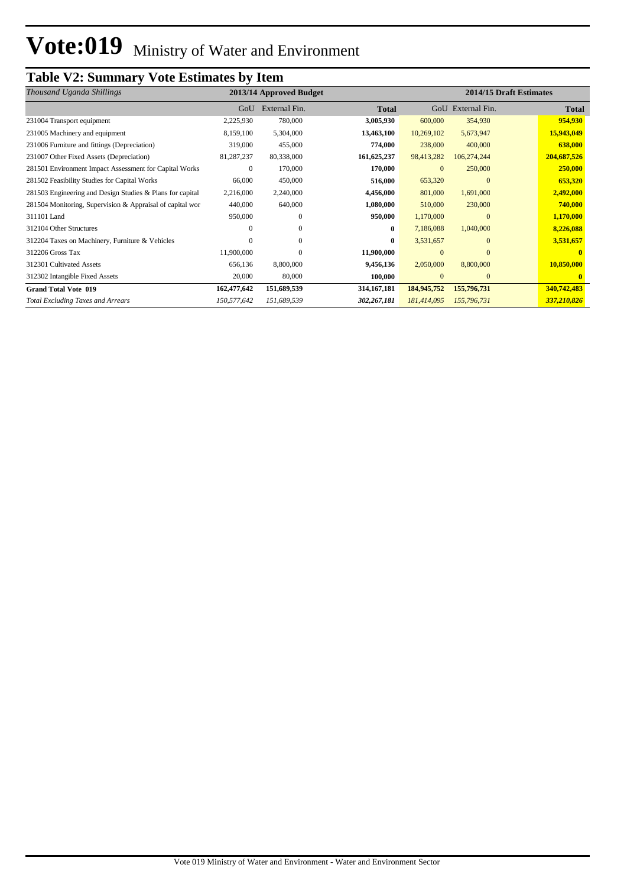# Vote:019 Ministry of Water and Environment

## Table V2: Summary Vote Estimates by Item

| *Thousand Uganda Shillings* | 2013/14 Approved Budget | | | 2014/15 Draft Estimates | | |
|---|---|---|---|---|---|---|
| | GoU | External Fin. | **Total** | GoU | External Fin. | **Total** |
| 231004 Transport equipment | 2,225,930 | 780,000 | **3,005,930** | 600,000 | 354,930 | **954,930** |
| 231005 Machinery and equipment | 8,159,100 | 5,304,000 | **13,463,100** | 10,269,102 | 5,673,947 | **15,943,049** |
| 231006 Furniture and fittings (Depreciation) | 319,000 | 455,000 | **774,000** | 238,000 | 400,000 | **638,000** |
| 231007 Other Fixed Assets (Depreciation) | 81,287,237 | 80,338,000 | **161,625,237** | 98,413,282 | 106,274,244 | **204,687,526** |
| 281501 Environment Impact Assessment for Capital Works | 0 | 170,000 | **170,000** | 0 | 250,000 | **250,000** |
| 281502 Feasibility Studies for Capital Works | 66,000 | 450,000 | **516,000** | 653,320 | 0 | **653,320** |
| 281503 Engineering and Design Studies & Plans for capital | 2,216,000 | 2,240,000 | **4,456,000** | 801,000 | 1,691,000 | **2,492,000** |
| 281504 Monitoring, Supervision & Appraisal of capital wor | 440,000 | 640,000 | **1,080,000** | 510,000 | 230,000 | **740,000** |
| 311101 Land | 950,000 | 0 | **950,000** | 1,170,000 | 0 | **1,170,000** |
| 312104 Other Structures | 0 | 0 | **0** | 7,186,088 | 1,040,000 | **8,226,088** |
| 312204 Taxes on Machinery, Furniture & Vehicles | 0 | 0 | **0** | 3,531,657 | 0 | **3,531,657** |
| 312206 Gross Tax | 11,900,000 | 0 | **11,900,000** | 0 | 0 | **0** |
| 312301 Cultivated Assets | 656,136 | 8,800,000 | **9,456,136** | 2,050,000 | 8,800,000 | **10,850,000** |
| 312302 Intangible Fixed Assets | 20,000 | 80,000 | **100,000** | 0 | 0 | **0** |
| **Grand Total Vote 019** | **162,477,642** | **151,689,539** | **314,167,181** | **184,945,752** | **155,796,731** | **340,742,483** |
| *Total Excluding Taxes and Arrears* | *150,577,642* | *151,689,539* | ***302,267,181*** | *181,414,095* | *155,796,731* | ***337,210,826*** |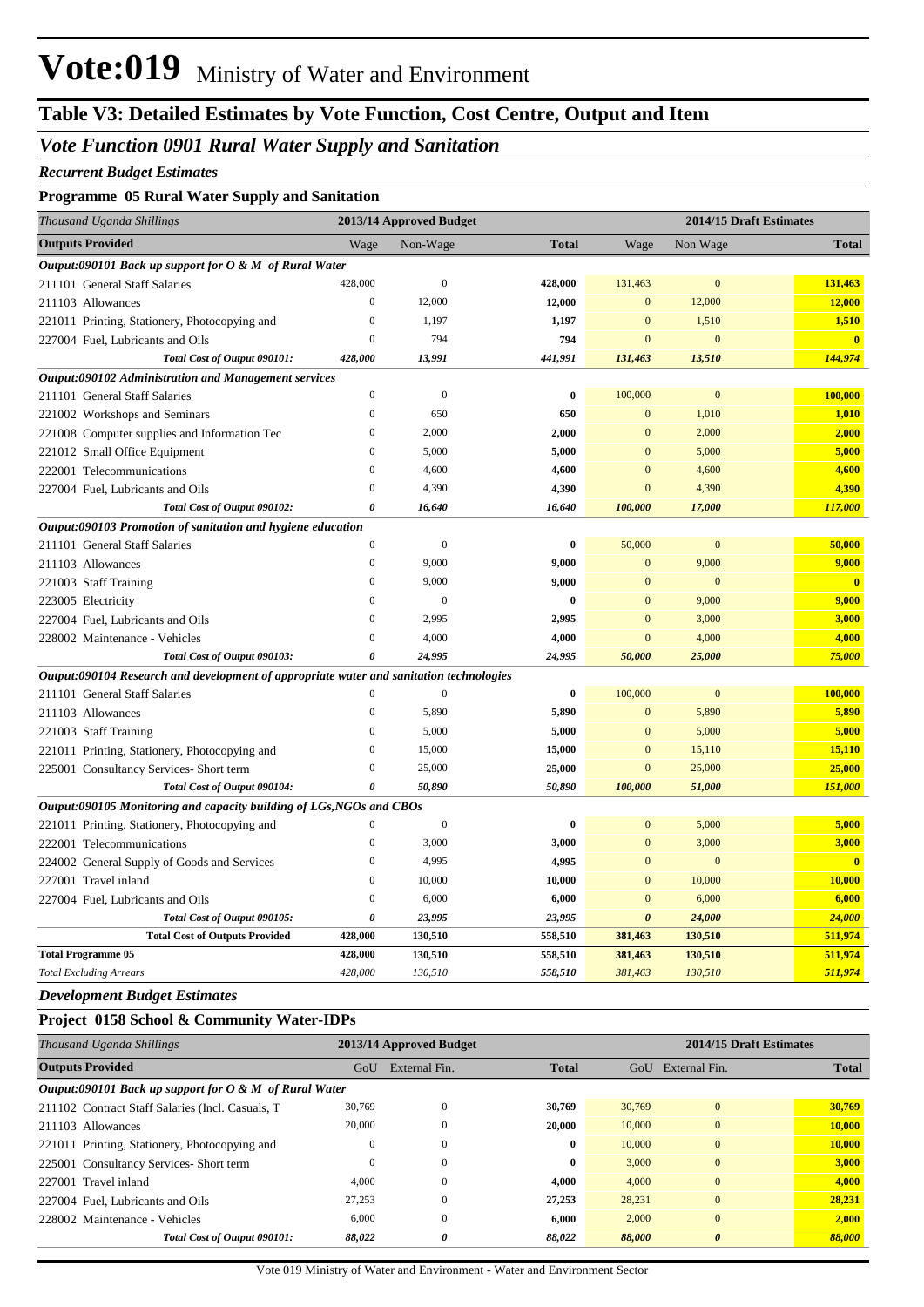# Vote:019 Ministry of Water and Environment

## Table V3: Detailed Estimates by Vote Function, Cost Centre, Output and Item

### *Vote Function 0901 Rural Water Supply and Sanitation*

***Recurrent Budget Estimates***

**Programme 05 Rural Water Supply and Sanitation**

| *Thousand Uganda Shillings* | 2013/14 Approved Budget | | | 2014/15 Draft Estimates | | |
|---|---|---|---|---|---|---|
| **Outputs Provided** | Wage | Non-Wage | **Total** | Wage | Non Wage | **Total** |
| ***Output:090101 Back up support for O & M of Rural Water*** | | | | | | |
| 211101 General Staff Salaries | 428,000 | 0 | **428,000** | 131,463 | 0 | **131,463** |
| 211103 Allowances | 0 | 12,000 | **12,000** | 0 | 12,000 | **12,000** |
| 221011 Printing, Stationery, Photocopying and | 0 | 1,197 | **1,197** | 0 | 1,510 | **1,510** |
| 227004 Fuel, Lubricants and Oils | 0 | 794 | **794** | 0 | 0 | **0** |
| ***Total Cost of Output 090101:*** | ***428,000*** | ***13,991*** | ***441,991*** | ***131,463*** | ***13,510*** | ***144,974*** |
| ***Output:090102 Administration and Management services*** | | | | | | |
| 211101 General Staff Salaries | 0 | 0 | **0** | 100,000 | 0 | **100,000** |
| 221002 Workshops and Seminars | 0 | 650 | **650** | 0 | 1,010 | **1,010** |
| 221008 Computer supplies and Information Tec | 0 | 2,000 | **2,000** | 0 | 2,000 | **2,000** |
| 221012 Small Office Equipment | 0 | 5,000 | **5,000** | 0 | 5,000 | **5,000** |
| 222001 Telecommunications | 0 | 4,600 | **4,600** | 0 | 4,600 | **4,600** |
| 227004 Fuel, Lubricants and Oils | 0 | 4,390 | **4,390** | 0 | 4,390 | **4,390** |
| ***Total Cost of Output 090102:*** | ***0*** | ***16,640*** | ***16,640*** | ***100,000*** | ***17,000*** | ***117,000*** |
| ***Output:090103 Promotion of sanitation and hygiene education*** | | | | | | |
| 211101 General Staff Salaries | 0 | 0 | **0** | 50,000 | 0 | **50,000** |
| 211103 Allowances | 0 | 9,000 | **9,000** | 0 | 9,000 | **9,000** |
| 221003 Staff Training | 0 | 9,000 | **9,000** | 0 | 0 | **0** |
| 223005 Electricity | 0 | 0 | **0** | 0 | 9,000 | **9,000** |
| 227004 Fuel, Lubricants and Oils | 0 | 2,995 | **2,995** | 0 | 3,000 | **3,000** |
| 228002 Maintenance - Vehicles | 0 | 4,000 | **4,000** | 0 | 4,000 | **4,000** |
| ***Total Cost of Output 090103:*** | ***0*** | ***24,995*** | ***24,995*** | ***50,000*** | ***25,000*** | ***75,000*** |
| ***Output:090104 Research and development of appropriate water and sanitation technologies*** | | | | | | |
| 211101 General Staff Salaries | 0 | 0 | **0** | 100,000 | 0 | **100,000** |
| 211103 Allowances | 0 | 5,890 | **5,890** | 0 | 5,890 | **5,890** |
| 221003 Staff Training | 0 | 5,000 | **5,000** | 0 | 5,000 | **5,000** |
| 221011 Printing, Stationery, Photocopying and | 0 | 15,000 | **15,000** | 0 | 15,110 | **15,110** |
| 225001 Consultancy Services- Short term | 0 | 25,000 | **25,000** | 0 | 25,000 | **25,000** |
| ***Total Cost of Output 090104:*** | ***0*** | ***50,890*** | ***50,890*** | ***100,000*** | ***51,000*** | ***151,000*** |
| ***Output:090105 Monitoring and capacity building of LGs,NGOs and CBOs*** | | | | | | |
| 221011 Printing, Stationery, Photocopying and | 0 | 0 | **0** | 0 | 5,000 | **5,000** |
| 222001 Telecommunications | 0 | 3,000 | **3,000** | 0 | 3,000 | **3,000** |
| 224002 General Supply of Goods and Services | 0 | 4,995 | **4,995** | 0 | 0 | **0** |
| 227001 Travel inland | 0 | 10,000 | **10,000** | 0 | 10,000 | **10,000** |
| 227004 Fuel, Lubricants and Oils | 0 | 6,000 | **6,000** | 0 | 6,000 | **6,000** |
| ***Total Cost of Output 090105:*** | ***0*** | ***23,995*** | ***23,995*** | ***0*** | ***24,000*** | ***24,000*** |
| **Total Cost of Outputs Provided** | **428,000** | **130,510** | **558,510** | **381,463** | **130,510** | **511,974** |
| **Total Programme 05** | **428,000** | **130,510** | **558,510** | **381,463** | **130,510** | **511,974** |
| *Total Excluding Arrears* | *428,000* | *130,510* | *558,510* | *381,463* | *130,510* | *511,974* |

***Development Budget Estimates***

**Project 0158 School & Community Water-IDPs**

| *Thousand Uganda Shillings* | 2013/14 Approved Budget | | | 2014/15 Draft Estimates | | |
|---|---|---|---|---|---|---|
| **Outputs Provided** | GoU | External Fin. | **Total** | GoU | External Fin. | **Total** |
| ***Output:090101 Back up support for O & M of Rural Water*** | | | | | | |
| 211102 Contract Staff Salaries (Incl. Casuals, T | 30,769 | 0 | **30,769** | 30,769 | 0 | **30,769** |
| 211103 Allowances | 20,000 | 0 | **20,000** | 10,000 | 0 | **10,000** |
| 221011 Printing, Stationery, Photocopying and | 0 | 0 | **0** | 10,000 | 0 | **10,000** |
| 225001 Consultancy Services- Short term | 0 | 0 | **0** | 3,000 | 0 | **3,000** |
| 227001 Travel inland | 4,000 | 0 | **4,000** | 4,000 | 0 | **4,000** |
| 227004 Fuel, Lubricants and Oils | 27,253 | 0 | **27,253** | 28,231 | 0 | **28,231** |
| 228002 Maintenance - Vehicles | 6,000 | 0 | **6,000** | 2,000 | 0 | **2,000** |
| ***Total Cost of Output 090101:*** | ***88,022*** | ***0*** | ***88,022*** | ***88,000*** | ***0*** | ***88,000*** |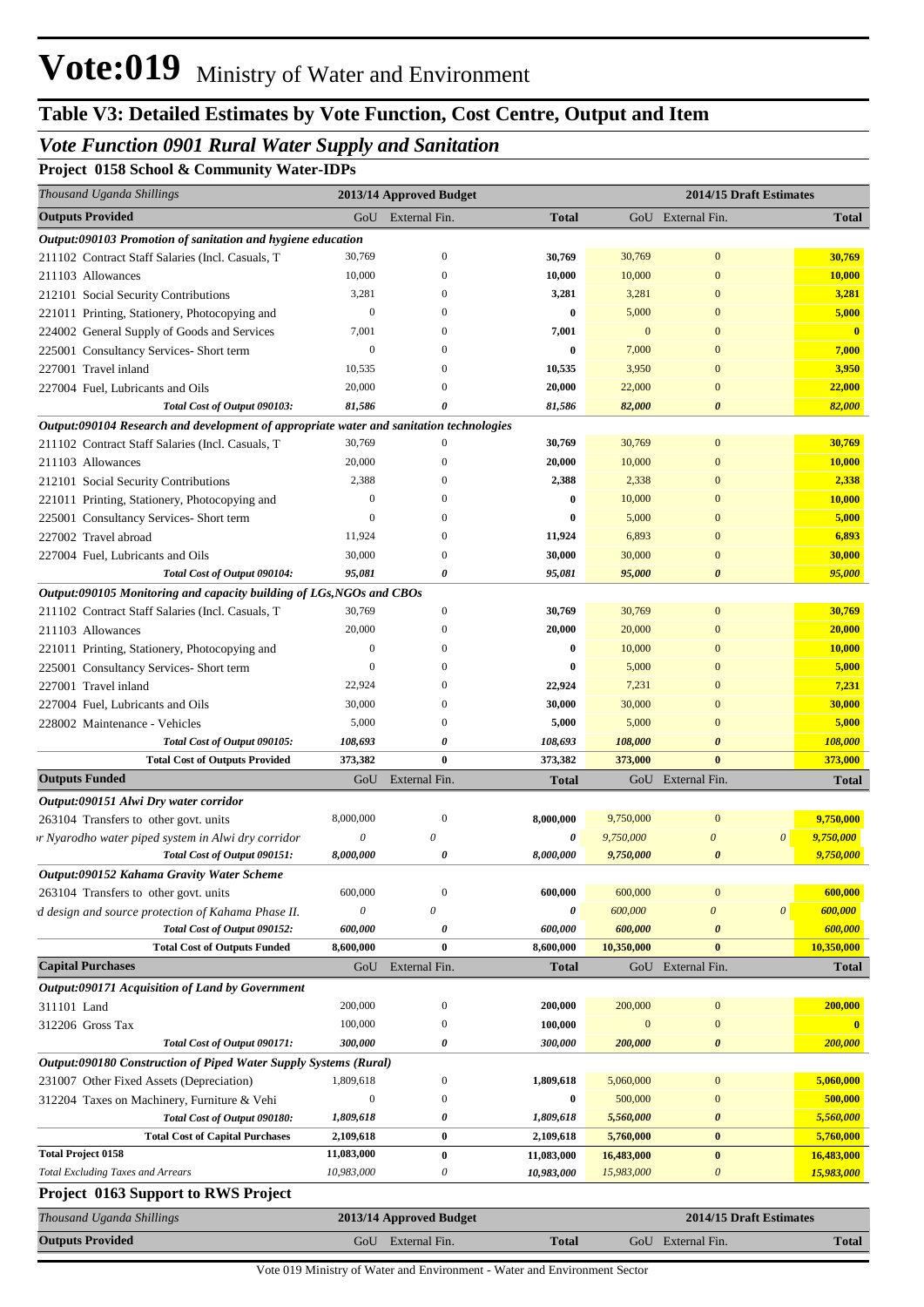# Vote:019 Ministry of Water and Environment

## Table V3: Detailed Estimates by Vote Function, Cost Centre, Output and Item

### *Vote Function 0901 Rural Water Supply and Sanitation*

**Project 0158 School & Community Water-IDPs**

| *Thousand Uganda Shillings* | 2013/14 Approved Budget | | | 2014/15 Draft Estimates | | |
|---|---|---|---|---|---|---|
| **Outputs Provided** | GoU | External Fin. | **Total** | GoU | External Fin. | **Total** |
| ***Output:090103 Promotion of sanitation and hygiene education*** | | | | | | |
| 211102 Contract Staff Salaries (Incl. Casuals, T | 30,769 | 0 | **30,769** | 30,769 | 0 | **30,769** |
| 211103 Allowances | 10,000 | 0 | **10,000** | 10,000 | 0 | **10,000** |
| 212101 Social Security Contributions | 3,281 | 0 | **3,281** | 3,281 | 0 | **3,281** |
| 221011 Printing, Stationery, Photocopying and | 0 | 0 | **0** | 5,000 | 0 | **5,000** |
| 224002 General Supply of Goods and Services | 7,001 | 0 | **7,001** | 0 | 0 | **0** |
| 225001 Consultancy Services- Short term | 0 | 0 | **0** | 7,000 | 0 | **7,000** |
| 227001 Travel inland | 10,535 | 0 | **10,535** | 3,950 | 0 | **3,950** |
| 227004 Fuel, Lubricants and Oils | 20,000 | 0 | **20,000** | 22,000 | 0 | **22,000** |
| ***Total Cost of Output 090103:*** | ***81,586*** | ***0*** | ***81,586*** | ***82,000*** | ***0*** | ***82,000*** |
| ***Output:090104 Research and development of appropriate water and sanitation technologies*** | | | | | | |
| 211102 Contract Staff Salaries (Incl. Casuals, T | 30,769 | 0 | **30,769** | 30,769 | 0 | **30,769** |
| 211103 Allowances | 20,000 | 0 | **20,000** | 10,000 | 0 | **10,000** |
| 212101 Social Security Contributions | 2,388 | 0 | **2,388** | 2,338 | 0 | **2,338** |
| 221011 Printing, Stationery, Photocopying and | 0 | 0 | **0** | 10,000 | 0 | **10,000** |
| 225001 Consultancy Services- Short term | 0 | 0 | **0** | 5,000 | 0 | **5,000** |
| 227002 Travel abroad | 11,924 | 0 | **11,924** | 6,893 | 0 | **6,893** |
| 227004 Fuel, Lubricants and Oils | 30,000 | 0 | **30,000** | 30,000 | 0 | **30,000** |
| ***Total Cost of Output 090104:*** | ***95,081*** | ***0*** | ***95,081*** | ***95,000*** | ***0*** | ***95,000*** |
| ***Output:090105 Monitoring and capacity building of LGs,NGOs and CBOs*** | | | | | | |
| 211102 Contract Staff Salaries (Incl. Casuals, T | 30,769 | 0 | **30,769** | 30,769 | 0 | **30,769** |
| 211103 Allowances | 20,000 | 0 | **20,000** | 20,000 | 0 | **20,000** |
| 221011 Printing, Stationery, Photocopying and | 0 | 0 | **0** | 10,000 | 0 | **10,000** |
| 225001 Consultancy Services- Short term | 0 | 0 | **0** | 5,000 | 0 | **5,000** |
| 227001 Travel inland | 22,924 | 0 | **22,924** | 7,231 | 0 | **7,231** |
| 227004 Fuel, Lubricants and Oils | 30,000 | 0 | **30,000** | 30,000 | 0 | **30,000** |
| 228002 Maintenance - Vehicles | 5,000 | 0 | **5,000** | 5,000 | 0 | **5,000** |
| ***Total Cost of Output 090105:*** | ***108,693*** | ***0*** | ***108,693*** | ***108,000*** | ***0*** | ***108,000*** |
| **Total Cost of Outputs Provided** | **373,382** | **0** | **373,382** | **373,000** | **0** | **373,000** |
| **Outputs Funded** | GoU | External Fin. | **Total** | GoU | External Fin. | **Total** |
| ***Output:090151 Alwi Dry water corridor*** | | | | | | |
| 263104 Transfers to other govt. units | 8,000,000 | 0 | **8,000,000** | 9,750,000 | 0 | **9,750,000** |
| *r Nyarodho water piped system in Alwi dry corridor* | *0* | *0* | ***0*** | *9,750,000* | *0* *0* | ***9,750,000*** |
| ***Total Cost of Output 090151:*** | ***8,000,000*** | ***0*** | ***8,000,000*** | ***9,750,000*** | ***0*** | ***9,750,000*** |
| ***Output:090152 Kahama Gravity Water Scheme*** | | | | | | |
| 263104 Transfers to other govt. units | 600,000 | 0 | **600,000** | 600,000 | 0 | **600,000** |
| *d design and source protection of Kahama Phase II.* | *0* | *0* | ***0*** | *600,000* | *0* *0* | ***600,000*** |
| ***Total Cost of Output 090152:*** | ***600,000*** | ***0*** | ***600,000*** | ***600,000*** | ***0*** | ***600,000*** |
| **Total Cost of Outputs Funded** | **8,600,000** | **0** | **8,600,000** | **10,350,000** | **0** | **10,350,000** |
| **Capital Purchases** | GoU | External Fin. | **Total** | GoU | External Fin. | **Total** |
| ***Output:090171 Acquisition of Land by Government*** | | | | | | |
| 311101 Land | 200,000 | 0 | **200,000** | 200,000 | 0 | **200,000** |
| 312206 Gross Tax | 100,000 | 0 | **100,000** | 0 | 0 | **0** |
| ***Total Cost of Output 090171:*** | ***300,000*** | ***0*** | ***300,000*** | ***200,000*** | ***0*** | ***200,000*** |
| ***Output:090180 Construction of Piped Water Supply Systems (Rural)*** | | | | | | |
| 231007 Other Fixed Assets (Depreciation) | 1,809,618 | 0 | **1,809,618** | 5,060,000 | 0 | **5,060,000** |
| 312204 Taxes on Machinery, Furniture & Vehi | 0 | 0 | **0** | 500,000 | 0 | **500,000** |
| ***Total Cost of Output 090180:*** | ***1,809,618*** | ***0*** | ***1,809,618*** | ***5,560,000*** | ***0*** | ***5,560,000*** |
| **Total Cost of Capital Purchases** | **2,109,618** | **0** | **2,109,618** | **5,760,000** | **0** | **5,760,000** |
| **Total Project 0158** | **11,083,000** | **0** | **11,083,000** | **16,483,000** | **0** | **16,483,000** |
| *Total Excluding Taxes and Arrears* | *10,983,000* | *0* | *10,983,000* | *15,983,000* | *0* | ***15,983,000*** |

**Project 0163 Support to RWS Project**

| *Thousand Uganda Shillings* | 2013/14 Approved Budget | | | 2014/15 Draft Estimates | | |
|---|---|---|---|---|---|---|
| **Outputs Provided** | GoU | External Fin. | **Total** | GoU | External Fin. | **Total** |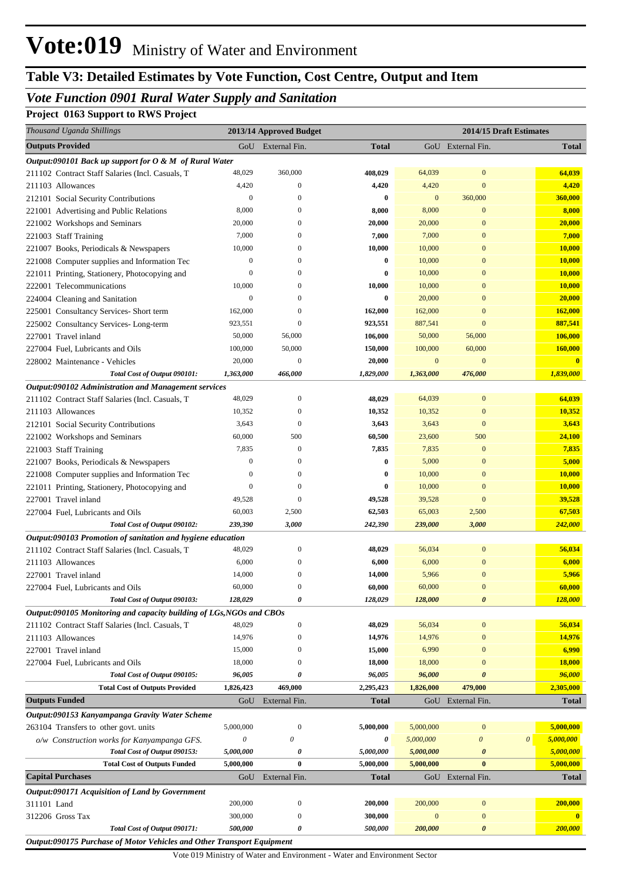# Vote:019 Ministry of Water and Environment

## Table V3: Detailed Estimates by Vote Function, Cost Centre, Output and Item

### *Vote Function 0901 Rural Water Supply and Sanitation*

**Project 0163 Support to RWS Project**

| *Thousand Uganda Shillings* | 2013/14 Approved Budget | | | 2014/15 Draft Estimates | | | |
|---|---|---|---|---|---|---|---|
| **Outputs Provided** | GoU | External Fin. | **Total** | GoU | External Fin. | | **Total** |
| ***Output:090101 Back up support for O & M of Rural Water*** | | | | | | | |
| 211102 Contract Staff Salaries (Incl. Casuals, T | 48,029 | 360,000 | **408,029** | 64,039 | 0 | | **64,039** |
| 211103 Allowances | 4,420 | 0 | **4,420** | 4,420 | 0 | | **4,420** |
| 212101 Social Security Contributions | 0 | 0 | **0** | 0 | 360,000 | | **360,000** |
| 221001 Advertising and Public Relations | 8,000 | 0 | **8,000** | 8,000 | 0 | | **8,000** |
| 221002 Workshops and Seminars | 20,000 | 0 | **20,000** | 20,000 | 0 | | **20,000** |
| 221003 Staff Training | 7,000 | 0 | **7,000** | 7,000 | 0 | | **7,000** |
| 221007 Books, Periodicals & Newspapers | 10,000 | 0 | **10,000** | 10,000 | 0 | | **10,000** |
| 221008 Computer supplies and Information Tec | 0 | 0 | **0** | 10,000 | 0 | | **10,000** |
| 221011 Printing, Stationery, Photocopying and | 0 | 0 | **0** | 10,000 | 0 | | **10,000** |
| 222001 Telecommunications | 10,000 | 0 | **10,000** | 10,000 | 0 | | **10,000** |
| 224004 Cleaning and Sanitation | 0 | 0 | **0** | 20,000 | 0 | | **20,000** |
| 225001 Consultancy Services- Short term | 162,000 | 0 | **162,000** | 162,000 | 0 | | **162,000** |
| 225002 Consultancy Services- Long-term | 923,551 | 0 | **923,551** | 887,541 | 0 | | **887,541** |
| 227001 Travel inland | 50,000 | 56,000 | **106,000** | 50,000 | 56,000 | | **106,000** |
| 227004 Fuel, Lubricants and Oils | 100,000 | 50,000 | **150,000** | 100,000 | 60,000 | | **160,000** |
| 228002 Maintenance - Vehicles | 20,000 | 0 | **20,000** | 0 | 0 | | **0** |
| ***Total Cost of Output 090101:*** | ***1,363,000*** | ***466,000*** | ***1,829,000*** | ***1,363,000*** | ***476,000*** | | ***1,839,000*** |
| ***Output:090102 Administration and Management services*** | | | | | | | |
| 211102 Contract Staff Salaries (Incl. Casuals, T | 48,029 | 0 | **48,029** | 64,039 | 0 | | **64,039** |
| 211103 Allowances | 10,352 | 0 | **10,352** | 10,352 | 0 | | **10,352** |
| 212101 Social Security Contributions | 3,643 | 0 | **3,643** | 3,643 | 0 | | **3,643** |
| 221002 Workshops and Seminars | 60,000 | 500 | **60,500** | 23,600 | 500 | | **24,100** |
| 221003 Staff Training | 7,835 | 0 | **7,835** | 7,835 | 0 | | **7,835** |
| 221007 Books, Periodicals & Newspapers | 0 | 0 | **0** | 5,000 | 0 | | **5,000** |
| 221008 Computer supplies and Information Tec | 0 | 0 | **0** | 10,000 | 0 | | **10,000** |
| 221011 Printing, Stationery, Photocopying and | 0 | 0 | **0** | 10,000 | 0 | | **10,000** |
| 227001 Travel inland | 49,528 | 0 | **49,528** | 39,528 | 0 | | **39,528** |
| 227004 Fuel, Lubricants and Oils | 60,003 | 2,500 | **62,503** | 65,003 | 2,500 | | **67,503** |
| ***Total Cost of Output 090102:*** | ***239,390*** | ***3,000*** | ***242,390*** | ***239,000*** | ***3,000*** | | ***242,000*** |
| ***Output:090103 Promotion of sanitation and hygiene education*** | | | | | | | |
| 211102 Contract Staff Salaries (Incl. Casuals, T | 48,029 | 0 | **48,029** | 56,034 | 0 | | **56,034** |
| 211103 Allowances | 6,000 | 0 | **6,000** | 6,000 | 0 | | **6,000** |
| 227001 Travel inland | 14,000 | 0 | **14,000** | 5,966 | 0 | | **5,966** |
| 227004 Fuel, Lubricants and Oils | 60,000 | 0 | **60,000** | 60,000 | 0 | | **60,000** |
| ***Total Cost of Output 090103:*** | ***128,029*** | ***0*** | ***128,029*** | ***128,000*** | ***0*** | | ***128,000*** |
| ***Output:090105 Monitoring and capacity building of LGs,NGOs and CBOs*** | | | | | | | |
| 211102 Contract Staff Salaries (Incl. Casuals, T | 48,029 | 0 | **48,029** | 56,034 | 0 | | **56,034** |
| 211103 Allowances | 14,976 | 0 | **14,976** | 14,976 | 0 | | **14,976** |
| 227001 Travel inland | 15,000 | 0 | **15,000** | 6,990 | 0 | | **6,990** |
| 227004 Fuel, Lubricants and Oils | 18,000 | 0 | **18,000** | 18,000 | 0 | | **18,000** |
| ***Total Cost of Output 090105:*** | ***96,005*** | ***0*** | ***96,005*** | ***96,000*** | ***0*** | | ***96,000*** |
| **Total Cost of Outputs Provided** | **1,826,423** | **469,000** | **2,295,423** | **1,826,000** | **479,000** | | **2,305,000** |
| **Outputs Funded** | GoU | External Fin. | **Total** | GoU | External Fin. | | **Total** |
| ***Output:090153 Kanyampanga Gravity Water Scheme*** | | | | | | | |
| 263104 Transfers to other govt. units | 5,000,000 | 0 | **5,000,000** | 5,000,000 | 0 | | **5,000,000** |
| *o/w Construction works for Kanyampanga GFS.* | *0* | *0* | ***0*** | *5,000,000* | *0* | *0* | ***5,000,000*** |
| ***Total Cost of Output 090153:*** | ***5,000,000*** | ***0*** | ***5,000,000*** | ***5,000,000*** | ***0*** | | ***5,000,000*** |
| **Total Cost of Outputs Funded** | **5,000,000** | **0** | **5,000,000** | **5,000,000** | **0** | | **5,000,000** |
| **Capital Purchases** | GoU | External Fin. | **Total** | GoU | External Fin. | | **Total** |
| ***Output:090171 Acquisition of Land by Government*** | | | | | | | |
| 311101 Land | 200,000 | 0 | **200,000** | 200,000 | 0 | | **200,000** |
| 312206 Gross Tax | 300,000 | 0 | **300,000** | 0 | 0 | | **0** |
| ***Total Cost of Output 090171:*** | ***500,000*** | ***0*** | ***500,000*** | ***200,000*** | ***0*** | | ***200,000*** |
| ***Output:090175 Purchase of Motor Vehicles and Other Transport Equipment*** | | | | | | | |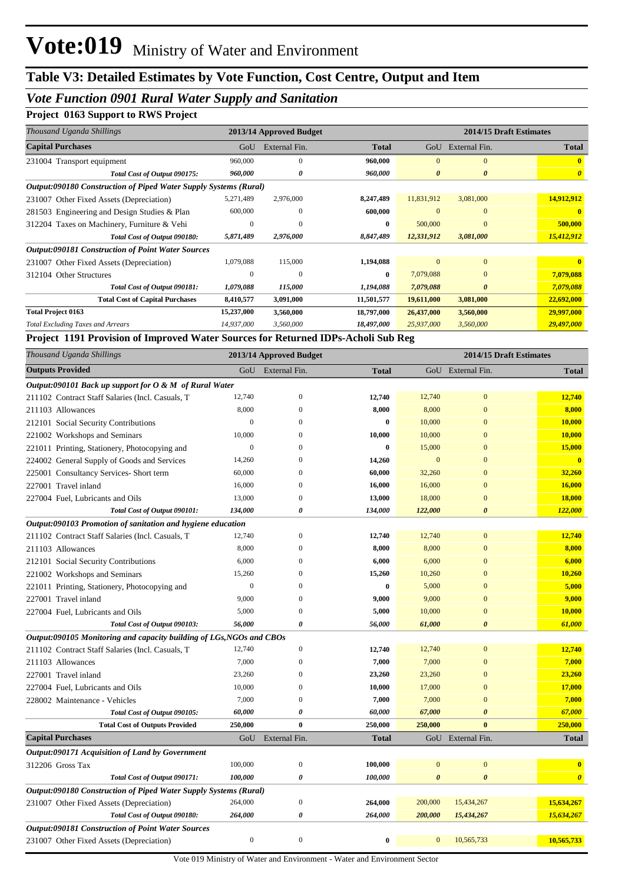# Vote:019 Ministry of Water and Environment

## Table V3: Detailed Estimates by Vote Function, Cost Centre, Output and Item

### *Vote Function 0901 Rural Water Supply and Sanitation*

**Project 0163 Support to RWS Project**

| *Thousand Uganda Shillings* | 2013/14 Approved Budget | | | 2014/15 Draft Estimates | | |
|---|---|---|---|---|---|---|
| **Capital Purchases** | GoU | External Fin. | **Total** | GoU | External Fin. | **Total** |
| 231004 Transport equipment | 960,000 | 0 | **960,000** | 0 | 0 | **0** |
| *Total Cost of Output 090175:* | *960,000* | *0* | *960,000* | *0* | *0* | *0* |
| ***Output:090180 Construction of Piped Water Supply Systems (Rural)*** | | | | | | |
| 231007 Other Fixed Assets (Depreciation) | 5,271,489 | 2,976,000 | **8,247,489** | 11,831,912 | 3,081,000 | **14,912,912** |
| 281503 Engineering and Design Studies & Plan | 600,000 | 0 | **600,000** | 0 | 0 | **0** |
| 312204 Taxes on Machinery, Furniture & Vehi | 0 | 0 | **0** | 500,000 | 0 | **500,000** |
| *Total Cost of Output 090180:* | *5,871,489* | *2,976,000* | *8,847,489* | *12,331,912* | *3,081,000* | *15,412,912* |
| ***Output:090181 Construction of Point Water Sources*** | | | | | | |
| 231007 Other Fixed Assets (Depreciation) | 1,079,088 | 115,000 | **1,194,088** | 0 | 0 | **0** |
| 312104 Other Structures | 0 | 0 | **0** | 7,079,088 | 0 | **7,079,088** |
| *Total Cost of Output 090181:* | *1,079,088* | *115,000* | *1,194,088* | *7,079,088* | *0* | *7,079,088* |
| **Total Cost of Capital Purchases** | **8,410,577** | **3,091,000** | **11,501,577** | **19,611,000** | **3,081,000** | **22,692,000** |
| **Total Project 0163** | **15,237,000** | **3,560,000** | **18,797,000** | **26,437,000** | **3,560,000** | **29,997,000** |
| *Total Excluding Taxes and Arrears* | *14,937,000* | *3,560,000* | *18,497,000* | *25,937,000* | *3,560,000* | *29,497,000* |

**Project 1191 Provision of Improved Water Sources for Returned IDPs-Acholi Sub Reg**

| *Thousand Uganda Shillings* | 2013/14 Approved Budget | | | 2014/15 Draft Estimates | | |
|---|---|---|---|---|---|---|
| **Outputs Provided** | GoU | External Fin. | **Total** | GoU | External Fin. | **Total** |
| ***Output:090101 Back up support for O & M of Rural Water*** | | | | | | |
| 211102 Contract Staff Salaries (Incl. Casuals, T | 12,740 | 0 | **12,740** | 12,740 | 0 | **12,740** |
| 211103 Allowances | 8,000 | 0 | **8,000** | 8,000 | 0 | **8,000** |
| 212101 Social Security Contributions | 0 | 0 | **0** | 10,000 | 0 | **10,000** |
| 221002 Workshops and Seminars | 10,000 | 0 | **10,000** | 10,000 | 0 | **10,000** |
| 221011 Printing, Stationery, Photocopying and | 0 | 0 | **0** | 15,000 | 0 | **15,000** |
| 224002 General Supply of Goods and Services | 14,260 | 0 | **14,260** | 0 | 0 | **0** |
| 225001 Consultancy Services- Short term | 60,000 | 0 | **60,000** | 32,260 | 0 | **32,260** |
| 227001 Travel inland | 16,000 | 0 | **16,000** | 16,000 | 0 | **16,000** |
| 227004 Fuel, Lubricants and Oils | 13,000 | 0 | **13,000** | 18,000 | 0 | **18,000** |
| *Total Cost of Output 090101:* | *134,000* | *0* | *134,000* | *122,000* | *0* | *122,000* |
| ***Output:090103 Promotion of sanitation and hygiene education*** | | | | | | |
| 211102 Contract Staff Salaries (Incl. Casuals, T | 12,740 | 0 | **12,740** | 12,740 | 0 | **12,740** |
| 211103 Allowances | 8,000 | 0 | **8,000** | 8,000 | 0 | **8,000** |
| 212101 Social Security Contributions | 6,000 | 0 | **6,000** | 6,000 | 0 | **6,000** |
| 221002 Workshops and Seminars | 15,260 | 0 | **15,260** | 10,260 | 0 | **10,260** |
| 221011 Printing, Stationery, Photocopying and | 0 | 0 | **0** | 5,000 | 0 | **5,000** |
| 227001 Travel inland | 9,000 | 0 | **9,000** | 9,000 | 0 | **9,000** |
| 227004 Fuel, Lubricants and Oils | 5,000 | 0 | **5,000** | 10,000 | 0 | **10,000** |
| *Total Cost of Output 090103:* | *56,000* | *0* | *56,000* | *61,000* | *0* | *61,000* |
| ***Output:090105 Monitoring and capacity building of LGs,NGOs and CBOs*** | | | | | | |
| 211102 Contract Staff Salaries (Incl. Casuals, T | 12,740 | 0 | **12,740** | 12,740 | 0 | **12,740** |
| 211103 Allowances | 7,000 | 0 | **7,000** | 7,000 | 0 | **7,000** |
| 227001 Travel inland | 23,260 | 0 | **23,260** | 23,260 | 0 | **23,260** |
| 227004 Fuel, Lubricants and Oils | 10,000 | 0 | **10,000** | 17,000 | 0 | **17,000** |
| 228002 Maintenance - Vehicles | 7,000 | 0 | **7,000** | 7,000 | 0 | **7,000** |
| *Total Cost of Output 090105:* | *60,000* | *0* | *60,000* | *67,000* | *0* | *67,000* |
| **Total Cost of Outputs Provided** | **250,000** | **0** | **250,000** | **250,000** | **0** | **250,000** |
| **Capital Purchases** | GoU | External Fin. | **Total** | GoU | External Fin. | **Total** |
| ***Output:090171 Acquisition of Land by Government*** | | | | | | |
| 312206 Gross Tax | 100,000 | 0 | **100,000** | 0 | 0 | **0** |
| *Total Cost of Output 090171:* | *100,000* | *0* | *100,000* | *0* | *0* | *0* |
| ***Output:090180 Construction of Piped Water Supply Systems (Rural)*** | | | | | | |
| 231007 Other Fixed Assets (Depreciation) | 264,000 | 0 | **264,000** | 200,000 | 15,434,267 | **15,634,267** |
| *Total Cost of Output 090180:* | *264,000* | *0* | *264,000* | *200,000* | *15,434,267* | *15,634,267* |
| ***Output:090181 Construction of Point Water Sources*** | | | | | | |
| 231007 Other Fixed Assets (Depreciation) | 0 | 0 | **0** | 0 | 10,565,733 | **10,565,733** |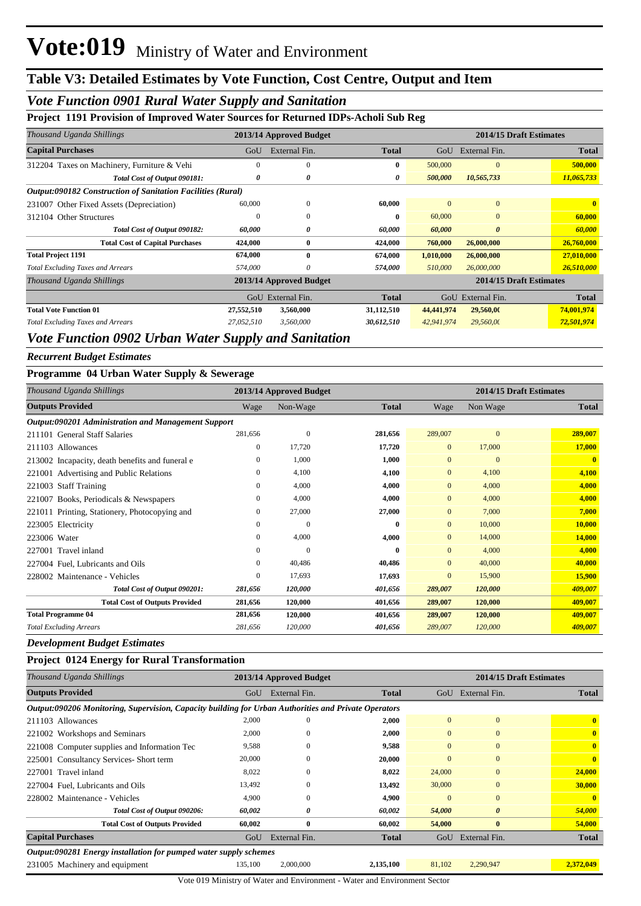# Vote:019 Ministry of Water and Environment

## Table V3: Detailed Estimates by Vote Function, Cost Centre, Output and Item

### *Vote Function 0901 Rural Water Supply and Sanitation*

**Project 1191 Provision of Improved Water Sources for Returned IDPs-Acholi Sub Reg**

| *Thousand Uganda Shillings* | 2013/14 Approved Budget | | | 2014/15 Draft Estimates | | |
|---|---|---|---|---|---|---|
| **Capital Purchases** | GoU | External Fin. | **Total** | GoU | External Fin. | **Total** |
| 312204 Taxes on Machinery, Furniture & Vehi | 0 | 0 | **0** | 500,000 | 0 | **500,000** |
| *Total Cost of Output 090181:* | *0* | *0* | *0* | *500,000* | *10,565,733* | *11,065,733* |
| ***Output:090182 Construction of Sanitation Facilities (Rural)*** | | | | | | |
| 231007 Other Fixed Assets (Depreciation) | 60,000 | 0 | **60,000** | 0 | 0 | **0** |
| 312104 Other Structures | 0 | 0 | **0** | 60,000 | 0 | **60,000** |
| *Total Cost of Output 090182:* | *60,000* | *0* | *60,000* | *60,000* | *0* | *60,000* |
| **Total Cost of Capital Purchases** | **424,000** | **0** | **424,000** | **760,000** | **26,000,000** | **26,760,000** |
| **Total Project 1191** | **674,000** | **0** | **674,000** | **1,010,000** | **26,000,000** | **27,010,000** |
| *Total Excluding Taxes and Arrears* | *574,000* | *0* | *574,000* | *510,000* | *26,000,000* | *26,510,000* |

| *Thousand Uganda Shillings* | 2013/14 Approved Budget | | | 2014/15 Draft Estimates | | |
|---|---|---|---|---|---|---|
| | GoU | External Fin. | **Total** | GoU | External Fin. | **Total** |
| **Total Vote Function 01** | **27,552,510** | **3,560,000** | **31,112,510** | **44,441,974** | **29,560,0(** | **74,001,974** |
| *Total Excluding Taxes and Arrears* | *27,052,510* | *3,560,000* | *30,612,510* | *42,941,974* | *29,560,0(* | *72,501,974* |

### *Vote Function 0902 Urban Water Supply and Sanitation*

***Recurrent Budget Estimates***

**Programme 04 Urban Water Supply & Sewerage**

| *Thousand Uganda Shillings* | 2013/14 Approved Budget | | | 2014/15 Draft Estimates | | |
|---|---|---|---|---|---|---|
| **Outputs Provided** | Wage | Non-Wage | **Total** | Wage | Non Wage | **Total** |
| ***Output:090201 Administration and Management Support*** | | | | | | |
| 211101 General Staff Salaries | 281,656 | 0 | **281,656** | 289,007 | 0 | **289,007** |
| 211103 Allowances | 0 | 17,720 | **17,720** | 0 | 17,000 | **17,000** |
| 213002 Incapacity, death benefits and funeral e | 0 | 1,000 | **1,000** | 0 | 0 | **0** |
| 221001 Advertising and Public Relations | 0 | 4,100 | **4,100** | 0 | 4,100 | **4,100** |
| 221003 Staff Training | 0 | 4,000 | **4,000** | 0 | 4,000 | **4,000** |
| 221007 Books, Periodicals & Newspapers | 0 | 4,000 | **4,000** | 0 | 4,000 | **4,000** |
| 221011 Printing, Stationery, Photocopying and | 0 | 27,000 | **27,000** | 0 | 7,000 | **7,000** |
| 223005 Electricity | 0 | 0 | **0** | 0 | 10,000 | **10,000** |
| 223006 Water | 0 | 4,000 | **4,000** | 0 | 14,000 | **14,000** |
| 227001 Travel inland | 0 | 0 | **0** | 0 | 4,000 | **4,000** |
| 227004 Fuel, Lubricants and Oils | 0 | 40,486 | **40,486** | 0 | 40,000 | **40,000** |
| 228002 Maintenance - Vehicles | 0 | 17,693 | **17,693** | 0 | 15,900 | **15,900** |
| *Total Cost of Output 090201:* | *281,656* | *120,000* | *401,656* | *289,007* | *120,000* | *409,007* |
| **Total Cost of Outputs Provided** | **281,656** | **120,000** | **401,656** | **289,007** | **120,000** | **409,007** |
| **Total Programme 04** | **281,656** | **120,000** | **401,656** | **289,007** | **120,000** | **409,007** |
| *Total Excluding Arrears* | *281,656* | *120,000* | *401,656* | *289,007* | *120,000* | *409,007* |

***Development Budget Estimates***

**Project 0124 Energy for Rural Transformation**

| *Thousand Uganda Shillings* | 2013/14 Approved Budget | | | 2014/15 Draft Estimates | | |
|---|---|---|---|---|---|---|
| **Outputs Provided** | GoU | External Fin. | **Total** | GoU | External Fin. | **Total** |
| ***Output:090206 Monitoring, Supervision, Capacity building for Urban Authorities and Private Operators*** | | | | | | |
| 211103 Allowances | 2,000 | 0 | **2,000** | 0 | 0 | **0** |
| 221002 Workshops and Seminars | 2,000 | 0 | **2,000** | 0 | 0 | **0** |
| 221008 Computer supplies and Information Tec | 9,588 | 0 | **9,588** | 0 | 0 | **0** |
| 225001 Consultancy Services- Short term | 20,000 | 0 | **20,000** | 0 | 0 | **0** |
| 227001 Travel inland | 8,022 | 0 | **8,022** | 24,000 | 0 | **24,000** |
| 227004 Fuel, Lubricants and Oils | 13,492 | 0 | **13,492** | 30,000 | 0 | **30,000** |
| 228002 Maintenance - Vehicles | 4,900 | 0 | **4,900** | 0 | 0 | **0** |
| *Total Cost of Output 090206:* | *60,002* | *0* | *60,002* | *54,000* | *0* | *54,000* |
| **Total Cost of Outputs Provided** | **60,002** | **0** | **60,002** | **54,000** | **0** | **54,000** |
| **Capital Purchases** | GoU | External Fin. | **Total** | GoU | External Fin. | **Total** |
| ***Output:090281 Energy installation for pumped water supply schemes*** | | | | | | |
| 231005 Machinery and equipment | 135,100 | 2,000,000 | **2,135,100** | 81,102 | 2,290,947 | **2,372,049** |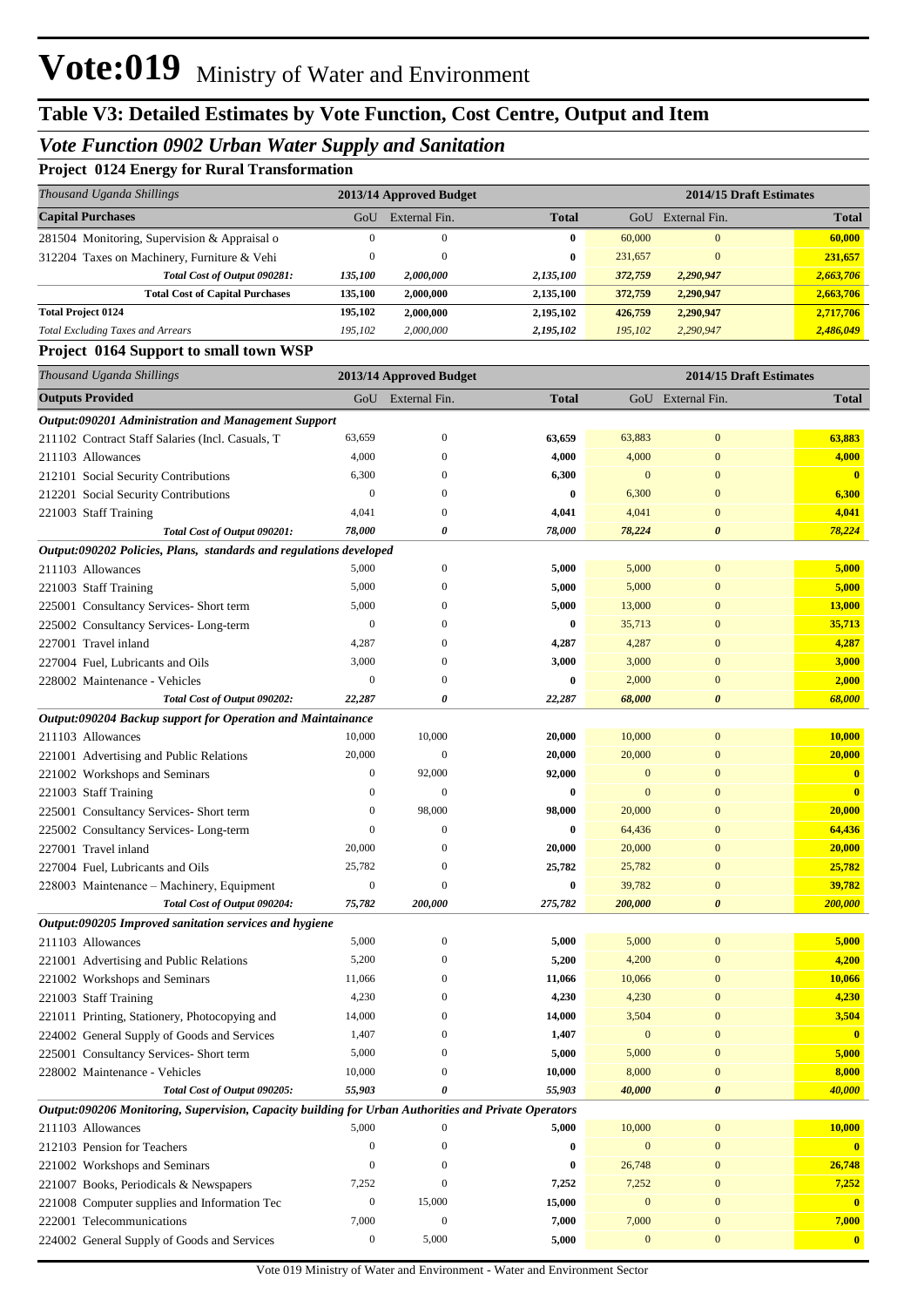# Vote:019 Ministry of Water and Environment

## Table V3: Detailed Estimates by Vote Function, Cost Centre, Output and Item

### *Vote Function 0902 Urban Water Supply and Sanitation*

**Project 0124 Energy for Rural Transformation**

| *Thousand Uganda Shillings* | 2013/14 Approved Budget | | | 2014/15 Draft Estimates | | |
|---|---|---|---|---|---|---|
| **Capital Purchases** | GoU | External Fin. | **Total** | GoU | External Fin. | **Total** |
| 281504 Monitoring, Supervision & Appraisal o | 0 | 0 | **0** | 60,000 | 0 | **60,000** |
| 312204 Taxes on Machinery, Furniture & Vehi | 0 | 0 | **0** | 231,657 | 0 | **231,657** |
| ***Total Cost of Output 090281:*** | ***135,100*** | ***2,000,000*** | ***2,135,100*** | ***372,759*** | ***2,290,947*** | ***2,663,706*** |
| **Total Cost of Capital Purchases** | **135,100** | **2,000,000** | **2,135,100** | **372,759** | **2,290,947** | **2,663,706** |
| **Total Project 0124** | **195,102** | **2,000,000** | **2,195,102** | **426,759** | **2,290,947** | **2,717,706** |
| *Total Excluding Taxes and Arrears* | *195,102* | *2,000,000* | ***2,195,102*** | *195,102* | *2,290,947* | ***2,486,049*** |

**Project 0164 Support to small town WSP**

| *Thousand Uganda Shillings* | 2013/14 Approved Budget | | | 2014/15 Draft Estimates | | |
|---|---|---|---|---|---|---|
| **Outputs Provided** | GoU | External Fin. | **Total** | GoU | External Fin. | **Total** |
| ***Output:090201 Administration and Management Support*** | | | | | | |
| 211102 Contract Staff Salaries (Incl. Casuals, T | 63,659 | 0 | **63,659** | 63,883 | 0 | **63,883** |
| 211103 Allowances | 4,000 | 0 | **4,000** | 4,000 | 0 | **4,000** |
| 212101 Social Security Contributions | 6,300 | 0 | **6,300** | 0 | 0 | **0** |
| 212201 Social Security Contributions | 0 | 0 | **0** | 6,300 | 0 | **6,300** |
| 221003 Staff Training | 4,041 | 0 | **4,041** | 4,041 | 0 | **4,041** |
| ***Total Cost of Output 090201:*** | ***78,000*** | ***0*** | ***78,000*** | ***78,224*** | ***0*** | ***78,224*** |
| ***Output:090202 Policies, Plans, standards and regulations developed*** | | | | | | |
| 211103 Allowances | 5,000 | 0 | **5,000** | 5,000 | 0 | **5,000** |
| 221003 Staff Training | 5,000 | 0 | **5,000** | 5,000 | 0 | **5,000** |
| 225001 Consultancy Services- Short term | 5,000 | 0 | **5,000** | 13,000 | 0 | **13,000** |
| 225002 Consultancy Services- Long-term | 0 | 0 | **0** | 35,713 | 0 | **35,713** |
| 227001 Travel inland | 4,287 | 0 | **4,287** | 4,287 | 0 | **4,287** |
| 227004 Fuel, Lubricants and Oils | 3,000 | 0 | **3,000** | 3,000 | 0 | **3,000** |
| 228002 Maintenance - Vehicles | 0 | 0 | **0** | 2,000 | 0 | **2,000** |
| ***Total Cost of Output 090202:*** | ***22,287*** | ***0*** | ***22,287*** | ***68,000*** | ***0*** | ***68,000*** |
| ***Output:090204 Backup support for Operation and Maintainance*** | | | | | | |
| 211103 Allowances | 10,000 | 10,000 | **20,000** | 10,000 | 0 | **10,000** |
| 221001 Advertising and Public Relations | 20,000 | 0 | **20,000** | 20,000 | 0 | **20,000** |
| 221002 Workshops and Seminars | 0 | 92,000 | **92,000** | 0 | 0 | **0** |
| 221003 Staff Training | 0 | 0 | **0** | 0 | 0 | **0** |
| 225001 Consultancy Services- Short term | 0 | 98,000 | **98,000** | 20,000 | 0 | **20,000** |
| 225002 Consultancy Services- Long-term | 0 | 0 | **0** | 64,436 | 0 | **64,436** |
| 227001 Travel inland | 20,000 | 0 | **20,000** | 20,000 | 0 | **20,000** |
| 227004 Fuel, Lubricants and Oils | 25,782 | 0 | **25,782** | 25,782 | 0 | **25,782** |
| 228003 Maintenance – Machinery, Equipment | 0 | 0 | **0** | 39,782 | 0 | **39,782** |
| ***Total Cost of Output 090204:*** | ***75,782*** | ***200,000*** | ***275,782*** | ***200,000*** | ***0*** | ***200,000*** |
| ***Output:090205 Improved sanitation services and hygiene*** | | | | | | |
| 211103 Allowances | 5,000 | 0 | **5,000** | 5,000 | 0 | **5,000** |
| 221001 Advertising and Public Relations | 5,200 | 0 | **5,200** | 4,200 | 0 | **4,200** |
| 221002 Workshops and Seminars | 11,066 | 0 | **11,066** | 10,066 | 0 | **10,066** |
| 221003 Staff Training | 4,230 | 0 | **4,230** | 4,230 | 0 | **4,230** |
| 221011 Printing, Stationery, Photocopying and | 14,000 | 0 | **14,000** | 3,504 | 0 | **3,504** |
| 224002 General Supply of Goods and Services | 1,407 | 0 | **1,407** | 0 | 0 | **0** |
| 225001 Consultancy Services- Short term | 5,000 | 0 | **5,000** | 5,000 | 0 | **5,000** |
| 228002 Maintenance - Vehicles | 10,000 | 0 | **10,000** | 8,000 | 0 | **8,000** |
| ***Total Cost of Output 090205:*** | ***55,903*** | ***0*** | ***55,903*** | ***40,000*** | ***0*** | ***40,000*** |
| ***Output:090206 Monitoring, Supervision, Capacity building for Urban Authorities and Private Operators*** | | | | | | |
| 211103 Allowances | 5,000 | 0 | **5,000** | 10,000 | 0 | **10,000** |
| 212103 Pension for Teachers | 0 | 0 | **0** | 0 | 0 | **0** |
| 221002 Workshops and Seminars | 0 | 0 | **0** | 26,748 | 0 | **26,748** |
| 221007 Books, Periodicals & Newspapers | 7,252 | 0 | **7,252** | 7,252 | 0 | **7,252** |
| 221008 Computer supplies and Information Tec | 0 | 15,000 | **15,000** | 0 | 0 | **0** |
| 222001 Telecommunications | 7,000 | 0 | **7,000** | 7,000 | 0 | **7,000** |
| 224002 General Supply of Goods and Services | 0 | 5,000 | **5,000** | 0 | 0 | **0** |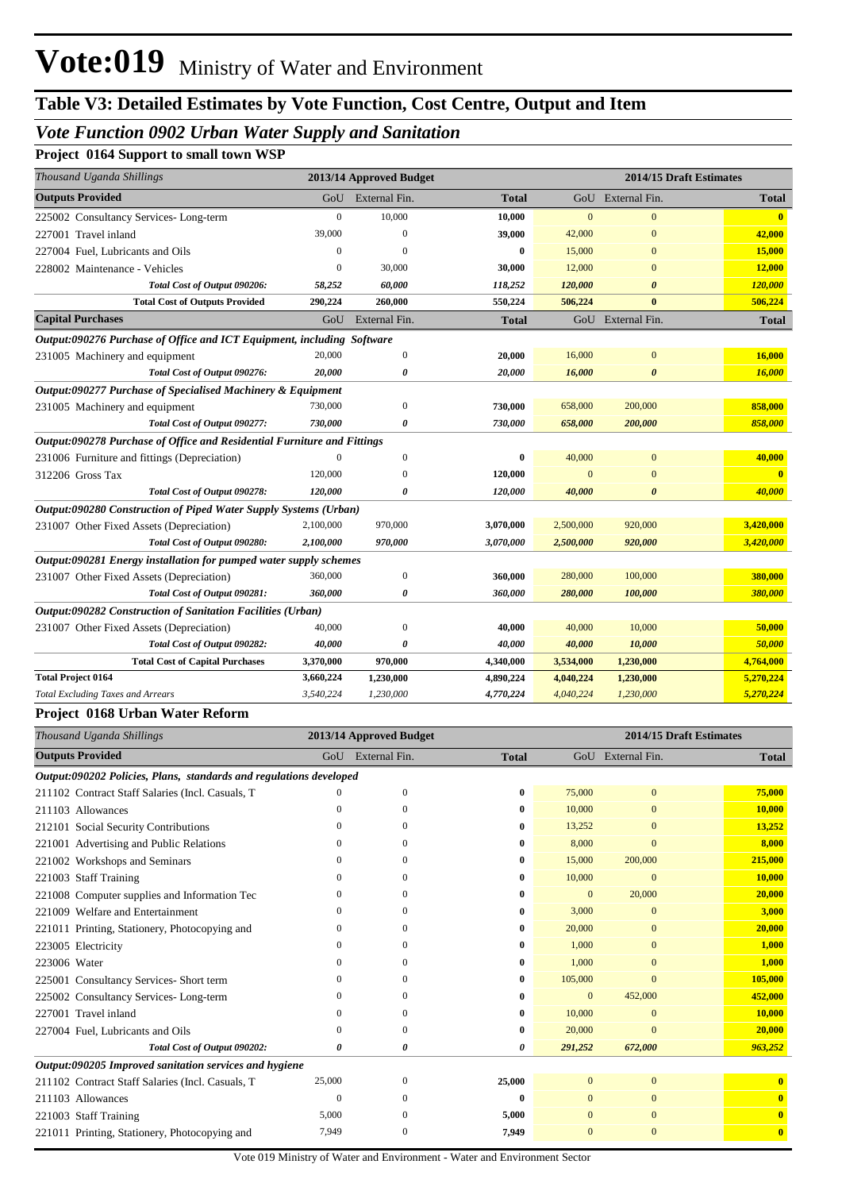# Vote:019 Ministry of Water and Environment

## Table V3: Detailed Estimates by Vote Function, Cost Centre, Output and Item

### *Vote Function 0902 Urban Water Supply and Sanitation*

**Project 0164 Support to small town WSP**

| *Thousand Uganda Shillings* | 2013/14 Approved Budget | | | 2014/15 Draft Estimates | | |
|---|---|---|---|---|---|---|
| **Outputs Provided** | GoU | External Fin. | **Total** | GoU | External Fin. | **Total** |
| 225002 Consultancy Services- Long-term | 0 | 10,000 | **10,000** | 0 | 0 | **0** |
| 227001 Travel inland | 39,000 | 0 | **39,000** | 42,000 | 0 | **42,000** |
| 227004 Fuel, Lubricants and Oils | 0 | 0 | **0** | 15,000 | 0 | **15,000** |
| 228002 Maintenance - Vehicles | 0 | 30,000 | **30,000** | 12,000 | 0 | **12,000** |
| *Total Cost of Output 090206:* | *58,252* | *60,000* | *118,252* | *120,000* | *0* | *120,000* |
| **Total Cost of Outputs Provided** | **290,224** | **260,000** | **550,224** | **506,224** | **0** | **506,224** |
| **Capital Purchases** | GoU | External Fin. | **Total** | GoU | External Fin. | **Total** |
| ***Output:090276 Purchase of Office and ICT Equipment, including Software*** | | | | | | |
| 231005 Machinery and equipment | 20,000 | 0 | **20,000** | 16,000 | 0 | **16,000** |
| *Total Cost of Output 090276:* | *20,000* | *0* | *20,000* | *16,000* | *0* | *16,000* |
| ***Output:090277 Purchase of Specialised Machinery & Equipment*** | | | | | | |
| 231005 Machinery and equipment | 730,000 | 0 | **730,000** | 658,000 | 200,000 | **858,000** |
| *Total Cost of Output 090277:* | *730,000* | *0* | *730,000* | *658,000* | *200,000* | *858,000* |
| ***Output:090278 Purchase of Office and Residential Furniture and Fittings*** | | | | | | |
| 231006 Furniture and fittings (Depreciation) | 0 | 0 | **0** | 40,000 | 0 | **40,000** |
| 312206 Gross Tax | 120,000 | 0 | **120,000** | 0 | 0 | **0** |
| *Total Cost of Output 090278:* | *120,000* | *0* | *120,000* | *40,000* | *0* | *40,000* |
| ***Output:090280 Construction of Piped Water Supply Systems (Urban)*** | | | | | | |
| 231007 Other Fixed Assets (Depreciation) | 2,100,000 | 970,000 | **3,070,000** | 2,500,000 | 920,000 | **3,420,000** |
| *Total Cost of Output 090280:* | *2,100,000* | *970,000* | *3,070,000* | *2,500,000* | *920,000* | *3,420,000* |
| ***Output:090281 Energy installation for pumped water supply schemes*** | | | | | | |
| 231007 Other Fixed Assets (Depreciation) | 360,000 | 0 | **360,000** | 280,000 | 100,000 | **380,000** |
| *Total Cost of Output 090281:* | *360,000* | *0* | *360,000* | *280,000* | *100,000* | *380,000* |
| ***Output:090282 Construction of Sanitation Facilities (Urban)*** | | | | | | |
| 231007 Other Fixed Assets (Depreciation) | 40,000 | 0 | **40,000** | 40,000 | 10,000 | **50,000** |
| *Total Cost of Output 090282:* | *40,000* | *0* | *40,000* | *40,000* | *10,000* | *50,000* |
| **Total Cost of Capital Purchases** | **3,370,000** | **970,000** | **4,340,000** | **3,534,000** | **1,230,000** | **4,764,000** |
| **Total Project 0164** | **3,660,224** | **1,230,000** | **4,890,224** | **4,040,224** | **1,230,000** | **5,270,224** |
| *Total Excluding Taxes and Arrears* | *3,540,224* | *1,230,000* | *4,770,224* | *4,040,224* | *1,230,000* | *5,270,224* |

**Project 0168 Urban Water Reform**

| *Thousand Uganda Shillings* | 2013/14 Approved Budget | | | 2014/15 Draft Estimates | | |
|---|---|---|---|---|---|---|
| **Outputs Provided** | GoU | External Fin. | **Total** | GoU | External Fin. | **Total** |
| ***Output:090202 Policies, Plans, standards and regulations developed*** | | | | | | |
| 211102 Contract Staff Salaries (Incl. Casuals, T | 0 | 0 | **0** | 75,000 | 0 | **75,000** |
| 211103 Allowances | 0 | 0 | **0** | 10,000 | 0 | **10,000** |
| 212101 Social Security Contributions | 0 | 0 | **0** | 13,252 | 0 | **13,252** |
| 221001 Advertising and Public Relations | 0 | 0 | **0** | 8,000 | 0 | **8,000** |
| 221002 Workshops and Seminars | 0 | 0 | **0** | 15,000 | 200,000 | **215,000** |
| 221003 Staff Training | 0 | 0 | **0** | 10,000 | 0 | **10,000** |
| 221008 Computer supplies and Information Tec | 0 | 0 | **0** | 0 | 20,000 | **20,000** |
| 221009 Welfare and Entertainment | 0 | 0 | **0** | 3,000 | 0 | **3,000** |
| 221011 Printing, Stationery, Photocopying and | 0 | 0 | **0** | 20,000 | 0 | **20,000** |
| 223005 Electricity | 0 | 0 | **0** | 1,000 | 0 | **1,000** |
| 223006 Water | 0 | 0 | **0** | 1,000 | 0 | **1,000** |
| 225001 Consultancy Services- Short term | 0 | 0 | **0** | 105,000 | 0 | **105,000** |
| 225002 Consultancy Services- Long-term | 0 | 0 | **0** | 0 | 452,000 | **452,000** |
| 227001 Travel inland | 0 | 0 | **0** | 10,000 | 0 | **10,000** |
| 227004 Fuel, Lubricants and Oils | 0 | 0 | **0** | 20,000 | 0 | **20,000** |
| *Total Cost of Output 090202:* | *0* | *0* | *0* | *291,252* | *672,000* | *963,252* |
| ***Output:090205 Improved sanitation services and hygiene*** | | | | | | |
| 211102 Contract Staff Salaries (Incl. Casuals, T | 25,000 | 0 | **25,000** | 0 | 0 | **0** |
| 211103 Allowances | 0 | 0 | **0** | 0 | 0 | **0** |
| 221003 Staff Training | 5,000 | 0 | **5,000** | 0 | 0 | **0** |
| 221011 Printing, Stationery, Photocopying and | 7,949 | 0 | **7,949** | 0 | 0 | **0** |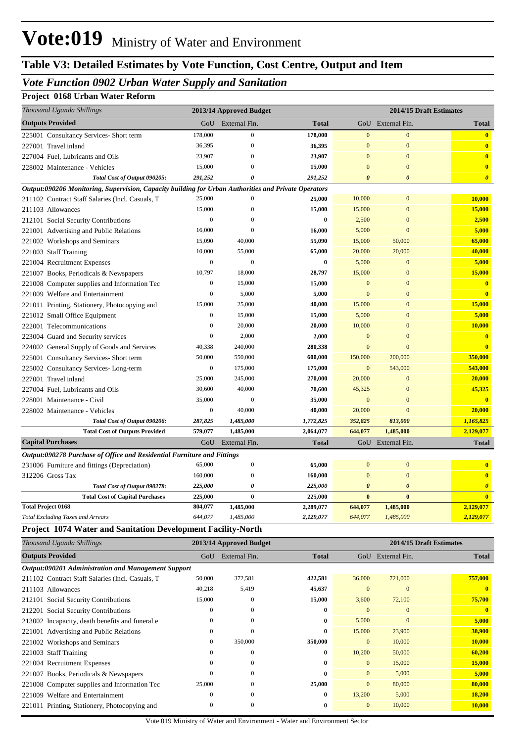# Vote:019 Ministry of Water and Environment

## Table V3: Detailed Estimates by Vote Function, Cost Centre, Output and Item

### *Vote Function 0902 Urban Water Supply and Sanitation*

#### Project 0168 Urban Water Reform

| *Thousand Uganda Shillings* | 2013/14 Approved Budget | | | 2014/15 Draft Estimates | | |
|---|---|---|---|---|---|---|
| **Outputs Provided** | GoU | External Fin. | **Total** | GoU | External Fin. | **Total** |
| 225001 Consultancy Services- Short term | 178,000 | 0 | **178,000** | 0 | 0 | **0** |
| 227001 Travel inland | 36,395 | 0 | **36,395** | 0 | 0 | **0** |
| 227004 Fuel, Lubricants and Oils | 23,907 | 0 | **23,907** | 0 | 0 | **0** |
| 228002 Maintenance - Vehicles | 15,000 | 0 | **15,000** | 0 | 0 | **0** |
| ***Total Cost of Output 090205:*** | ***291,252*** | ***0*** | ***291,252*** | ***0*** | ***0*** | ***0*** |
| ***Output:090206 Monitoring, Supervision, Capacity building for Urban Authorities and Private Operators*** | | | | | | |
| 211102 Contract Staff Salaries (Incl. Casuals, T | 25,000 | 0 | **25,000** | 10,000 | 0 | **10,000** |
| 211103 Allowances | 15,000 | 0 | **15,000** | 15,000 | 0 | **15,000** |
| 212101 Social Security Contributions | 0 | 0 | **0** | 2,500 | 0 | **2,500** |
| 221001 Advertising and Public Relations | 16,000 | 0 | **16,000** | 5,000 | 0 | **5,000** |
| 221002 Workshops and Seminars | 15,090 | 40,000 | **55,090** | 15,000 | 50,000 | **65,000** |
| 221003 Staff Training | 10,000 | 55,000 | **65,000** | 20,000 | 20,000 | **40,000** |
| 221004 Recruitment Expenses | 0 | 0 | **0** | 5,000 | 0 | **5,000** |
| 221007 Books, Periodicals & Newspapers | 10,797 | 18,000 | **28,797** | 15,000 | 0 | **15,000** |
| 221008 Computer supplies and Information Tec | 0 | 15,000 | **15,000** | 0 | 0 | **0** |
| 221009 Welfare and Entertainment | 0 | 5,000 | **5,000** | 0 | 0 | **0** |
| 221011 Printing, Stationery, Photocopying and | 15,000 | 25,000 | **40,000** | 15,000 | 0 | **15,000** |
| 221012 Small Office Equipment | 0 | 15,000 | **15,000** | 5,000 | 0 | **5,000** |
| 222001 Telecommunications | 0 | 20,000 | **20,000** | 10,000 | 0 | **10,000** |
| 223004 Guard and Security services | 0 | 2,000 | **2,000** | 0 | 0 | **0** |
| 224002 General Supply of Goods and Services | 40,338 | 240,000 | **280,338** | 0 | 0 | **0** |
| 225001 Consultancy Services- Short term | 50,000 | 550,000 | **600,000** | 150,000 | 200,000 | **350,000** |
| 225002 Consultancy Services- Long-term | 0 | 175,000 | **175,000** | 0 | 543,000 | **543,000** |
| 227001 Travel inland | 25,000 | 245,000 | **270,000** | 20,000 | 0 | **20,000** |
| 227004 Fuel, Lubricants and Oils | 30,600 | 40,000 | **70,600** | 45,325 | 0 | **45,325** |
| 228001 Maintenance - Civil | 35,000 | 0 | **35,000** | 0 | 0 | **0** |
| 228002 Maintenance - Vehicles | 0 | 40,000 | **40,000** | 20,000 | 0 | **20,000** |
| ***Total Cost of Output 090206:*** | ***287,825*** | ***1,485,000*** | ***1,772,825*** | ***352,825*** | ***813,000*** | ***1,165,825*** |
| **Total Cost of Outputs Provided** | **579,077** | **1,485,000** | **2,064,077** | **644,077** | **1,485,000** | **2,129,077** |
| **Capital Purchases** | GoU | External Fin. | **Total** | GoU | External Fin. | **Total** |
| ***Output:090278 Purchase of Office and Residential Furniture and Fittings*** | | | | | | |
| 231006 Furniture and fittings (Depreciation) | 65,000 | 0 | **65,000** | 0 | 0 | **0** |
| 312206 Gross Tax | 160,000 | 0 | **160,000** | 0 | 0 | **0** |
| ***Total Cost of Output 090278:*** | ***225,000*** | ***0*** | ***225,000*** | ***0*** | ***0*** | ***0*** |
| **Total Cost of Capital Purchases** | **225,000** | **0** | **225,000** | **0** | **0** | **0** |
| **Total Project 0168** | **804,077** | **1,485,000** | **2,289,077** | **644,077** | **1,485,000** | **2,129,077** |
| *Total Excluding Taxes and Arrears* | *644,077* | *1,485,000* | *2,129,077* | *644,077* | *1,485,000* | *2,129,077* |

#### Project 1074 Water and Sanitation Development Facility-North

| *Thousand Uganda Shillings* | 2013/14 Approved Budget | | | 2014/15 Draft Estimates | | |
|---|---|---|---|---|---|---|
| **Outputs Provided** | GoU | External Fin. | **Total** | GoU | External Fin. | **Total** |
| ***Output:090201 Administration and Management Support*** | | | | | | |
| 211102 Contract Staff Salaries (Incl. Casuals, T | 50,000 | 372,581 | **422,581** | 36,000 | 721,000 | **757,000** |
| 211103 Allowances | 40,218 | 5,419 | **45,637** | 0 | 0 | **0** |
| 212101 Social Security Contributions | 15,000 | 0 | **15,000** | 3,600 | 72,100 | **75,700** |
| 212201 Social Security Contributions | 0 | 0 | **0** | 0 | 0 | **0** |
| 213002 Incapacity, death benefits and funeral e | 0 | 0 | **0** | 5,000 | 0 | **5,000** |
| 221001 Advertising and Public Relations | 0 | 0 | **0** | 15,000 | 23,900 | **38,900** |
| 221002 Workshops and Seminars | 0 | 350,000 | **350,000** | 0 | 10,000 | **10,000** |
| 221003 Staff Training | 0 | 0 | **0** | 10,200 | 50,000 | **60,200** |
| 221004 Recruitment Expenses | 0 | 0 | **0** | 0 | 15,000 | **15,000** |
| 221007 Books, Periodicals & Newspapers | 0 | 0 | **0** | 0 | 5,000 | **5,000** |
| 221008 Computer supplies and Information Tec | 25,000 | 0 | **25,000** | 0 | 80,000 | **80,000** |
| 221009 Welfare and Entertainment | 0 | 0 | **0** | 13,200 | 5,000 | **18,200** |
| 221011 Printing, Stationery, Photocopying and | 0 | 0 | **0** | 0 | 10,000 | **10,000** |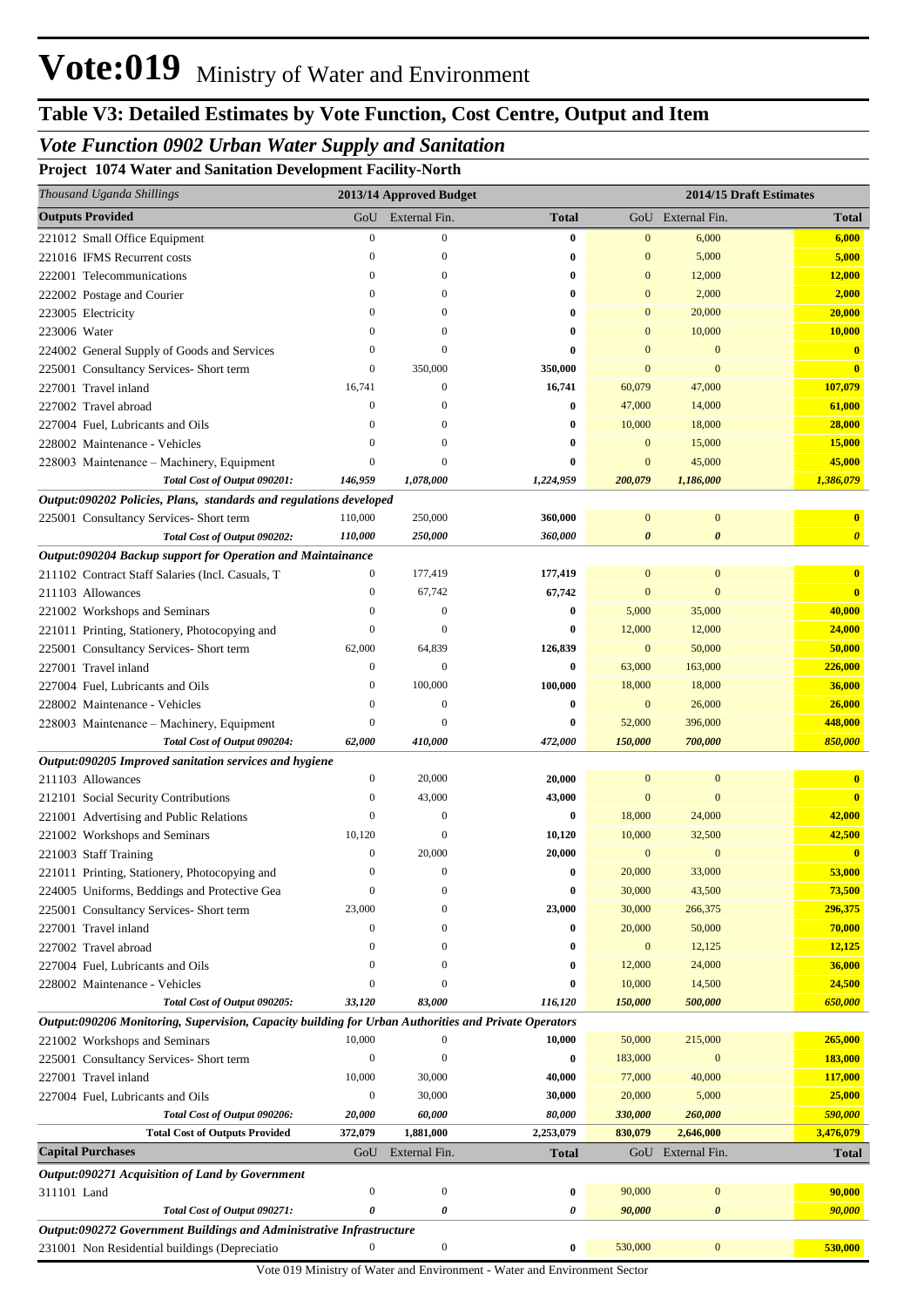# Vote:019 Ministry of Water and Environment

## Table V3: Detailed Estimates by Vote Function, Cost Centre, Output and Item

### *Vote Function 0902 Urban Water Supply and Sanitation*

**Project 1074 Water and Sanitation Development Facility-North**

| *Thousand Uganda Shillings* | 2013/14 Approved Budget | | | 2014/15 Draft Estimates | | |
|---|---|---|---|---|---|---|
| **Outputs Provided** | GoU | External Fin. | **Total** | GoU | External Fin. | **Total** |
| 221012 Small Office Equipment | 0 | 0 | **0** | 0 | 6,000 | **6,000** |
| 221016 IFMS Recurrent costs | 0 | 0 | **0** | 0 | 5,000 | **5,000** |
| 222001 Telecommunications | 0 | 0 | **0** | 0 | 12,000 | **12,000** |
| 222002 Postage and Courier | 0 | 0 | **0** | 0 | 2,000 | **2,000** |
| 223005 Electricity | 0 | 0 | **0** | 0 | 20,000 | **20,000** |
| 223006 Water | 0 | 0 | **0** | 0 | 10,000 | **10,000** |
| 224002 General Supply of Goods and Services | 0 | 0 | **0** | 0 | 0 | **0** |
| 225001 Consultancy Services- Short term | 0 | 350,000 | **350,000** | 0 | 0 | **0** |
| 227001 Travel inland | 16,741 | 0 | **16,741** | 60,079 | 47,000 | **107,079** |
| 227002 Travel abroad | 0 | 0 | **0** | 47,000 | 14,000 | **61,000** |
| 227004 Fuel, Lubricants and Oils | 0 | 0 | **0** | 10,000 | 18,000 | **28,000** |
| 228002 Maintenance - Vehicles | 0 | 0 | **0** | 0 | 15,000 | **15,000** |
| 228003 Maintenance – Machinery, Equipment | 0 | 0 | **0** | 0 | 45,000 | **45,000** |
| *Total Cost of Output 090201:* | *146,959* | *1,078,000* | *1,224,959* | *200,079* | *1,186,000* | *1,386,079* |
| ***Output:090202 Policies, Plans, standards and regulations developed*** | | | | | | |
| 225001 Consultancy Services- Short term | 110,000 | 250,000 | **360,000** | 0 | 0 | **0** |
| *Total Cost of Output 090202:* | *110,000* | *250,000* | *360,000* | *0* | *0* | *0* |
| ***Output:090204 Backup support for Operation and Maintainance*** | | | | | | |
| 211102 Contract Staff Salaries (Incl. Casuals, T | 0 | 177,419 | **177,419** | 0 | 0 | **0** |
| 211103 Allowances | 0 | 67,742 | **67,742** | 0 | 0 | **0** |
| 221002 Workshops and Seminars | 0 | 0 | **0** | 5,000 | 35,000 | **40,000** |
| 221011 Printing, Stationery, Photocopying and | 0 | 0 | **0** | 12,000 | 12,000 | **24,000** |
| 225001 Consultancy Services- Short term | 62,000 | 64,839 | **126,839** | 0 | 50,000 | **50,000** |
| 227001 Travel inland | 0 | 0 | **0** | 63,000 | 163,000 | **226,000** |
| 227004 Fuel, Lubricants and Oils | 0 | 100,000 | **100,000** | 18,000 | 18,000 | **36,000** |
| 228002 Maintenance - Vehicles | 0 | 0 | **0** | 0 | 26,000 | **26,000** |
| 228003 Maintenance – Machinery, Equipment | 0 | 0 | **0** | 52,000 | 396,000 | **448,000** |
| *Total Cost of Output 090204:* | *62,000* | *410,000* | *472,000* | *150,000* | *700,000* | *850,000* |
| ***Output:090205 Improved sanitation services and hygiene*** | | | | | | |
| 211103 Allowances | 0 | 20,000 | **20,000** | 0 | 0 | **0** |
| 212101 Social Security Contributions | 0 | 43,000 | **43,000** | 0 | 0 | **0** |
| 221001 Advertising and Public Relations | 0 | 0 | **0** | 18,000 | 24,000 | **42,000** |
| 221002 Workshops and Seminars | 10,120 | 0 | **10,120** | 10,000 | 32,500 | **42,500** |
| 221003 Staff Training | 0 | 20,000 | **20,000** | 0 | 0 | **0** |
| 221011 Printing, Stationery, Photocopying and | 0 | 0 | **0** | 20,000 | 33,000 | **53,000** |
| 224005 Uniforms, Beddings and Protective Gea | 0 | 0 | **0** | 30,000 | 43,500 | **73,500** |
| 225001 Consultancy Services- Short term | 23,000 | 0 | **23,000** | 30,000 | 266,375 | **296,375** |
| 227001 Travel inland | 0 | 0 | **0** | 20,000 | 50,000 | **70,000** |
| 227002 Travel abroad | 0 | 0 | **0** | 0 | 12,125 | **12,125** |
| 227004 Fuel, Lubricants and Oils | 0 | 0 | **0** | 12,000 | 24,000 | **36,000** |
| 228002 Maintenance - Vehicles | 0 | 0 | **0** | 10,000 | 14,500 | **24,500** |
| *Total Cost of Output 090205:* | *33,120* | *83,000* | *116,120* | *150,000* | *500,000* | *650,000* |
| ***Output:090206 Monitoring, Supervision, Capacity building for Urban Authorities and Private Operators*** | | | | | | |
| 221002 Workshops and Seminars | 10,000 | 0 | **10,000** | 50,000 | 215,000 | **265,000** |
| 225001 Consultancy Services- Short term | 0 | 0 | **0** | 183,000 | 0 | **183,000** |
| 227001 Travel inland | 10,000 | 30,000 | **40,000** | 77,000 | 40,000 | **117,000** |
| 227004 Fuel, Lubricants and Oils | 0 | 30,000 | **30,000** | 20,000 | 5,000 | **25,000** |
| *Total Cost of Output 090206:* | *20,000* | *60,000* | *80,000* | *330,000* | *260,000* | *590,000* |
| **Total Cost of Outputs Provided** | **372,079** | **1,881,000** | **2,253,079** | **830,079** | **2,646,000** | **3,476,079** |
| **Capital Purchases** | GoU | External Fin. | **Total** | GoU | External Fin. | **Total** |
| ***Output:090271 Acquisition of Land by Government*** | | | | | | |
| 311101 Land | 0 | 0 | **0** | 90,000 | 0 | **90,000** |
| *Total Cost of Output 090271:* | *0* | *0* | *0* | *90,000* | *0* | *90,000* |
| ***Output:090272 Government Buildings and Administrative Infrastructure*** | | | | | | |
| 231001 Non Residential buildings (Depreciatio | 0 | 0 | **0** | 530,000 | 0 | **530,000** |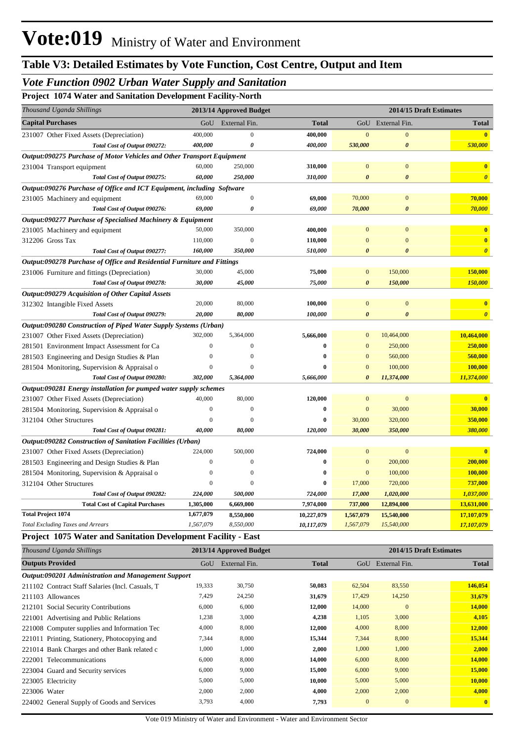# Vote:019 Ministry of Water and Environment

## Table V3: Detailed Estimates by Vote Function, Cost Centre, Output and Item

### *Vote Function 0902 Urban Water Supply and Sanitation*

#### Project 1074 Water and Sanitation Development Facility-North

| *Thousand Uganda Shillings* | 2013/14 Approved Budget | | | 2014/15 Draft Estimates | | |
|---|---|---|---|---|---|---|
| **Capital Purchases** | GoU | External Fin. | **Total** | GoU | External Fin. | **Total** |
| 231007 Other Fixed Assets (Depreciation) | 400,000 | 0 | **400,000** | 0 | 0 | **0** |
| *Total Cost of Output 090272:* | *400,000* | *0* | *400,000* | *530,000* | *0* | *530,000* |
| ***Output:090275 Purchase of Motor Vehicles and Other Transport Equipment*** | | | | | | |
| 231004 Transport equipment | 60,000 | 250,000 | **310,000** | 0 | 0 | **0** |
| *Total Cost of Output 090275:* | *60,000* | *250,000* | *310,000* | *0* | *0* | *0* |
| ***Output:090276 Purchase of Office and ICT Equipment, including Software*** | | | | | | |
| 231005 Machinery and equipment | 69,000 | 0 | **69,000** | 70,000 | 0 | **70,000** |
| *Total Cost of Output 090276:* | *69,000* | *0* | *69,000* | *70,000* | *0* | *70,000* |
| ***Output:090277 Purchase of Specialised Machinery & Equipment*** | | | | | | |
| 231005 Machinery and equipment | 50,000 | 350,000 | **400,000** | 0 | 0 | **0** |
| 312206 Gross Tax | 110,000 | 0 | **110,000** | 0 | 0 | **0** |
| *Total Cost of Output 090277:* | *160,000* | *350,000* | *510,000* | *0* | *0* | *0* |
| ***Output:090278 Purchase of Office and Residential Furniture and Fittings*** | | | | | | |
| 231006 Furniture and fittings (Depreciation) | 30,000 | 45,000 | **75,000** | 0 | 150,000 | **150,000** |
| *Total Cost of Output 090278:* | *30,000* | *45,000* | *75,000* | *0* | *150,000* | *150,000* |
| ***Output:090279 Acquisition of Other Capital Assets*** | | | | | | |
| 312302 Intangible Fixed Assets | 20,000 | 80,000 | **100,000** | 0 | 0 | **0** |
| *Total Cost of Output 090279:* | *20,000* | *80,000* | *100,000* | *0* | *0* | *0* |
| ***Output:090280 Construction of Piped Water Supply Systems (Urban)*** | | | | | | |
| 231007 Other Fixed Assets (Depreciation) | 302,000 | 5,364,000 | **5,666,000** | 0 | 10,464,000 | **10,464,000** |
| 281501 Environment Impact Assessment for Ca | 0 | 0 | **0** | 0 | 250,000 | **250,000** |
| 281503 Engineering and Design Studies & Plan | 0 | 0 | **0** | 0 | 560,000 | **560,000** |
| 281504 Monitoring, Supervision & Appraisal o | 0 | 0 | **0** | 0 | 100,000 | **100,000** |
| *Total Cost of Output 090280:* | *302,000* | *5,364,000* | *5,666,000* | *0* | *11,374,000* | *11,374,000* |
| ***Output:090281 Energy installation for pumped water supply schemes*** | | | | | | |
| 231007 Other Fixed Assets (Depreciation) | 40,000 | 80,000 | **120,000** | 0 | 0 | **0** |
| 281504 Monitoring, Supervision & Appraisal o | 0 | 0 | **0** | 0 | 30,000 | **30,000** |
| 312104 Other Structures | 0 | 0 | **0** | 30,000 | 320,000 | **350,000** |
| *Total Cost of Output 090281:* | *40,000* | *80,000* | *120,000* | *30,000* | *350,000* | *380,000* |
| ***Output:090282 Construction of Sanitation Facilities (Urban)*** | | | | | | |
| 231007 Other Fixed Assets (Depreciation) | 224,000 | 500,000 | **724,000** | 0 | 0 | **0** |
| 281503 Engineering and Design Studies & Plan | 0 | 0 | **0** | 0 | 200,000 | **200,000** |
| 281504 Monitoring, Supervision & Appraisal o | 0 | 0 | **0** | 0 | 100,000 | **100,000** |
| 312104 Other Structures | 0 | 0 | **0** | 17,000 | 720,000 | **737,000** |
| *Total Cost of Output 090282:* | *224,000* | *500,000* | *724,000* | *17,000* | *1,020,000* | *1,037,000* |
| **Total Cost of Capital Purchases** | **1,305,000** | **6,669,000** | **7,974,000** | **737,000** | **12,894,000** | **13,631,000** |
| **Total Project 1074** | **1,677,079** | **8,550,000** | **10,227,079** | **1,567,079** | **15,540,000** | **17,107,079** |
| *Total Excluding Taxes and Arrears* | *1,567,079* | *8,550,000* | *10,117,079* | *1,567,079* | *15,540,000* | *17,107,079* |

#### Project 1075 Water and Sanitation Development Facility - East

| *Thousand Uganda Shillings* | 2013/14 Approved Budget | | | 2014/15 Draft Estimates | | |
|---|---|---|---|---|---|---|
| **Outputs Provided** | GoU | External Fin. | **Total** | GoU | External Fin. | **Total** |
| ***Output:090201 Administration and Management Support*** | | | | | | |
| 211102 Contract Staff Salaries (Incl. Casuals, T | 19,333 | 30,750 | **50,083** | 62,504 | 83,550 | **146,054** |
| 211103 Allowances | 7,429 | 24,250 | **31,679** | 17,429 | 14,250 | **31,679** |
| 212101 Social Security Contributions | 6,000 | 6,000 | **12,000** | 14,000 | 0 | **14,000** |
| 221001 Advertising and Public Relations | 1,238 | 3,000 | **4,238** | 1,105 | 3,000 | **4,105** |
| 221008 Computer supplies and Information Tec | 4,000 | 8,000 | **12,000** | 4,000 | 8,000 | **12,000** |
| 221011 Printing, Stationery, Photocopying and | 7,344 | 8,000 | **15,344** | 7,344 | 8,000 | **15,344** |
| 221014 Bank Charges and other Bank related c | 1,000 | 1,000 | **2,000** | 1,000 | 1,000 | **2,000** |
| 222001 Telecommunications | 6,000 | 8,000 | **14,000** | 6,000 | 8,000 | **14,000** |
| 223004 Guard and Security services | 6,000 | 9,000 | **15,000** | 6,000 | 9,000 | **15,000** |
| 223005 Electricity | 5,000 | 5,000 | **10,000** | 5,000 | 5,000 | **10,000** |
| 223006 Water | 2,000 | 2,000 | **4,000** | 2,000 | 2,000 | **4,000** |
| 224002 General Supply of Goods and Services | 3,793 | 4,000 | **7,793** | 0 | 0 | **0** |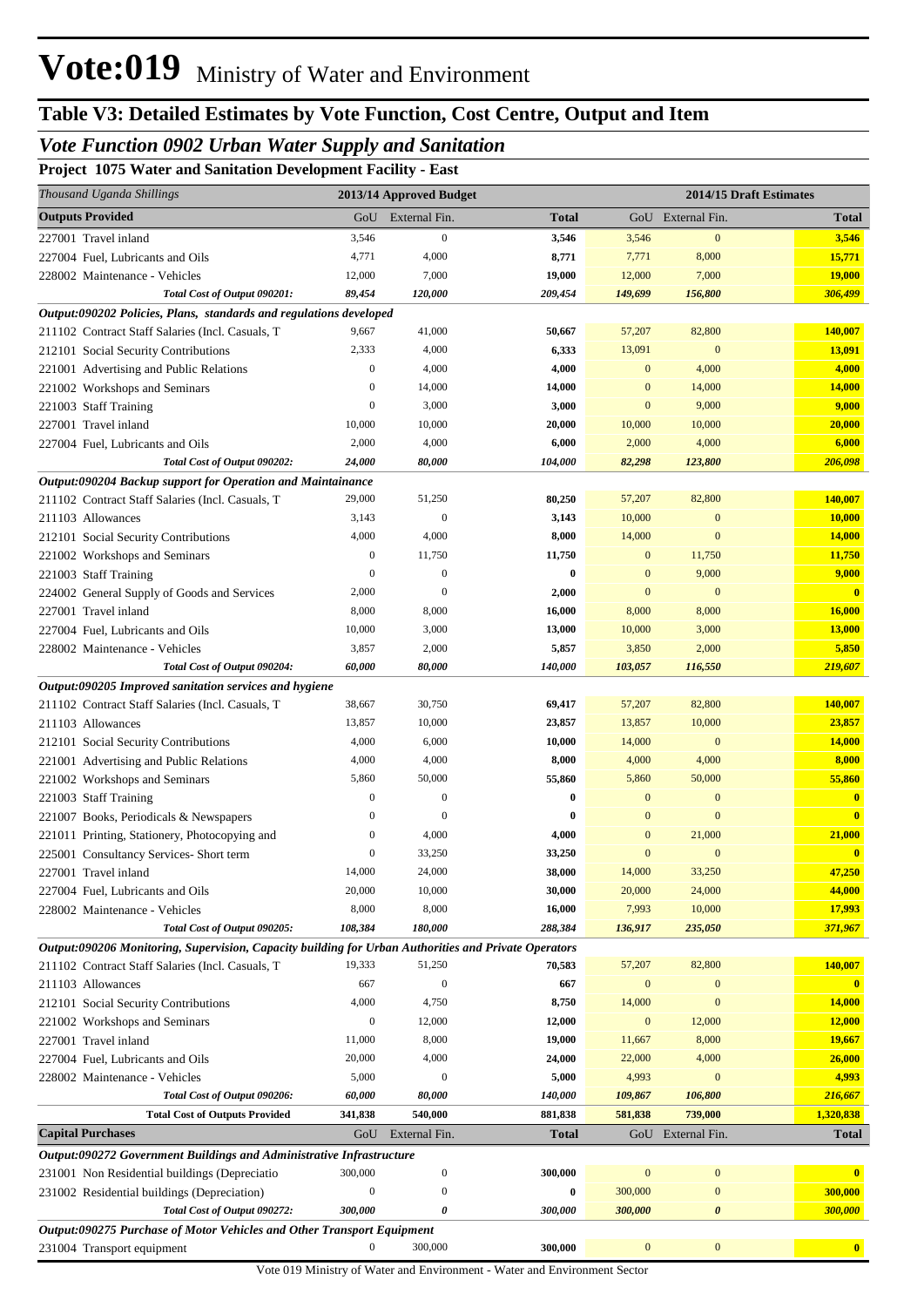# Vote:019 Ministry of Water and Environment

## Table V3: Detailed Estimates by Vote Function, Cost Centre, Output and Item

### *Vote Function 0902 Urban Water Supply and Sanitation*

**Project 1075 Water and Sanitation Development Facility - East**

| *Thousand Uganda Shillings* | 2013/14 Approved Budget | | | 2014/15 Draft Estimates | | |
|---|---|---|---|---|---|---|
| **Outputs Provided** | GoU | External Fin. | **Total** | GoU | External Fin. | **Total** |
| 227001 Travel inland | 3,546 | 0 | **3,546** | 3,546 | 0 | **3,546** |
| 227004 Fuel, Lubricants and Oils | 4,771 | 4,000 | **8,771** | 7,771 | 8,000 | **15,771** |
| 228002 Maintenance - Vehicles | 12,000 | 7,000 | **19,000** | 12,000 | 7,000 | **19,000** |
| ***Total Cost of Output 090201:*** | ***89,454*** | ***120,000*** | ***209,454*** | ***149,699*** | ***156,800*** | ***306,499*** |
| ***Output:090202 Policies, Plans, standards and regulations developed*** | | | | | | |
| 211102 Contract Staff Salaries (Incl. Casuals, T | 9,667 | 41,000 | **50,667** | 57,207 | 82,800 | **140,007** |
| 212101 Social Security Contributions | 2,333 | 4,000 | **6,333** | 13,091 | 0 | **13,091** |
| 221001 Advertising and Public Relations | 0 | 4,000 | **4,000** | 0 | 4,000 | **4,000** |
| 221002 Workshops and Seminars | 0 | 14,000 | **14,000** | 0 | 14,000 | **14,000** |
| 221003 Staff Training | 0 | 3,000 | **3,000** | 0 | 9,000 | **9,000** |
| 227001 Travel inland | 10,000 | 10,000 | **20,000** | 10,000 | 10,000 | **20,000** |
| 227004 Fuel, Lubricants and Oils | 2,000 | 4,000 | **6,000** | 2,000 | 4,000 | **6,000** |
| ***Total Cost of Output 090202:*** | ***24,000*** | ***80,000*** | ***104,000*** | ***82,298*** | ***123,800*** | ***206,098*** |
| ***Output:090204 Backup support for Operation and Maintainance*** | | | | | | |
| 211102 Contract Staff Salaries (Incl. Casuals, T | 29,000 | 51,250 | **80,250** | 57,207 | 82,800 | **140,007** |
| 211103 Allowances | 3,143 | 0 | **3,143** | 10,000 | 0 | **10,000** |
| 212101 Social Security Contributions | 4,000 | 4,000 | **8,000** | 14,000 | 0 | **14,000** |
| 221002 Workshops and Seminars | 0 | 11,750 | **11,750** | 0 | 11,750 | **11,750** |
| 221003 Staff Training | 0 | 0 | **0** | 0 | 9,000 | **9,000** |
| 224002 General Supply of Goods and Services | 2,000 | 0 | **2,000** | 0 | 0 | **0** |
| 227001 Travel inland | 8,000 | 8,000 | **16,000** | 8,000 | 8,000 | **16,000** |
| 227004 Fuel, Lubricants and Oils | 10,000 | 3,000 | **13,000** | 10,000 | 3,000 | **13,000** |
| 228002 Maintenance - Vehicles | 3,857 | 2,000 | **5,857** | 3,850 | 2,000 | **5,850** |
| ***Total Cost of Output 090204:*** | ***60,000*** | ***80,000*** | ***140,000*** | ***103,057*** | ***116,550*** | ***219,607*** |
| ***Output:090205 Improved sanitation services and hygiene*** | | | | | | |
| 211102 Contract Staff Salaries (Incl. Casuals, T | 38,667 | 30,750 | **69,417** | 57,207 | 82,800 | **140,007** |
| 211103 Allowances | 13,857 | 10,000 | **23,857** | 13,857 | 10,000 | **23,857** |
| 212101 Social Security Contributions | 4,000 | 6,000 | **10,000** | 14,000 | 0 | **14,000** |
| 221001 Advertising and Public Relations | 4,000 | 4,000 | **8,000** | 4,000 | 4,000 | **8,000** |
| 221002 Workshops and Seminars | 5,860 | 50,000 | **55,860** | 5,860 | 50,000 | **55,860** |
| 221003 Staff Training | 0 | 0 | **0** | 0 | 0 | **0** |
| 221007 Books, Periodicals & Newspapers | 0 | 0 | **0** | 0 | 0 | **0** |
| 221011 Printing, Stationery, Photocopying and | 0 | 4,000 | **4,000** | 0 | 21,000 | **21,000** |
| 225001 Consultancy Services- Short term | 0 | 33,250 | **33,250** | 0 | 0 | **0** |
| 227001 Travel inland | 14,000 | 24,000 | **38,000** | 14,000 | 33,250 | **47,250** |
| 227004 Fuel, Lubricants and Oils | 20,000 | 10,000 | **30,000** | 20,000 | 24,000 | **44,000** |
| 228002 Maintenance - Vehicles | 8,000 | 8,000 | **16,000** | 7,993 | 10,000 | **17,993** |
| ***Total Cost of Output 090205:*** | ***108,384*** | ***180,000*** | ***288,384*** | ***136,917*** | ***235,050*** | ***371,967*** |
| ***Output:090206 Monitoring, Supervision, Capacity building for Urban Authorities and Private Operators*** | | | | | | |
| 211102 Contract Staff Salaries (Incl. Casuals, T | 19,333 | 51,250 | **70,583** | 57,207 | 82,800 | **140,007** |
| 211103 Allowances | 667 | 0 | **667** | 0 | 0 | **0** |
| 212101 Social Security Contributions | 4,000 | 4,750 | **8,750** | 14,000 | 0 | **14,000** |
| 221002 Workshops and Seminars | 0 | 12,000 | **12,000** | 0 | 12,000 | **12,000** |
| 227001 Travel inland | 11,000 | 8,000 | **19,000** | 11,667 | 8,000 | **19,667** |
| 227004 Fuel, Lubricants and Oils | 20,000 | 4,000 | **24,000** | 22,000 | 4,000 | **26,000** |
| 228002 Maintenance - Vehicles | 5,000 | 0 | **5,000** | 4,993 | 0 | **4,993** |
| ***Total Cost of Output 090206:*** | ***60,000*** | ***80,000*** | ***140,000*** | ***109,867*** | ***106,800*** | ***216,667*** |
| **Total Cost of Outputs Provided** | **341,838** | **540,000** | **881,838** | **581,838** | **739,000** | **1,320,838** |
| **Capital Purchases** | GoU | External Fin. | **Total** | GoU | External Fin. | **Total** |
| ***Output:090272 Government Buildings and Administrative Infrastructure*** | | | | | | |
| 231001 Non Residential buildings (Depreciatio | 300,000 | 0 | **300,000** | 0 | 0 | **0** |
| 231002 Residential buildings (Depreciation) | 0 | 0 | **0** | 300,000 | 0 | **300,000** |
| ***Total Cost of Output 090272:*** | ***300,000*** | ***0*** | ***300,000*** | ***300,000*** | ***0*** | ***300,000*** |
| ***Output:090275 Purchase of Motor Vehicles and Other Transport Equipment*** | | | | | | |
| 231004 Transport equipment | 0 | 300,000 | **300,000** | 0 | 0 | **0** |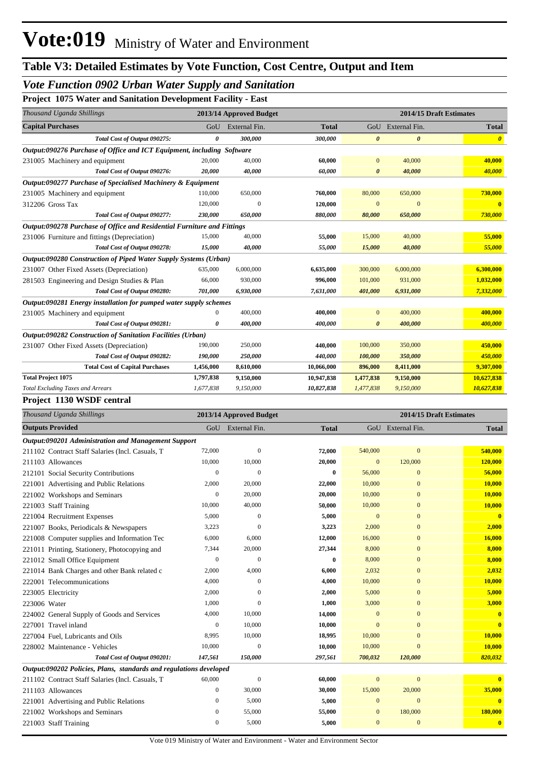# Vote:019 Ministry of Water and Environment

## Table V3: Detailed Estimates by Vote Function, Cost Centre, Output and Item

### *Vote Function 0902 Urban Water Supply and Sanitation*

**Project 1075 Water and Sanitation Development Facility - East**

| *Thousand Uganda Shillings* | 2013/14 Approved Budget | | | 2014/15 Draft Estimates | | |
|---|---|---|---|---|---|---|
| **Capital Purchases** | GoU | External Fin. | **Total** | GoU | External Fin. | **Total** |
| *Total Cost of Output 090275:* | *0* | *300,000* | *300,000* | *0* | *0* | *0* |
| ***Output:090276 Purchase of Office and ICT Equipment, including Software*** | | | | | | |
| 231005 Machinery and equipment | 20,000 | 40,000 | **60,000** | 0 | 40,000 | **40,000** |
| *Total Cost of Output 090276:* | *20,000* | *40,000* | *60,000* | *0* | *40,000* | *40,000* |
| ***Output:090277 Purchase of Specialised Machinery & Equipment*** | | | | | | |
| 231005 Machinery and equipment | 110,000 | 650,000 | **760,000** | 80,000 | 650,000 | **730,000** |
| 312206 Gross Tax | 120,000 | 0 | **120,000** | 0 | 0 | **0** |
| *Total Cost of Output 090277:* | *230,000* | *650,000* | *880,000* | *80,000* | *650,000* | *730,000* |
| ***Output:090278 Purchase of Office and Residential Furniture and Fittings*** | | | | | | |
| 231006 Furniture and fittings (Depreciation) | 15,000 | 40,000 | **55,000** | 15,000 | 40,000 | **55,000** |
| *Total Cost of Output 090278:* | *15,000* | *40,000* | *55,000* | *15,000* | *40,000* | *55,000* |
| ***Output:090280 Construction of Piped Water Supply Systems (Urban)*** | | | | | | |
| 231007 Other Fixed Assets (Depreciation) | 635,000 | 6,000,000 | **6,635,000** | 300,000 | 6,000,000 | **6,300,000** |
| 281503 Engineering and Design Studies & Plan | 66,000 | 930,000 | **996,000** | 101,000 | 931,000 | **1,032,000** |
| *Total Cost of Output 090280:* | *701,000* | *6,930,000* | *7,631,000* | *401,000* | *6,931,000* | *7,332,000* |
| ***Output:090281 Energy installation for pumped water supply schemes*** | | | | | | |
| 231005 Machinery and equipment | 0 | 400,000 | **400,000** | 0 | 400,000 | **400,000** |
| *Total Cost of Output 090281:* | *0* | *400,000* | *400,000* | *0* | *400,000* | *400,000* |
| ***Output:090282 Construction of Sanitation Facilities (Urban)*** | | | | | | |
| 231007 Other Fixed Assets (Depreciation) | 190,000 | 250,000 | **440,000** | 100,000 | 350,000 | **450,000** |
| *Total Cost of Output 090282:* | *190,000* | *250,000* | *440,000* | *100,000* | *350,000* | *450,000* |
| **Total Cost of Capital Purchases** | **1,456,000** | **8,610,000** | **10,066,000** | **896,000** | **8,411,000** | **9,307,000** |
| **Total Project 1075** | **1,797,838** | **9,150,000** | **10,947,838** | **1,477,838** | **9,150,000** | **10,627,838** |
| *Total Excluding Taxes and Arrears* | *1,677,838* | *9,150,000* | *10,827,838* | *1,477,838* | *9,150,000* | *10,627,838* |

**Project 1130 WSDF central**

| *Thousand Uganda Shillings* | 2013/14 Approved Budget | | | 2014/15 Draft Estimates | | |
|---|---|---|---|---|---|---|
| **Outputs Provided** | GoU | External Fin. | **Total** | GoU | External Fin. | **Total** |
| ***Output:090201 Administration and Management Support*** | | | | | | |
| 211102 Contract Staff Salaries (Incl. Casuals, T | 72,000 | 0 | **72,000** | 540,000 | 0 | **540,000** |
| 211103 Allowances | 10,000 | 10,000 | **20,000** | 0 | 120,000 | **120,000** |
| 212101 Social Security Contributions | 0 | 0 | **0** | 56,000 | 0 | **56,000** |
| 221001 Advertising and Public Relations | 2,000 | 20,000 | **22,000** | 10,000 | 0 | **10,000** |
| 221002 Workshops and Seminars | 0 | 20,000 | **20,000** | 10,000 | 0 | **10,000** |
| 221003 Staff Training | 10,000 | 40,000 | **50,000** | 10,000 | 0 | **10,000** |
| 221004 Recruitment Expenses | 5,000 | 0 | **5,000** | 0 | 0 | **0** |
| 221007 Books, Periodicals & Newspapers | 3,223 | 0 | **3,223** | 2,000 | 0 | **2,000** |
| 221008 Computer supplies and Information Tec | 6,000 | 6,000 | **12,000** | 16,000 | 0 | **16,000** |
| 221011 Printing, Stationery, Photocopying and | 7,344 | 20,000 | **27,344** | 8,000 | 0 | **8,000** |
| 221012 Small Office Equipment | 0 | 0 | **0** | 8,000 | 0 | **8,000** |
| 221014 Bank Charges and other Bank related c | 2,000 | 4,000 | **6,000** | 2,032 | 0 | **2,032** |
| 222001 Telecommunications | 4,000 | 0 | **4,000** | 10,000 | 0 | **10,000** |
| 223005 Electricity | 2,000 | 0 | **2,000** | 5,000 | 0 | **5,000** |
| 223006 Water | 1,000 | 0 | **1,000** | 3,000 | 0 | **3,000** |
| 224002 General Supply of Goods and Services | 4,000 | 10,000 | **14,000** | 0 | 0 | **0** |
| 227001 Travel inland | 0 | 10,000 | **10,000** | 0 | 0 | **0** |
| 227004 Fuel, Lubricants and Oils | 8,995 | 10,000 | **18,995** | 10,000 | 0 | **10,000** |
| 228002 Maintenance - Vehicles | 10,000 | 0 | **10,000** | 10,000 | 0 | **10,000** |
| *Total Cost of Output 090201:* | *147,561* | *150,000* | *297,561* | *700,032* | *120,000* | *820,032* |
| ***Output:090202 Policies, Plans, standards and regulations developed*** | | | | | | |
| 211102 Contract Staff Salaries (Incl. Casuals, T | 60,000 | 0 | **60,000** | 0 | 0 | **0** |
| 211103 Allowances | 0 | 30,000 | **30,000** | 15,000 | 20,000 | **35,000** |
| 221001 Advertising and Public Relations | 0 | 5,000 | **5,000** | 0 | 0 | **0** |
| 221002 Workshops and Seminars | 0 | 55,000 | **55,000** | 0 | 180,000 | **180,000** |
| 221003 Staff Training | 0 | 5,000 | **5,000** | 0 | 0 | **0** |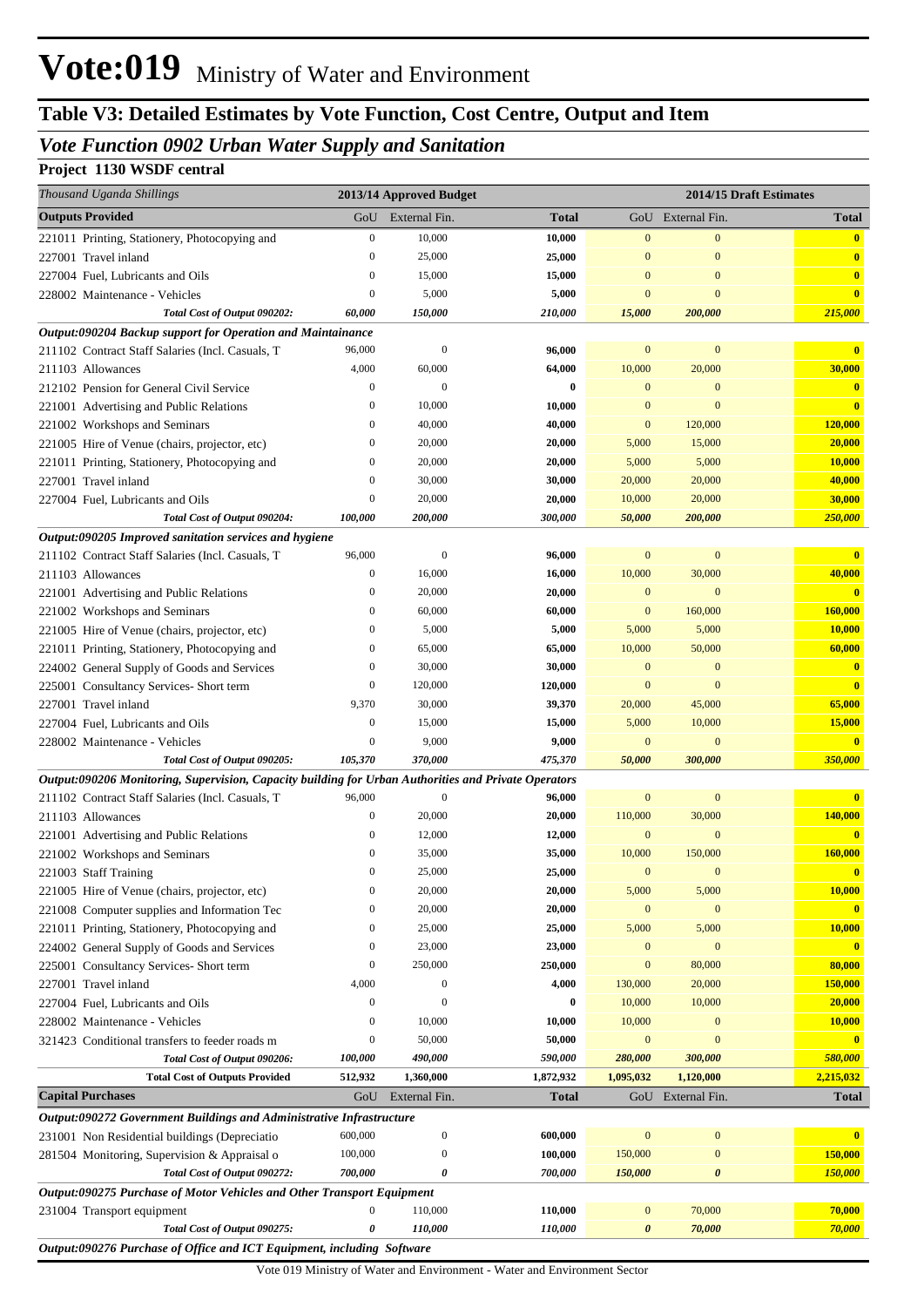# Vote:019 Ministry of Water and Environment

## Table V3: Detailed Estimates by Vote Function, Cost Centre, Output and Item

### *Vote Function 0902 Urban Water Supply and Sanitation*

**Project 1130 WSDF central**

| *Thousand Uganda Shillings* | 2013/14 Approved Budget | | | 2014/15 Draft Estimates | | |
|---|---|---|---|---|---|---|
| **Outputs Provided** | GoU | External Fin. | **Total** | GoU | External Fin. | **Total** |
| 221011 Printing, Stationery, Photocopying and | 0 | 10,000 | **10,000** | 0 | 0 | **0** |
| 227001 Travel inland | 0 | 25,000 | **25,000** | 0 | 0 | **0** |
| 227004 Fuel, Lubricants and Oils | 0 | 15,000 | **15,000** | 0 | 0 | **0** |
| 228002 Maintenance - Vehicles | 0 | 5,000 | **5,000** | 0 | 0 | **0** |
| ***Total Cost of Output 090202:*** | ***60,000*** | ***150,000*** | ***210,000*** | ***15,000*** | ***200,000*** | ***215,000*** |
| ***Output:090204 Backup support for Operation and Maintainance*** | | | | | | |
| 211102 Contract Staff Salaries (Incl. Casuals, T | 96,000 | 0 | **96,000** | 0 | 0 | **0** |
| 211103 Allowances | 4,000 | 60,000 | **64,000** | 10,000 | 20,000 | **30,000** |
| 212102 Pension for General Civil Service | 0 | 0 | **0** | 0 | 0 | **0** |
| 221001 Advertising and Public Relations | 0 | 10,000 | **10,000** | 0 | 0 | **0** |
| 221002 Workshops and Seminars | 0 | 40,000 | **40,000** | 0 | 120,000 | **120,000** |
| 221005 Hire of Venue (chairs, projector, etc) | 0 | 20,000 | **20,000** | 5,000 | 15,000 | **20,000** |
| 221011 Printing, Stationery, Photocopying and | 0 | 20,000 | **20,000** | 5,000 | 5,000 | **10,000** |
| 227001 Travel inland | 0 | 30,000 | **30,000** | 20,000 | 20,000 | **40,000** |
| 227004 Fuel, Lubricants and Oils | 0 | 20,000 | **20,000** | 10,000 | 20,000 | **30,000** |
| ***Total Cost of Output 090204:*** | ***100,000*** | ***200,000*** | ***300,000*** | ***50,000*** | ***200,000*** | ***250,000*** |
| ***Output:090205 Improved sanitation services and hygiene*** | | | | | | |
| 211102 Contract Staff Salaries (Incl. Casuals, T | 96,000 | 0 | **96,000** | 0 | 0 | **0** |
| 211103 Allowances | 0 | 16,000 | **16,000** | 10,000 | 30,000 | **40,000** |
| 221001 Advertising and Public Relations | 0 | 20,000 | **20,000** | 0 | 0 | **0** |
| 221002 Workshops and Seminars | 0 | 60,000 | **60,000** | 0 | 160,000 | **160,000** |
| 221005 Hire of Venue (chairs, projector, etc) | 0 | 5,000 | **5,000** | 5,000 | 5,000 | **10,000** |
| 221011 Printing, Stationery, Photocopying and | 0 | 65,000 | **65,000** | 10,000 | 50,000 | **60,000** |
| 224002 General Supply of Goods and Services | 0 | 30,000 | **30,000** | 0 | 0 | **0** |
| 225001 Consultancy Services- Short term | 0 | 120,000 | **120,000** | 0 | 0 | **0** |
| 227001 Travel inland | 9,370 | 30,000 | **39,370** | 20,000 | 45,000 | **65,000** |
| 227004 Fuel, Lubricants and Oils | 0 | 15,000 | **15,000** | 5,000 | 10,000 | **15,000** |
| 228002 Maintenance - Vehicles | 0 | 9,000 | **9,000** | 0 | 0 | **0** |
| ***Total Cost of Output 090205:*** | ***105,370*** | ***370,000*** | ***475,370*** | ***50,000*** | ***300,000*** | ***350,000*** |
| ***Output:090206 Monitoring, Supervision, Capacity building for Urban Authorities and Private Operators*** | | | | | | |
| 211102 Contract Staff Salaries (Incl. Casuals, T | 96,000 | 0 | **96,000** | 0 | 0 | **0** |
| 211103 Allowances | 0 | 20,000 | **20,000** | 110,000 | 30,000 | **140,000** |
| 221001 Advertising and Public Relations | 0 | 12,000 | **12,000** | 0 | 0 | **0** |
| 221002 Workshops and Seminars | 0 | 35,000 | **35,000** | 10,000 | 150,000 | **160,000** |
| 221003 Staff Training | 0 | 25,000 | **25,000** | 0 | 0 | **0** |
| 221005 Hire of Venue (chairs, projector, etc) | 0 | 20,000 | **20,000** | 5,000 | 5,000 | **10,000** |
| 221008 Computer supplies and Information Tec | 0 | 20,000 | **20,000** | 0 | 0 | **0** |
| 221011 Printing, Stationery, Photocopying and | 0 | 25,000 | **25,000** | 5,000 | 5,000 | **10,000** |
| 224002 General Supply of Goods and Services | 0 | 23,000 | **23,000** | 0 | 0 | **0** |
| 225001 Consultancy Services- Short term | 0 | 250,000 | **250,000** | 0 | 80,000 | **80,000** |
| 227001 Travel inland | 4,000 | 0 | **4,000** | 130,000 | 20,000 | **150,000** |
| 227004 Fuel, Lubricants and Oils | 0 | 0 | **0** | 10,000 | 10,000 | **20,000** |
| 228002 Maintenance - Vehicles | 0 | 10,000 | **10,000** | 10,000 | 0 | **10,000** |
| 321423 Conditional transfers to feeder roads m | 0 | 50,000 | **50,000** | 0 | 0 | **0** |
| ***Total Cost of Output 090206:*** | ***100,000*** | ***490,000*** | ***590,000*** | ***280,000*** | ***300,000*** | ***580,000*** |
| **Total Cost of Outputs Provided** | **512,932** | **1,360,000** | **1,872,932** | **1,095,032** | **1,120,000** | **2,215,032** |
| **Capital Purchases** | GoU | External Fin. | **Total** | GoU | External Fin. | **Total** |
| ***Output:090272 Government Buildings and Administrative Infrastructure*** | | | | | | |
| 231001 Non Residential buildings (Depreciatio | 600,000 | 0 | **600,000** | 0 | 0 | **0** |
| 281504 Monitoring, Supervision & Appraisal o | 100,000 | 0 | **100,000** | 150,000 | 0 | **150,000** |
| ***Total Cost of Output 090272:*** | ***700,000*** | ***0*** | ***700,000*** | ***150,000*** | ***0*** | ***150,000*** |
| ***Output:090275 Purchase of Motor Vehicles and Other Transport Equipment*** | | | | | | |
| 231004 Transport equipment | 0 | 110,000 | **110,000** | 0 | 70,000 | **70,000** |
| ***Total Cost of Output 090275:*** | ***0*** | ***110,000*** | ***110,000*** | ***0*** | ***70,000*** | ***70,000*** |
| ***Output:090276 Purchase of Office and ICT Equipment, including Software*** | | | | | | |

Vote 019 Ministry of Water and Environment - Water and Environment Sector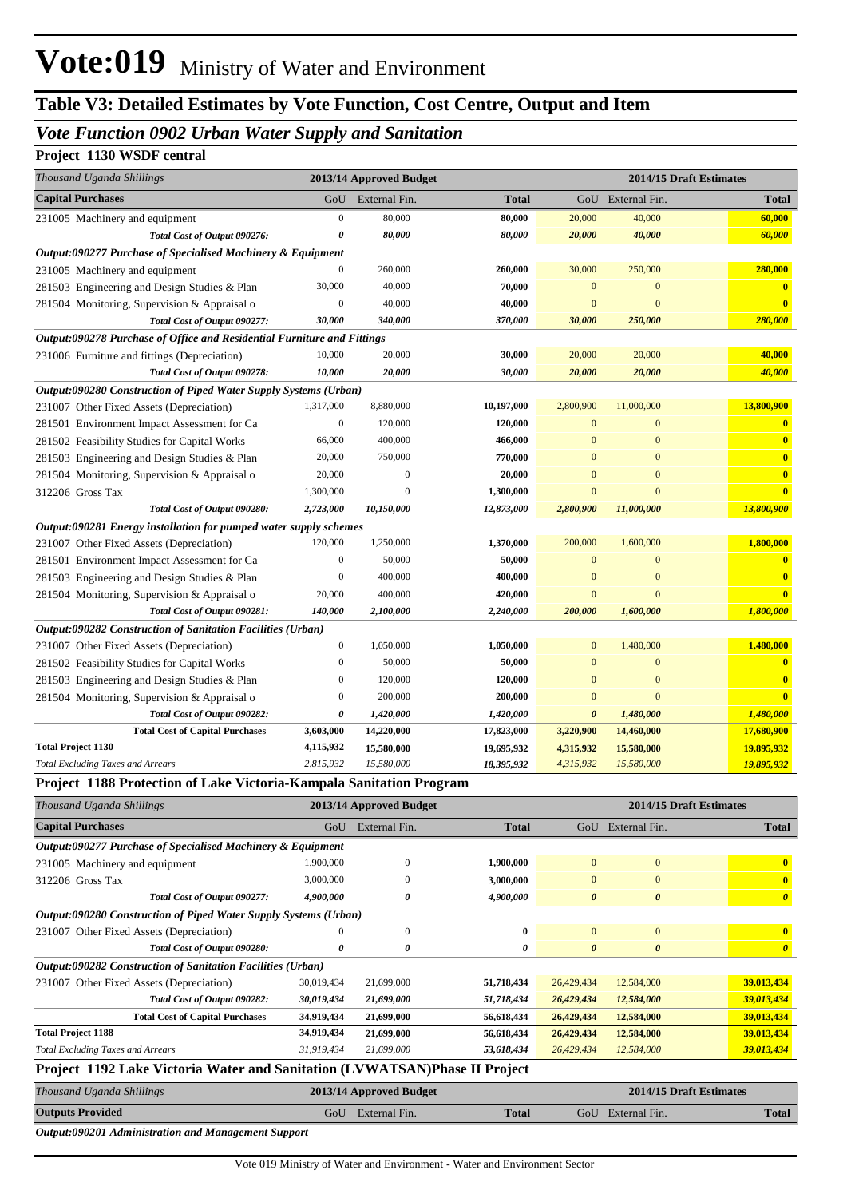# Vote:019 Ministry of Water and Environment

## Table V3: Detailed Estimates by Vote Function, Cost Centre, Output and Item

### *Vote Function 0902 Urban Water Supply and Sanitation*

#### Project 1130 WSDF central

| *Thousand Uganda Shillings* | 2013/14 Approved Budget | | | 2014/15 Draft Estimates | | |
|---|---|---|---|---|---|---|
| **Capital Purchases** | GoU | External Fin. | **Total** | GoU | External Fin. | **Total** |
| 231005 Machinery and equipment | 0 | 80,000 | **80,000** | 20,000 | 40,000 | **60,000** |
| *Total Cost of Output 090276:* | *0* | *80,000* | *80,000* | *20,000* | *40,000* | *60,000* |
| ***Output:090277 Purchase of Specialised Machinery & Equipment*** | | | | | | |
| 231005 Machinery and equipment | 0 | 260,000 | **260,000** | 30,000 | 250,000 | **280,000** |
| 281503 Engineering and Design Studies & Plan | 30,000 | 40,000 | **70,000** | 0 | 0 | **0** |
| 281504 Monitoring, Supervision & Appraisal o | 0 | 40,000 | **40,000** | 0 | 0 | **0** |
| *Total Cost of Output 090277:* | *30,000* | *340,000* | *370,000* | *30,000* | *250,000* | *280,000* |
| ***Output:090278 Purchase of Office and Residential Furniture and Fittings*** | | | | | | |
| 231006 Furniture and fittings (Depreciation) | 10,000 | 20,000 | **30,000** | 20,000 | 20,000 | **40,000** |
| *Total Cost of Output 090278:* | *10,000* | *20,000* | *30,000* | *20,000* | *20,000* | *40,000* |
| ***Output:090280 Construction of Piped Water Supply Systems (Urban)*** | | | | | | |
| 231007 Other Fixed Assets (Depreciation) | 1,317,000 | 8,880,000 | **10,197,000** | 2,800,900 | 11,000,000 | **13,800,900** |
| 281501 Environment Impact Assessment for Ca | 0 | 120,000 | **120,000** | 0 | 0 | **0** |
| 281502 Feasibility Studies for Capital Works | 66,000 | 400,000 | **466,000** | 0 | 0 | **0** |
| 281503 Engineering and Design Studies & Plan | 20,000 | 750,000 | **770,000** | 0 | 0 | **0** |
| 281504 Monitoring, Supervision & Appraisal o | 20,000 | 0 | **20,000** | 0 | 0 | **0** |
| 312206 Gross Tax | 1,300,000 | 0 | **1,300,000** | 0 | 0 | **0** |
| *Total Cost of Output 090280:* | *2,723,000* | *10,150,000* | *12,873,000* | *2,800,900* | *11,000,000* | *13,800,900* |
| ***Output:090281 Energy installation for pumped water supply schemes*** | | | | | | |
| 231007 Other Fixed Assets (Depreciation) | 120,000 | 1,250,000 | **1,370,000** | 200,000 | 1,600,000 | **1,800,000** |
| 281501 Environment Impact Assessment for Ca | 0 | 50,000 | **50,000** | 0 | 0 | **0** |
| 281503 Engineering and Design Studies & Plan | 0 | 400,000 | **400,000** | 0 | 0 | **0** |
| 281504 Monitoring, Supervision & Appraisal o | 20,000 | 400,000 | **420,000** | 0 | 0 | **0** |
| *Total Cost of Output 090281:* | *140,000* | *2,100,000* | *2,240,000* | *200,000* | *1,600,000* | *1,800,000* |
| ***Output:090282 Construction of Sanitation Facilities (Urban)*** | | | | | | |
| 231007 Other Fixed Assets (Depreciation) | 0 | 1,050,000 | **1,050,000** | 0 | 1,480,000 | **1,480,000** |
| 281502 Feasibility Studies for Capital Works | 0 | 50,000 | **50,000** | 0 | 0 | **0** |
| 281503 Engineering and Design Studies & Plan | 0 | 120,000 | **120,000** | 0 | 0 | **0** |
| 281504 Monitoring, Supervision & Appraisal o | 0 | 200,000 | **200,000** | 0 | 0 | **0** |
| *Total Cost of Output 090282:* | *0* | *1,420,000* | *1,420,000* | *0* | *1,480,000* | *1,480,000* |
| **Total Cost of Capital Purchases** | **3,603,000** | **14,220,000** | **17,823,000** | **3,220,900** | **14,460,000** | **17,680,900** |
| **Total Project 1130** | **4,115,932** | **15,580,000** | **19,695,932** | **4,315,932** | **15,580,000** | **19,895,932** |
| *Total Excluding Taxes and Arrears* | *2,815,932* | *15,580,000* | *18,395,932* | *4,315,932* | *15,580,000* | *19,895,932* |

#### Project 1188 Protection of Lake Victoria-Kampala Sanitation Program

| *Thousand Uganda Shillings* | 2013/14 Approved Budget | | | 2014/15 Draft Estimates | | |
|---|---|---|---|---|---|---|
| **Capital Purchases** | GoU | External Fin. | **Total** | GoU | External Fin. | **Total** |
| ***Output:090277 Purchase of Specialised Machinery & Equipment*** | | | | | | |
| 231005 Machinery and equipment | 1,900,000 | 0 | **1,900,000** | 0 | 0 | **0** |
| 312206 Gross Tax | 3,000,000 | 0 | **3,000,000** | 0 | 0 | **0** |
| *Total Cost of Output 090277:* | *4,900,000* | *0* | *4,900,000* | *0* | *0* | *0* |
| ***Output:090280 Construction of Piped Water Supply Systems (Urban)*** | | | | | | |
| 231007 Other Fixed Assets (Depreciation) | 0 | 0 | **0** | 0 | 0 | **0** |
| *Total Cost of Output 090280:* | *0* | *0* | *0* | *0* | *0* | *0* |
| ***Output:090282 Construction of Sanitation Facilities (Urban)*** | | | | | | |
| 231007 Other Fixed Assets (Depreciation) | 30,019,434 | 21,699,000 | **51,718,434** | 26,429,434 | 12,584,000 | **39,013,434** |
| *Total Cost of Output 090282:* | *30,019,434* | *21,699,000* | *51,718,434* | *26,429,434* | *12,584,000* | *39,013,434* |
| **Total Cost of Capital Purchases** | **34,919,434** | **21,699,000** | **56,618,434** | **26,429,434** | **12,584,000** | **39,013,434** |
| **Total Project 1188** | **34,919,434** | **21,699,000** | **56,618,434** | **26,429,434** | **12,584,000** | **39,013,434** |
| *Total Excluding Taxes and Arrears* | *31,919,434* | *21,699,000* | *53,618,434* | *26,429,434* | *12,584,000* | *39,013,434* |

#### Project 1192 Lake Victoria Water and Sanitation (LVWATSAN)Phase II Project

| *Thousand Uganda Shillings* | 2013/14 Approved Budget | | | 2014/15 Draft Estimates | | |
|---|---|---|---|---|---|---|
| **Outputs Provided** | GoU | External Fin. | **Total** | GoU | External Fin. | **Total** |
| ***Output:090201 Administration and Management Support*** | | | | | | |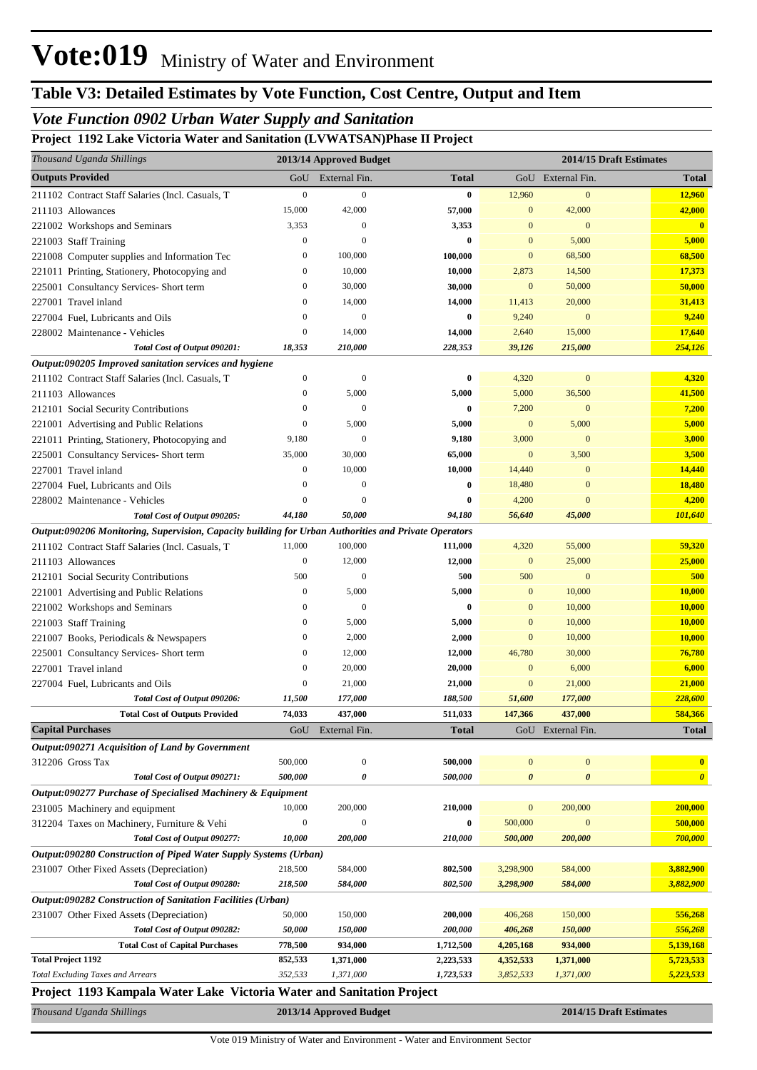# Vote:019 Ministry of Water and Environment

## Table V3: Detailed Estimates by Vote Function, Cost Centre, Output and Item

### *Vote Function 0902 Urban Water Supply and Sanitation*

**Project 1192 Lake Victoria Water and Sanitation (LVWATSAN)Phase II Project**

| *Thousand Uganda Shillings* | 2013/14 Approved Budget | | | 2014/15 Draft Estimates | | |
|---|---|---|---|---|---|---|
| **Outputs Provided** | GoU | External Fin. | **Total** | GoU | External Fin. | **Total** |
| 211102 Contract Staff Salaries (Incl. Casuals, T | 0 | 0 | **0** | 12,960 | 0 | **12,960** |
| 211103 Allowances | 15,000 | 42,000 | **57,000** | 0 | 42,000 | **42,000** |
| 221002 Workshops and Seminars | 3,353 | 0 | **3,353** | 0 | 0 | **0** |
| 221003 Staff Training | 0 | 0 | **0** | 0 | 5,000 | **5,000** |
| 221008 Computer supplies and Information Tec | 0 | 100,000 | **100,000** | 0 | 68,500 | **68,500** |
| 221011 Printing, Stationery, Photocopying and | 0 | 10,000 | **10,000** | 2,873 | 14,500 | **17,373** |
| 225001 Consultancy Services- Short term | 0 | 30,000 | **30,000** | 0 | 50,000 | **50,000** |
| 227001 Travel inland | 0 | 14,000 | **14,000** | 11,413 | 20,000 | **31,413** |
| 227004 Fuel, Lubricants and Oils | 0 | 0 | **0** | 9,240 | 0 | **9,240** |
| 228002 Maintenance - Vehicles | 0 | 14,000 | **14,000** | 2,640 | 15,000 | **17,640** |
| ***Total Cost of Output 090201:*** | ***18,353*** | ***210,000*** | ***228,353*** | ***39,126*** | ***215,000*** | ***254,126*** |
| ***Output:090205 Improved sanitation services and hygiene*** | | | | | | |
| 211102 Contract Staff Salaries (Incl. Casuals, T | 0 | 0 | **0** | 4,320 | 0 | **4,320** |
| 211103 Allowances | 0 | 5,000 | **5,000** | 5,000 | 36,500 | **41,500** |
| 212101 Social Security Contributions | 0 | 0 | **0** | 7,200 | 0 | **7,200** |
| 221001 Advertising and Public Relations | 0 | 5,000 | **5,000** | 0 | 5,000 | **5,000** |
| 221011 Printing, Stationery, Photocopying and | 9,180 | 0 | **9,180** | 3,000 | 0 | **3,000** |
| 225001 Consultancy Services- Short term | 35,000 | 30,000 | **65,000** | 0 | 3,500 | **3,500** |
| 227001 Travel inland | 0 | 10,000 | **10,000** | 14,440 | 0 | **14,440** |
| 227004 Fuel, Lubricants and Oils | 0 | 0 | **0** | 18,480 | 0 | **18,480** |
| 228002 Maintenance - Vehicles | 0 | 0 | **0** | 4,200 | 0 | **4,200** |
| ***Total Cost of Output 090205:*** | ***44,180*** | ***50,000*** | ***94,180*** | ***56,640*** | ***45,000*** | ***101,640*** |
| ***Output:090206 Monitoring, Supervision, Capacity building for Urban Authorities and Private Operators*** | | | | | | |
| 211102 Contract Staff Salaries (Incl. Casuals, T | 11,000 | 100,000 | **111,000** | 4,320 | 55,000 | **59,320** |
| 211103 Allowances | 0 | 12,000 | **12,000** | 0 | 25,000 | **25,000** |
| 212101 Social Security Contributions | 500 | 0 | **500** | 500 | 0 | **500** |
| 221001 Advertising and Public Relations | 0 | 5,000 | **5,000** | 0 | 10,000 | **10,000** |
| 221002 Workshops and Seminars | 0 | 0 | **0** | 0 | 10,000 | **10,000** |
| 221003 Staff Training | 0 | 5,000 | **5,000** | 0 | 10,000 | **10,000** |
| 221007 Books, Periodicals & Newspapers | 0 | 2,000 | **2,000** | 0 | 10,000 | **10,000** |
| 225001 Consultancy Services- Short term | 0 | 12,000 | **12,000** | 46,780 | 30,000 | **76,780** |
| 227001 Travel inland | 0 | 20,000 | **20,000** | 0 | 6,000 | **6,000** |
| 227004 Fuel, Lubricants and Oils | 0 | 21,000 | **21,000** | 0 | 21,000 | **21,000** |
| ***Total Cost of Output 090206:*** | ***11,500*** | ***177,000*** | ***188,500*** | ***51,600*** | ***177,000*** | ***228,600*** |
| **Total Cost of Outputs Provided** | **74,033** | **437,000** | **511,033** | **147,366** | **437,000** | **584,366** |
| **Capital Purchases** | GoU | External Fin. | **Total** | GoU | External Fin. | **Total** |
| ***Output:090271 Acquisition of Land by Government*** | | | | | | |
| 312206 Gross Tax | 500,000 | 0 | **500,000** | 0 | 0 | **0** |
| ***Total Cost of Output 090271:*** | ***500,000*** | ***0*** | ***500,000*** | ***0*** | ***0*** | ***0*** |
| ***Output:090277 Purchase of Specialised Machinery & Equipment*** | | | | | | |
| 231005 Machinery and equipment | 10,000 | 200,000 | **210,000** | 0 | 200,000 | **200,000** |
| 312204 Taxes on Machinery, Furniture & Vehi | 0 | 0 | **0** | 500,000 | 0 | **500,000** |
| ***Total Cost of Output 090277:*** | ***10,000*** | ***200,000*** | ***210,000*** | ***500,000*** | ***200,000*** | ***700,000*** |
| ***Output:090280 Construction of Piped Water Supply Systems (Urban)*** | | | | | | |
| 231007 Other Fixed Assets (Depreciation) | 218,500 | 584,000 | **802,500** | 3,298,900 | 584,000 | **3,882,900** |
| ***Total Cost of Output 090280:*** | ***218,500*** | ***584,000*** | ***802,500*** | ***3,298,900*** | ***584,000*** | ***3,882,900*** |
| ***Output:090282 Construction of Sanitation Facilities (Urban)*** | | | | | | |
| 231007 Other Fixed Assets (Depreciation) | 50,000 | 150,000 | **200,000** | 406,268 | 150,000 | **556,268** |
| ***Total Cost of Output 090282:*** | ***50,000*** | ***150,000*** | ***200,000*** | ***406,268*** | ***150,000*** | ***556,268*** |
| **Total Cost of Capital Purchases** | **778,500** | **934,000** | **1,712,500** | **4,205,168** | **934,000** | **5,139,168** |
| **Total Project 1192** | **852,533** | **1,371,000** | **2,223,533** | **4,352,533** | **1,371,000** | **5,723,533** |
| *Total Excluding Taxes and Arrears* | *352,533* | *1,371,000* | *1,723,533* | *3,852,533* | *1,371,000* | *5,223,533* |

**Project 1193 Kampala Water Lake Victoria Water and Sanitation Project**

| *Thousand Uganda Shillings* | 2013/14 Approved Budget | 2014/15 Draft Estimates |
|---|---|---|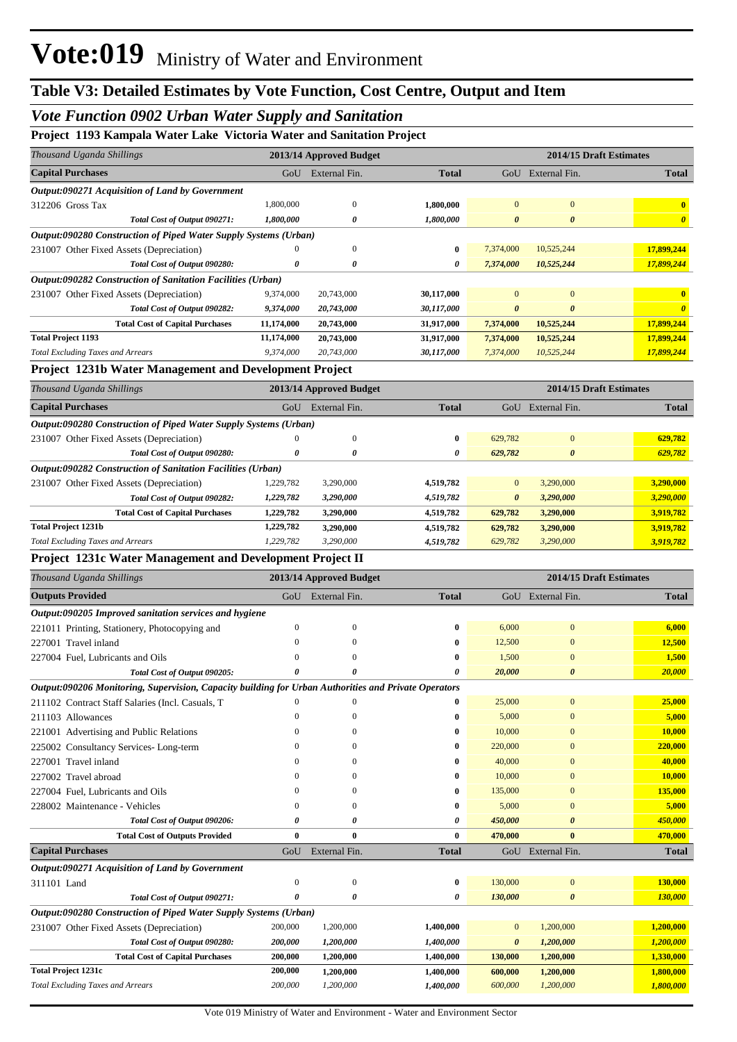# Vote:019 Ministry of Water and Environment

## Table V3: Detailed Estimates by Vote Function, Cost Centre, Output and Item

### *Vote Function 0902 Urban Water Supply and Sanitation*

**Project 1193 Kampala Water Lake Victoria Water and Sanitation Project**

| *Thousand Uganda Shillings* | 2013/14 Approved Budget | | | 2014/15 Draft Estimates | | |
|---|---|---|---|---|---|---|
| **Capital Purchases** | GoU | External Fin. | **Total** | GoU | External Fin. | **Total** |
| ***Output:090271 Acquisition of Land by Government*** | | | | | | |
| 312206 Gross Tax | 1,800,000 | 0 | **1,800,000** | 0 | 0 | **0** |
| ***Total Cost of Output 090271:*** | ***1,800,000*** | ***0*** | ***1,800,000*** | ***0*** | ***0*** | ***0*** |
| ***Output:090280 Construction of Piped Water Supply Systems (Urban)*** | | | | | | |
| 231007 Other Fixed Assets (Depreciation) | 0 | 0 | **0** | 7,374,000 | 10,525,244 | **17,899,244** |
| ***Total Cost of Output 090280:*** | ***0*** | ***0*** | ***0*** | ***7,374,000*** | ***10,525,244*** | ***17,899,244*** |
| ***Output:090282 Construction of Sanitation Facilities (Urban)*** | | | | | | |
| 231007 Other Fixed Assets (Depreciation) | 9,374,000 | 20,743,000 | **30,117,000** | 0 | 0 | **0** |
| ***Total Cost of Output 090282:*** | ***9,374,000*** | ***20,743,000*** | ***30,117,000*** | ***0*** | ***0*** | ***0*** |
| **Total Cost of Capital Purchases** | **11,174,000** | **20,743,000** | **31,917,000** | **7,374,000** | **10,525,244** | **17,899,244** |
| **Total Project 1193** | **11,174,000** | **20,743,000** | **31,917,000** | **7,374,000** | **10,525,244** | **17,899,244** |
| *Total Excluding Taxes and Arrears* | *9,374,000* | *20,743,000* | ***30,117,000*** | *7,374,000* | *10,525,244* | ***17,899,244*** |

**Project 1231b Water Management and Development Project**

| *Thousand Uganda Shillings* | 2013/14 Approved Budget | | | 2014/15 Draft Estimates | | |
|---|---|---|---|---|---|---|
| **Capital Purchases** | GoU | External Fin. | **Total** | GoU | External Fin. | **Total** |
| ***Output:090280 Construction of Piped Water Supply Systems (Urban)*** | | | | | | |
| 231007 Other Fixed Assets (Depreciation) | 0 | 0 | **0** | 629,782 | 0 | **629,782** |
| ***Total Cost of Output 090280:*** | ***0*** | ***0*** | ***0*** | ***629,782*** | ***0*** | ***629,782*** |
| ***Output:090282 Construction of Sanitation Facilities (Urban)*** | | | | | | |
| 231007 Other Fixed Assets (Depreciation) | 1,229,782 | 3,290,000 | **4,519,782** | 0 | 3,290,000 | **3,290,000** |
| ***Total Cost of Output 090282:*** | ***1,229,782*** | ***3,290,000*** | ***4,519,782*** | ***0*** | ***3,290,000*** | ***3,290,000*** |
| **Total Cost of Capital Purchases** | **1,229,782** | **3,290,000** | **4,519,782** | **629,782** | **3,290,000** | **3,919,782** |
| **Total Project 1231b** | **1,229,782** | **3,290,000** | **4,519,782** | **629,782** | **3,290,000** | **3,919,782** |
| *Total Excluding Taxes and Arrears* | *1,229,782* | *3,290,000* | ***4,519,782*** | *629,782* | *3,290,000* | ***3,919,782*** |

**Project 1231c Water Management and Development Project II**

| *Thousand Uganda Shillings* | 2013/14 Approved Budget | | | 2014/15 Draft Estimates | | |
|---|---|---|---|---|---|---|
| **Outputs Provided** | GoU | External Fin. | **Total** | GoU | External Fin. | **Total** |
| ***Output:090205 Improved sanitation services and hygiene*** | | | | | | |
| 221011 Printing, Stationery, Photocopying and | 0 | 0 | **0** | 6,000 | 0 | **6,000** |
| 227001 Travel inland | 0 | 0 | **0** | 12,500 | 0 | **12,500** |
| 227004 Fuel, Lubricants and Oils | 0 | 0 | **0** | 1,500 | 0 | **1,500** |
| ***Total Cost of Output 090205:*** | ***0*** | ***0*** | ***0*** | ***20,000*** | ***0*** | ***20,000*** |
| ***Output:090206 Monitoring, Supervision, Capacity building for Urban Authorities and Private Operators*** | | | | | | |
| 211102 Contract Staff Salaries (Incl. Casuals, T | 0 | 0 | **0** | 25,000 | 0 | **25,000** |
| 211103 Allowances | 0 | 0 | **0** | 5,000 | 0 | **5,000** |
| 221001 Advertising and Public Relations | 0 | 0 | **0** | 10,000 | 0 | **10,000** |
| 225002 Consultancy Services- Long-term | 0 | 0 | **0** | 220,000 | 0 | **220,000** |
| 227001 Travel inland | 0 | 0 | **0** | 40,000 | 0 | **40,000** |
| 227002 Travel abroad | 0 | 0 | **0** | 10,000 | 0 | **10,000** |
| 227004 Fuel, Lubricants and Oils | 0 | 0 | **0** | 135,000 | 0 | **135,000** |
| 228002 Maintenance - Vehicles | 0 | 0 | **0** | 5,000 | 0 | **5,000** |
| ***Total Cost of Output 090206:*** | ***0*** | ***0*** | ***0*** | ***450,000*** | ***0*** | ***450,000*** |
| **Total Cost of Outputs Provided** | **0** | **0** | **0** | **470,000** | **0** | **470,000** |
| **Capital Purchases** | GoU | External Fin. | **Total** | GoU | External Fin. | **Total** |
| ***Output:090271 Acquisition of Land by Government*** | | | | | | |
| 311101 Land | 0 | 0 | **0** | 130,000 | 0 | **130,000** |
| ***Total Cost of Output 090271:*** | ***0*** | ***0*** | ***0*** | ***130,000*** | ***0*** | ***130,000*** |
| ***Output:090280 Construction of Piped Water Supply Systems (Urban)*** | | | | | | |
| 231007 Other Fixed Assets (Depreciation) | 200,000 | 1,200,000 | **1,400,000** | 0 | 1,200,000 | **1,200,000** |
| ***Total Cost of Output 090280:*** | ***200,000*** | ***1,200,000*** | ***1,400,000*** | ***0*** | ***1,200,000*** | ***1,200,000*** |
| **Total Cost of Capital Purchases** | **200,000** | **1,200,000** | **1,400,000** | **130,000** | **1,200,000** | **1,330,000** |
| **Total Project 1231c** | **200,000** | **1,200,000** | **1,400,000** | **600,000** | **1,200,000** | **1,800,000** |
| *Total Excluding Taxes and Arrears* | *200,000* | *1,200,000* | ***1,400,000*** | *600,000* | *1,200,000* | ***1,800,000*** |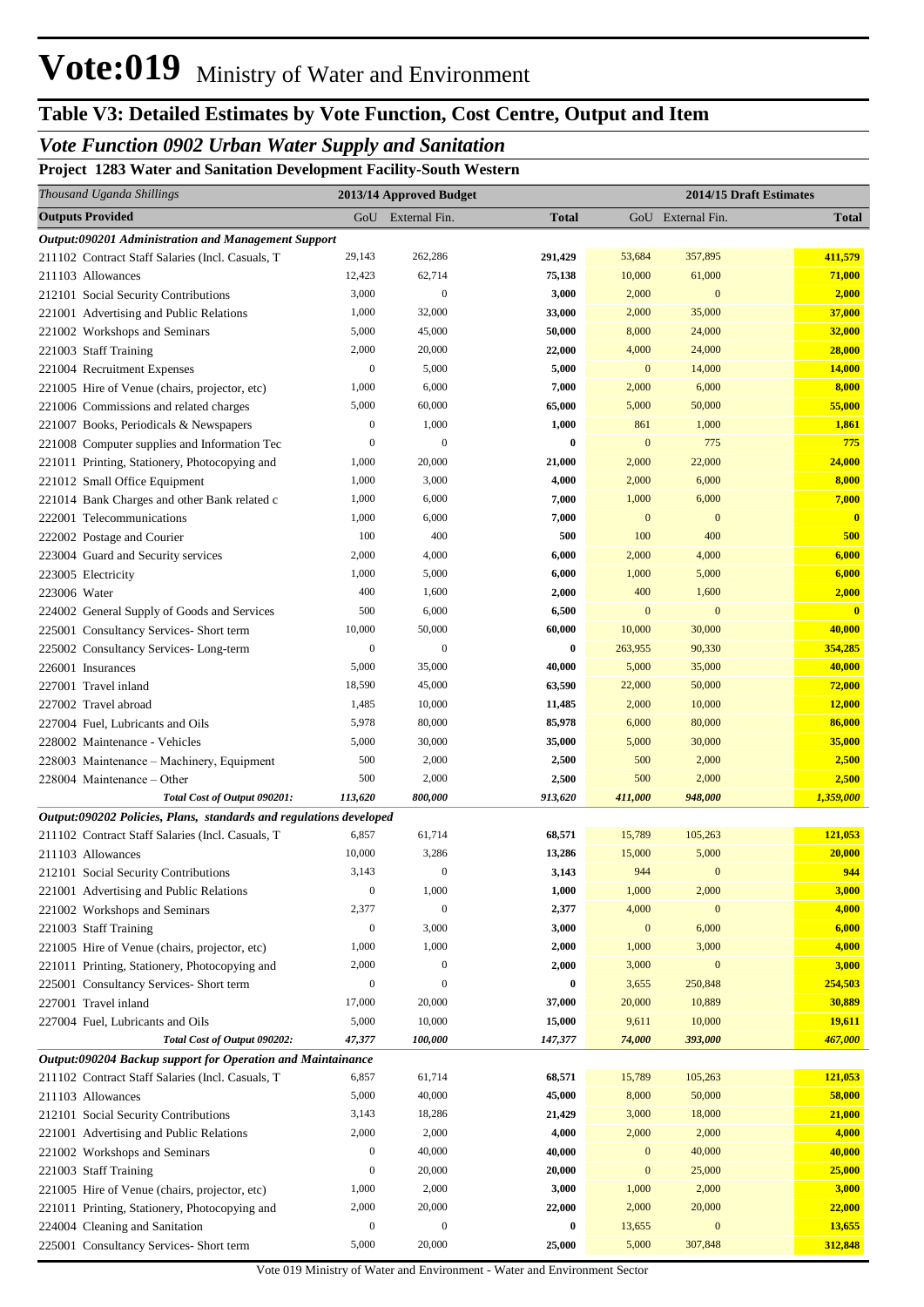# Vote:019 Ministry of Water and Environment

## Table V3: Detailed Estimates by Vote Function, Cost Centre, Output and Item

### *Vote Function 0902 Urban Water Supply and Sanitation*

**Project 1283 Water and Sanitation Development Facility-South Western**

| *Thousand Uganda Shillings* | 2013/14 Approved Budget | | | 2014/15 Draft Estimates | | |
|---|---|---|---|---|---|---|
| **Outputs Provided** | GoU | External Fin. | **Total** | GoU | External Fin. | **Total** |
| ***Output:090201 Administration and Management Support*** | | | | | | |
| 211102 Contract Staff Salaries (Incl. Casuals, T | 29,143 | 262,286 | **291,429** | 53,684 | 357,895 | **411,579** |
| 211103 Allowances | 12,423 | 62,714 | **75,138** | 10,000 | 61,000 | **71,000** |
| 212101 Social Security Contributions | 3,000 | 0 | **3,000** | 2,000 | 0 | **2,000** |
| 221001 Advertising and Public Relations | 1,000 | 32,000 | **33,000** | 2,000 | 35,000 | **37,000** |
| 221002 Workshops and Seminars | 5,000 | 45,000 | **50,000** | 8,000 | 24,000 | **32,000** |
| 221003 Staff Training | 2,000 | 20,000 | **22,000** | 4,000 | 24,000 | **28,000** |
| 221004 Recruitment Expenses | 0 | 5,000 | **5,000** | 0 | 14,000 | **14,000** |
| 221005 Hire of Venue (chairs, projector, etc) | 1,000 | 6,000 | **7,000** | 2,000 | 6,000 | **8,000** |
| 221006 Commissions and related charges | 5,000 | 60,000 | **65,000** | 5,000 | 50,000 | **55,000** |
| 221007 Books, Periodicals & Newspapers | 0 | 1,000 | **1,000** | 861 | 1,000 | **1,861** |
| 221008 Computer supplies and Information Tec | 0 | 0 | **0** | 0 | 775 | **775** |
| 221011 Printing, Stationery, Photocopying and | 1,000 | 20,000 | **21,000** | 2,000 | 22,000 | **24,000** |
| 221012 Small Office Equipment | 1,000 | 3,000 | **4,000** | 2,000 | 6,000 | **8,000** |
| 221014 Bank Charges and other Bank related c | 1,000 | 6,000 | **7,000** | 1,000 | 6,000 | **7,000** |
| 222001 Telecommunications | 1,000 | 6,000 | **7,000** | 0 | 0 | **0** |
| 222002 Postage and Courier | 100 | 400 | **500** | 100 | 400 | **500** |
| 223004 Guard and Security services | 2,000 | 4,000 | **6,000** | 2,000 | 4,000 | **6,000** |
| 223005 Electricity | 1,000 | 5,000 | **6,000** | 1,000 | 5,000 | **6,000** |
| 223006 Water | 400 | 1,600 | **2,000** | 400 | 1,600 | **2,000** |
| 224002 General Supply of Goods and Services | 500 | 6,000 | **6,500** | 0 | 0 | **0** |
| 225001 Consultancy Services- Short term | 10,000 | 50,000 | **60,000** | 10,000 | 30,000 | **40,000** |
| 225002 Consultancy Services- Long-term | 0 | 0 | **0** | 263,955 | 90,330 | **354,285** |
| 226001 Insurances | 5,000 | 35,000 | **40,000** | 5,000 | 35,000 | **40,000** |
| 227001 Travel inland | 18,590 | 45,000 | **63,590** | 22,000 | 50,000 | **72,000** |
| 227002 Travel abroad | 1,485 | 10,000 | **11,485** | 2,000 | 10,000 | **12,000** |
| 227004 Fuel, Lubricants and Oils | 5,978 | 80,000 | **85,978** | 6,000 | 80,000 | **86,000** |
| 228002 Maintenance - Vehicles | 5,000 | 30,000 | **35,000** | 5,000 | 30,000 | **35,000** |
| 228003 Maintenance – Machinery, Equipment | 500 | 2,000 | **2,500** | 500 | 2,000 | **2,500** |
| 228004 Maintenance – Other | 500 | 2,000 | **2,500** | 500 | 2,000 | **2,500** |
| ***Total Cost of Output 090201:*** | ***113,620*** | ***800,000*** | ***913,620*** | ***411,000*** | ***948,000*** | ***1,359,000*** |
| ***Output:090202 Policies, Plans, standards and regulations developed*** | | | | | | |
| 211102 Contract Staff Salaries (Incl. Casuals, T | 6,857 | 61,714 | **68,571** | 15,789 | 105,263 | **121,053** |
| 211103 Allowances | 10,000 | 3,286 | **13,286** | 15,000 | 5,000 | **20,000** |
| 212101 Social Security Contributions | 3,143 | 0 | **3,143** | 944 | 0 | **944** |
| 221001 Advertising and Public Relations | 0 | 1,000 | **1,000** | 1,000 | 2,000 | **3,000** |
| 221002 Workshops and Seminars | 2,377 | 0 | **2,377** | 4,000 | 0 | **4,000** |
| 221003 Staff Training | 0 | 3,000 | **3,000** | 0 | 6,000 | **6,000** |
| 221005 Hire of Venue (chairs, projector, etc) | 1,000 | 1,000 | **2,000** | 1,000 | 3,000 | **4,000** |
| 221011 Printing, Stationery, Photocopying and | 2,000 | 0 | **2,000** | 3,000 | 0 | **3,000** |
| 225001 Consultancy Services- Short term | 0 | 0 | **0** | 3,655 | 250,848 | **254,503** |
| 227001 Travel inland | 17,000 | 20,000 | **37,000** | 20,000 | 10,889 | **30,889** |
| 227004 Fuel, Lubricants and Oils | 5,000 | 10,000 | **15,000** | 9,611 | 10,000 | **19,611** |
| ***Total Cost of Output 090202:*** | ***47,377*** | ***100,000*** | ***147,377*** | ***74,000*** | ***393,000*** | ***467,000*** |
| ***Output:090204 Backup support for Operation and Maintainance*** | | | | | | |
| 211102 Contract Staff Salaries (Incl. Casuals, T | 6,857 | 61,714 | **68,571** | 15,789 | 105,263 | **121,053** |
| 211103 Allowances | 5,000 | 40,000 | **45,000** | 8,000 | 50,000 | **58,000** |
| 212101 Social Security Contributions | 3,143 | 18,286 | **21,429** | 3,000 | 18,000 | **21,000** |
| 221001 Advertising and Public Relations | 2,000 | 2,000 | **4,000** | 2,000 | 2,000 | **4,000** |
| 221002 Workshops and Seminars | 0 | 40,000 | **40,000** | 0 | 40,000 | **40,000** |
| 221003 Staff Training | 0 | 20,000 | **20,000** | 0 | 25,000 | **25,000** |
| 221005 Hire of Venue (chairs, projector, etc) | 1,000 | 2,000 | **3,000** | 1,000 | 2,000 | **3,000** |
| 221011 Printing, Stationery, Photocopying and | 2,000 | 20,000 | **22,000** | 2,000 | 20,000 | **22,000** |
| 224004 Cleaning and Sanitation | 0 | 0 | **0** | 13,655 | 0 | **13,655** |
| 225001 Consultancy Services- Short term | 5,000 | 20,000 | **25,000** | 5,000 | 307,848 | **312,848** |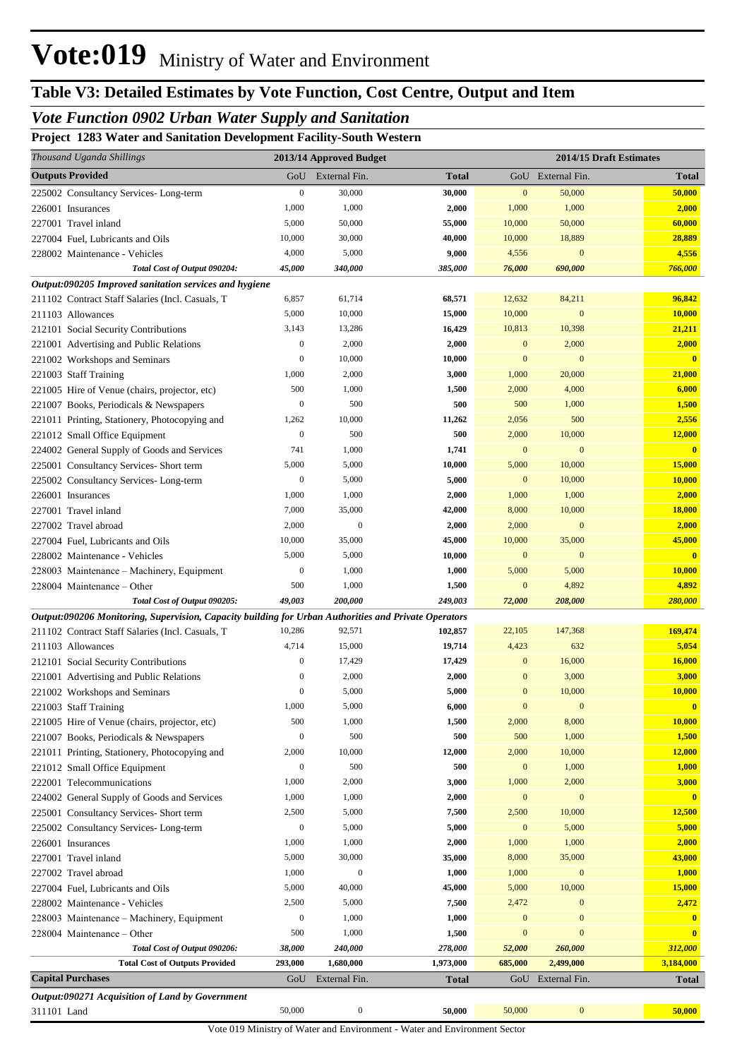# Vote:019 Ministry of Water and Environment

## Table V3: Detailed Estimates by Vote Function, Cost Centre, Output and Item

### *Vote Function 0902 Urban Water Supply and Sanitation*

**Project 1283 Water and Sanitation Development Facility-South Western**

| *Thousand Uganda Shillings* | 2013/14 Approved Budget | | | 2014/15 Draft Estimates | | |
|---|---|---|---|---|---|---|
| **Outputs Provided** | GoU | External Fin. | **Total** | GoU | External Fin. | **Total** |
| 225002 Consultancy Services- Long-term | 0 | 30,000 | **30,000** | 0 | 50,000 | **50,000** |
| 226001 Insurances | 1,000 | 1,000 | **2,000** | 1,000 | 1,000 | **2,000** |
| 227001 Travel inland | 5,000 | 50,000 | **55,000** | 10,000 | 50,000 | **60,000** |
| 227004 Fuel, Lubricants and Oils | 10,000 | 30,000 | **40,000** | 10,000 | 18,889 | **28,889** |
| 228002 Maintenance - Vehicles | 4,000 | 5,000 | **9,000** | 4,556 | 0 | **4,556** |
| ***Total Cost of Output 090204:*** | ***45,000*** | ***340,000*** | ***385,000*** | ***76,000*** | ***690,000*** | ***766,000*** |
| ***Output:090205 Improved sanitation services and hygiene*** | | | | | | |
| 211102 Contract Staff Salaries (Incl. Casuals, T | 6,857 | 61,714 | **68,571** | 12,632 | 84,211 | **96,842** |
| 211103 Allowances | 5,000 | 10,000 | **15,000** | 10,000 | 0 | **10,000** |
| 212101 Social Security Contributions | 3,143 | 13,286 | **16,429** | 10,813 | 10,398 | **21,211** |
| 221001 Advertising and Public Relations | 0 | 2,000 | **2,000** | 0 | 2,000 | **2,000** |
| 221002 Workshops and Seminars | 0 | 10,000 | **10,000** | 0 | 0 | **0** |
| 221003 Staff Training | 1,000 | 2,000 | **3,000** | 1,000 | 20,000 | **21,000** |
| 221005 Hire of Venue (chairs, projector, etc) | 500 | 1,000 | **1,500** | 2,000 | 4,000 | **6,000** |
| 221007 Books, Periodicals & Newspapers | 0 | 500 | **500** | 500 | 1,000 | **1,500** |
| 221011 Printing, Stationery, Photocopying and | 1,262 | 10,000 | **11,262** | 2,056 | 500 | **2,556** |
| 221012 Small Office Equipment | 0 | 500 | **500** | 2,000 | 10,000 | **12,000** |
| 224002 General Supply of Goods and Services | 741 | 1,000 | **1,741** | 0 | 0 | **0** |
| 225001 Consultancy Services- Short term | 5,000 | 5,000 | **10,000** | 5,000 | 10,000 | **15,000** |
| 225002 Consultancy Services- Long-term | 0 | 5,000 | **5,000** | 0 | 10,000 | **10,000** |
| 226001 Insurances | 1,000 | 1,000 | **2,000** | 1,000 | 1,000 | **2,000** |
| 227001 Travel inland | 7,000 | 35,000 | **42,000** | 8,000 | 10,000 | **18,000** |
| 227002 Travel abroad | 2,000 | 0 | **2,000** | 2,000 | 0 | **2,000** |
| 227004 Fuel, Lubricants and Oils | 10,000 | 35,000 | **45,000** | 10,000 | 35,000 | **45,000** |
| 228002 Maintenance - Vehicles | 5,000 | 5,000 | **10,000** | 0 | 0 | **0** |
| 228003 Maintenance – Machinery, Equipment | 0 | 1,000 | **1,000** | 5,000 | 5,000 | **10,000** |
| 228004 Maintenance – Other | 500 | 1,000 | **1,500** | 0 | 4,892 | **4,892** |
| ***Total Cost of Output 090205:*** | ***49,003*** | ***200,000*** | ***249,003*** | ***72,000*** | ***208,000*** | ***280,000*** |
| ***Output:090206 Monitoring, Supervision, Capacity building for Urban Authorities and Private Operators*** | | | | | | |
| 211102 Contract Staff Salaries (Incl. Casuals, T | 10,286 | 92,571 | **102,857** | 22,105 | 147,368 | **169,474** |
| 211103 Allowances | 4,714 | 15,000 | **19,714** | 4,423 | 632 | **5,054** |
| 212101 Social Security Contributions | 0 | 17,429 | **17,429** | 0 | 16,000 | **16,000** |
| 221001 Advertising and Public Relations | 0 | 2,000 | **2,000** | 0 | 3,000 | **3,000** |
| 221002 Workshops and Seminars | 0 | 5,000 | **5,000** | 0 | 10,000 | **10,000** |
| 221003 Staff Training | 1,000 | 5,000 | **6,000** | 0 | 0 | **0** |
| 221005 Hire of Venue (chairs, projector, etc) | 500 | 1,000 | **1,500** | 2,000 | 8,000 | **10,000** |
| 221007 Books, Periodicals & Newspapers | 0 | 500 | **500** | 500 | 1,000 | **1,500** |
| 221011 Printing, Stationery, Photocopying and | 2,000 | 10,000 | **12,000** | 2,000 | 10,000 | **12,000** |
| 221012 Small Office Equipment | 0 | 500 | **500** | 0 | 1,000 | **1,000** |
| 222001 Telecommunications | 1,000 | 2,000 | **3,000** | 1,000 | 2,000 | **3,000** |
| 224002 General Supply of Goods and Services | 1,000 | 1,000 | **2,000** | 0 | 0 | **0** |
| 225001 Consultancy Services- Short term | 2,500 | 5,000 | **7,500** | 2,500 | 10,000 | **12,500** |
| 225002 Consultancy Services- Long-term | 0 | 5,000 | **5,000** | 0 | 5,000 | **5,000** |
| 226001 Insurances | 1,000 | 1,000 | **2,000** | 1,000 | 1,000 | **2,000** |
| 227001 Travel inland | 5,000 | 30,000 | **35,000** | 8,000 | 35,000 | **43,000** |
| 227002 Travel abroad | 1,000 | 0 | **1,000** | 1,000 | 0 | **1,000** |
| 227004 Fuel, Lubricants and Oils | 5,000 | 40,000 | **45,000** | 5,000 | 10,000 | **15,000** |
| 228002 Maintenance - Vehicles | 2,500 | 5,000 | **7,500** | 2,472 | 0 | **2,472** |
| 228003 Maintenance – Machinery, Equipment | 0 | 1,000 | **1,000** | 0 | 0 | **0** |
| 228004 Maintenance – Other | 500 | 1,000 | **1,500** | 0 | 0 | **0** |
| ***Total Cost of Output 090206:*** | ***38,000*** | ***240,000*** | ***278,000*** | ***52,000*** | ***260,000*** | ***312,000*** |
| **Total Cost of Outputs Provided** | **293,000** | **1,680,000** | **1,973,000** | **685,000** | **2,499,000** | **3,184,000** |
| **Capital Purchases** | GoU | External Fin. | **Total** | GoU | External Fin. | **Total** |
| ***Output:090271 Acquisition of Land by Government*** | | | | | | |
| 311101 Land | 50,000 | 0 | **50,000** | 50,000 | 0 | **50,000** |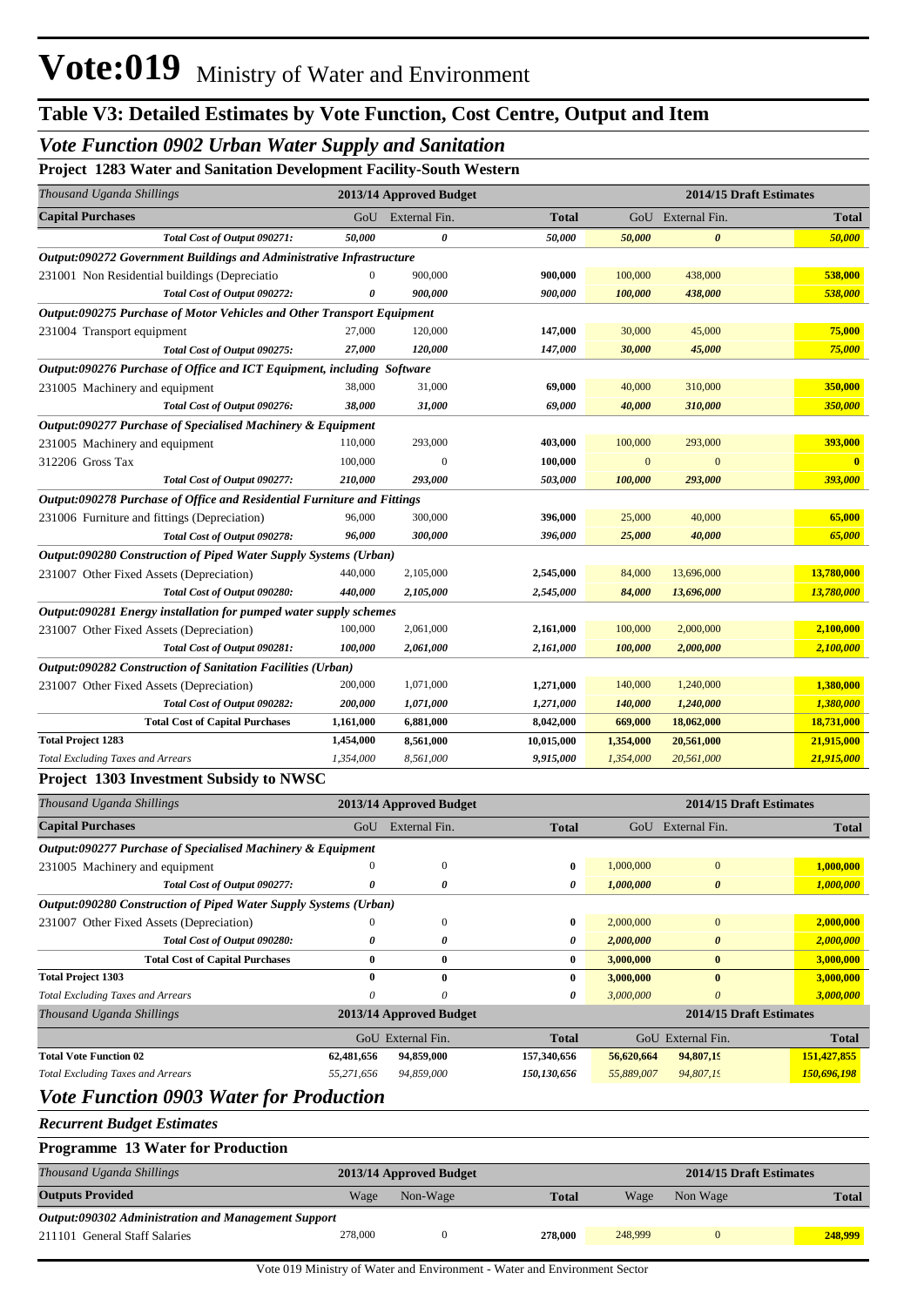# Vote:019 Ministry of Water and Environment

## Table V3: Detailed Estimates by Vote Function, Cost Centre, Output and Item

## *Vote Function 0902 Urban Water Supply and Sanitation*

### Project 1283 Water and Sanitation Development Facility-South Western

| *Thousand Uganda Shillings* | 2013/14 Approved Budget | | | 2014/15 Draft Estimates | | |
|---|---|---|---|---|---|---|
| **Capital Purchases** | GoU | External Fin. | **Total** | GoU | External Fin. | **Total** |
| ***Total Cost of Output 090271:*** | ***50,000*** | ***0*** | ***50,000*** | ***50,000*** | ***0*** | ***50,000*** |
| ***Output:090272 Government Buildings and Administrative Infrastructure*** | | | | | | |
| 231001 Non Residential buildings (Depreciatio | 0 | 900,000 | **900,000** | 100,000 | 438,000 | **538,000** |
| ***Total Cost of Output 090272:*** | ***0*** | ***900,000*** | ***900,000*** | ***100,000*** | ***438,000*** | ***538,000*** |
| ***Output:090275 Purchase of Motor Vehicles and Other Transport Equipment*** | | | | | | |
| 231004 Transport equipment | 27,000 | 120,000 | **147,000** | 30,000 | 45,000 | **75,000** |
| ***Total Cost of Output 090275:*** | ***27,000*** | ***120,000*** | ***147,000*** | ***30,000*** | ***45,000*** | ***75,000*** |
| ***Output:090276 Purchase of Office and ICT Equipment, including Software*** | | | | | | |
| 231005 Machinery and equipment | 38,000 | 31,000 | **69,000** | 40,000 | 310,000 | **350,000** |
| ***Total Cost of Output 090276:*** | ***38,000*** | ***31,000*** | ***69,000*** | ***40,000*** | ***310,000*** | ***350,000*** |
| ***Output:090277 Purchase of Specialised Machinery & Equipment*** | | | | | | |
| 231005 Machinery and equipment | 110,000 | 293,000 | **403,000** | 100,000 | 293,000 | **393,000** |
| 312206 Gross Tax | 100,000 | 0 | **100,000** | 0 | 0 | **0** |
| ***Total Cost of Output 090277:*** | ***210,000*** | ***293,000*** | ***503,000*** | ***100,000*** | ***293,000*** | ***393,000*** |
| ***Output:090278 Purchase of Office and Residential Furniture and Fittings*** | | | | | | |
| 231006 Furniture and fittings (Depreciation) | 96,000 | 300,000 | **396,000** | 25,000 | 40,000 | **65,000** |
| ***Total Cost of Output 090278:*** | ***96,000*** | ***300,000*** | ***396,000*** | ***25,000*** | ***40,000*** | ***65,000*** |
| ***Output:090280 Construction of Piped Water Supply Systems (Urban)*** | | | | | | |
| 231007 Other Fixed Assets (Depreciation) | 440,000 | 2,105,000 | **2,545,000** | 84,000 | 13,696,000 | **13,780,000** |
| ***Total Cost of Output 090280:*** | ***440,000*** | ***2,105,000*** | ***2,545,000*** | ***84,000*** | ***13,696,000*** | ***13,780,000*** |
| ***Output:090281 Energy installation for pumped water supply schemes*** | | | | | | |
| 231007 Other Fixed Assets (Depreciation) | 100,000 | 2,061,000 | **2,161,000** | 100,000 | 2,000,000 | **2,100,000** |
| ***Total Cost of Output 090281:*** | ***100,000*** | ***2,061,000*** | ***2,161,000*** | ***100,000*** | ***2,000,000*** | ***2,100,000*** |
| ***Output:090282 Construction of Sanitation Facilities (Urban)*** | | | | | | |
| 231007 Other Fixed Assets (Depreciation) | 200,000 | 1,071,000 | **1,271,000** | 140,000 | 1,240,000 | **1,380,000** |
| ***Total Cost of Output 090282:*** | ***200,000*** | ***1,071,000*** | ***1,271,000*** | ***140,000*** | ***1,240,000*** | ***1,380,000*** |
| **Total Cost of Capital Purchases** | **1,161,000** | **6,881,000** | **8,042,000** | **669,000** | **18,062,000** | **18,731,000** |
| **Total Project 1283** | **1,454,000** | **8,561,000** | **10,015,000** | **1,354,000** | **20,561,000** | **21,915,000** |
| *Total Excluding Taxes and Arrears* | *1,354,000* | *8,561,000* | *9,915,000* | *1,354,000* | *20,561,000* | *21,915,000* |

### Project 1303 Investment Subsidy to NWSC

| *Thousand Uganda Shillings* | 2013/14 Approved Budget | | | 2014/15 Draft Estimates | | |
|---|---|---|---|---|---|---|
| **Capital Purchases** | GoU | External Fin. | **Total** | GoU | External Fin. | **Total** |
| ***Output:090277 Purchase of Specialised Machinery & Equipment*** | | | | | | |
| 231005 Machinery and equipment | 0 | 0 | **0** | 1,000,000 | 0 | **1,000,000** |
| ***Total Cost of Output 090277:*** | ***0*** | ***0*** | ***0*** | ***1,000,000*** | ***0*** | ***1,000,000*** |
| ***Output:090280 Construction of Piped Water Supply Systems (Urban)*** | | | | | | |
| 231007 Other Fixed Assets (Depreciation) | 0 | 0 | **0** | 2,000,000 | 0 | **2,000,000** |
| ***Total Cost of Output 090280:*** | ***0*** | ***0*** | ***0*** | ***2,000,000*** | ***0*** | ***2,000,000*** |
| **Total Cost of Capital Purchases** | **0** | **0** | **0** | **3,000,000** | **0** | **3,000,000** |
| **Total Project 1303** | **0** | **0** | **0** | **3,000,000** | **0** | **3,000,000** |
| *Total Excluding Taxes and Arrears* | *0* | *0* | *0* | *3,000,000* | *0* | *3,000,000* |

| *Thousand Uganda Shillings* | 2013/14 Approved Budget | | | 2014/15 Draft Estimates | | |
|---|---|---|---|---|---|---|
| | GoU | External Fin. | **Total** | GoU | External Fin. | **Total** |
| **Total Vote Function 02** | **62,481,656** | **94,859,000** | **157,340,656** | **56,620,664** | **94,807,19** | **151,427,855** |
| *Total Excluding Taxes and Arrears* | *55,271,656* | *94,859,000* | *150,130,656* | *55,889,007* | *94,807,19* | *150,696,198* |

## *Vote Function 0903 Water for Production*

### *Recurrent Budget Estimates*

### Programme 13 Water for Production

| *Thousand Uganda Shillings* | 2013/14 Approved Budget | | | 2014/15 Draft Estimates | | |
|---|---|---|---|---|---|---|
| **Outputs Provided** | Wage | Non-Wage | **Total** | Wage | Non Wage | **Total** |
| ***Output:090302 Administration and Management Support*** | | | | | | |
| 211101 General Staff Salaries | 278,000 | 0 | **278,000** | 248,999 | 0 | **248,999** |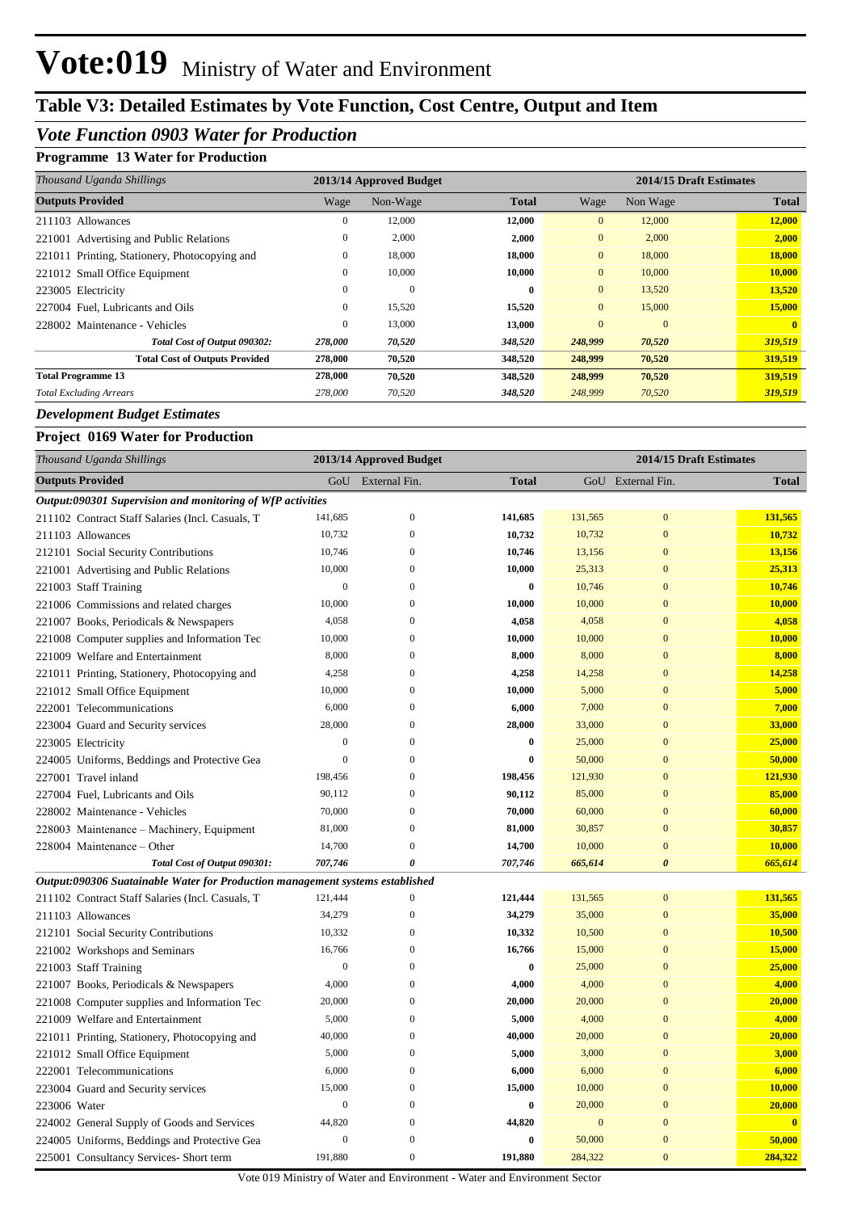# Vote:019 Ministry of Water and Environment

## Table V3: Detailed Estimates by Vote Function, Cost Centre, Output and Item

### *Vote Function 0903 Water for Production*

**Programme 13 Water for Production**

| *Thousand Uganda Shillings* | 2013/14 Approved Budget | | | 2014/15 Draft Estimates | | |
|---|---|---|---|---|---|---|
| **Outputs Provided** | Wage | Non-Wage | **Total** | Wage | Non Wage | **Total** |
| 211103 Allowances | 0 | 12,000 | **12,000** | 0 | 12,000 | **12,000** |
| 221001 Advertising and Public Relations | 0 | 2,000 | **2,000** | 0 | 2,000 | **2,000** |
| 221011 Printing, Stationery, Photocopying and | 0 | 18,000 | **18,000** | 0 | 18,000 | **18,000** |
| 221012 Small Office Equipment | 0 | 10,000 | **10,000** | 0 | 10,000 | **10,000** |
| 223005 Electricity | 0 | 0 | **0** | 0 | 13,520 | **13,520** |
| 227004 Fuel, Lubricants and Oils | 0 | 15,520 | **15,520** | 0 | 15,000 | **15,000** |
| 228002 Maintenance - Vehicles | 0 | 13,000 | **13,000** | 0 | 0 | **0** |
| *Total Cost of Output 090302:* | *278,000* | *70,520* | *348,520* | *248,999* | *70,520* | *319,519* |
| **Total Cost of Outputs Provided** | **278,000** | **70,520** | **348,520** | **248,999** | **70,520** | **319,519** |
| **Total Programme 13** | **278,000** | **70,520** | **348,520** | **248,999** | **70,520** | **319,519** |
| *Total Excluding Arrears* | *278,000* | *70,520* | *348,520* | *248,999* | *70,520* | *319,519* |

### *Development Budget Estimates*

**Project 0169 Water for Production**

| *Thousand Uganda Shillings* | 2013/14 Approved Budget | | | 2014/15 Draft Estimates | | |
|---|---|---|---|---|---|---|
| **Outputs Provided** | GoU | External Fin. | **Total** | GoU | External Fin. | **Total** |
| ***Output:090301 Supervision and monitoring of WfP activities*** | | | | | | |
| 211102 Contract Staff Salaries (Incl. Casuals, T | 141,685 | 0 | **141,685** | 131,565 | 0 | **131,565** |
| 211103 Allowances | 10,732 | 0 | **10,732** | 10,732 | 0 | **10,732** |
| 212101 Social Security Contributions | 10,746 | 0 | **10,746** | 13,156 | 0 | **13,156** |
| 221001 Advertising and Public Relations | 10,000 | 0 | **10,000** | 25,313 | 0 | **25,313** |
| 221003 Staff Training | 0 | 0 | **0** | 10,746 | 0 | **10,746** |
| 221006 Commissions and related charges | 10,000 | 0 | **10,000** | 10,000 | 0 | **10,000** |
| 221007 Books, Periodicals & Newspapers | 4,058 | 0 | **4,058** | 4,058 | 0 | **4,058** |
| 221008 Computer supplies and Information Tec | 10,000 | 0 | **10,000** | 10,000 | 0 | **10,000** |
| 221009 Welfare and Entertainment | 8,000 | 0 | **8,000** | 8,000 | 0 | **8,000** |
| 221011 Printing, Stationery, Photocopying and | 4,258 | 0 | **4,258** | 14,258 | 0 | **14,258** |
| 221012 Small Office Equipment | 10,000 | 0 | **10,000** | 5,000 | 0 | **5,000** |
| 222001 Telecommunications | 6,000 | 0 | **6,000** | 7,000 | 0 | **7,000** |
| 223004 Guard and Security services | 28,000 | 0 | **28,000** | 33,000 | 0 | **33,000** |
| 223005 Electricity | 0 | 0 | **0** | 25,000 | 0 | **25,000** |
| 224005 Uniforms, Beddings and Protective Gea | 0 | 0 | **0** | 50,000 | 0 | **50,000** |
| 227001 Travel inland | 198,456 | 0 | **198,456** | 121,930 | 0 | **121,930** |
| 227004 Fuel, Lubricants and Oils | 90,112 | 0 | **90,112** | 85,000 | 0 | **85,000** |
| 228002 Maintenance - Vehicles | 70,000 | 0 | **70,000** | 60,000 | 0 | **60,000** |
| 228003 Maintenance – Machinery, Equipment | 81,000 | 0 | **81,000** | 30,857 | 0 | **30,857** |
| 228004 Maintenance – Other | 14,700 | 0 | **14,700** | 10,000 | 0 | **10,000** |
| *Total Cost of Output 090301:* | *707,746* | *0* | *707,746* | *665,614* | *0* | *665,614* |
| ***Output:090306 Suatainable Water for Production management systems established*** | | | | | | |
| 211102 Contract Staff Salaries (Incl. Casuals, T | 121,444 | 0 | **121,444** | 131,565 | 0 | **131,565** |
| 211103 Allowances | 34,279 | 0 | **34,279** | 35,000 | 0 | **35,000** |
| 212101 Social Security Contributions | 10,332 | 0 | **10,332** | 10,500 | 0 | **10,500** |
| 221002 Workshops and Seminars | 16,766 | 0 | **16,766** | 15,000 | 0 | **15,000** |
| 221003 Staff Training | 0 | 0 | **0** | 25,000 | 0 | **25,000** |
| 221007 Books, Periodicals & Newspapers | 4,000 | 0 | **4,000** | 4,000 | 0 | **4,000** |
| 221008 Computer supplies and Information Tec | 20,000 | 0 | **20,000** | 20,000 | 0 | **20,000** |
| 221009 Welfare and Entertainment | 5,000 | 0 | **5,000** | 4,000 | 0 | **4,000** |
| 221011 Printing, Stationery, Photocopying and | 40,000 | 0 | **40,000** | 20,000 | 0 | **20,000** |
| 221012 Small Office Equipment | 5,000 | 0 | **5,000** | 3,000 | 0 | **3,000** |
| 222001 Telecommunications | 6,000 | 0 | **6,000** | 6,000 | 0 | **6,000** |
| 223004 Guard and Security services | 15,000 | 0 | **15,000** | 10,000 | 0 | **10,000** |
| 223006 Water | 0 | 0 | **0** | 20,000 | 0 | **20,000** |
| 224002 General Supply of Goods and Services | 44,820 | 0 | **44,820** | 0 | 0 | **0** |
| 224005 Uniforms, Beddings and Protective Gea | 0 | 0 | **0** | 50,000 | 0 | **50,000** |
| 225001 Consultancy Services- Short term | 191,880 | 0 | **191,880** | 284,322 | 0 | **284,322** |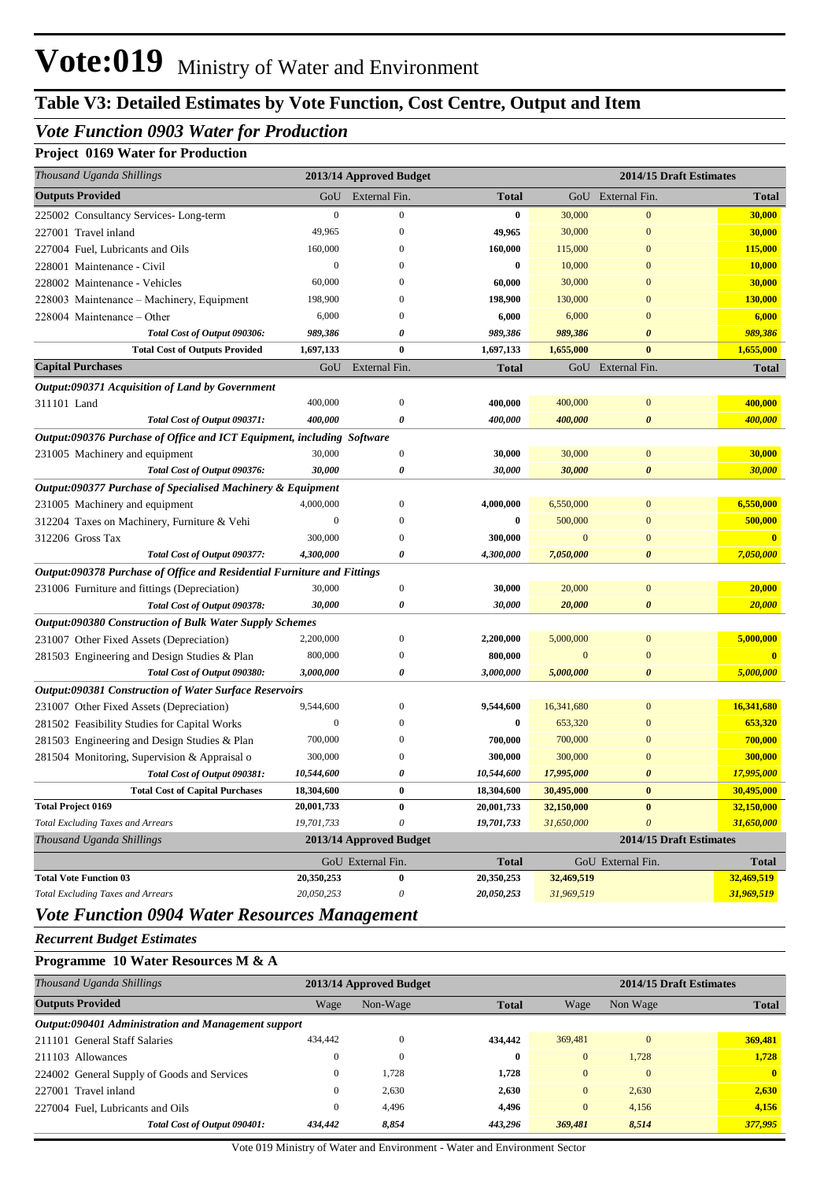# Vote:019 Ministry of Water and Environment

## Table V3: Detailed Estimates by Vote Function, Cost Centre, Output and Item

### *Vote Function 0903 Water for Production*

**Project 0169 Water for Production**

| *Thousand Uganda Shillings* | 2013/14 Approved Budget | | | 2014/15 Draft Estimates | | |
|---|---|---|---|---|---|---|
| **Outputs Provided** | GoU | External Fin. | **Total** | GoU | External Fin. | **Total** |
| 225002 Consultancy Services- Long-term | 0 | 0 | **0** | 30,000 | 0 | **30,000** |
| 227001 Travel inland | 49,965 | 0 | **49,965** | 30,000 | 0 | **30,000** |
| 227004 Fuel, Lubricants and Oils | 160,000 | 0 | **160,000** | 115,000 | 0 | **115,000** |
| 228001 Maintenance - Civil | 0 | 0 | **0** | 10,000 | 0 | **10,000** |
| 228002 Maintenance - Vehicles | 60,000 | 0 | **60,000** | 30,000 | 0 | **30,000** |
| 228003 Maintenance – Machinery, Equipment | 198,900 | 0 | **198,900** | 130,000 | 0 | **130,000** |
| 228004 Maintenance – Other | 6,000 | 0 | **6,000** | 6,000 | 0 | **6,000** |
| ***Total Cost of Output 090306:*** | ***989,386*** | ***0*** | ***989,386*** | ***989,386*** | ***0*** | ***989,386*** |
| **Total Cost of Outputs Provided** | **1,697,133** | **0** | **1,697,133** | **1,655,000** | **0** | **1,655,000** |
| **Capital Purchases** | GoU | External Fin. | **Total** | GoU | External Fin. | **Total** |
| ***Output:090371 Acquisition of Land by Government*** | | | | | | |
| 311101 Land | 400,000 | 0 | **400,000** | 400,000 | 0 | **400,000** |
| ***Total Cost of Output 090371:*** | ***400,000*** | ***0*** | ***400,000*** | ***400,000*** | ***0*** | ***400,000*** |
| ***Output:090376 Purchase of Office and ICT Equipment, including Software*** | | | | | | |
| 231005 Machinery and equipment | 30,000 | 0 | **30,000** | 30,000 | 0 | **30,000** |
| ***Total Cost of Output 090376:*** | ***30,000*** | ***0*** | ***30,000*** | ***30,000*** | ***0*** | ***30,000*** |
| ***Output:090377 Purchase of Specialised Machinery & Equipment*** | | | | | | |
| 231005 Machinery and equipment | 4,000,000 | 0 | **4,000,000** | 6,550,000 | 0 | **6,550,000** |
| 312204 Taxes on Machinery, Furniture & Vehi | 0 | 0 | **0** | 500,000 | 0 | **500,000** |
| 312206 Gross Tax | 300,000 | 0 | **300,000** | 0 | 0 | **0** |
| ***Total Cost of Output 090377:*** | ***4,300,000*** | ***0*** | ***4,300,000*** | ***7,050,000*** | ***0*** | ***7,050,000*** |
| ***Output:090378 Purchase of Office and Residential Furniture and Fittings*** | | | | | | |
| 231006 Furniture and fittings (Depreciation) | 30,000 | 0 | **30,000** | 20,000 | 0 | **20,000** |
| ***Total Cost of Output 090378:*** | ***30,000*** | ***0*** | ***30,000*** | ***20,000*** | ***0*** | ***20,000*** |
| ***Output:090380 Construction of Bulk Water Supply Schemes*** | | | | | | |
| 231007 Other Fixed Assets (Depreciation) | 2,200,000 | 0 | **2,200,000** | 5,000,000 | 0 | **5,000,000** |
| 281503 Engineering and Design Studies & Plan | 800,000 | 0 | **800,000** | 0 | 0 | **0** |
| ***Total Cost of Output 090380:*** | ***3,000,000*** | ***0*** | ***3,000,000*** | ***5,000,000*** | ***0*** | ***5,000,000*** |
| ***Output:090381 Construction of Water Surface Reservoirs*** | | | | | | |
| 231007 Other Fixed Assets (Depreciation) | 9,544,600 | 0 | **9,544,600** | 16,341,680 | 0 | **16,341,680** |
| 281502 Feasibility Studies for Capital Works | 0 | 0 | **0** | 653,320 | 0 | **653,320** |
| 281503 Engineering and Design Studies & Plan | 700,000 | 0 | **700,000** | 700,000 | 0 | **700,000** |
| 281504 Monitoring, Supervision & Appraisal o | 300,000 | 0 | **300,000** | 300,000 | 0 | **300,000** |
| ***Total Cost of Output 090381:*** | ***10,544,600*** | ***0*** | ***10,544,600*** | ***17,995,000*** | ***0*** | ***17,995,000*** |
| **Total Cost of Capital Purchases** | **18,304,600** | **0** | **18,304,600** | **30,495,000** | **0** | **30,495,000** |
| **Total Project 0169** | **20,001,733** | **0** | **20,001,733** | **32,150,000** | **0** | **32,150,000** |
| *Total Excluding Taxes and Arrears* | *19,701,733* | *0* | *19,701,733* | *31,650,000* | *0* | *31,650,000* |

| *Thousand Uganda Shillings* | 2013/14 Approved Budget | | | 2014/15 Draft Estimates | | |
|---|---|---|---|---|---|---|
| | GoU | External Fin. | **Total** | GoU | External Fin. | **Total** |
| **Total Vote Function 03** | **20,350,253** | **0** | **20,350,253** | **32,469,519** | | **32,469,519** |
| *Total Excluding Taxes and Arrears* | *20,050,253* | *0* | *20,050,253* | *31,969,519* | | *31,969,519* |

### *Vote Function 0904 Water Resources Management*

***Recurrent Budget Estimates***

**Programme 10 Water Resources M & A**

| *Thousand Uganda Shillings* | 2013/14 Approved Budget | | | 2014/15 Draft Estimates | | |
|---|---|---|---|---|---|---|
| **Outputs Provided** | Wage | Non-Wage | **Total** | Wage | Non Wage | **Total** |
| ***Output:090401 Administration and Management support*** | | | | | | |
| 211101 General Staff Salaries | 434,442 | 0 | **434,442** | 369,481 | 0 | **369,481** |
| 211103 Allowances | 0 | 0 | **0** | 0 | 1,728 | **1,728** |
| 224002 General Supply of Goods and Services | 0 | 1,728 | **1,728** | 0 | 0 | **0** |
| 227001 Travel inland | 0 | 2,630 | **2,630** | 0 | 2,630 | **2,630** |
| 227004 Fuel, Lubricants and Oils | 0 | 4,496 | **4,496** | 0 | 4,156 | **4,156** |
| ***Total Cost of Output 090401:*** | ***434,442*** | ***8,854*** | ***443,296*** | ***369,481*** | ***8,514*** | ***377,995*** |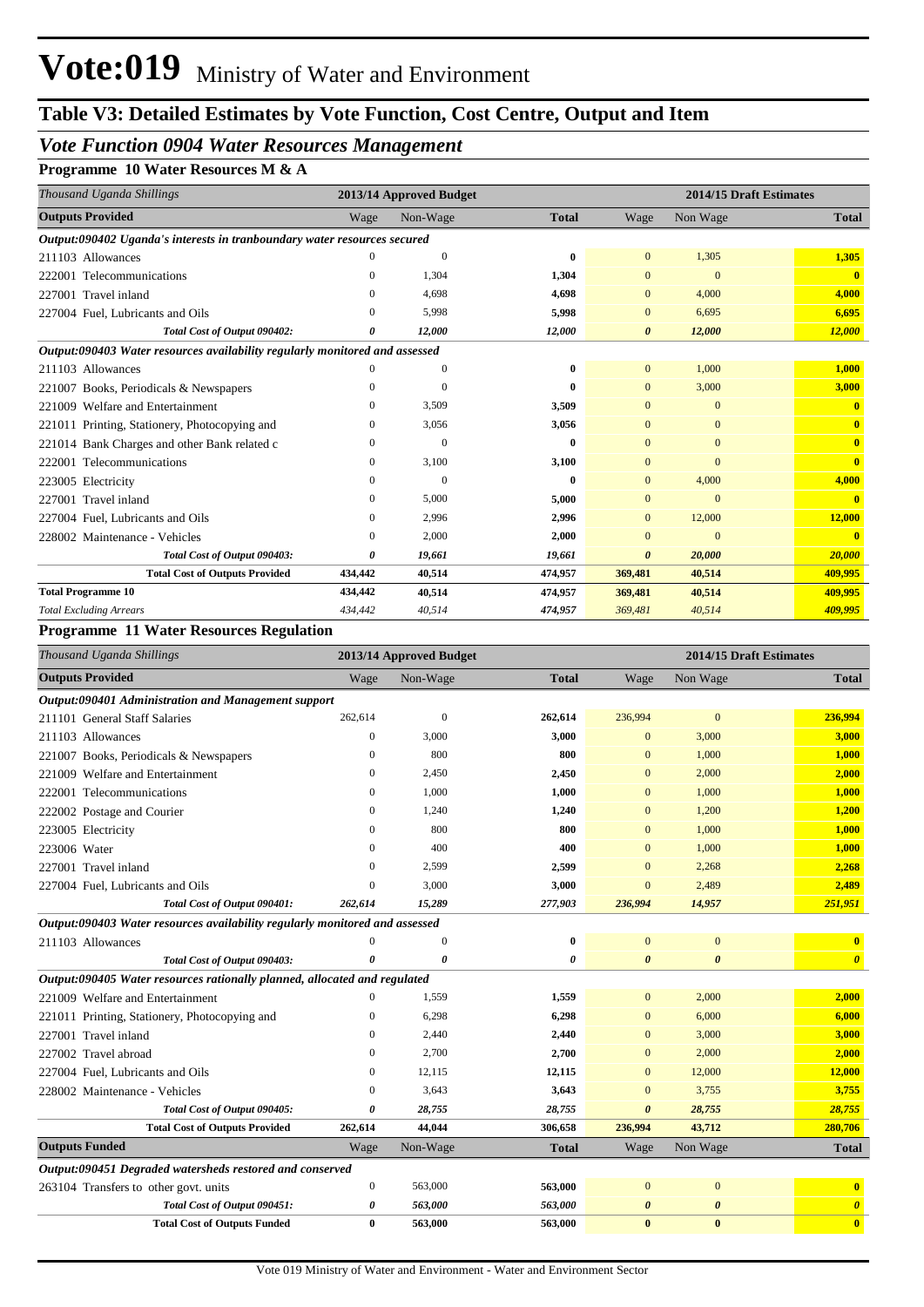# Vote:019 Ministry of Water and Environment

## Table V3: Detailed Estimates by Vote Function, Cost Centre, Output and Item

### *Vote Function 0904 Water Resources Management*

**Programme 10 Water Resources M & A**

| *Thousand Uganda Shillings* | 2013/14 Approved Budget | | | 2014/15 Draft Estimates | | |
|---|---|---|---|---|---|---|
| **Outputs Provided** | Wage | Non-Wage | **Total** | Wage | Non Wage | **Total** |
| ***Output:090402 Uganda's interests in tranboundary water resources secured*** | | | | | | |
| 211103 Allowances | 0 | 0 | **0** | 0 | 1,305 | **1,305** |
| 222001 Telecommunications | 0 | 1,304 | **1,304** | 0 | 0 | **0** |
| 227001 Travel inland | 0 | 4,698 | **4,698** | 0 | 4,000 | **4,000** |
| 227004 Fuel, Lubricants and Oils | 0 | 5,998 | **5,998** | 0 | 6,695 | **6,695** |
| ***Total Cost of Output 090402:*** | ***0*** | ***12,000*** | ***12,000*** | ***0*** | ***12,000*** | ***12,000*** |
| ***Output:090403 Water resources availability regularly monitored and assessed*** | | | | | | |
| 211103 Allowances | 0 | 0 | **0** | 0 | 1,000 | **1,000** |
| 221007 Books, Periodicals & Newspapers | 0 | 0 | **0** | 0 | 3,000 | **3,000** |
| 221009 Welfare and Entertainment | 0 | 3,509 | **3,509** | 0 | 0 | **0** |
| 221011 Printing, Stationery, Photocopying and | 0 | 3,056 | **3,056** | 0 | 0 | **0** |
| 221014 Bank Charges and other Bank related c | 0 | 0 | **0** | 0 | 0 | **0** |
| 222001 Telecommunications | 0 | 3,100 | **3,100** | 0 | 0 | **0** |
| 223005 Electricity | 0 | 0 | **0** | 0 | 4,000 | **4,000** |
| 227001 Travel inland | 0 | 5,000 | **5,000** | 0 | 0 | **0** |
| 227004 Fuel, Lubricants and Oils | 0 | 2,996 | **2,996** | 0 | 12,000 | **12,000** |
| 228002 Maintenance - Vehicles | 0 | 2,000 | **2,000** | 0 | 0 | **0** |
| ***Total Cost of Output 090403:*** | ***0*** | ***19,661*** | ***19,661*** | ***0*** | ***20,000*** | ***20,000*** |
| **Total Cost of Outputs Provided** | **434,442** | **40,514** | **474,957** | **369,481** | **40,514** | **409,995** |
| **Total Programme 10** | **434,442** | **40,514** | **474,957** | **369,481** | **40,514** | **409,995** |
| *Total Excluding Arrears* | *434,442* | *40,514* | *474,957* | *369,481* | *40,514* | *409,995* |

**Programme 11 Water Resources Regulation**

| *Thousand Uganda Shillings* | 2013/14 Approved Budget | | | 2014/15 Draft Estimates | | |
|---|---|---|---|---|---|---|
| **Outputs Provided** | Wage | Non-Wage | **Total** | Wage | Non Wage | **Total** |
| ***Output:090401 Administration and Management support*** | | | | | | |
| 211101 General Staff Salaries | 262,614 | 0 | **262,614** | 236,994 | 0 | **236,994** |
| 211103 Allowances | 0 | 3,000 | **3,000** | 0 | 3,000 | **3,000** |
| 221007 Books, Periodicals & Newspapers | 0 | 800 | **800** | 0 | 1,000 | **1,000** |
| 221009 Welfare and Entertainment | 0 | 2,450 | **2,450** | 0 | 2,000 | **2,000** |
| 222001 Telecommunications | 0 | 1,000 | **1,000** | 0 | 1,000 | **1,000** |
| 222002 Postage and Courier | 0 | 1,240 | **1,240** | 0 | 1,200 | **1,200** |
| 223005 Electricity | 0 | 800 | **800** | 0 | 1,000 | **1,000** |
| 223006 Water | 0 | 400 | **400** | 0 | 1,000 | **1,000** |
| 227001 Travel inland | 0 | 2,599 | **2,599** | 0 | 2,268 | **2,268** |
| 227004 Fuel, Lubricants and Oils | 0 | 3,000 | **3,000** | 0 | 2,489 | **2,489** |
| ***Total Cost of Output 090401:*** | ***262,614*** | ***15,289*** | ***277,903*** | ***236,994*** | ***14,957*** | ***251,951*** |
| ***Output:090403 Water resources availability regularly monitored and assessed*** | | | | | | |
| 211103 Allowances | 0 | 0 | **0** | 0 | 0 | **0** |
| ***Total Cost of Output 090403:*** | ***0*** | ***0*** | ***0*** | ***0*** | ***0*** | ***0*** |
| ***Output:090405 Water resources rationally planned, allocated and regulated*** | | | | | | |
| 221009 Welfare and Entertainment | 0 | 1,559 | **1,559** | 0 | 2,000 | **2,000** |
| 221011 Printing, Stationery, Photocopying and | 0 | 6,298 | **6,298** | 0 | 6,000 | **6,000** |
| 227001 Travel inland | 0 | 2,440 | **2,440** | 0 | 3,000 | **3,000** |
| 227002 Travel abroad | 0 | 2,700 | **2,700** | 0 | 2,000 | **2,000** |
| 227004 Fuel, Lubricants and Oils | 0 | 12,115 | **12,115** | 0 | 12,000 | **12,000** |
| 228002 Maintenance - Vehicles | 0 | 3,643 | **3,643** | 0 | 3,755 | **3,755** |
| ***Total Cost of Output 090405:*** | ***0*** | ***28,755*** | ***28,755*** | ***0*** | ***28,755*** | ***28,755*** |
| **Total Cost of Outputs Provided** | **262,614** | **44,044** | **306,658** | **236,994** | **43,712** | **280,706** |
| **Outputs Funded** | Wage | Non-Wage | **Total** | Wage | Non Wage | **Total** |
| ***Output:090451 Degraded watersheds restored and conserved*** | | | | | | |
| 263104 Transfers to other govt. units | 0 | 563,000 | **563,000** | 0 | 0 | **0** |
| ***Total Cost of Output 090451:*** | ***0*** | ***563,000*** | ***563,000*** | ***0*** | ***0*** | ***0*** |
| **Total Cost of Outputs Funded** | **0** | **563,000** | **563,000** | **0** | **0** | **0** |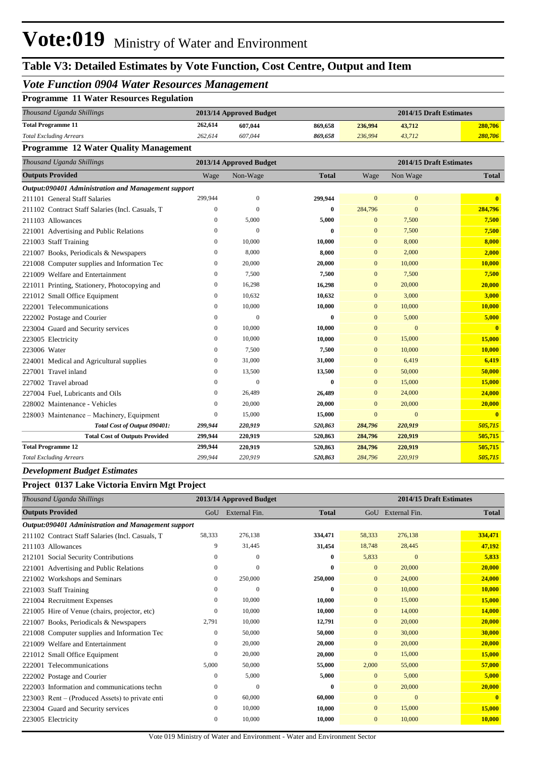# Vote:019 Ministry of Water and Environment

## Table V3: Detailed Estimates by Vote Function, Cost Centre, Output and Item

### *Vote Function 0904 Water Resources Management*

#### Programme 11 Water Resources Regulation

| *Thousand Uganda Shillings* | 2013/14 Approved Budget | | | 2014/15 Draft Estimates | | |
|---|---|---|---|---|---|---|
| **Total Programme 11** | **262,614** | **607,044** | **869,658** | **236,994** | **43,712** | **280,706** |
| *Total Excluding Arrears* | *262,614* | *607,044* | *869,658* | *236,994* | *43,712* | *280,706* |

#### Programme 12 Water Quality Management

| *Thousand Uganda Shillings* | 2013/14 Approved Budget | | | 2014/15 Draft Estimates | | |
|---|---|---|---|---|---|---|
| **Outputs Provided** | Wage | Non-Wage | **Total** | Wage | Non Wage | **Total** |
| ***Output:090401 Administration and Management support*** | | | | | | |
| 211101 General Staff Salaries | 299,944 | 0 | **299,944** | 0 | 0 | **0** |
| 211102 Contract Staff Salaries (Incl. Casuals, T | 0 | 0 | **0** | 284,796 | 0 | **284,796** |
| 211103 Allowances | 0 | 5,000 | **5,000** | 0 | 7,500 | **7,500** |
| 221001 Advertising and Public Relations | 0 | 0 | **0** | 0 | 7,500 | **7,500** |
| 221003 Staff Training | 0 | 10,000 | **10,000** | 0 | 8,000 | **8,000** |
| 221007 Books, Periodicals & Newspapers | 0 | 8,000 | **8,000** | 0 | 2,000 | **2,000** |
| 221008 Computer supplies and Information Tec | 0 | 20,000 | **20,000** | 0 | 10,000 | **10,000** |
| 221009 Welfare and Entertainment | 0 | 7,500 | **7,500** | 0 | 7,500 | **7,500** |
| 221011 Printing, Stationery, Photocopying and | 0 | 16,298 | **16,298** | 0 | 20,000 | **20,000** |
| 221012 Small Office Equipment | 0 | 10,632 | **10,632** | 0 | 3,000 | **3,000** |
| 222001 Telecommunications | 0 | 10,000 | **10,000** | 0 | 10,000 | **10,000** |
| 222002 Postage and Courier | 0 | 0 | **0** | 0 | 5,000 | **5,000** |
| 223004 Guard and Security services | 0 | 10,000 | **10,000** | 0 | 0 | **0** |
| 223005 Electricity | 0 | 10,000 | **10,000** | 0 | 15,000 | **15,000** |
| 223006 Water | 0 | 7,500 | **7,500** | 0 | 10,000 | **10,000** |
| 224001 Medical and Agricultural supplies | 0 | 31,000 | **31,000** | 0 | 6,419 | **6,419** |
| 227001 Travel inland | 0 | 13,500 | **13,500** | 0 | 50,000 | **50,000** |
| 227002 Travel abroad | 0 | 0 | **0** | 0 | 15,000 | **15,000** |
| 227004 Fuel, Lubricants and Oils | 0 | 26,489 | **26,489** | 0 | 24,000 | **24,000** |
| 228002 Maintenance - Vehicles | 0 | 20,000 | **20,000** | 0 | 20,000 | **20,000** |
| 228003 Maintenance – Machinery, Equipment | 0 | 15,000 | **15,000** | 0 | 0 | **0** |
| ***Total Cost of Output 090401:*** | ***299,944*** | ***220,919*** | ***520,863*** | ***284,796*** | ***220,919*** | ***505,715*** |
| **Total Cost of Outputs Provided** | **299,944** | **220,919** | **520,863** | **284,796** | **220,919** | **505,715** |
| **Total Programme 12** | **299,944** | **220,919** | **520,863** | **284,796** | **220,919** | **505,715** |
| *Total Excluding Arrears* | *299,944* | *220,919* | *520,863* | *284,796* | *220,919* | *505,715* |

### *Development Budget Estimates*

#### Project 0137 Lake Victoria Envirn Mgt Project

| *Thousand Uganda Shillings* | 2013/14 Approved Budget | | | 2014/15 Draft Estimates | | |
|---|---|---|---|---|---|---|
| **Outputs Provided** | GoU | External Fin. | **Total** | GoU | External Fin. | **Total** |
| ***Output:090401 Administration and Management support*** | | | | | | |
| 211102 Contract Staff Salaries (Incl. Casuals, T | 58,333 | 276,138 | **334,471** | 58,333 | 276,138 | **334,471** |
| 211103 Allowances | 9 | 31,445 | **31,454** | 18,748 | 28,445 | **47,192** |
| 212101 Social Security Contributions | 0 | 0 | **0** | 5,833 | 0 | **5,833** |
| 221001 Advertising and Public Relations | 0 | 0 | **0** | 0 | 20,000 | **20,000** |
| 221002 Workshops and Seminars | 0 | 250,000 | **250,000** | 0 | 24,000 | **24,000** |
| 221003 Staff Training | 0 | 0 | **0** | 0 | 10,000 | **10,000** |
| 221004 Recruitment Expenses | 0 | 10,000 | **10,000** | 0 | 15,000 | **15,000** |
| 221005 Hire of Venue (chairs, projector, etc) | 0 | 10,000 | **10,000** | 0 | 14,000 | **14,000** |
| 221007 Books, Periodicals & Newspapers | 2,791 | 10,000 | **12,791** | 0 | 20,000 | **20,000** |
| 221008 Computer supplies and Information Tec | 0 | 50,000 | **50,000** | 0 | 30,000 | **30,000** |
| 221009 Welfare and Entertainment | 0 | 20,000 | **20,000** | 0 | 20,000 | **20,000** |
| 221012 Small Office Equipment | 0 | 20,000 | **20,000** | 0 | 15,000 | **15,000** |
| 222001 Telecommunications | 5,000 | 50,000 | **55,000** | 2,000 | 55,000 | **57,000** |
| 222002 Postage and Courier | 0 | 5,000 | **5,000** | 0 | 5,000 | **5,000** |
| 222003 Information and communications techn | 0 | 0 | **0** | 0 | 20,000 | **20,000** |
| 223003 Rent – (Produced Assets) to private enti | 0 | 60,000 | **60,000** | 0 | 0 | **0** |
| 223004 Guard and Security services | 0 | 10,000 | **10,000** | 0 | 15,000 | **15,000** |
| 223005 Electricity | 0 | 10,000 | **10,000** | 0 | 10,000 | **10,000** |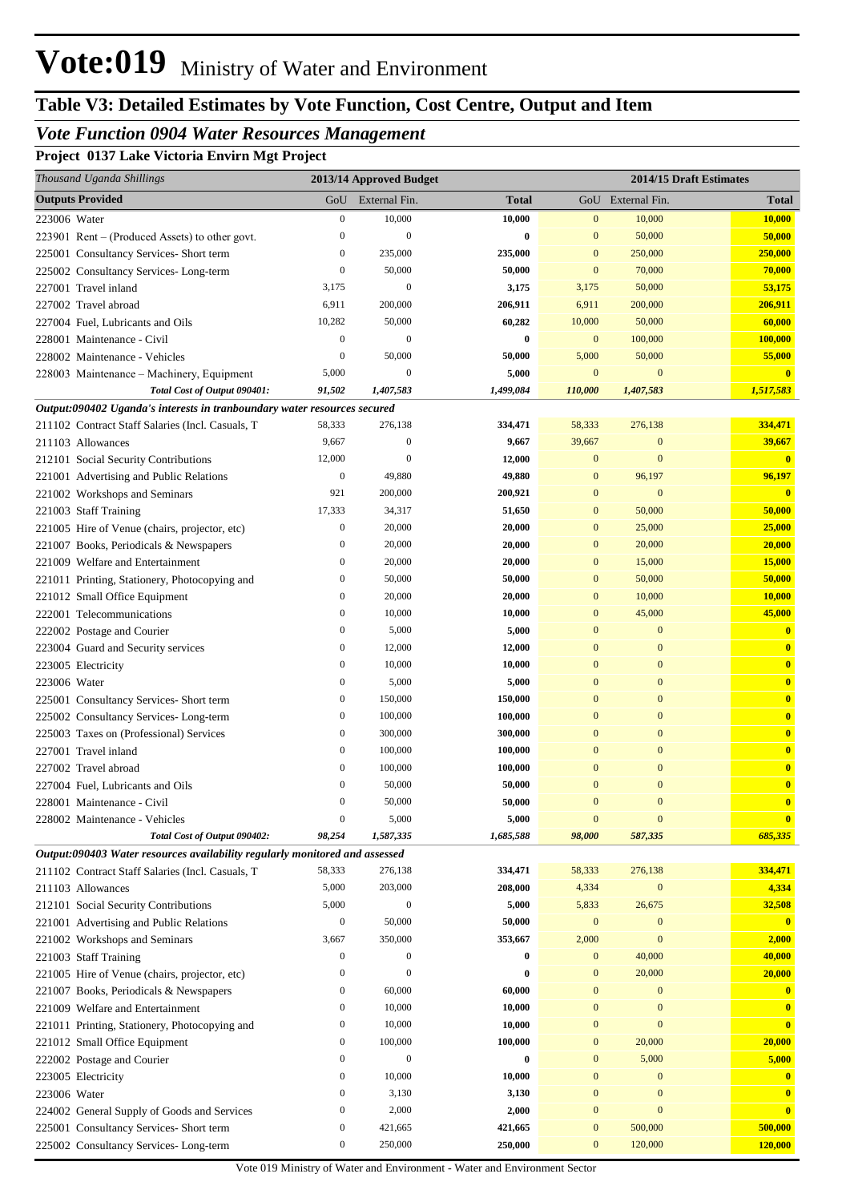# Vote:019 Ministry of Water and Environment

## Table V3: Detailed Estimates by Vote Function, Cost Centre, Output and Item

### *Vote Function 0904 Water Resources Management*

**Project 0137 Lake Victoria Envirn Mgt Project**

| *Thousand Uganda Shillings* | 2013/14 Approved Budget | | | 2014/15 Draft Estimates | | |
|---|---|---|---|---|---|---|
| **Outputs Provided** | GoU | External Fin. | **Total** | GoU | External Fin. | **Total** |
| 223006 Water | 0 | 10,000 | **10,000** | 0 | 10,000 | **10,000** |
| 223901 Rent – (Produced Assets) to other govt. | 0 | 0 | **0** | 0 | 50,000 | **50,000** |
| 225001 Consultancy Services- Short term | 0 | 235,000 | **235,000** | 0 | 250,000 | **250,000** |
| 225002 Consultancy Services- Long-term | 0 | 50,000 | **50,000** | 0 | 70,000 | **70,000** |
| 227001 Travel inland | 3,175 | 0 | **3,175** | 3,175 | 50,000 | **53,175** |
| 227002 Travel abroad | 6,911 | 200,000 | **206,911** | 6,911 | 200,000 | **206,911** |
| 227004 Fuel, Lubricants and Oils | 10,282 | 50,000 | **60,282** | 10,000 | 50,000 | **60,000** |
| 228001 Maintenance - Civil | 0 | 0 | **0** | 0 | 100,000 | **100,000** |
| 228002 Maintenance - Vehicles | 0 | 50,000 | **50,000** | 5,000 | 50,000 | **55,000** |
| 228003 Maintenance – Machinery, Equipment | 5,000 | 0 | **5,000** | 0 | 0 | **0** |
| ***Total Cost of Output 090401:*** | ***91,502*** | ***1,407,583*** | ***1,499,084*** | ***110,000*** | ***1,407,583*** | ***1,517,583*** |
| ***Output:090402 Uganda's interests in tranboundary water resources secured*** | | | | | | |
| 211102 Contract Staff Salaries (Incl. Casuals, T | 58,333 | 276,138 | **334,471** | 58,333 | 276,138 | **334,471** |
| 211103 Allowances | 9,667 | 0 | **9,667** | 39,667 | 0 | **39,667** |
| 212101 Social Security Contributions | 12,000 | 0 | **12,000** | 0 | 0 | **0** |
| 221001 Advertising and Public Relations | 0 | 49,880 | **49,880** | 0 | 96,197 | **96,197** |
| 221002 Workshops and Seminars | 921 | 200,000 | **200,921** | 0 | 0 | **0** |
| 221003 Staff Training | 17,333 | 34,317 | **51,650** | 0 | 50,000 | **50,000** |
| 221005 Hire of Venue (chairs, projector, etc) | 0 | 20,000 | **20,000** | 0 | 25,000 | **25,000** |
| 221007 Books, Periodicals & Newspapers | 0 | 20,000 | **20,000** | 0 | 20,000 | **20,000** |
| 221009 Welfare and Entertainment | 0 | 20,000 | **20,000** | 0 | 15,000 | **15,000** |
| 221011 Printing, Stationery, Photocopying and | 0 | 50,000 | **50,000** | 0 | 50,000 | **50,000** |
| 221012 Small Office Equipment | 0 | 20,000 | **20,000** | 0 | 10,000 | **10,000** |
| 222001 Telecommunications | 0 | 10,000 | **10,000** | 0 | 45,000 | **45,000** |
| 222002 Postage and Courier | 0 | 5,000 | **5,000** | 0 | 0 | **0** |
| 223004 Guard and Security services | 0 | 12,000 | **12,000** | 0 | 0 | **0** |
| 223005 Electricity | 0 | 10,000 | **10,000** | 0 | 0 | **0** |
| 223006 Water | 0 | 5,000 | **5,000** | 0 | 0 | **0** |
| 225001 Consultancy Services- Short term | 0 | 150,000 | **150,000** | 0 | 0 | **0** |
| 225002 Consultancy Services- Long-term | 0 | 100,000 | **100,000** | 0 | 0 | **0** |
| 225003 Taxes on (Professional) Services | 0 | 300,000 | **300,000** | 0 | 0 | **0** |
| 227001 Travel inland | 0 | 100,000 | **100,000** | 0 | 0 | **0** |
| 227002 Travel abroad | 0 | 100,000 | **100,000** | 0 | 0 | **0** |
| 227004 Fuel, Lubricants and Oils | 0 | 50,000 | **50,000** | 0 | 0 | **0** |
| 228001 Maintenance - Civil | 0 | 50,000 | **50,000** | 0 | 0 | **0** |
| 228002 Maintenance - Vehicles | 0 | 5,000 | **5,000** | 0 | 0 | **0** |
| ***Total Cost of Output 090402:*** | ***98,254*** | ***1,587,335*** | ***1,685,588*** | ***98,000*** | ***587,335*** | ***685,335*** |
| ***Output:090403 Water resources availability regularly monitored and assessed*** | | | | | | |
| 211102 Contract Staff Salaries (Incl. Casuals, T | 58,333 | 276,138 | **334,471** | 58,333 | 276,138 | **334,471** |
| 211103 Allowances | 5,000 | 203,000 | **208,000** | 4,334 | 0 | **4,334** |
| 212101 Social Security Contributions | 5,000 | 0 | **5,000** | 5,833 | 26,675 | **32,508** |
| 221001 Advertising and Public Relations | 0 | 50,000 | **50,000** | 0 | 0 | **0** |
| 221002 Workshops and Seminars | 3,667 | 350,000 | **353,667** | 2,000 | 0 | **2,000** |
| 221003 Staff Training | 0 | 0 | **0** | 0 | 40,000 | **40,000** |
| 221005 Hire of Venue (chairs, projector, etc) | 0 | 0 | **0** | 0 | 20,000 | **20,000** |
| 221007 Books, Periodicals & Newspapers | 0 | 60,000 | **60,000** | 0 | 0 | **0** |
| 221009 Welfare and Entertainment | 0 | 10,000 | **10,000** | 0 | 0 | **0** |
| 221011 Printing, Stationery, Photocopying and | 0 | 10,000 | **10,000** | 0 | 0 | **0** |
| 221012 Small Office Equipment | 0 | 100,000 | **100,000** | 0 | 20,000 | **20,000** |
| 222002 Postage and Courier | 0 | 0 | **0** | 0 | 5,000 | **5,000** |
| 223005 Electricity | 0 | 10,000 | **10,000** | 0 | 0 | **0** |
| 223006 Water | 0 | 3,130 | **3,130** | 0 | 0 | **0** |
| 224002 General Supply of Goods and Services | 0 | 2,000 | **2,000** | 0 | 0 | **0** |
| 225001 Consultancy Services- Short term | 0 | 421,665 | **421,665** | 0 | 500,000 | **500,000** |
| 225002 Consultancy Services- Long-term | 0 | 250,000 | **250,000** | 0 | 120,000 | **120,000** |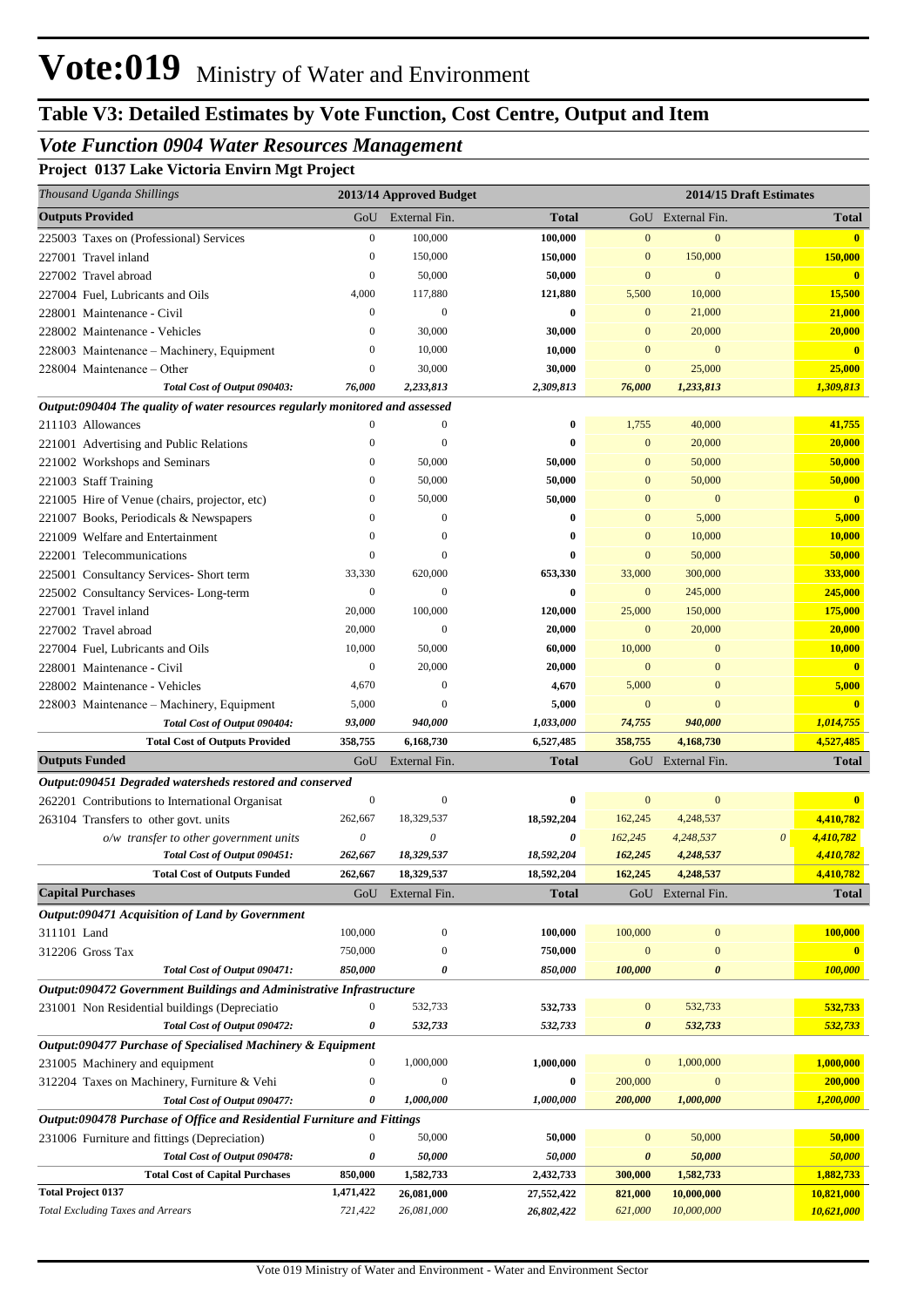# Vote:019 Ministry of Water and Environment

## Table V3: Detailed Estimates by Vote Function, Cost Centre, Output and Item

### *Vote Function 0904 Water Resources Management*

**Project 0137 Lake Victoria Envirn Mgt Project**

| *Thousand Uganda Shillings* | 2013/14 Approved Budget | | | 2014/15 Draft Estimates | | | |
|---|---|---|---|---|---|---|---|
| **Outputs Provided** | GoU | External Fin. | **Total** | GoU | External Fin. | | **Total** |
| 225003 Taxes on (Professional) Services | 0 | 100,000 | **100,000** | 0 | 0 | | **0** |
| 227001 Travel inland | 0 | 150,000 | **150,000** | 0 | 150,000 | | **150,000** |
| 227002 Travel abroad | 0 | 50,000 | **50,000** | 0 | 0 | | **0** |
| 227004 Fuel, Lubricants and Oils | 4,000 | 117,880 | **121,880** | 5,500 | 10,000 | | **15,500** |
| 228001 Maintenance - Civil | 0 | 0 | **0** | 0 | 21,000 | | **21,000** |
| 228002 Maintenance - Vehicles | 0 | 30,000 | **30,000** | 0 | 20,000 | | **20,000** |
| 228003 Maintenance – Machinery, Equipment | 0 | 10,000 | **10,000** | 0 | 0 | | **0** |
| 228004 Maintenance – Other | 0 | 30,000 | **30,000** | 0 | 25,000 | | **25,000** |
| ***Total Cost of Output 090403:*** | ***76,000*** | ***2,233,813*** | ***2,309,813*** | ***76,000*** | ***1,233,813*** | | ***1,309,813*** |
| ***Output:090404 The quality of water resources regularly monitored and assessed*** | | | | | | | |
| 211103 Allowances | 0 | 0 | **0** | 1,755 | 40,000 | | **41,755** |
| 221001 Advertising and Public Relations | 0 | 0 | **0** | 0 | 20,000 | | **20,000** |
| 221002 Workshops and Seminars | 0 | 50,000 | **50,000** | 0 | 50,000 | | **50,000** |
| 221003 Staff Training | 0 | 50,000 | **50,000** | 0 | 50,000 | | **50,000** |
| 221005 Hire of Venue (chairs, projector, etc) | 0 | 50,000 | **50,000** | 0 | 0 | | **0** |
| 221007 Books, Periodicals & Newspapers | 0 | 0 | **0** | 0 | 5,000 | | **5,000** |
| 221009 Welfare and Entertainment | 0 | 0 | **0** | 0 | 10,000 | | **10,000** |
| 222001 Telecommunications | 0 | 0 | **0** | 0 | 50,000 | | **50,000** |
| 225001 Consultancy Services- Short term | 33,330 | 620,000 | **653,330** | 33,000 | 300,000 | | **333,000** |
| 225002 Consultancy Services- Long-term | 0 | 0 | **0** | 0 | 245,000 | | **245,000** |
| 227001 Travel inland | 20,000 | 100,000 | **120,000** | 25,000 | 150,000 | | **175,000** |
| 227002 Travel abroad | 20,000 | 0 | **20,000** | 0 | 20,000 | | **20,000** |
| 227004 Fuel, Lubricants and Oils | 10,000 | 50,000 | **60,000** | 10,000 | 0 | | **10,000** |
| 228001 Maintenance - Civil | 0 | 20,000 | **20,000** | 0 | 0 | | **0** |
| 228002 Maintenance - Vehicles | 4,670 | 0 | **4,670** | 5,000 | 0 | | **5,000** |
| 228003 Maintenance – Machinery, Equipment | 5,000 | 0 | **5,000** | 0 | 0 | | **0** |
| ***Total Cost of Output 090404:*** | ***93,000*** | ***940,000*** | ***1,033,000*** | ***74,755*** | ***940,000*** | | ***1,014,755*** |
| **Total Cost of Outputs Provided** | **358,755** | **6,168,730** | **6,527,485** | **358,755** | **4,168,730** | | **4,527,485** |
| **Outputs Funded** | GoU | External Fin. | **Total** | GoU | External Fin. | | **Total** |
| ***Output:090451 Degraded watersheds restored and conserved*** | | | | | | | |
| 262201 Contributions to International Organisat | 0 | 0 | **0** | 0 | 0 | | **0** |
| 263104 Transfers to other govt. units | 262,667 | 18,329,537 | **18,592,204** | 162,245 | 4,248,537 | | **4,410,782** |
| *o/w transfer to other government units* | *0* | *0* | ***0*** | *162,245* | *4,248,537* | *0* | ***4,410,782*** |
| ***Total Cost of Output 090451:*** | ***262,667*** | ***18,329,537*** | ***18,592,204*** | ***162,245*** | ***4,248,537*** | | ***4,410,782*** |
| **Total Cost of Outputs Funded** | **262,667** | **18,329,537** | **18,592,204** | **162,245** | **4,248,537** | | **4,410,782** |
| **Capital Purchases** | GoU | External Fin. | **Total** | GoU | External Fin. | | **Total** |
| ***Output:090471 Acquisition of Land by Government*** | | | | | | | |
| 311101 Land | 100,000 | 0 | **100,000** | 100,000 | 0 | | **100,000** |
| 312206 Gross Tax | 750,000 | 0 | **750,000** | 0 | 0 | | **0** |
| ***Total Cost of Output 090471:*** | ***850,000*** | ***0*** | ***850,000*** | ***100,000*** | ***0*** | | ***100,000*** |
| ***Output:090472 Government Buildings and Administrative Infrastructure*** | | | | | | | |
| 231001 Non Residential buildings (Depreciatio | 0 | 532,733 | **532,733** | 0 | 532,733 | | **532,733** |
| ***Total Cost of Output 090472:*** | ***0*** | ***532,733*** | ***532,733*** | ***0*** | ***532,733*** | | ***532,733*** |
| ***Output:090477 Purchase of Specialised Machinery & Equipment*** | | | | | | | |
| 231005 Machinery and equipment | 0 | 1,000,000 | **1,000,000** | 0 | 1,000,000 | | **1,000,000** |
| 312204 Taxes on Machinery, Furniture & Vehi | 0 | 0 | **0** | 200,000 | 0 | | **200,000** |
| ***Total Cost of Output 090477:*** | ***0*** | ***1,000,000*** | ***1,000,000*** | ***200,000*** | ***1,000,000*** | | ***1,200,000*** |
| ***Output:090478 Purchase of Office and Residential Furniture and Fittings*** | | | | | | | |
| 231006 Furniture and fittings (Depreciation) | 0 | 50,000 | **50,000** | 0 | 50,000 | | **50,000** |
| ***Total Cost of Output 090478:*** | ***0*** | ***50,000*** | ***50,000*** | ***0*** | ***50,000*** | | ***50,000*** |
| **Total Cost of Capital Purchases** | **850,000** | **1,582,733** | **2,432,733** | **300,000** | **1,582,733** | | **1,882,733** |
| **Total Project 0137** | **1,471,422** | **26,081,000** | **27,552,422** | **821,000** | **10,000,000** | | **10,821,000** |
| *Total Excluding Taxes and Arrears* | *721,422* | *26,081,000* | *26,802,422* | *621,000* | *10,000,000* | | *10,621,000* |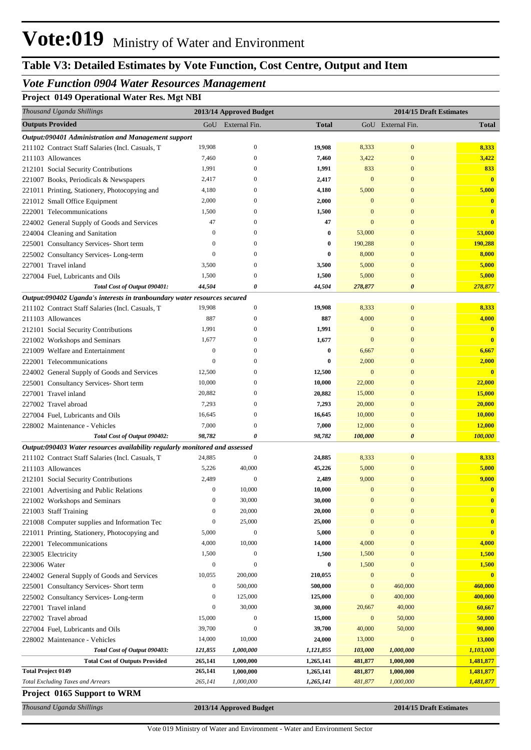# Vote:019 Ministry of Water and Environment

## Table V3: Detailed Estimates by Vote Function, Cost Centre, Output and Item

### *Vote Function 0904 Water Resources Management*

**Project 0149 Operational Water Res. Mgt NBI**

| *Thousand Uganda Shillings* | 2013/14 Approved Budget | | | 2014/15 Draft Estimates | | |
|---|---|---|---|---|---|---|
| **Outputs Provided** | GoU | External Fin. | **Total** | GoU | External Fin. | **Total** |
| ***Output:090401 Administration and Management support*** | | | | | | |
| 211102 Contract Staff Salaries (Incl. Casuals, T | 19,908 | 0 | **19,908** | 8,333 | 0 | **8,333** |
| 211103 Allowances | 7,460 | 0 | **7,460** | 3,422 | 0 | **3,422** |
| 212101 Social Security Contributions | 1,991 | 0 | **1,991** | 833 | 0 | **833** |
| 221007 Books, Periodicals & Newspapers | 2,417 | 0 | **2,417** | 0 | 0 | **0** |
| 221011 Printing, Stationery, Photocopying and | 4,180 | 0 | **4,180** | 5,000 | 0 | **5,000** |
| 221012 Small Office Equipment | 2,000 | 0 | **2,000** | 0 | 0 | **0** |
| 222001 Telecommunications | 1,500 | 0 | **1,500** | 0 | 0 | **0** |
| 224002 General Supply of Goods and Services | 47 | 0 | **47** | 0 | 0 | **0** |
| 224004 Cleaning and Sanitation | 0 | 0 | **0** | 53,000 | 0 | **53,000** |
| 225001 Consultancy Services- Short term | 0 | 0 | **0** | 190,288 | 0 | **190,288** |
| 225002 Consultancy Services- Long-term | 0 | 0 | **0** | 8,000 | 0 | **8,000** |
| 227001 Travel inland | 3,500 | 0 | **3,500** | 5,000 | 0 | **5,000** |
| 227004 Fuel, Lubricants and Oils | 1,500 | 0 | **1,500** | 5,000 | 0 | **5,000** |
| ***Total Cost of Output 090401:*** | ***44,504*** | ***0*** | ***44,504*** | ***278,877*** | ***0*** | ***278,877*** |
| ***Output:090402 Uganda's interests in tranboundary water resources secured*** | | | | | | |
| 211102 Contract Staff Salaries (Incl. Casuals, T | 19,908 | 0 | **19,908** | 8,333 | 0 | **8,333** |
| 211103 Allowances | 887 | 0 | **887** | 4,000 | 0 | **4,000** |
| 212101 Social Security Contributions | 1,991 | 0 | **1,991** | 0 | 0 | **0** |
| 221002 Workshops and Seminars | 1,677 | 0 | **1,677** | 0 | 0 | **0** |
| 221009 Welfare and Entertainment | 0 | 0 | **0** | 6,667 | 0 | **6,667** |
| 222001 Telecommunications | 0 | 0 | **0** | 2,000 | 0 | **2,000** |
| 224002 General Supply of Goods and Services | 12,500 | 0 | **12,500** | 0 | 0 | **0** |
| 225001 Consultancy Services- Short term | 10,000 | 0 | **10,000** | 22,000 | 0 | **22,000** |
| 227001 Travel inland | 20,882 | 0 | **20,882** | 15,000 | 0 | **15,000** |
| 227002 Travel abroad | 7,293 | 0 | **7,293** | 20,000 | 0 | **20,000** |
| 227004 Fuel, Lubricants and Oils | 16,645 | 0 | **16,645** | 10,000 | 0 | **10,000** |
| 228002 Maintenance - Vehicles | 7,000 | 0 | **7,000** | 12,000 | 0 | **12,000** |
| ***Total Cost of Output 090402:*** | ***98,782*** | ***0*** | ***98,782*** | ***100,000*** | ***0*** | ***100,000*** |
| ***Output:090403 Water resources availability regularly monitored and assessed*** | | | | | | |
| 211102 Contract Staff Salaries (Incl. Casuals, T | 24,885 | 0 | **24,885** | 8,333 | 0 | **8,333** |
| 211103 Allowances | 5,226 | 40,000 | **45,226** | 5,000 | 0 | **5,000** |
| 212101 Social Security Contributions | 2,489 | 0 | **2,489** | 9,000 | 0 | **9,000** |
| 221001 Advertising and Public Relations | 0 | 10,000 | **10,000** | 0 | 0 | **0** |
| 221002 Workshops and Seminars | 0 | 30,000 | **30,000** | 0 | 0 | **0** |
| 221003 Staff Training | 0 | 20,000 | **20,000** | 0 | 0 | **0** |
| 221008 Computer supplies and Information Tec | 0 | 25,000 | **25,000** | 0 | 0 | **0** |
| 221011 Printing, Stationery, Photocopying and | 5,000 | 0 | **5,000** | 0 | 0 | **0** |
| 222001 Telecommunications | 4,000 | 10,000 | **14,000** | 4,000 | 0 | **4,000** |
| 223005 Electricity | 1,500 | 0 | **1,500** | 1,500 | 0 | **1,500** |
| 223006 Water | 0 | 0 | **0** | 1,500 | 0 | **1,500** |
| 224002 General Supply of Goods and Services | 10,055 | 200,000 | **210,055** | 0 | 0 | **0** |
| 225001 Consultancy Services- Short term | 0 | 500,000 | **500,000** | 0 | 460,000 | **460,000** |
| 225002 Consultancy Services- Long-term | 0 | 125,000 | **125,000** | 0 | 400,000 | **400,000** |
| 227001 Travel inland | 0 | 30,000 | **30,000** | 20,667 | 40,000 | **60,667** |
| 227002 Travel abroad | 15,000 | 0 | **15,000** | 0 | 50,000 | **50,000** |
| 227004 Fuel, Lubricants and Oils | 39,700 | 0 | **39,700** | 40,000 | 50,000 | **90,000** |
| 228002 Maintenance - Vehicles | 14,000 | 10,000 | **24,000** | 13,000 | 0 | **13,000** |
| ***Total Cost of Output 090403:*** | ***121,855*** | ***1,000,000*** | ***1,121,855*** | ***103,000*** | ***1,000,000*** | ***1,103,000*** |
| **Total Cost of Outputs Provided** | **265,141** | **1,000,000** | **1,265,141** | **481,877** | **1,000,000** | **1,481,877** |
| **Total Project 0149** | **265,141** | **1,000,000** | **1,265,141** | **481,877** | **1,000,000** | **1,481,877** |
| *Total Excluding Taxes and Arrears* | *265,141* | *1,000,000* | *1,265,141* | *481,877* | *1,000,000* | *1,481,877* |

**Project 0165 Support to WRM**

| *Thousand Uganda Shillings* | 2013/14 Approved Budget | 2014/15 Draft Estimates |
|---|---|---|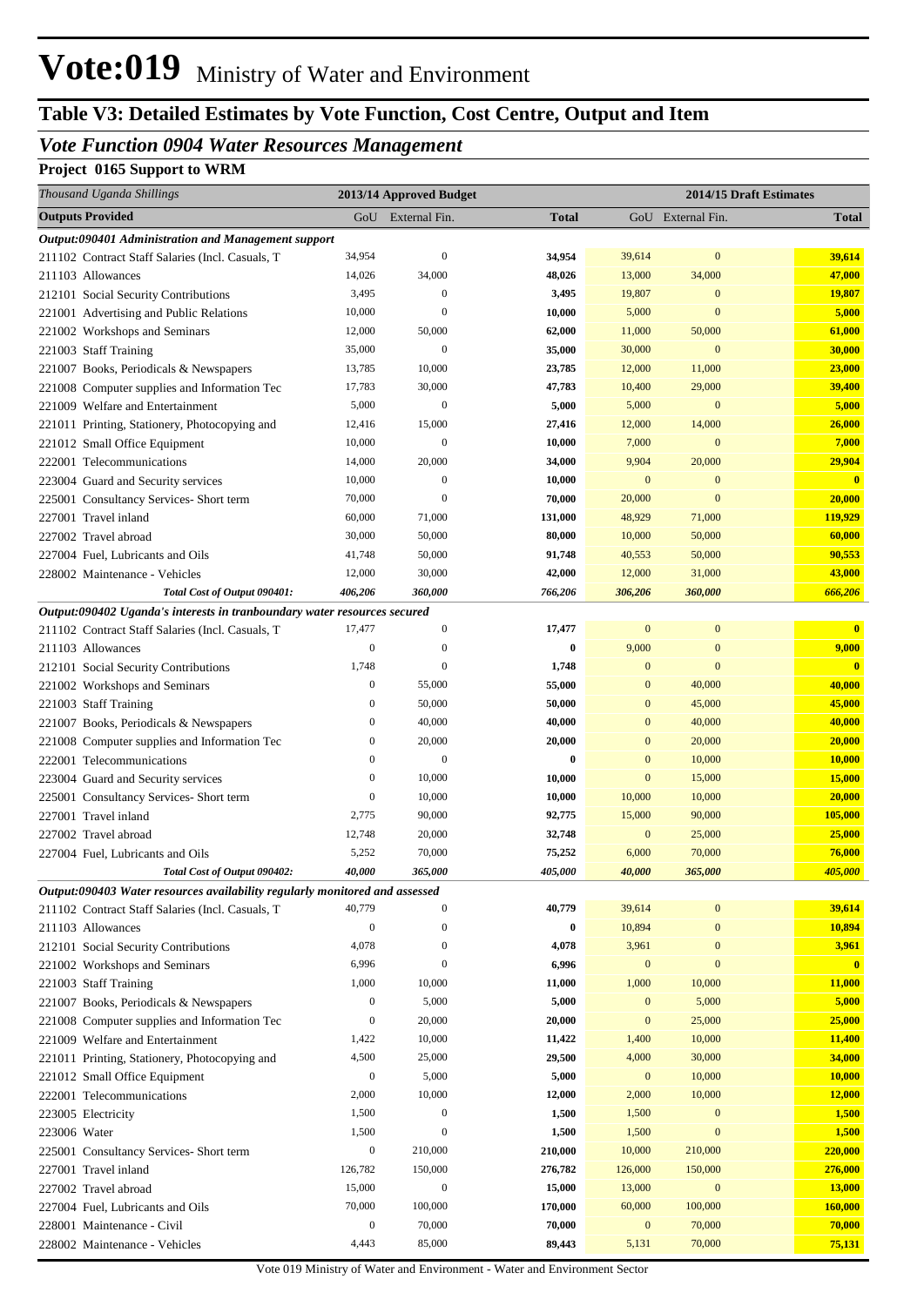# Vote:019 Ministry of Water and Environment

## Table V3: Detailed Estimates by Vote Function, Cost Centre, Output and Item

### *Vote Function 0904 Water Resources Management*

**Project 0165 Support to WRM**

| *Thousand Uganda Shillings* | 2013/14 Approved Budget | | | 2014/15 Draft Estimates | | |
|---|---|---|---|---|---|---|
| **Outputs Provided** | GoU | External Fin. | **Total** | GoU | External Fin. | **Total** |
| ***Output:090401 Administration and Management support*** | | | | | | |
| 211102 Contract Staff Salaries (Incl. Casuals, T | 34,954 | 0 | **34,954** | 39,614 | 0 | **39,614** |
| 211103 Allowances | 14,026 | 34,000 | **48,026** | 13,000 | 34,000 | **47,000** |
| 212101 Social Security Contributions | 3,495 | 0 | **3,495** | 19,807 | 0 | **19,807** |
| 221001 Advertising and Public Relations | 10,000 | 0 | **10,000** | 5,000 | 0 | **5,000** |
| 221002 Workshops and Seminars | 12,000 | 50,000 | **62,000** | 11,000 | 50,000 | **61,000** |
| 221003 Staff Training | 35,000 | 0 | **35,000** | 30,000 | 0 | **30,000** |
| 221007 Books, Periodicals & Newspapers | 13,785 | 10,000 | **23,785** | 12,000 | 11,000 | **23,000** |
| 221008 Computer supplies and Information Tec | 17,783 | 30,000 | **47,783** | 10,400 | 29,000 | **39,400** |
| 221009 Welfare and Entertainment | 5,000 | 0 | **5,000** | 5,000 | 0 | **5,000** |
| 221011 Printing, Stationery, Photocopying and | 12,416 | 15,000 | **27,416** | 12,000 | 14,000 | **26,000** |
| 221012 Small Office Equipment | 10,000 | 0 | **10,000** | 7,000 | 0 | **7,000** |
| 222001 Telecommunications | 14,000 | 20,000 | **34,000** | 9,904 | 20,000 | **29,904** |
| 223004 Guard and Security services | 10,000 | 0 | **10,000** | 0 | 0 | **0** |
| 225001 Consultancy Services- Short term | 70,000 | 0 | **70,000** | 20,000 | 0 | **20,000** |
| 227001 Travel inland | 60,000 | 71,000 | **131,000** | 48,929 | 71,000 | **119,929** |
| 227002 Travel abroad | 30,000 | 50,000 | **80,000** | 10,000 | 50,000 | **60,000** |
| 227004 Fuel, Lubricants and Oils | 41,748 | 50,000 | **91,748** | 40,553 | 50,000 | **90,553** |
| 228002 Maintenance - Vehicles | 12,000 | 30,000 | **42,000** | 12,000 | 31,000 | **43,000** |
| ***Total Cost of Output 090401:*** | ***406,206*** | ***360,000*** | ***766,206*** | ***306,206*** | ***360,000*** | ***666,206*** |
| ***Output:090402 Uganda's interests in tranboundary water resources secured*** | | | | | | |
| 211102 Contract Staff Salaries (Incl. Casuals, T | 17,477 | 0 | **17,477** | 0 | 0 | **0** |
| 211103 Allowances | 0 | 0 | **0** | 9,000 | 0 | **9,000** |
| 212101 Social Security Contributions | 1,748 | 0 | **1,748** | 0 | 0 | **0** |
| 221002 Workshops and Seminars | 0 | 55,000 | **55,000** | 0 | 40,000 | **40,000** |
| 221003 Staff Training | 0 | 50,000 | **50,000** | 0 | 45,000 | **45,000** |
| 221007 Books, Periodicals & Newspapers | 0 | 40,000 | **40,000** | 0 | 40,000 | **40,000** |
| 221008 Computer supplies and Information Tec | 0 | 20,000 | **20,000** | 0 | 20,000 | **20,000** |
| 222001 Telecommunications | 0 | 0 | **0** | 0 | 10,000 | **10,000** |
| 223004 Guard and Security services | 0 | 10,000 | **10,000** | 0 | 15,000 | **15,000** |
| 225001 Consultancy Services- Short term | 0 | 10,000 | **10,000** | 10,000 | 10,000 | **20,000** |
| 227001 Travel inland | 2,775 | 90,000 | **92,775** | 15,000 | 90,000 | **105,000** |
| 227002 Travel abroad | 12,748 | 20,000 | **32,748** | 0 | 25,000 | **25,000** |
| 227004 Fuel, Lubricants and Oils | 5,252 | 70,000 | **75,252** | 6,000 | 70,000 | **76,000** |
| ***Total Cost of Output 090402:*** | ***40,000*** | ***365,000*** | ***405,000*** | ***40,000*** | ***365,000*** | ***405,000*** |
| ***Output:090403 Water resources availability regularly monitored and assessed*** | | | | | | |
| 211102 Contract Staff Salaries (Incl. Casuals, T | 40,779 | 0 | **40,779** | 39,614 | 0 | **39,614** |
| 211103 Allowances | 0 | 0 | **0** | 10,894 | 0 | **10,894** |
| 212101 Social Security Contributions | 4,078 | 0 | **4,078** | 3,961 | 0 | **3,961** |
| 221002 Workshops and Seminars | 6,996 | 0 | **6,996** | 0 | 0 | **0** |
| 221003 Staff Training | 1,000 | 10,000 | **11,000** | 1,000 | 10,000 | **11,000** |
| 221007 Books, Periodicals & Newspapers | 0 | 5,000 | **5,000** | 0 | 5,000 | **5,000** |
| 221008 Computer supplies and Information Tec | 0 | 20,000 | **20,000** | 0 | 25,000 | **25,000** |
| 221009 Welfare and Entertainment | 1,422 | 10,000 | **11,422** | 1,400 | 10,000 | **11,400** |
| 221011 Printing, Stationery, Photocopying and | 4,500 | 25,000 | **29,500** | 4,000 | 30,000 | **34,000** |
| 221012 Small Office Equipment | 0 | 5,000 | **5,000** | 0 | 10,000 | **10,000** |
| 222001 Telecommunications | 2,000 | 10,000 | **12,000** | 2,000 | 10,000 | **12,000** |
| 223005 Electricity | 1,500 | 0 | **1,500** | 1,500 | 0 | **1,500** |
| 223006 Water | 1,500 | 0 | **1,500** | 1,500 | 0 | **1,500** |
| 225001 Consultancy Services- Short term | 0 | 210,000 | **210,000** | 10,000 | 210,000 | **220,000** |
| 227001 Travel inland | 126,782 | 150,000 | **276,782** | 126,000 | 150,000 | **276,000** |
| 227002 Travel abroad | 15,000 | 0 | **15,000** | 13,000 | 0 | **13,000** |
| 227004 Fuel, Lubricants and Oils | 70,000 | 100,000 | **170,000** | 60,000 | 100,000 | **160,000** |
| 228001 Maintenance - Civil | 0 | 70,000 | **70,000** | 0 | 70,000 | **70,000** |
| 228002 Maintenance - Vehicles | 4,443 | 85,000 | **89,443** | 5,131 | 70,000 | **75,131** |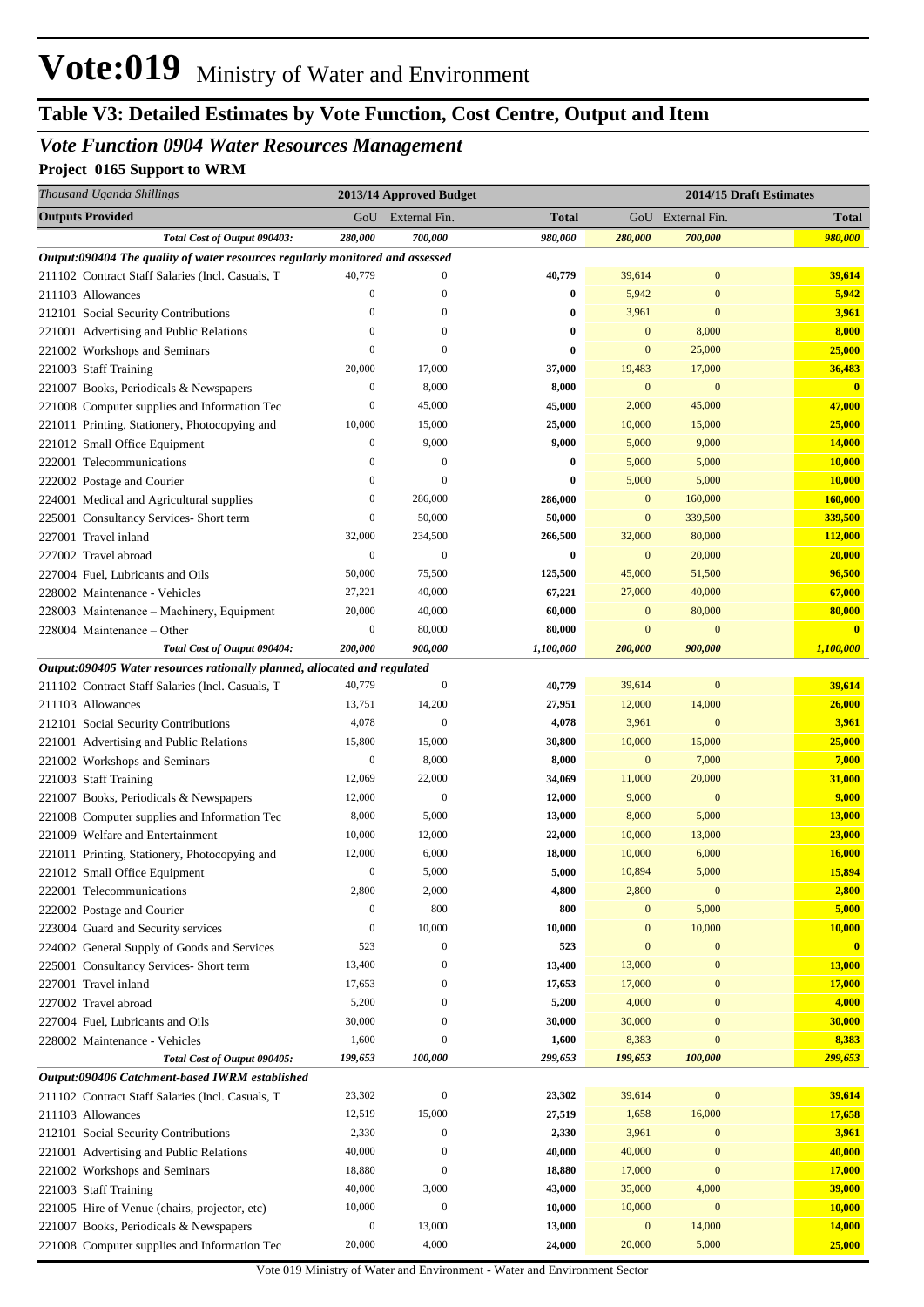# Vote:019 Ministry of Water and Environment

## Table V3: Detailed Estimates by Vote Function, Cost Centre, Output and Item

### *Vote Function 0904 Water Resources Management*

**Project 0165 Support to WRM**

| *Thousand Uganda Shillings* | 2013/14 Approved Budget | | | 2014/15 Draft Estimates | | |
|---|---|---|---|---|---|---|
| **Outputs Provided** | GoU | External Fin. | **Total** | GoU | External Fin. | **Total** |
| ***Total Cost of Output 090403:*** | ***280,000*** | ***700,000*** | ***980,000*** | ***280,000*** | ***700,000*** | ***980,000*** |
| ***Output:090404 The quality of water resources regularly monitored and assessed*** | | | | | | |
| 211102 Contract Staff Salaries (Incl. Casuals, T | 40,779 | 0 | **40,779** | 39,614 | 0 | **39,614** |
| 211103 Allowances | 0 | 0 | **0** | 5,942 | 0 | **5,942** |
| 212101 Social Security Contributions | 0 | 0 | **0** | 3,961 | 0 | **3,961** |
| 221001 Advertising and Public Relations | 0 | 0 | **0** | 0 | 8,000 | **8,000** |
| 221002 Workshops and Seminars | 0 | 0 | **0** | 0 | 25,000 | **25,000** |
| 221003 Staff Training | 20,000 | 17,000 | **37,000** | 19,483 | 17,000 | **36,483** |
| 221007 Books, Periodicals & Newspapers | 0 | 8,000 | **8,000** | 0 | 0 | **0** |
| 221008 Computer supplies and Information Tec | 0 | 45,000 | **45,000** | 2,000 | 45,000 | **47,000** |
| 221011 Printing, Stationery, Photocopying and | 10,000 | 15,000 | **25,000** | 10,000 | 15,000 | **25,000** |
| 221012 Small Office Equipment | 0 | 9,000 | **9,000** | 5,000 | 9,000 | **14,000** |
| 222001 Telecommunications | 0 | 0 | **0** | 5,000 | 5,000 | **10,000** |
| 222002 Postage and Courier | 0 | 0 | **0** | 5,000 | 5,000 | **10,000** |
| 224001 Medical and Agricultural supplies | 0 | 286,000 | **286,000** | 0 | 160,000 | **160,000** |
| 225001 Consultancy Services- Short term | 0 | 50,000 | **50,000** | 0 | 339,500 | **339,500** |
| 227001 Travel inland | 32,000 | 234,500 | **266,500** | 32,000 | 80,000 | **112,000** |
| 227002 Travel abroad | 0 | 0 | **0** | 0 | 20,000 | **20,000** |
| 227004 Fuel, Lubricants and Oils | 50,000 | 75,500 | **125,500** | 45,000 | 51,500 | **96,500** |
| 228002 Maintenance - Vehicles | 27,221 | 40,000 | **67,221** | 27,000 | 40,000 | **67,000** |
| 228003 Maintenance – Machinery, Equipment | 20,000 | 40,000 | **60,000** | 0 | 80,000 | **80,000** |
| 228004 Maintenance – Other | 0 | 80,000 | **80,000** | 0 | 0 | **0** |
| ***Total Cost of Output 090404:*** | ***200,000*** | ***900,000*** | ***1,100,000*** | ***200,000*** | ***900,000*** | ***1,100,000*** |
| ***Output:090405 Water resources rationally planned, allocated and regulated*** | | | | | | |
| 211102 Contract Staff Salaries (Incl. Casuals, T | 40,779 | 0 | **40,779** | 39,614 | 0 | **39,614** |
| 211103 Allowances | 13,751 | 14,200 | **27,951** | 12,000 | 14,000 | **26,000** |
| 212101 Social Security Contributions | 4,078 | 0 | **4,078** | 3,961 | 0 | **3,961** |
| 221001 Advertising and Public Relations | 15,800 | 15,000 | **30,800** | 10,000 | 15,000 | **25,000** |
| 221002 Workshops and Seminars | 0 | 8,000 | **8,000** | 0 | 7,000 | **7,000** |
| 221003 Staff Training | 12,069 | 22,000 | **34,069** | 11,000 | 20,000 | **31,000** |
| 221007 Books, Periodicals & Newspapers | 12,000 | 0 | **12,000** | 9,000 | 0 | **9,000** |
| 221008 Computer supplies and Information Tec | 8,000 | 5,000 | **13,000** | 8,000 | 5,000 | **13,000** |
| 221009 Welfare and Entertainment | 10,000 | 12,000 | **22,000** | 10,000 | 13,000 | **23,000** |
| 221011 Printing, Stationery, Photocopying and | 12,000 | 6,000 | **18,000** | 10,000 | 6,000 | **16,000** |
| 221012 Small Office Equipment | 0 | 5,000 | **5,000** | 10,894 | 5,000 | **15,894** |
| 222001 Telecommunications | 2,800 | 2,000 | **4,800** | 2,800 | 0 | **2,800** |
| 222002 Postage and Courier | 0 | 800 | **800** | 0 | 5,000 | **5,000** |
| 223004 Guard and Security services | 0 | 10,000 | **10,000** | 0 | 10,000 | **10,000** |
| 224002 General Supply of Goods and Services | 523 | 0 | **523** | 0 | 0 | **0** |
| 225001 Consultancy Services- Short term | 13,400 | 0 | **13,400** | 13,000 | 0 | **13,000** |
| 227001 Travel inland | 17,653 | 0 | **17,653** | 17,000 | 0 | **17,000** |
| 227002 Travel abroad | 5,200 | 0 | **5,200** | 4,000 | 0 | **4,000** |
| 227004 Fuel, Lubricants and Oils | 30,000 | 0 | **30,000** | 30,000 | 0 | **30,000** |
| 228002 Maintenance - Vehicles | 1,600 | 0 | **1,600** | 8,383 | 0 | **8,383** |
| ***Total Cost of Output 090405:*** | ***199,653*** | ***100,000*** | ***299,653*** | ***199,653*** | ***100,000*** | ***299,653*** |
| ***Output:090406 Catchment-based IWRM established*** | | | | | | |
| 211102 Contract Staff Salaries (Incl. Casuals, T | 23,302 | 0 | **23,302** | 39,614 | 0 | **39,614** |
| 211103 Allowances | 12,519 | 15,000 | **27,519** | 1,658 | 16,000 | **17,658** |
| 212101 Social Security Contributions | 2,330 | 0 | **2,330** | 3,961 | 0 | **3,961** |
| 221001 Advertising and Public Relations | 40,000 | 0 | **40,000** | 40,000 | 0 | **40,000** |
| 221002 Workshops and Seminars | 18,880 | 0 | **18,880** | 17,000 | 0 | **17,000** |
| 221003 Staff Training | 40,000 | 3,000 | **43,000** | 35,000 | 4,000 | **39,000** |
| 221005 Hire of Venue (chairs, projector, etc) | 10,000 | 0 | **10,000** | 10,000 | 0 | **10,000** |
| 221007 Books, Periodicals & Newspapers | 0 | 13,000 | **13,000** | 0 | 14,000 | **14,000** |
| 221008 Computer supplies and Information Tec | 20,000 | 4,000 | **24,000** | 20,000 | 5,000 | **25,000** |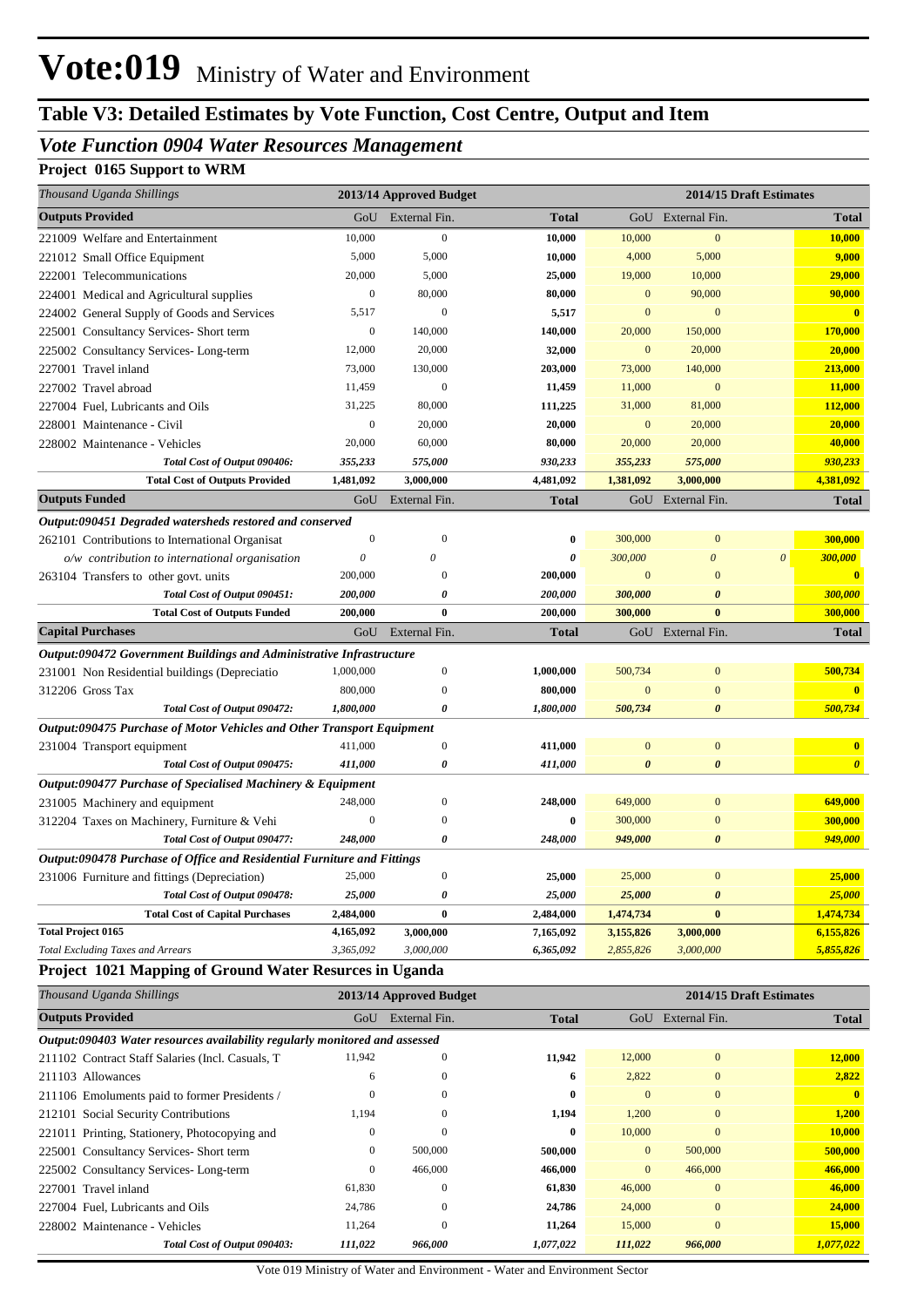# Vote:019 Ministry of Water and Environment

## Table V3: Detailed Estimates by Vote Function, Cost Centre, Output and Item

### *Vote Function 0904 Water Resources Management*

### Project 0165 Support to WRM

| *Thousand Uganda Shillings* | 2013/14 Approved Budget | | | 2014/15 Draft Estimates | | |
|---|---|---|---|---|---|---|
| **Outputs Provided** | GoU | External Fin. | **Total** | GoU | External Fin. | **Total** |
| 221009 Welfare and Entertainment | 10,000 | 0 | **10,000** | 10,000 | 0 | **10,000** |
| 221012 Small Office Equipment | 5,000 | 5,000 | **10,000** | 4,000 | 5,000 | **9,000** |
| 222001 Telecommunications | 20,000 | 5,000 | **25,000** | 19,000 | 10,000 | **29,000** |
| 224001 Medical and Agricultural supplies | 0 | 80,000 | **80,000** | 0 | 90,000 | **90,000** |
| 224002 General Supply of Goods and Services | 5,517 | 0 | **5,517** | 0 | 0 | **0** |
| 225001 Consultancy Services- Short term | 0 | 140,000 | **140,000** | 20,000 | 150,000 | **170,000** |
| 225002 Consultancy Services- Long-term | 12,000 | 20,000 | **32,000** | 0 | 20,000 | **20,000** |
| 227001 Travel inland | 73,000 | 130,000 | **203,000** | 73,000 | 140,000 | **213,000** |
| 227002 Travel abroad | 11,459 | 0 | **11,459** | 11,000 | 0 | **11,000** |
| 227004 Fuel, Lubricants and Oils | 31,225 | 80,000 | **111,225** | 31,000 | 81,000 | **112,000** |
| 228001 Maintenance - Civil | 0 | 20,000 | **20,000** | 0 | 20,000 | **20,000** |
| 228002 Maintenance - Vehicles | 20,000 | 60,000 | **80,000** | 20,000 | 20,000 | **40,000** |
| ***Total Cost of Output 090406:*** | ***355,233*** | ***575,000*** | ***930,233*** | ***355,233*** | ***575,000*** | ***930,233*** |
| **Total Cost of Outputs Provided** | **1,481,092** | **3,000,000** | **4,481,092** | **1,381,092** | **3,000,000** | **4,381,092** |
| **Outputs Funded** | GoU | External Fin. | **Total** | GoU | External Fin. | **Total** |
| ***Output:090451 Degraded watersheds restored and conserved*** | | | | | | |
| 262101 Contributions to International Organisat | 0 | 0 | **0** | 300,000 | 0 | **300,000** |
| *o/w contribution to international organisation* | *0* | *0* | ***0*** | *300,000* | *0* | ***300,000*** |
| 263104 Transfers to other govt. units | 200,000 | 0 | **200,000** | 0 | 0 | **0** |
| ***Total Cost of Output 090451:*** | ***200,000*** | ***0*** | ***200,000*** | ***300,000*** | ***0*** | ***300,000*** |
| **Total Cost of Outputs Funded** | **200,000** | **0** | **200,000** | **300,000** | **0** | **300,000** |
| **Capital Purchases** | GoU | External Fin. | **Total** | GoU | External Fin. | **Total** |
| ***Output:090472 Government Buildings and Administrative Infrastructure*** | | | | | | |
| 231001 Non Residential buildings (Depreciatio | 1,000,000 | 0 | **1,000,000** | 500,734 | 0 | **500,734** |
| 312206 Gross Tax | 800,000 | 0 | **800,000** | 0 | 0 | **0** |
| ***Total Cost of Output 090472:*** | ***1,800,000*** | ***0*** | ***1,800,000*** | ***500,734*** | ***0*** | ***500,734*** |
| ***Output:090475 Purchase of Motor Vehicles and Other Transport Equipment*** | | | | | | |
| 231004 Transport equipment | 411,000 | 0 | **411,000** | 0 | 0 | **0** |
| ***Total Cost of Output 090475:*** | ***411,000*** | ***0*** | ***411,000*** | ***0*** | ***0*** | ***0*** |
| ***Output:090477 Purchase of Specialised Machinery & Equipment*** | | | | | | |
| 231005 Machinery and equipment | 248,000 | 0 | **248,000** | 649,000 | 0 | **649,000** |
| 312204 Taxes on Machinery, Furniture & Vehi | 0 | 0 | **0** | 300,000 | 0 | **300,000** |
| ***Total Cost of Output 090477:*** | ***248,000*** | ***0*** | ***248,000*** | ***949,000*** | ***0*** | ***949,000*** |
| ***Output:090478 Purchase of Office and Residential Furniture and Fittings*** | | | | | | |
| 231006 Furniture and fittings (Depreciation) | 25,000 | 0 | **25,000** | 25,000 | 0 | **25,000** |
| ***Total Cost of Output 090478:*** | ***25,000*** | ***0*** | ***25,000*** | ***25,000*** | ***0*** | ***25,000*** |
| **Total Cost of Capital Purchases** | **2,484,000** | **0** | **2,484,000** | **1,474,734** | **0** | **1,474,734** |
| **Total Project 0165** | **4,165,092** | **3,000,000** | **7,165,092** | **3,155,826** | **3,000,000** | **6,155,826** |
| *Total Excluding Taxes and Arrears* | *3,365,092* | *3,000,000* | *6,365,092* | *2,855,826* | *3,000,000* | *5,855,826* |

### Project 1021 Mapping of Ground Water Resurces in Uganda

| *Thousand Uganda Shillings* | 2013/14 Approved Budget | | | 2014/15 Draft Estimates | | |
|---|---|---|---|---|---|---|
| **Outputs Provided** | GoU | External Fin. | **Total** | GoU | External Fin. | **Total** |
| ***Output:090403 Water resources availability regularly monitored and assessed*** | | | | | | |
| 211102 Contract Staff Salaries (Incl. Casuals, T | 11,942 | 0 | **11,942** | 12,000 | 0 | **12,000** |
| 211103 Allowances | 6 | 0 | **6** | 2,822 | 0 | **2,822** |
| 211106 Emoluments paid to former Presidents / | 0 | 0 | **0** | 0 | 0 | **0** |
| 212101 Social Security Contributions | 1,194 | 0 | **1,194** | 1,200 | 0 | **1,200** |
| 221011 Printing, Stationery, Photocopying and | 0 | 0 | **0** | 10,000 | 0 | **10,000** |
| 225001 Consultancy Services- Short term | 0 | 500,000 | **500,000** | 0 | 500,000 | **500,000** |
| 225002 Consultancy Services- Long-term | 0 | 466,000 | **466,000** | 0 | 466,000 | **466,000** |
| 227001 Travel inland | 61,830 | 0 | **61,830** | 46,000 | 0 | **46,000** |
| 227004 Fuel, Lubricants and Oils | 24,786 | 0 | **24,786** | 24,000 | 0 | **24,000** |
| 228002 Maintenance - Vehicles | 11,264 | 0 | **11,264** | 15,000 | 0 | **15,000** |
| ***Total Cost of Output 090403:*** | ***111,022*** | ***966,000*** | ***1,077,022*** | ***111,022*** | ***966,000*** | ***1,077,022*** |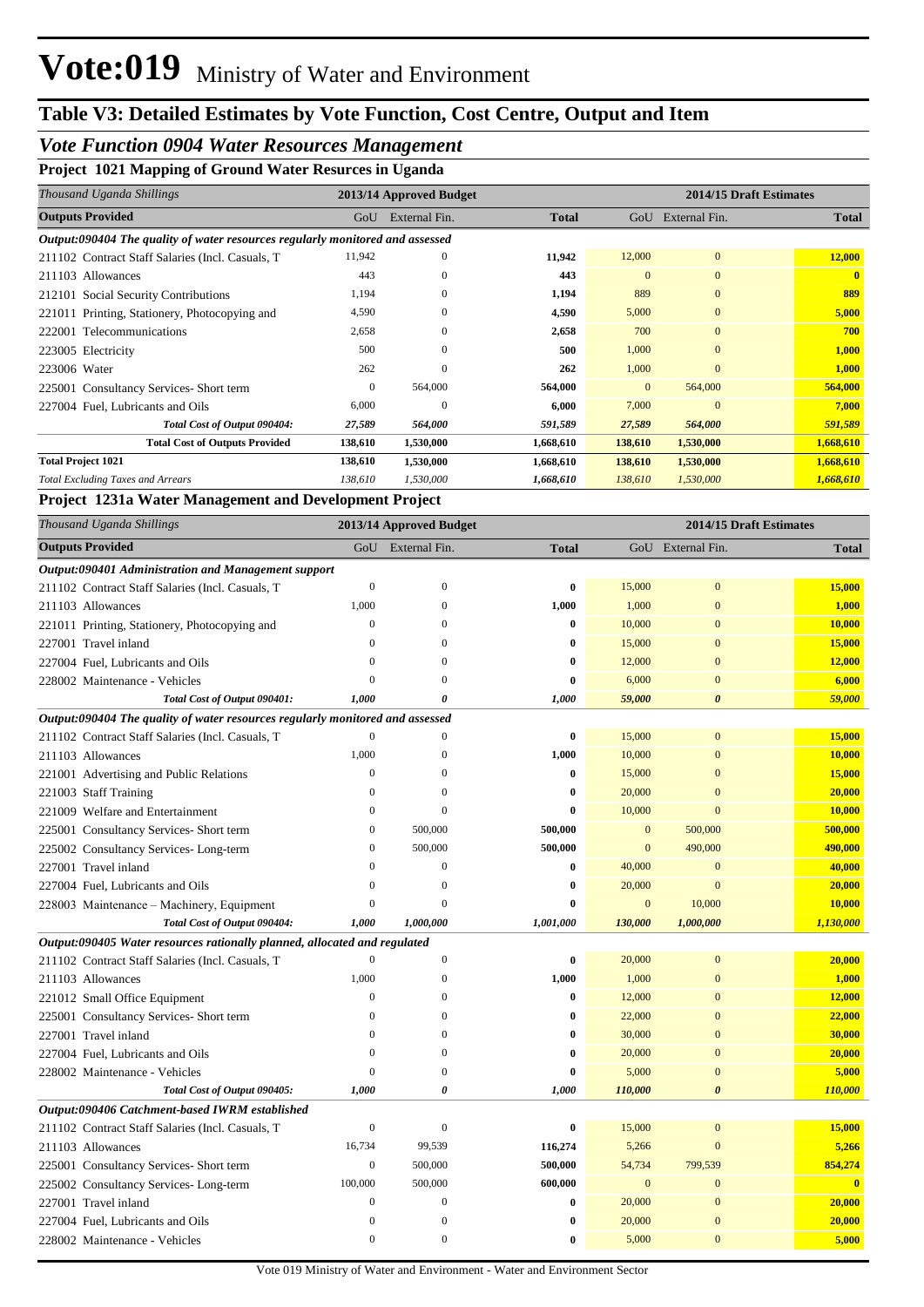# Vote:019 Ministry of Water and Environment

## Table V3: Detailed Estimates by Vote Function, Cost Centre, Output and Item

### *Vote Function 0904 Water Resources Management*

**Project 1021 Mapping of Ground Water Resurces in Uganda**

| *Thousand Uganda Shillings* | 2013/14 Approved Budget | | | 2014/15 Draft Estimates | | |
|---|---|---|---|---|---|---|
| **Outputs Provided** | GoU | External Fin. | **Total** | GoU | External Fin. | **Total** |
| ***Output:090404 The quality of water resources regularly monitored and assessed*** | | | | | | |
| 211102 Contract Staff Salaries (Incl. Casuals, T | 11,942 | 0 | **11,942** | 12,000 | 0 | **12,000** |
| 211103 Allowances | 443 | 0 | **443** | 0 | 0 | **0** |
| 212101 Social Security Contributions | 1,194 | 0 | **1,194** | 889 | 0 | **889** |
| 221011 Printing, Stationery, Photocopying and | 4,590 | 0 | **4,590** | 5,000 | 0 | **5,000** |
| 222001 Telecommunications | 2,658 | 0 | **2,658** | 700 | 0 | **700** |
| 223005 Electricity | 500 | 0 | **500** | 1,000 | 0 | **1,000** |
| 223006 Water | 262 | 0 | **262** | 1,000 | 0 | **1,000** |
| 225001 Consultancy Services- Short term | 0 | 564,000 | **564,000** | 0 | 564,000 | **564,000** |
| 227004 Fuel, Lubricants and Oils | 6,000 | 0 | **6,000** | 7,000 | 0 | **7,000** |
| ***Total Cost of Output 090404:*** | ***27,589*** | ***564,000*** | ***591,589*** | ***27,589*** | ***564,000*** | ***591,589*** |
| **Total Cost of Outputs Provided** | **138,610** | **1,530,000** | **1,668,610** | **138,610** | **1,530,000** | **1,668,610** |
| **Total Project 1021** | **138,610** | **1,530,000** | **1,668,610** | **138,610** | **1,530,000** | **1,668,610** |
| *Total Excluding Taxes and Arrears* | *138,610* | *1,530,000* | *1,668,610* | *138,610* | *1,530,000* | *1,668,610* |

**Project 1231a Water Management and Development Project**

| *Thousand Uganda Shillings* | 2013/14 Approved Budget | | | 2014/15 Draft Estimates | | |
|---|---|---|---|---|---|---|
| **Outputs Provided** | GoU | External Fin. | **Total** | GoU | External Fin. | **Total** |
| ***Output:090401 Administration and Management support*** | | | | | | |
| 211102 Contract Staff Salaries (Incl. Casuals, T | 0 | 0 | **0** | 15,000 | 0 | **15,000** |
| 211103 Allowances | 1,000 | 0 | **1,000** | 1,000 | 0 | **1,000** |
| 221011 Printing, Stationery, Photocopying and | 0 | 0 | **0** | 10,000 | 0 | **10,000** |
| 227001 Travel inland | 0 | 0 | **0** | 15,000 | 0 | **15,000** |
| 227004 Fuel, Lubricants and Oils | 0 | 0 | **0** | 12,000 | 0 | **12,000** |
| 228002 Maintenance - Vehicles | 0 | 0 | **0** | 6,000 | 0 | **6,000** |
| ***Total Cost of Output 090401:*** | ***1,000*** | ***0*** | ***1,000*** | ***59,000*** | ***0*** | ***59,000*** |
| ***Output:090404 The quality of water resources regularly monitored and assessed*** | | | | | | |
| 211102 Contract Staff Salaries (Incl. Casuals, T | 0 | 0 | **0** | 15,000 | 0 | **15,000** |
| 211103 Allowances | 1,000 | 0 | **1,000** | 10,000 | 0 | **10,000** |
| 221001 Advertising and Public Relations | 0 | 0 | **0** | 15,000 | 0 | **15,000** |
| 221003 Staff Training | 0 | 0 | **0** | 20,000 | 0 | **20,000** |
| 221009 Welfare and Entertainment | 0 | 0 | **0** | 10,000 | 0 | **10,000** |
| 225001 Consultancy Services- Short term | 0 | 500,000 | **500,000** | 0 | 500,000 | **500,000** |
| 225002 Consultancy Services- Long-term | 0 | 500,000 | **500,000** | 0 | 490,000 | **490,000** |
| 227001 Travel inland | 0 | 0 | **0** | 40,000 | 0 | **40,000** |
| 227004 Fuel, Lubricants and Oils | 0 | 0 | **0** | 20,000 | 0 | **20,000** |
| 228003 Maintenance – Machinery, Equipment | 0 | 0 | **0** | 0 | 10,000 | **10,000** |
| ***Total Cost of Output 090404:*** | ***1,000*** | ***1,000,000*** | ***1,001,000*** | ***130,000*** | ***1,000,000*** | ***1,130,000*** |
| ***Output:090405 Water resources rationally planned, allocated and regulated*** | | | | | | |
| 211102 Contract Staff Salaries (Incl. Casuals, T | 0 | 0 | **0** | 20,000 | 0 | **20,000** |
| 211103 Allowances | 1,000 | 0 | **1,000** | 1,000 | 0 | **1,000** |
| 221012 Small Office Equipment | 0 | 0 | **0** | 12,000 | 0 | **12,000** |
| 225001 Consultancy Services- Short term | 0 | 0 | **0** | 22,000 | 0 | **22,000** |
| 227001 Travel inland | 0 | 0 | **0** | 30,000 | 0 | **30,000** |
| 227004 Fuel, Lubricants and Oils | 0 | 0 | **0** | 20,000 | 0 | **20,000** |
| 228002 Maintenance - Vehicles | 0 | 0 | **0** | 5,000 | 0 | **5,000** |
| ***Total Cost of Output 090405:*** | ***1,000*** | ***0*** | ***1,000*** | ***110,000*** | ***0*** | ***110,000*** |
| ***Output:090406 Catchment-based IWRM established*** | | | | | | |
| 211102 Contract Staff Salaries (Incl. Casuals, T | 0 | 0 | **0** | 15,000 | 0 | **15,000** |
| 211103 Allowances | 16,734 | 99,539 | **116,274** | 5,266 | 0 | **5,266** |
| 225001 Consultancy Services- Short term | 0 | 500,000 | **500,000** | 54,734 | 799,539 | **854,274** |
| 225002 Consultancy Services- Long-term | 100,000 | 500,000 | **600,000** | 0 | 0 | **0** |
| 227001 Travel inland | 0 | 0 | **0** | 20,000 | 0 | **20,000** |
| 227004 Fuel, Lubricants and Oils | 0 | 0 | **0** | 20,000 | 0 | **20,000** |
| 228002 Maintenance - Vehicles | 0 | 0 | **0** | 5,000 | 0 | **5,000** |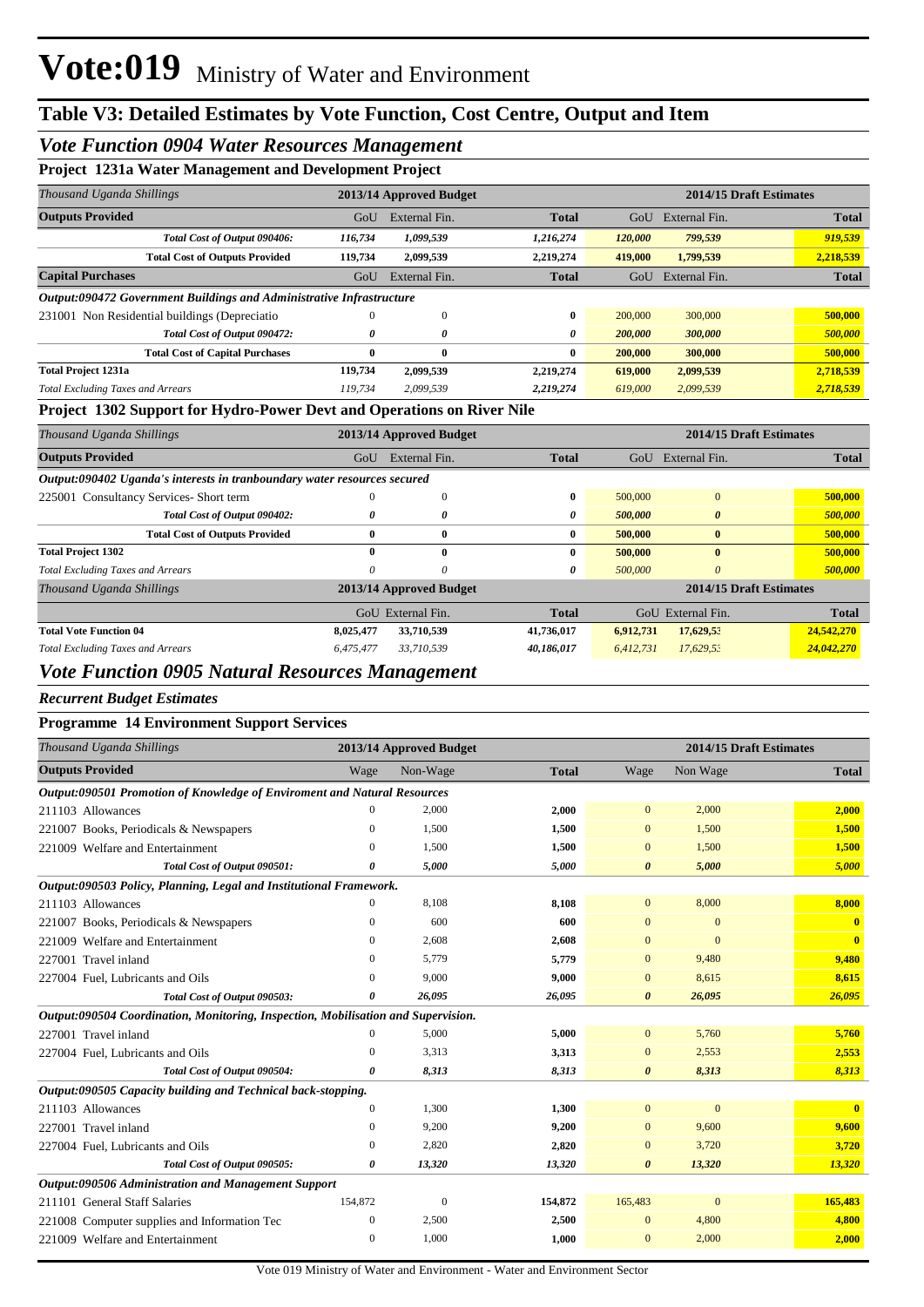# Vote:019 Ministry of Water and Environment

## Table V3: Detailed Estimates by Vote Function, Cost Centre, Output and Item

### *Vote Function 0904 Water Resources Management*

**Project 1231a Water Management and Development Project**

| *Thousand Uganda Shillings* | 2013/14 Approved Budget | | | 2014/15 Draft Estimates | | |
|---|---|---|---|---|---|---|
| **Outputs Provided** | GoU | External Fin. | **Total** | GoU | External Fin. | **Total** |
| ***Total Cost of Output 090406:*** | ***116,734*** | ***1,099,539*** | ***1,216,274*** | ***120,000*** | ***799,539*** | ***919,539*** |
| **Total Cost of Outputs Provided** | **119,734** | **2,099,539** | **2,219,274** | **419,000** | **1,799,539** | **2,218,539** |
| **Capital Purchases** | GoU | External Fin. | **Total** | GoU | External Fin. | **Total** |
| ***Output:090472 Government Buildings and Administrative Infrastructure*** | | | | | | |
| 231001 Non Residential buildings (Depreciatio | 0 | 0 | **0** | 200,000 | 300,000 | **500,000** |
| ***Total Cost of Output 090472:*** | ***0*** | ***0*** | ***0*** | ***200,000*** | ***300,000*** | ***500,000*** |
| **Total Cost of Capital Purchases** | **0** | **0** | **0** | **200,000** | **300,000** | **500,000** |
| **Total Project 1231a** | **119,734** | **2,099,539** | **2,219,274** | **619,000** | **2,099,539** | **2,718,539** |
| *Total Excluding Taxes and Arrears* | *119,734* | *2,099,539* | *2,219,274* | *619,000* | *2,099,539* | *2,718,539* |

**Project 1302 Support for Hydro-Power Devt and Operations on River Nile**

| *Thousand Uganda Shillings* | 2013/14 Approved Budget | | | 2014/15 Draft Estimates | | |
|---|---|---|---|---|---|---|
| **Outputs Provided** | GoU | External Fin. | **Total** | GoU | External Fin. | **Total** |
| ***Output:090402 Uganda's interests in tranboundary water resources secured*** | | | | | | |
| 225001 Consultancy Services- Short term | 0 | 0 | **0** | 500,000 | 0 | **500,000** |
| ***Total Cost of Output 090402:*** | ***0*** | ***0*** | ***0*** | ***500,000*** | ***0*** | ***500,000*** |
| **Total Cost of Outputs Provided** | **0** | **0** | **0** | **500,000** | **0** | **500,000** |
| **Total Project 1302** | **0** | **0** | **0** | **500,000** | **0** | **500,000** |
| *Total Excluding Taxes and Arrears* | *0* | *0* | *0* | *500,000* | *0* | *500,000* |

| *Thousand Uganda Shillings* | 2013/14 Approved Budget | | | 2014/15 Draft Estimates | | |
|---|---|---|---|---|---|---|
| | GoU | External Fin. | **Total** | GoU | External Fin. | **Total** |
| **Total Vote Function 04** | **8,025,477** | **33,710,539** | **41,736,017** | **6,912,731** | **17,629,53** | **24,542,270** |
| *Total Excluding Taxes and Arrears* | *6,475,477* | *33,710,539* | *40,186,017* | *6,412,731* | *17,629,53* | *24,042,270* |

### *Vote Function 0905 Natural Resources Management*

***Recurrent Budget Estimates***

**Programme 14 Environment Support Services**

| *Thousand Uganda Shillings* | 2013/14 Approved Budget | | | 2014/15 Draft Estimates | | |
|---|---|---|---|---|---|---|
| **Outputs Provided** | Wage | Non-Wage | **Total** | Wage | Non Wage | **Total** |
| ***Output:090501 Promotion of Knowledge of Enviroment and Natural Resources*** | | | | | | |
| 211103 Allowances | 0 | 2,000 | **2,000** | 0 | 2,000 | **2,000** |
| 221007 Books, Periodicals & Newspapers | 0 | 1,500 | **1,500** | 0 | 1,500 | **1,500** |
| 221009 Welfare and Entertainment | 0 | 1,500 | **1,500** | 0 | 1,500 | **1,500** |
| ***Total Cost of Output 090501:*** | ***0*** | ***5,000*** | ***5,000*** | ***0*** | ***5,000*** | ***5,000*** |
| ***Output:090503 Policy, Planning, Legal and Institutional Framework.*** | | | | | | |
| 211103 Allowances | 0 | 8,108 | **8,108** | 0 | 8,000 | **8,000** |
| 221007 Books, Periodicals & Newspapers | 0 | 600 | **600** | 0 | 0 | **0** |
| 221009 Welfare and Entertainment | 0 | 2,608 | **2,608** | 0 | 0 | **0** |
| 227001 Travel inland | 0 | 5,779 | **5,779** | 0 | 9,480 | **9,480** |
| 227004 Fuel, Lubricants and Oils | 0 | 9,000 | **9,000** | 0 | 8,615 | **8,615** |
| ***Total Cost of Output 090503:*** | ***0*** | ***26,095*** | ***26,095*** | ***0*** | ***26,095*** | ***26,095*** |
| ***Output:090504 Coordination, Monitoring, Inspection, Mobilisation and Supervision.*** | | | | | | |
| 227001 Travel inland | 0 | 5,000 | **5,000** | 0 | 5,760 | **5,760** |
| 227004 Fuel, Lubricants and Oils | 0 | 3,313 | **3,313** | 0 | 2,553 | **2,553** |
| ***Total Cost of Output 090504:*** | ***0*** | ***8,313*** | ***8,313*** | ***0*** | ***8,313*** | ***8,313*** |
| ***Output:090505 Capacity building and Technical back-stopping.*** | | | | | | |
| 211103 Allowances | 0 | 1,300 | **1,300** | 0 | 0 | **0** |
| 227001 Travel inland | 0 | 9,200 | **9,200** | 0 | 9,600 | **9,600** |
| 227004 Fuel, Lubricants and Oils | 0 | 2,820 | **2,820** | 0 | 3,720 | **3,720** |
| ***Total Cost of Output 090505:*** | ***0*** | ***13,320*** | ***13,320*** | ***0*** | ***13,320*** | ***13,320*** |
| ***Output:090506 Administration and Management Support*** | | | | | | |
| 211101 General Staff Salaries | 154,872 | 0 | **154,872** | 165,483 | 0 | **165,483** |
| 221008 Computer supplies and Information Tec | 0 | 2,500 | **2,500** | 0 | 4,800 | **4,800** |
| 221009 Welfare and Entertainment | 0 | 1,000 | **1,000** | 0 | 2,000 | **2,000** |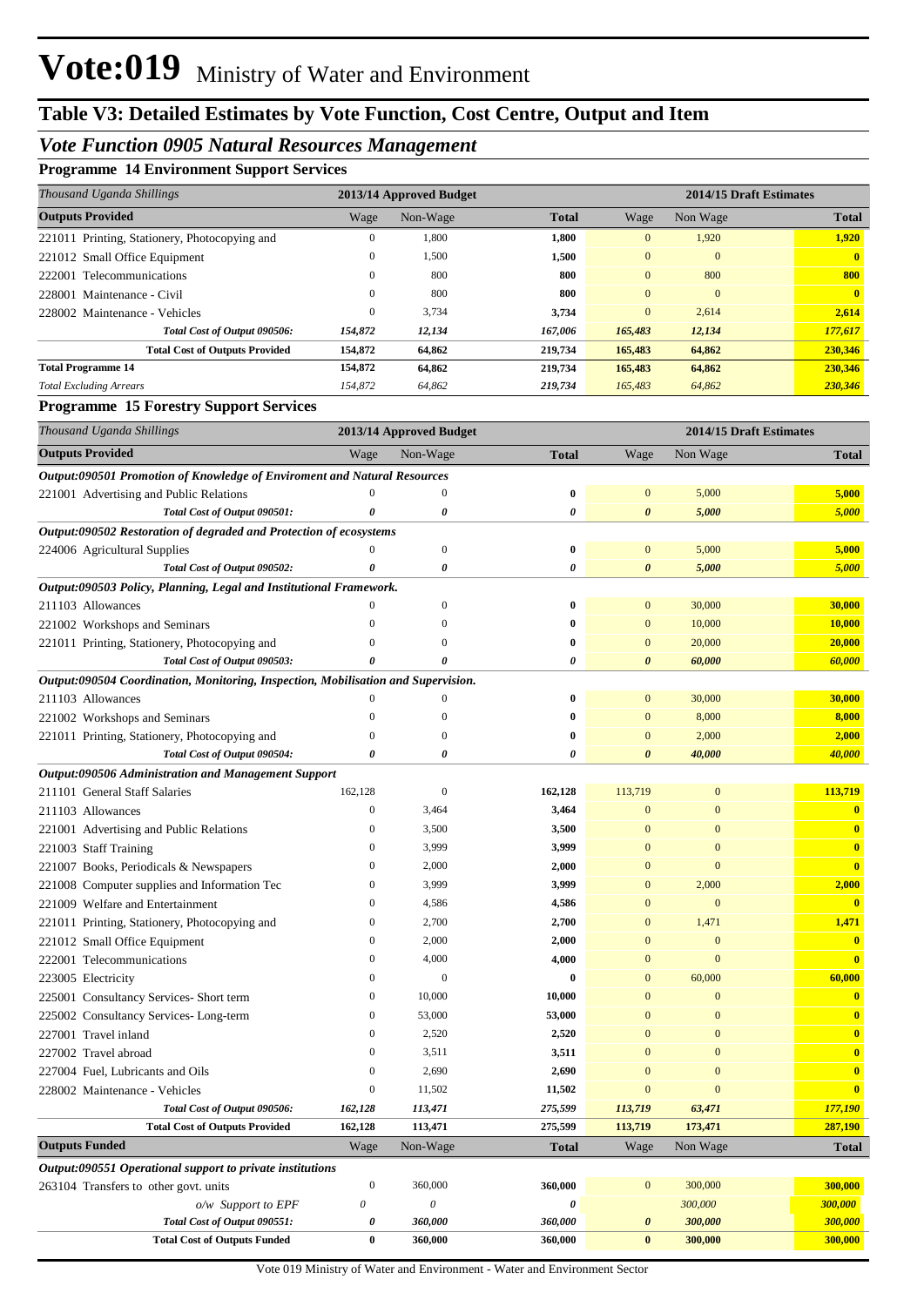# Vote:019 Ministry of Water and Environment

## Table V3: Detailed Estimates by Vote Function, Cost Centre, Output and Item

### *Vote Function 0905 Natural Resources Management*

**Programme 14 Environment Support Services**

| *Thousand Uganda Shillings* | 2013/14 Approved Budget | | | 2014/15 Draft Estimates | | |
|---|---|---|---|---|---|---|
| **Outputs Provided** | Wage | Non-Wage | **Total** | Wage | Non Wage | **Total** |
| 221011 Printing, Stationery, Photocopying and | 0 | 1,800 | **1,800** | 0 | 1,920 | **1,920** |
| 221012 Small Office Equipment | 0 | 1,500 | **1,500** | 0 | 0 | **0** |
| 222001 Telecommunications | 0 | 800 | **800** | 0 | 800 | **800** |
| 228001 Maintenance - Civil | 0 | 800 | **800** | 0 | 0 | **0** |
| 228002 Maintenance - Vehicles | 0 | 3,734 | **3,734** | 0 | 2,614 | **2,614** |
| ***Total Cost of Output 090506:*** | ***154,872*** | ***12,134*** | ***167,006*** | ***165,483*** | ***12,134*** | ***177,617*** |
| **Total Cost of Outputs Provided** | **154,872** | **64,862** | **219,734** | **165,483** | **64,862** | **230,346** |
| **Total Programme 14** | **154,872** | **64,862** | **219,734** | **165,483** | **64,862** | **230,346** |
| *Total Excluding Arrears* | *154,872* | *64,862* | *219,734* | *165,483* | *64,862* | *230,346* |

**Programme 15 Forestry Support Services**

| *Thousand Uganda Shillings* | 2013/14 Approved Budget | | | 2014/15 Draft Estimates | | |
|---|---|---|---|---|---|---|
| **Outputs Provided** | Wage | Non-Wage | **Total** | Wage | Non Wage | **Total** |
| ***Output:090501 Promotion of Knowledge of Enviroment and Natural Resources*** | | | | | | |
| 221001 Advertising and Public Relations | 0 | 0 | **0** | 0 | 5,000 | **5,000** |
| ***Total Cost of Output 090501:*** | ***0*** | ***0*** | ***0*** | ***0*** | ***5,000*** | ***5,000*** |
| ***Output:090502 Restoration of degraded and Protection of ecosystems*** | | | | | | |
| 224006 Agricultural Supplies | 0 | 0 | **0** | 0 | 5,000 | **5,000** |
| ***Total Cost of Output 090502:*** | ***0*** | ***0*** | ***0*** | ***0*** | ***5,000*** | ***5,000*** |
| ***Output:090503 Policy, Planning, Legal and Institutional Framework.*** | | | | | | |
| 211103 Allowances | 0 | 0 | **0** | 0 | 30,000 | **30,000** |
| 221002 Workshops and Seminars | 0 | 0 | **0** | 0 | 10,000 | **10,000** |
| 221011 Printing, Stationery, Photocopying and | 0 | 0 | **0** | 0 | 20,000 | **20,000** |
| ***Total Cost of Output 090503:*** | ***0*** | ***0*** | ***0*** | ***0*** | ***60,000*** | ***60,000*** |
| ***Output:090504 Coordination, Monitoring, Inspection, Mobilisation and Supervision.*** | | | | | | |
| 211103 Allowances | 0 | 0 | **0** | 0 | 30,000 | **30,000** |
| 221002 Workshops and Seminars | 0 | 0 | **0** | 0 | 8,000 | **8,000** |
| 221011 Printing, Stationery, Photocopying and | 0 | 0 | **0** | 0 | 2,000 | **2,000** |
| ***Total Cost of Output 090504:*** | ***0*** | ***0*** | ***0*** | ***0*** | ***40,000*** | ***40,000*** |
| ***Output:090506 Administration and Management Support*** | | | | | | |
| 211101 General Staff Salaries | 162,128 | 0 | **162,128** | 113,719 | 0 | **113,719** |
| 211103 Allowances | 0 | 3,464 | **3,464** | 0 | 0 | **0** |
| 221001 Advertising and Public Relations | 0 | 3,500 | **3,500** | 0 | 0 | **0** |
| 221003 Staff Training | 0 | 3,999 | **3,999** | 0 | 0 | **0** |
| 221007 Books, Periodicals & Newspapers | 0 | 2,000 | **2,000** | 0 | 0 | **0** |
| 221008 Computer supplies and Information Tec | 0 | 3,999 | **3,999** | 0 | 2,000 | **2,000** |
| 221009 Welfare and Entertainment | 0 | 4,586 | **4,586** | 0 | 0 | **0** |
| 221011 Printing, Stationery, Photocopying and | 0 | 2,700 | **2,700** | 0 | 1,471 | **1,471** |
| 221012 Small Office Equipment | 0 | 2,000 | **2,000** | 0 | 0 | **0** |
| 222001 Telecommunications | 0 | 4,000 | **4,000** | 0 | 0 | **0** |
| 223005 Electricity | 0 | 0 | **0** | 0 | 60,000 | **60,000** |
| 225001 Consultancy Services- Short term | 0 | 10,000 | **10,000** | 0 | 0 | **0** |
| 225002 Consultancy Services- Long-term | 0 | 53,000 | **53,000** | 0 | 0 | **0** |
| 227001 Travel inland | 0 | 2,520 | **2,520** | 0 | 0 | **0** |
| 227002 Travel abroad | 0 | 3,511 | **3,511** | 0 | 0 | **0** |
| 227004 Fuel, Lubricants and Oils | 0 | 2,690 | **2,690** | 0 | 0 | **0** |
| 228002 Maintenance - Vehicles | 0 | 11,502 | **11,502** | 0 | 0 | **0** |
| ***Total Cost of Output 090506:*** | ***162,128*** | ***113,471*** | ***275,599*** | ***113,719*** | ***63,471*** | ***177,190*** |
| **Total Cost of Outputs Provided** | **162,128** | **113,471** | **275,599** | **113,719** | **173,471** | **287,190** |
| **Outputs Funded** | Wage | Non-Wage | **Total** | Wage | Non Wage | **Total** |
| ***Output:090551 Operational support to private institutions*** | | | | | | |
| 263104 Transfers to other govt. units | 0 | 360,000 | **360,000** | 0 | 300,000 | **300,000** |
| *o/w Support to EPF* | *0* | *0* | ***0*** | | *300,000* | ***300,000*** |
| ***Total Cost of Output 090551:*** | ***0*** | ***360,000*** | ***360,000*** | ***0*** | ***300,000*** | ***300,000*** |
| **Total Cost of Outputs Funded** | **0** | **360,000** | **360,000** | **0** | **300,000** | **300,000** |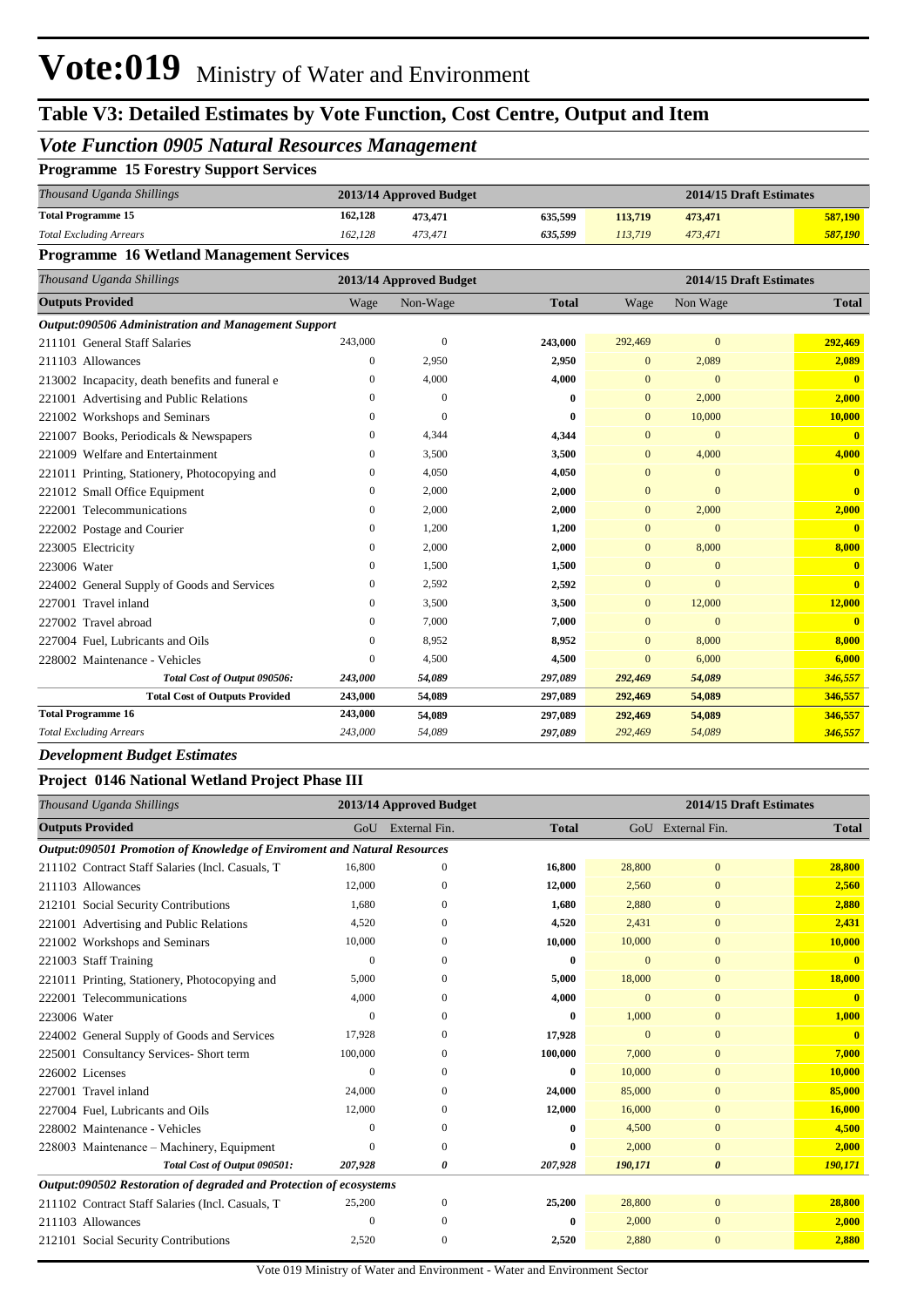# Vote:019 Ministry of Water and Environment

## Table V3: Detailed Estimates by Vote Function, Cost Centre, Output and Item

### *Vote Function 0905 Natural Resources Management*

**Programme 15 Forestry Support Services**

| *Thousand Uganda Shillings* | 2013/14 Approved Budget | | | 2014/15 Draft Estimates | | |
|---|---|---|---|---|---|---|
| **Total Programme 15** | **162,128** | **473,471** | **635,599** | **113,719** | **473,471** | **587,190** |
| *Total Excluding Arrears* | *162,128* | *473,471* | *635,599* | *113,719* | *473,471* | *587,190* |

**Programme 16 Wetland Management Services**

| *Thousand Uganda Shillings* | 2013/14 Approved Budget | | | 2014/15 Draft Estimates | | |
|---|---|---|---|---|---|---|
| **Outputs Provided** | Wage | Non-Wage | **Total** | Wage | Non Wage | **Total** |
| ***Output:090506 Administration and Management Support*** | | | | | | |
| 211101 General Staff Salaries | 243,000 | 0 | **243,000** | 292,469 | 0 | **292,469** |
| 211103 Allowances | 0 | 2,950 | **2,950** | 0 | 2,089 | **2,089** |
| 213002 Incapacity, death benefits and funeral e | 0 | 4,000 | **4,000** | 0 | 0 | **0** |
| 221001 Advertising and Public Relations | 0 | 0 | **0** | 0 | 2,000 | **2,000** |
| 221002 Workshops and Seminars | 0 | 0 | **0** | 0 | 10,000 | **10,000** |
| 221007 Books, Periodicals & Newspapers | 0 | 4,344 | **4,344** | 0 | 0 | **0** |
| 221009 Welfare and Entertainment | 0 | 3,500 | **3,500** | 0 | 4,000 | **4,000** |
| 221011 Printing, Stationery, Photocopying and | 0 | 4,050 | **4,050** | 0 | 0 | **0** |
| 221012 Small Office Equipment | 0 | 2,000 | **2,000** | 0 | 0 | **0** |
| 222001 Telecommunications | 0 | 2,000 | **2,000** | 0 | 2,000 | **2,000** |
| 222002 Postage and Courier | 0 | 1,200 | **1,200** | 0 | 0 | **0** |
| 223005 Electricity | 0 | 2,000 | **2,000** | 0 | 8,000 | **8,000** |
| 223006 Water | 0 | 1,500 | **1,500** | 0 | 0 | **0** |
| 224002 General Supply of Goods and Services | 0 | 2,592 | **2,592** | 0 | 0 | **0** |
| 227001 Travel inland | 0 | 3,500 | **3,500** | 0 | 12,000 | **12,000** |
| 227002 Travel abroad | 0 | 7,000 | **7,000** | 0 | 0 | **0** |
| 227004 Fuel, Lubricants and Oils | 0 | 8,952 | **8,952** | 0 | 8,000 | **8,000** |
| 228002 Maintenance - Vehicles | 0 | 4,500 | **4,500** | 0 | 6,000 | **6,000** |
| ***Total Cost of Output 090506:*** | ***243,000*** | ***54,089*** | ***297,089*** | ***292,469*** | ***54,089*** | ***346,557*** |
| **Total Cost of Outputs Provided** | **243,000** | **54,089** | **297,089** | **292,469** | **54,089** | **346,557** |
| **Total Programme 16** | **243,000** | **54,089** | **297,089** | **292,469** | **54,089** | **346,557** |
| *Total Excluding Arrears* | *243,000* | *54,089* | ***297,089*** | *292,469* | *54,089* | ***346,557*** |

### *Development Budget Estimates*

**Project 0146 National Wetland Project Phase III**

| *Thousand Uganda Shillings* | 2013/14 Approved Budget | | | 2014/15 Draft Estimates | | |
|---|---|---|---|---|---|---|
| **Outputs Provided** | GoU | External Fin. | **Total** | GoU | External Fin. | **Total** |
| ***Output:090501 Promotion of Knowledge of Enviroment and Natural Resources*** | | | | | | |
| 211102 Contract Staff Salaries (Incl. Casuals, T | 16,800 | 0 | **16,800** | 28,800 | 0 | **28,800** |
| 211103 Allowances | 12,000 | 0 | **12,000** | 2,560 | 0 | **2,560** |
| 212101 Social Security Contributions | 1,680 | 0 | **1,680** | 2,880 | 0 | **2,880** |
| 221001 Advertising and Public Relations | 4,520 | 0 | **4,520** | 2,431 | 0 | **2,431** |
| 221002 Workshops and Seminars | 10,000 | 0 | **10,000** | 10,000 | 0 | **10,000** |
| 221003 Staff Training | 0 | 0 | **0** | 0 | 0 | **0** |
| 221011 Printing, Stationery, Photocopying and | 5,000 | 0 | **5,000** | 18,000 | 0 | **18,000** |
| 222001 Telecommunications | 4,000 | 0 | **4,000** | 0 | 0 | **0** |
| 223006 Water | 0 | 0 | **0** | 1,000 | 0 | **1,000** |
| 224002 General Supply of Goods and Services | 17,928 | 0 | **17,928** | 0 | 0 | **0** |
| 225001 Consultancy Services- Short term | 100,000 | 0 | **100,000** | 7,000 | 0 | **7,000** |
| 226002 Licenses | 0 | 0 | **0** | 10,000 | 0 | **10,000** |
| 227001 Travel inland | 24,000 | 0 | **24,000** | 85,000 | 0 | **85,000** |
| 227004 Fuel, Lubricants and Oils | 12,000 | 0 | **12,000** | 16,000 | 0 | **16,000** |
| 228002 Maintenance - Vehicles | 0 | 0 | **0** | 4,500 | 0 | **4,500** |
| 228003 Maintenance – Machinery, Equipment | 0 | 0 | **0** | 2,000 | 0 | **2,000** |
| ***Total Cost of Output 090501:*** | ***207,928*** | ***0*** | ***207,928*** | ***190,171*** | ***0*** | ***190,171*** |
| ***Output:090502 Restoration of degraded and Protection of ecosystems*** | | | | | | |
| 211102 Contract Staff Salaries (Incl. Casuals, T | 25,200 | 0 | **25,200** | 28,800 | 0 | **28,800** |
| 211103 Allowances | 0 | 0 | **0** | 2,000 | 0 | **2,000** |
| 212101 Social Security Contributions | 2,520 | 0 | **2,520** | 2,880 | 0 | **2,880** |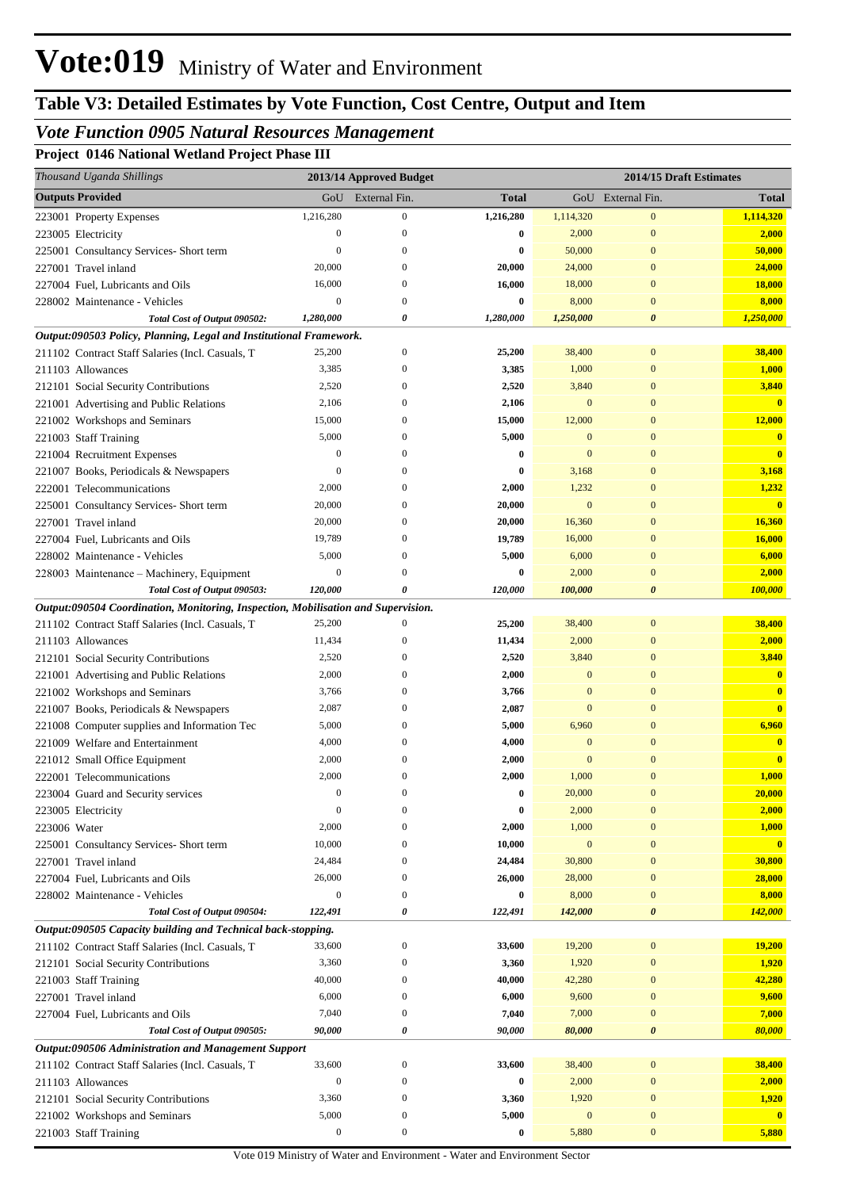# Vote:019 Ministry of Water and Environment

## Table V3: Detailed Estimates by Vote Function, Cost Centre, Output and Item

### *Vote Function 0905 Natural Resources Management*

**Project 0146 National Wetland Project Phase III**

| *Thousand Uganda Shillings* | 2013/14 Approved Budget | | | 2014/15 Draft Estimates | | |
|---|---|---|---|---|---|---|
| **Outputs Provided** | GoU | External Fin. | **Total** | GoU | External Fin. | **Total** |
| 223001 Property Expenses | 1,216,280 | 0 | **1,216,280** | 1,114,320 | 0 | **1,114,320** |
| 223005 Electricity | 0 | 0 | **0** | 2,000 | 0 | **2,000** |
| 225001 Consultancy Services- Short term | 0 | 0 | **0** | 50,000 | 0 | **50,000** |
| 227001 Travel inland | 20,000 | 0 | **20,000** | 24,000 | 0 | **24,000** |
| 227004 Fuel, Lubricants and Oils | 16,000 | 0 | **16,000** | 18,000 | 0 | **18,000** |
| 228002 Maintenance - Vehicles | 0 | 0 | **0** | 8,000 | 0 | **8,000** |
| ***Total Cost of Output 090502:*** | ***1,280,000*** | ***0*** | ***1,280,000*** | ***1,250,000*** | ***0*** | ***1,250,000*** |
| ***Output:090503 Policy, Planning, Legal and Institutional Framework.*** | | | | | | |
| 211102 Contract Staff Salaries (Incl. Casuals, T | 25,200 | 0 | **25,200** | 38,400 | 0 | **38,400** |
| 211103 Allowances | 3,385 | 0 | **3,385** | 1,000 | 0 | **1,000** |
| 212101 Social Security Contributions | 2,520 | 0 | **2,520** | 3,840 | 0 | **3,840** |
| 221001 Advertising and Public Relations | 2,106 | 0 | **2,106** | 0 | 0 | **0** |
| 221002 Workshops and Seminars | 15,000 | 0 | **15,000** | 12,000 | 0 | **12,000** |
| 221003 Staff Training | 5,000 | 0 | **5,000** | 0 | 0 | **0** |
| 221004 Recruitment Expenses | 0 | 0 | **0** | 0 | 0 | **0** |
| 221007 Books, Periodicals & Newspapers | 0 | 0 | **0** | 3,168 | 0 | **3,168** |
| 222001 Telecommunications | 2,000 | 0 | **2,000** | 1,232 | 0 | **1,232** |
| 225001 Consultancy Services- Short term | 20,000 | 0 | **20,000** | 0 | 0 | **0** |
| 227001 Travel inland | 20,000 | 0 | **20,000** | 16,360 | 0 | **16,360** |
| 227004 Fuel, Lubricants and Oils | 19,789 | 0 | **19,789** | 16,000 | 0 | **16,000** |
| 228002 Maintenance - Vehicles | 5,000 | 0 | **5,000** | 6,000 | 0 | **6,000** |
| 228003 Maintenance – Machinery, Equipment | 0 | 0 | **0** | 2,000 | 0 | **2,000** |
| ***Total Cost of Output 090503:*** | ***120,000*** | ***0*** | ***120,000*** | ***100,000*** | ***0*** | ***100,000*** |
| ***Output:090504 Coordination, Monitoring, Inspection, Mobilisation and Supervision.*** | | | | | | |
| 211102 Contract Staff Salaries (Incl. Casuals, T | 25,200 | 0 | **25,200** | 38,400 | 0 | **38,400** |
| 211103 Allowances | 11,434 | 0 | **11,434** | 2,000 | 0 | **2,000** |
| 212101 Social Security Contributions | 2,520 | 0 | **2,520** | 3,840 | 0 | **3,840** |
| 221001 Advertising and Public Relations | 2,000 | 0 | **2,000** | 0 | 0 | **0** |
| 221002 Workshops and Seminars | 3,766 | 0 | **3,766** | 0 | 0 | **0** |
| 221007 Books, Periodicals & Newspapers | 2,087 | 0 | **2,087** | 0 | 0 | **0** |
| 221008 Computer supplies and Information Tec | 5,000 | 0 | **5,000** | 6,960 | 0 | **6,960** |
| 221009 Welfare and Entertainment | 4,000 | 0 | **4,000** | 0 | 0 | **0** |
| 221012 Small Office Equipment | 2,000 | 0 | **2,000** | 0 | 0 | **0** |
| 222001 Telecommunications | 2,000 | 0 | **2,000** | 1,000 | 0 | **1,000** |
| 223004 Guard and Security services | 0 | 0 | **0** | 20,000 | 0 | **20,000** |
| 223005 Electricity | 0 | 0 | **0** | 2,000 | 0 | **2,000** |
| 223006 Water | 2,000 | 0 | **2,000** | 1,000 | 0 | **1,000** |
| 225001 Consultancy Services- Short term | 10,000 | 0 | **10,000** | 0 | 0 | **0** |
| 227001 Travel inland | 24,484 | 0 | **24,484** | 30,800 | 0 | **30,800** |
| 227004 Fuel, Lubricants and Oils | 26,000 | 0 | **26,000** | 28,000 | 0 | **28,000** |
| 228002 Maintenance - Vehicles | 0 | 0 | **0** | 8,000 | 0 | **8,000** |
| ***Total Cost of Output 090504:*** | ***122,491*** | ***0*** | ***122,491*** | ***142,000*** | ***0*** | ***142,000*** |
| ***Output:090505 Capacity building and Technical back-stopping.*** | | | | | | |
| 211102 Contract Staff Salaries (Incl. Casuals, T | 33,600 | 0 | **33,600** | 19,200 | 0 | **19,200** |
| 212101 Social Security Contributions | 3,360 | 0 | **3,360** | 1,920 | 0 | **1,920** |
| 221003 Staff Training | 40,000 | 0 | **40,000** | 42,280 | 0 | **42,280** |
| 227001 Travel inland | 6,000 | 0 | **6,000** | 9,600 | 0 | **9,600** |
| 227004 Fuel, Lubricants and Oils | 7,040 | 0 | **7,040** | 7,000 | 0 | **7,000** |
| ***Total Cost of Output 090505:*** | ***90,000*** | ***0*** | ***90,000*** | ***80,000*** | ***0*** | ***80,000*** |
| ***Output:090506 Administration and Management Support*** | | | | | | |
| 211102 Contract Staff Salaries (Incl. Casuals, T | 33,600 | 0 | **33,600** | 38,400 | 0 | **38,400** |
| 211103 Allowances | 0 | 0 | **0** | 2,000 | 0 | **2,000** |
| 212101 Social Security Contributions | 3,360 | 0 | **3,360** | 1,920 | 0 | **1,920** |
| 221002 Workshops and Seminars | 5,000 | 0 | **5,000** | 0 | 0 | **0** |
| 221003 Staff Training | 0 | 0 | **0** | 5,880 | 0 | **5,880** |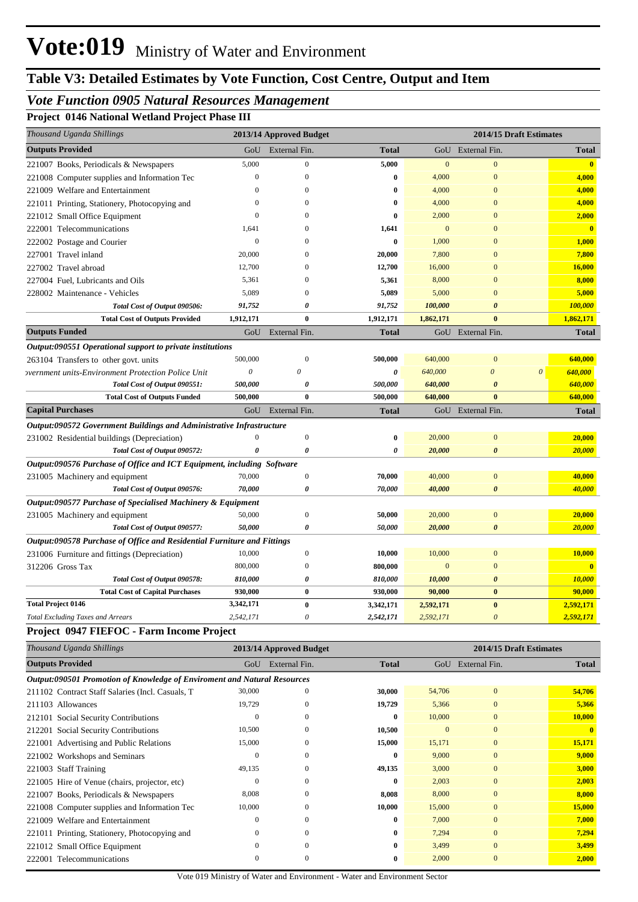# Vote:019 Ministry of Water and Environment

## Table V3: Detailed Estimates by Vote Function, Cost Centre, Output and Item

### *Vote Function 0905 Natural Resources Management*

#### Project 0146 National Wetland Project Phase III

| *Thousand Uganda Shillings* | 2013/14 Approved Budget | | | 2014/15 Draft Estimates | | |
|---|---|---|---|---|---|---|
| **Outputs Provided** | GoU | External Fin. | **Total** | GoU | External Fin. | **Total** |
| 221007 Books, Periodicals & Newspapers | 5,000 | 0 | **5,000** | 0 | 0 | **0** |
| 221008 Computer supplies and Information Tec | 0 | 0 | **0** | 4,000 | 0 | **4,000** |
| 221009 Welfare and Entertainment | 0 | 0 | **0** | 4,000 | 0 | **4,000** |
| 221011 Printing, Stationery, Photocopying and | 0 | 0 | **0** | 4,000 | 0 | **4,000** |
| 221012 Small Office Equipment | 0 | 0 | **0** | 2,000 | 0 | **2,000** |
| 222001 Telecommunications | 1,641 | 0 | **1,641** | 0 | 0 | **0** |
| 222002 Postage and Courier | 0 | 0 | **0** | 1,000 | 0 | **1,000** |
| 227001 Travel inland | 20,000 | 0 | **20,000** | 7,800 | 0 | **7,800** |
| 227002 Travel abroad | 12,700 | 0 | **12,700** | 16,000 | 0 | **16,000** |
| 227004 Fuel, Lubricants and Oils | 5,361 | 0 | **5,361** | 8,000 | 0 | **8,000** |
| 228002 Maintenance - Vehicles | 5,089 | 0 | **5,089** | 5,000 | 0 | **5,000** |
| ***Total Cost of Output 090506:*** | ***91,752*** | ***0*** | ***91,752*** | ***100,000*** | ***0*** | ***100,000*** |
| **Total Cost of Outputs Provided** | **1,912,171** | **0** | **1,912,171** | **1,862,171** | **0** | **1,862,171** |
| **Outputs Funded** | GoU | External Fin. | **Total** | GoU | External Fin. | **Total** |
| ***Output:090551 Operational support to private institutions*** | | | | | | |
| 263104 Transfers to other govt. units | 500,000 | 0 | **500,000** | 640,000 | 0 | **640,000** |
| *overnment units-Environment Protection Police Unit* | *0* | *0* | ***0*** | *640,000* | *0* | ***640,000*** |
| ***Total Cost of Output 090551:*** | ***500,000*** | ***0*** | ***500,000*** | ***640,000*** | ***0*** | ***640,000*** |
| **Total Cost of Outputs Funded** | **500,000** | **0** | **500,000** | **640,000** | **0** | **640,000** |
| **Capital Purchases** | GoU | External Fin. | **Total** | GoU | External Fin. | **Total** |
| ***Output:090572 Government Buildings and Administrative Infrastructure*** | | | | | | |
| 231002 Residential buildings (Depreciation) | 0 | 0 | **0** | 20,000 | 0 | **20,000** |
| ***Total Cost of Output 090572:*** | ***0*** | ***0*** | ***0*** | ***20,000*** | ***0*** | ***20,000*** |
| ***Output:090576 Purchase of Office and ICT Equipment, including Software*** | | | | | | |
| 231005 Machinery and equipment | 70,000 | 0 | **70,000** | 40,000 | 0 | **40,000** |
| ***Total Cost of Output 090576:*** | ***70,000*** | ***0*** | ***70,000*** | ***40,000*** | ***0*** | ***40,000*** |
| ***Output:090577 Purchase of Specialised Machinery & Equipment*** | | | | | | |
| 231005 Machinery and equipment | 50,000 | 0 | **50,000** | 20,000 | 0 | **20,000** |
| ***Total Cost of Output 090577:*** | ***50,000*** | ***0*** | ***50,000*** | ***20,000*** | ***0*** | ***20,000*** |
| ***Output:090578 Purchase of Office and Residential Furniture and Fittings*** | | | | | | |
| 231006 Furniture and fittings (Depreciation) | 10,000 | 0 | **10,000** | 10,000 | 0 | **10,000** |
| 312206 Gross Tax | 800,000 | 0 | **800,000** | 0 | 0 | **0** |
| ***Total Cost of Output 090578:*** | ***810,000*** | ***0*** | ***810,000*** | ***10,000*** | ***0*** | ***10,000*** |
| **Total Cost of Capital Purchases** | **930,000** | **0** | **930,000** | **90,000** | **0** | **90,000** |
| **Total Project 0146** | **3,342,171** | **0** | **3,342,171** | **2,592,171** | **0** | **2,592,171** |
| *Total Excluding Taxes and Arrears* | *2,542,171* | *0* | *2,542,171* | *2,592,171* | *0* | *2,592,171* |

#### Project 0947 FIEFOC - Farm Income Project

| *Thousand Uganda Shillings* | 2013/14 Approved Budget | | | 2014/15 Draft Estimates | | |
|---|---|---|---|---|---|---|
| **Outputs Provided** | GoU | External Fin. | **Total** | GoU | External Fin. | **Total** |
| ***Output:090501 Promotion of Knowledge of Enviroment and Natural Resources*** | | | | | | |
| 211102 Contract Staff Salaries (Incl. Casuals, T | 30,000 | 0 | **30,000** | 54,706 | 0 | **54,706** |
| 211103 Allowances | 19,729 | 0 | **19,729** | 5,366 | 0 | **5,366** |
| 212101 Social Security Contributions | 0 | 0 | **0** | 10,000 | 0 | **10,000** |
| 212201 Social Security Contributions | 10,500 | 0 | **10,500** | 0 | 0 | **0** |
| 221001 Advertising and Public Relations | 15,000 | 0 | **15,000** | 15,171 | 0 | **15,171** |
| 221002 Workshops and Seminars | 0 | 0 | **0** | 9,000 | 0 | **9,000** |
| 221003 Staff Training | 49,135 | 0 | **49,135** | 3,000 | 0 | **3,000** |
| 221005 Hire of Venue (chairs, projector, etc) | 0 | 0 | **0** | 2,003 | 0 | **2,003** |
| 221007 Books, Periodicals & Newspapers | 8,008 | 0 | **8,008** | 8,000 | 0 | **8,000** |
| 221008 Computer supplies and Information Tec | 10,000 | 0 | **10,000** | 15,000 | 0 | **15,000** |
| 221009 Welfare and Entertainment | 0 | 0 | **0** | 7,000 | 0 | **7,000** |
| 221011 Printing, Stationery, Photocopying and | 0 | 0 | **0** | 7,294 | 0 | **7,294** |
| 221012 Small Office Equipment | 0 | 0 | **0** | 3,499 | 0 | **3,499** |
| 222001 Telecommunications | 0 | 0 | **0** | 2,000 | 0 | **2,000** |

Vote 019 Ministry of Water and Environment - Water and Environment Sector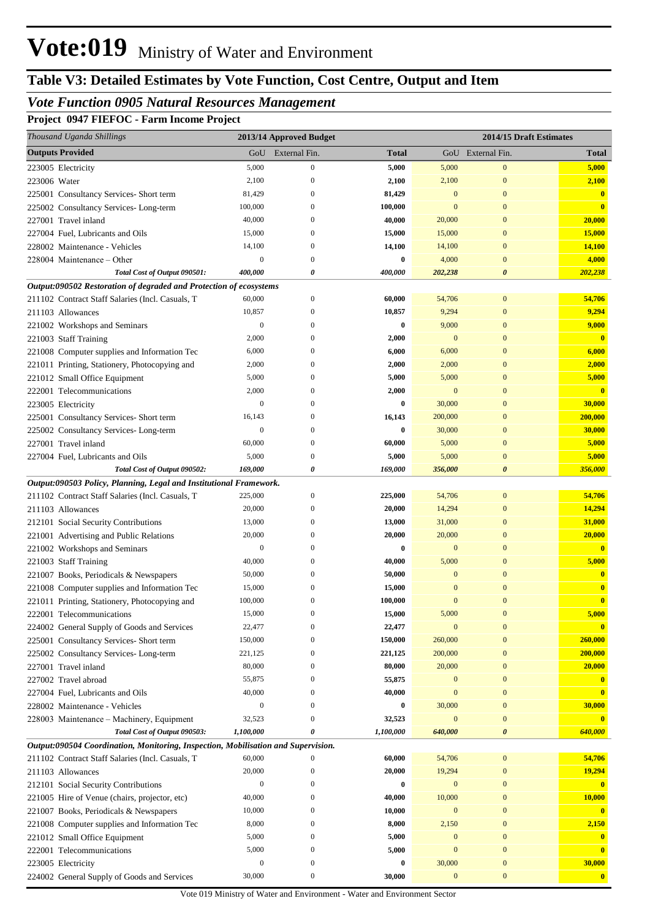# Vote:019 Ministry of Water and Environment

## Table V3: Detailed Estimates by Vote Function, Cost Centre, Output and Item

### *Vote Function 0905 Natural Resources Management*

**Project 0947 FIEFOC - Farm Income Project**

| *Thousand Uganda Shillings* | 2013/14 Approved Budget | | | 2014/15 Draft Estimates | | |
|---|---|---|---|---|---|---|
| **Outputs Provided** | GoU | External Fin. | **Total** | GoU | External Fin. | **Total** |
| 223005 Electricity | 5,000 | 0 | **5,000** | 5,000 | 0 | **5,000** |
| 223006 Water | 2,100 | 0 | **2,100** | 2,100 | 0 | **2,100** |
| 225001 Consultancy Services- Short term | 81,429 | 0 | **81,429** | 0 | 0 | **0** |
| 225002 Consultancy Services- Long-term | 100,000 | 0 | **100,000** | 0 | 0 | **0** |
| 227001 Travel inland | 40,000 | 0 | **40,000** | 20,000 | 0 | **20,000** |
| 227004 Fuel, Lubricants and Oils | 15,000 | 0 | **15,000** | 15,000 | 0 | **15,000** |
| 228002 Maintenance - Vehicles | 14,100 | 0 | **14,100** | 14,100 | 0 | **14,100** |
| 228004 Maintenance – Other | 0 | 0 | **0** | 4,000 | 0 | **4,000** |
| ***Total Cost of Output 090501:*** | ***400,000*** | ***0*** | ***400,000*** | ***202,238*** | ***0*** | ***202,238*** |
| ***Output:090502 Restoration of degraded and Protection of ecosystems*** | | | | | | |
| 211102 Contract Staff Salaries (Incl. Casuals, T | 60,000 | 0 | **60,000** | 54,706 | 0 | **54,706** |
| 211103 Allowances | 10,857 | 0 | **10,857** | 9,294 | 0 | **9,294** |
| 221002 Workshops and Seminars | 0 | 0 | **0** | 9,000 | 0 | **9,000** |
| 221003 Staff Training | 2,000 | 0 | **2,000** | 0 | 0 | **0** |
| 221008 Computer supplies and Information Tec | 6,000 | 0 | **6,000** | 6,000 | 0 | **6,000** |
| 221011 Printing, Stationery, Photocopying and | 2,000 | 0 | **2,000** | 2,000 | 0 | **2,000** |
| 221012 Small Office Equipment | 5,000 | 0 | **5,000** | 5,000 | 0 | **5,000** |
| 222001 Telecommunications | 2,000 | 0 | **2,000** | 0 | 0 | **0** |
| 223005 Electricity | 0 | 0 | **0** | 30,000 | 0 | **30,000** |
| 225001 Consultancy Services- Short term | 16,143 | 0 | **16,143** | 200,000 | 0 | **200,000** |
| 225002 Consultancy Services- Long-term | 0 | 0 | **0** | 30,000 | 0 | **30,000** |
| 227001 Travel inland | 60,000 | 0 | **60,000** | 5,000 | 0 | **5,000** |
| 227004 Fuel, Lubricants and Oils | 5,000 | 0 | **5,000** | 5,000 | 0 | **5,000** |
| ***Total Cost of Output 090502:*** | ***169,000*** | ***0*** | ***169,000*** | ***356,000*** | ***0*** | ***356,000*** |
| ***Output:090503 Policy, Planning, Legal and Institutional Framework.*** | | | | | | |
| 211102 Contract Staff Salaries (Incl. Casuals, T | 225,000 | 0 | **225,000** | 54,706 | 0 | **54,706** |
| 211103 Allowances | 20,000 | 0 | **20,000** | 14,294 | 0 | **14,294** |
| 212101 Social Security Contributions | 13,000 | 0 | **13,000** | 31,000 | 0 | **31,000** |
| 221001 Advertising and Public Relations | 20,000 | 0 | **20,000** | 20,000 | 0 | **20,000** |
| 221002 Workshops and Seminars | 0 | 0 | **0** | 0 | 0 | **0** |
| 221003 Staff Training | 40,000 | 0 | **40,000** | 5,000 | 0 | **5,000** |
| 221007 Books, Periodicals & Newspapers | 50,000 | 0 | **50,000** | 0 | 0 | **0** |
| 221008 Computer supplies and Information Tec | 15,000 | 0 | **15,000** | 0 | 0 | **0** |
| 221011 Printing, Stationery, Photocopying and | 100,000 | 0 | **100,000** | 0 | 0 | **0** |
| 222001 Telecommunications | 15,000 | 0 | **15,000** | 5,000 | 0 | **5,000** |
| 224002 General Supply of Goods and Services | 22,477 | 0 | **22,477** | 0 | 0 | **0** |
| 225001 Consultancy Services- Short term | 150,000 | 0 | **150,000** | 260,000 | 0 | **260,000** |
| 225002 Consultancy Services- Long-term | 221,125 | 0 | **221,125** | 200,000 | 0 | **200,000** |
| 227001 Travel inland | 80,000 | 0 | **80,000** | 20,000 | 0 | **20,000** |
| 227002 Travel abroad | 55,875 | 0 | **55,875** | 0 | 0 | **0** |
| 227004 Fuel, Lubricants and Oils | 40,000 | 0 | **40,000** | 0 | 0 | **0** |
| 228002 Maintenance - Vehicles | 0 | 0 | **0** | 30,000 | 0 | **30,000** |
| 228003 Maintenance – Machinery, Equipment | 32,523 | 0 | **32,523** | 0 | 0 | **0** |
| ***Total Cost of Output 090503:*** | ***1,100,000*** | ***0*** | ***1,100,000*** | ***640,000*** | ***0*** | ***640,000*** |
| ***Output:090504 Coordination, Monitoring, Inspection, Mobilisation and Supervision.*** | | | | | | |
| 211102 Contract Staff Salaries (Incl. Casuals, T | 60,000 | 0 | **60,000** | 54,706 | 0 | **54,706** |
| 211103 Allowances | 20,000 | 0 | **20,000** | 19,294 | 0 | **19,294** |
| 212101 Social Security Contributions | 0 | 0 | **0** | 0 | 0 | **0** |
| 221005 Hire of Venue (chairs, projector, etc) | 40,000 | 0 | **40,000** | 10,000 | 0 | **10,000** |
| 221007 Books, Periodicals & Newspapers | 10,000 | 0 | **10,000** | 0 | 0 | **0** |
| 221008 Computer supplies and Information Tec | 8,000 | 0 | **8,000** | 2,150 | 0 | **2,150** |
| 221012 Small Office Equipment | 5,000 | 0 | **5,000** | 0 | 0 | **0** |
| 222001 Telecommunications | 5,000 | 0 | **5,000** | 0 | 0 | **0** |
| 223005 Electricity | 0 | 0 | **0** | 30,000 | 0 | **30,000** |
| 224002 General Supply of Goods and Services | 30,000 | 0 | **30,000** | 0 | 0 | **0** |

Vote 019 Ministry of Water and Environment - Water and Environment Sector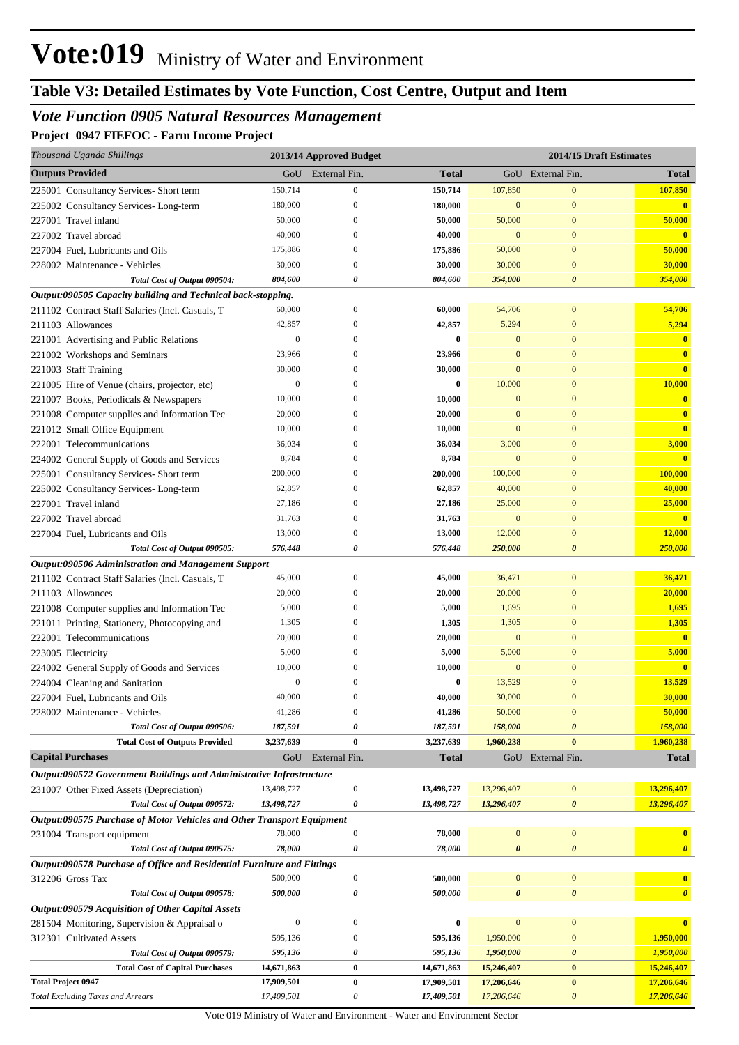# Vote:019 Ministry of Water and Environment

## Table V3: Detailed Estimates by Vote Function, Cost Centre, Output and Item

### *Vote Function 0905 Natural Resources Management*

#### Project 0947 FIEFOC - Farm Income Project

| *Thousand Uganda Shillings* | 2013/14 Approved Budget | | | 2014/15 Draft Estimates | | |
|---|---|---|---|---|---|---|
| **Outputs Provided** | GoU | External Fin. | **Total** | GoU | External Fin. | **Total** |
| 225001 Consultancy Services- Short term | 150,714 | 0 | **150,714** | 107,850 | 0 | **107,850** |
| 225002 Consultancy Services- Long-term | 180,000 | 0 | **180,000** | 0 | 0 | **0** |
| 227001 Travel inland | 50,000 | 0 | **50,000** | 50,000 | 0 | **50,000** |
| 227002 Travel abroad | 40,000 | 0 | **40,000** | 0 | 0 | **0** |
| 227004 Fuel, Lubricants and Oils | 175,886 | 0 | **175,886** | 50,000 | 0 | **50,000** |
| 228002 Maintenance - Vehicles | 30,000 | 0 | **30,000** | 30,000 | 0 | **30,000** |
| ***Total Cost of Output 090504:*** | ***804,600*** | ***0*** | ***804,600*** | ***354,000*** | ***0*** | ***354,000*** |
| ***Output:090505 Capacity building and Technical back-stopping.*** | | | | | | |
| 211102 Contract Staff Salaries (Incl. Casuals, T | 60,000 | 0 | **60,000** | 54,706 | 0 | **54,706** |
| 211103 Allowances | 42,857 | 0 | **42,857** | 5,294 | 0 | **5,294** |
| 221001 Advertising and Public Relations | 0 | 0 | **0** | 0 | 0 | **0** |
| 221002 Workshops and Seminars | 23,966 | 0 | **23,966** | 0 | 0 | **0** |
| 221003 Staff Training | 30,000 | 0 | **30,000** | 0 | 0 | **0** |
| 221005 Hire of Venue (chairs, projector, etc) | 0 | 0 | **0** | 10,000 | 0 | **10,000** |
| 221007 Books, Periodicals & Newspapers | 10,000 | 0 | **10,000** | 0 | 0 | **0** |
| 221008 Computer supplies and Information Tec | 20,000 | 0 | **20,000** | 0 | 0 | **0** |
| 221012 Small Office Equipment | 10,000 | 0 | **10,000** | 0 | 0 | **0** |
| 222001 Telecommunications | 36,034 | 0 | **36,034** | 3,000 | 0 | **3,000** |
| 224002 General Supply of Goods and Services | 8,784 | 0 | **8,784** | 0 | 0 | **0** |
| 225001 Consultancy Services- Short term | 200,000 | 0 | **200,000** | 100,000 | 0 | **100,000** |
| 225002 Consultancy Services- Long-term | 62,857 | 0 | **62,857** | 40,000 | 0 | **40,000** |
| 227001 Travel inland | 27,186 | 0 | **27,186** | 25,000 | 0 | **25,000** |
| 227002 Travel abroad | 31,763 | 0 | **31,763** | 0 | 0 | **0** |
| 227004 Fuel, Lubricants and Oils | 13,000 | 0 | **13,000** | 12,000 | 0 | **12,000** |
| ***Total Cost of Output 090505:*** | ***576,448*** | ***0*** | ***576,448*** | ***250,000*** | ***0*** | ***250,000*** |
| ***Output:090506 Administration and Management Support*** | | | | | | |
| 211102 Contract Staff Salaries (Incl. Casuals, T | 45,000 | 0 | **45,000** | 36,471 | 0 | **36,471** |
| 211103 Allowances | 20,000 | 0 | **20,000** | 20,000 | 0 | **20,000** |
| 221008 Computer supplies and Information Tec | 5,000 | 0 | **5,000** | 1,695 | 0 | **1,695** |
| 221011 Printing, Stationery, Photocopying and | 1,305 | 0 | **1,305** | 1,305 | 0 | **1,305** |
| 222001 Telecommunications | 20,000 | 0 | **20,000** | 0 | 0 | **0** |
| 223005 Electricity | 5,000 | 0 | **5,000** | 5,000 | 0 | **5,000** |
| 224002 General Supply of Goods and Services | 10,000 | 0 | **10,000** | 0 | 0 | **0** |
| 224004 Cleaning and Sanitation | 0 | 0 | **0** | 13,529 | 0 | **13,529** |
| 227004 Fuel, Lubricants and Oils | 40,000 | 0 | **40,000** | 30,000 | 0 | **30,000** |
| 228002 Maintenance - Vehicles | 41,286 | 0 | **41,286** | 50,000 | 0 | **50,000** |
| ***Total Cost of Output 090506:*** | ***187,591*** | ***0*** | ***187,591*** | ***158,000*** | ***0*** | ***158,000*** |
| **Total Cost of Outputs Provided** | **3,237,639** | **0** | **3,237,639** | **1,960,238** | **0** | **1,960,238** |
| **Capital Purchases** | GoU | External Fin. | **Total** | GoU | External Fin. | **Total** |
| ***Output:090572 Government Buildings and Administrative Infrastructure*** | | | | | | |
| 231007 Other Fixed Assets (Depreciation) | 13,498,727 | 0 | **13,498,727** | 13,296,407 | 0 | **13,296,407** |
| ***Total Cost of Output 090572:*** | ***13,498,727*** | ***0*** | ***13,498,727*** | ***13,296,407*** | ***0*** | ***13,296,407*** |
| ***Output:090575 Purchase of Motor Vehicles and Other Transport Equipment*** | | | | | | |
| 231004 Transport equipment | 78,000 | 0 | **78,000** | 0 | 0 | **0** |
| ***Total Cost of Output 090575:*** | ***78,000*** | ***0*** | ***78,000*** | ***0*** | ***0*** | ***0*** |
| ***Output:090578 Purchase of Office and Residential Furniture and Fittings*** | | | | | | |
| 312206 Gross Tax | 500,000 | 0 | **500,000** | 0 | 0 | **0** |
| ***Total Cost of Output 090578:*** | ***500,000*** | ***0*** | ***500,000*** | ***0*** | ***0*** | ***0*** |
| ***Output:090579 Acquisition of Other Capital Assets*** | | | | | | |
| 281504 Monitoring, Supervision & Appraisal o | 0 | 0 | **0** | 0 | 0 | **0** |
| 312301 Cultivated Assets | 595,136 | 0 | **595,136** | 1,950,000 | 0 | **1,950,000** |
| ***Total Cost of Output 090579:*** | ***595,136*** | ***0*** | ***595,136*** | ***1,950,000*** | ***0*** | ***1,950,000*** |
| **Total Cost of Capital Purchases** | **14,671,863** | **0** | **14,671,863** | **15,246,407** | **0** | **15,246,407** |
| **Total Project 0947** | **17,909,501** | **0** | **17,909,501** | **17,206,646** | **0** | **17,206,646** |
| *Total Excluding Taxes and Arrears* | *17,409,501* | *0* | *17,409,501* | *17,206,646* | *0* | *17,206,646* |

Vote 019 Ministry of Water and Environment - Water and Environment Sector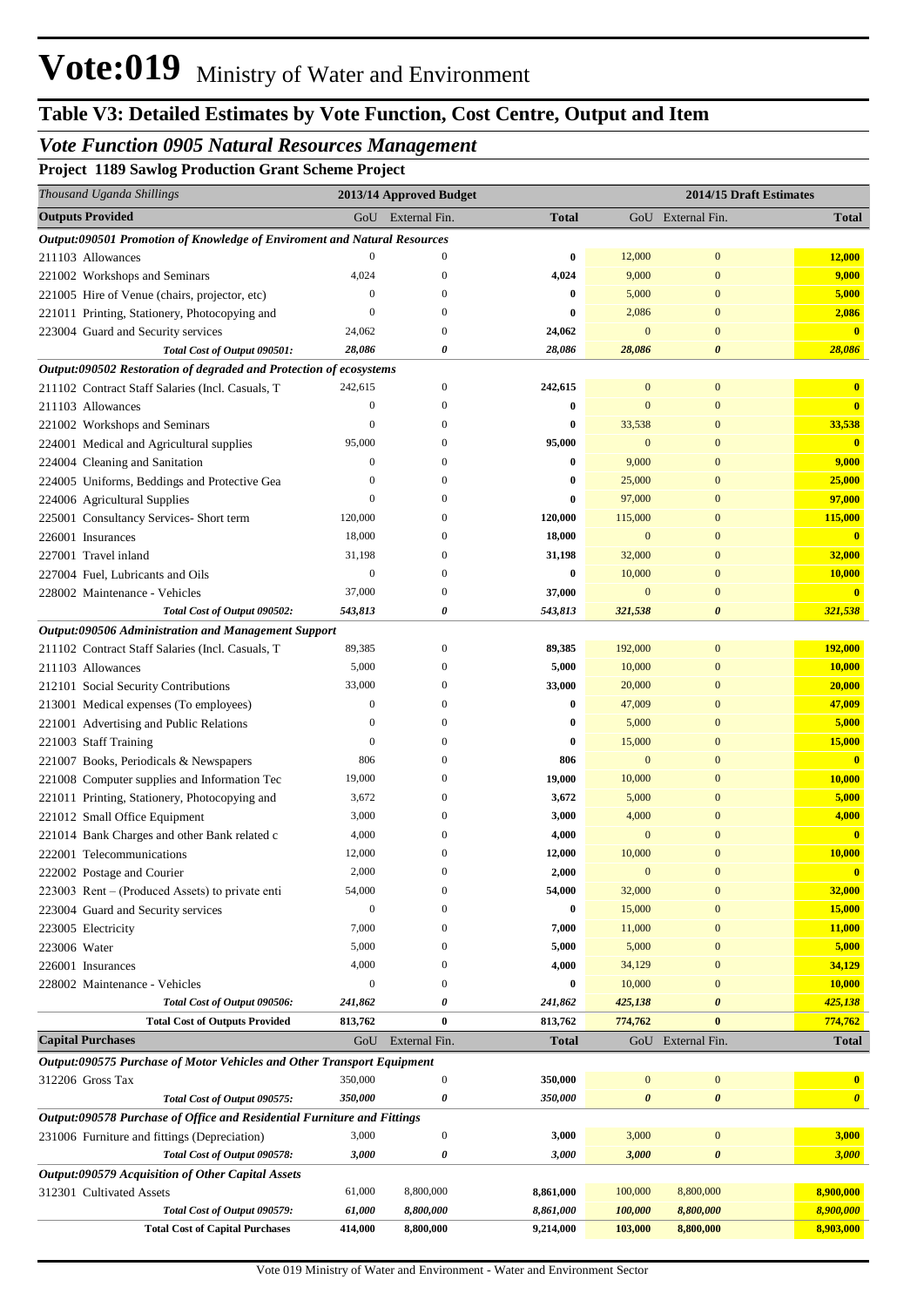# Vote:019 Ministry of Water and Environment

## Table V3: Detailed Estimates by Vote Function, Cost Centre, Output and Item

### *Vote Function 0905 Natural Resources Management*

**Project 1189 Sawlog Production Grant Scheme Project**

| *Thousand Uganda Shillings* | 2013/14 Approved Budget | | | 2014/15 Draft Estimates | | |
|---|---|---|---|---|---|---|
| **Outputs Provided** | GoU | External Fin. | **Total** | GoU | External Fin. | **Total** |
| ***Output:090501 Promotion of Knowledge of Enviroment and Natural Resources*** | | | | | | |
| 211103 Allowances | 0 | 0 | **0** | 12,000 | 0 | **12,000** |
| 221002 Workshops and Seminars | 4,024 | 0 | **4,024** | 9,000 | 0 | **9,000** |
| 221005 Hire of Venue (chairs, projector, etc) | 0 | 0 | **0** | 5,000 | 0 | **5,000** |
| 221011 Printing, Stationery, Photocopying and | 0 | 0 | **0** | 2,086 | 0 | **2,086** |
| 223004 Guard and Security services | 24,062 | 0 | **24,062** | 0 | 0 | **0** |
| *Total Cost of Output 090501:* | *28,086* | *0* | *28,086* | *28,086* | *0* | *28,086* |
| ***Output:090502 Restoration of degraded and Protection of ecosystems*** | | | | | | |
| 211102 Contract Staff Salaries (Incl. Casuals, T | 242,615 | 0 | **242,615** | 0 | 0 | **0** |
| 211103 Allowances | 0 | 0 | **0** | 0 | 0 | **0** |
| 221002 Workshops and Seminars | 0 | 0 | **0** | 33,538 | 0 | **33,538** |
| 224001 Medical and Agricultural supplies | 95,000 | 0 | **95,000** | 0 | 0 | **0** |
| 224004 Cleaning and Sanitation | 0 | 0 | **0** | 9,000 | 0 | **9,000** |
| 224005 Uniforms, Beddings and Protective Gea | 0 | 0 | **0** | 25,000 | 0 | **25,000** |
| 224006 Agricultural Supplies | 0 | 0 | **0** | 97,000 | 0 | **97,000** |
| 225001 Consultancy Services- Short term | 120,000 | 0 | **120,000** | 115,000 | 0 | **115,000** |
| 226001 Insurances | 18,000 | 0 | **18,000** | 0 | 0 | **0** |
| 227001 Travel inland | 31,198 | 0 | **31,198** | 32,000 | 0 | **32,000** |
| 227004 Fuel, Lubricants and Oils | 0 | 0 | **0** | 10,000 | 0 | **10,000** |
| 228002 Maintenance - Vehicles | 37,000 | 0 | **37,000** | 0 | 0 | **0** |
| *Total Cost of Output 090502:* | *543,813* | *0* | *543,813* | *321,538* | *0* | *321,538* |
| ***Output:090506 Administration and Management Support*** | | | | | | |
| 211102 Contract Staff Salaries (Incl. Casuals, T | 89,385 | 0 | **89,385** | 192,000 | 0 | **192,000** |
| 211103 Allowances | 5,000 | 0 | **5,000** | 10,000 | 0 | **10,000** |
| 212101 Social Security Contributions | 33,000 | 0 | **33,000** | 20,000 | 0 | **20,000** |
| 213001 Medical expenses (To employees) | 0 | 0 | **0** | 47,009 | 0 | **47,009** |
| 221001 Advertising and Public Relations | 0 | 0 | **0** | 5,000 | 0 | **5,000** |
| 221003 Staff Training | 0 | 0 | **0** | 15,000 | 0 | **15,000** |
| 221007 Books, Periodicals & Newspapers | 806 | 0 | **806** | 0 | 0 | **0** |
| 221008 Computer supplies and Information Tec | 19,000 | 0 | **19,000** | 10,000 | 0 | **10,000** |
| 221011 Printing, Stationery, Photocopying and | 3,672 | 0 | **3,672** | 5,000 | 0 | **5,000** |
| 221012 Small Office Equipment | 3,000 | 0 | **3,000** | 4,000 | 0 | **4,000** |
| 221014 Bank Charges and other Bank related c | 4,000 | 0 | **4,000** | 0 | 0 | **0** |
| 222001 Telecommunications | 12,000 | 0 | **12,000** | 10,000 | 0 | **10,000** |
| 222002 Postage and Courier | 2,000 | 0 | **2,000** | 0 | 0 | **0** |
| 223003 Rent – (Produced Assets) to private enti | 54,000 | 0 | **54,000** | 32,000 | 0 | **32,000** |
| 223004 Guard and Security services | 0 | 0 | **0** | 15,000 | 0 | **15,000** |
| 223005 Electricity | 7,000 | 0 | **7,000** | 11,000 | 0 | **11,000** |
| 223006 Water | 5,000 | 0 | **5,000** | 5,000 | 0 | **5,000** |
| 226001 Insurances | 4,000 | 0 | **4,000** | 34,129 | 0 | **34,129** |
| 228002 Maintenance - Vehicles | 0 | 0 | **0** | 10,000 | 0 | **10,000** |
| *Total Cost of Output 090506:* | *241,862* | *0* | *241,862* | *425,138* | *0* | *425,138* |
| **Total Cost of Outputs Provided** | **813,762** | **0** | **813,762** | **774,762** | **0** | **774,762** |
| **Capital Purchases** | GoU | External Fin. | **Total** | GoU | External Fin. | **Total** |
| ***Output:090575 Purchase of Motor Vehicles and Other Transport Equipment*** | | | | | | |
| 312206 Gross Tax | 350,000 | 0 | **350,000** | 0 | 0 | **0** |
| *Total Cost of Output 090575:* | *350,000* | *0* | *350,000* | *0* | *0* | *0* |
| ***Output:090578 Purchase of Office and Residential Furniture and Fittings*** | | | | | | |
| 231006 Furniture and fittings (Depreciation) | 3,000 | 0 | **3,000** | 3,000 | 0 | **3,000** |
| *Total Cost of Output 090578:* | *3,000* | *0* | *3,000* | *3,000* | *0* | *3,000* |
| ***Output:090579 Acquisition of Other Capital Assets*** | | | | | | |
| 312301 Cultivated Assets | 61,000 | 8,800,000 | **8,861,000** | 100,000 | 8,800,000 | **8,900,000** |
| *Total Cost of Output 090579:* | *61,000* | *8,800,000* | *8,861,000* | *100,000* | *8,800,000* | *8,900,000* |
| **Total Cost of Capital Purchases** | **414,000** | **8,800,000** | **9,214,000** | **103,000** | **8,800,000** | **8,903,000** |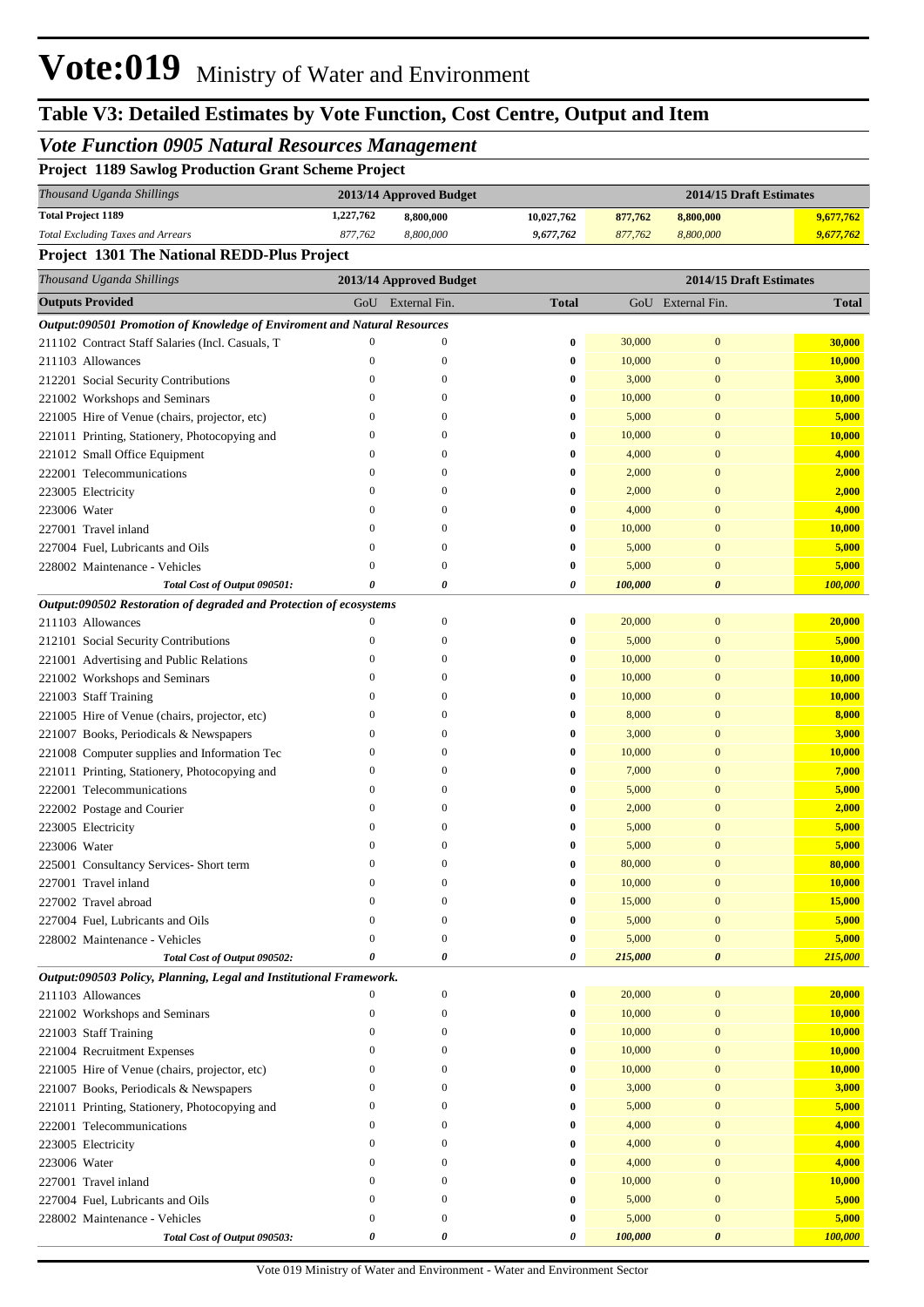# Vote:019 Ministry of Water and Environment

## Table V3: Detailed Estimates by Vote Function, Cost Centre, Output and Item

### *Vote Function 0905 Natural Resources Management*

**Project 1189 Sawlog Production Grant Scheme Project**

| *Thousand Uganda Shillings* | 2013/14 Approved Budget | | | 2014/15 Draft Estimates | | |
|---|---|---|---|---|---|---|
| **Total Project 1189** | **1,227,762** | **8,800,000** | **10,027,762** | **877,762** | **8,800,000** | **9,677,762** |
| *Total Excluding Taxes and Arrears* | *877,762* | *8,800,000* | *9,677,762* | *877,762* | *8,800,000* | *9,677,762* |

**Project 1301 The National REDD-Plus Project**

| *Thousand Uganda Shillings* | 2013/14 Approved Budget | | | 2014/15 Draft Estimates | | |
|---|---|---|---|---|---|---|
| **Outputs Provided** | GoU | External Fin. | **Total** | GoU | External Fin. | **Total** |
| ***Output:090501 Promotion of Knowledge of Enviroment and Natural Resources*** | | | | | | |
| 211102 Contract Staff Salaries (Incl. Casuals, T | 0 | 0 | **0** | 30,000 | 0 | **30,000** |
| 211103 Allowances | 0 | 0 | **0** | 10,000 | 0 | **10,000** |
| 212201 Social Security Contributions | 0 | 0 | **0** | 3,000 | 0 | **3,000** |
| 221002 Workshops and Seminars | 0 | 0 | **0** | 10,000 | 0 | **10,000** |
| 221005 Hire of Venue (chairs, projector, etc) | 0 | 0 | **0** | 5,000 | 0 | **5,000** |
| 221011 Printing, Stationery, Photocopying and | 0 | 0 | **0** | 10,000 | 0 | **10,000** |
| 221012 Small Office Equipment | 0 | 0 | **0** | 4,000 | 0 | **4,000** |
| 222001 Telecommunications | 0 | 0 | **0** | 2,000 | 0 | **2,000** |
| 223005 Electricity | 0 | 0 | **0** | 2,000 | 0 | **2,000** |
| 223006 Water | 0 | 0 | **0** | 4,000 | 0 | **4,000** |
| 227001 Travel inland | 0 | 0 | **0** | 10,000 | 0 | **10,000** |
| 227004 Fuel, Lubricants and Oils | 0 | 0 | **0** | 5,000 | 0 | **5,000** |
| 228002 Maintenance - Vehicles | 0 | 0 | **0** | 5,000 | 0 | **5,000** |
| ***Total Cost of Output 090501:*** | ***0*** | ***0*** | ***0*** | ***100,000*** | ***0*** | ***100,000*** |
| ***Output:090502 Restoration of degraded and Protection of ecosystems*** | | | | | | |
| 211103 Allowances | 0 | 0 | **0** | 20,000 | 0 | **20,000** |
| 212101 Social Security Contributions | 0 | 0 | **0** | 5,000 | 0 | **5,000** |
| 221001 Advertising and Public Relations | 0 | 0 | **0** | 10,000 | 0 | **10,000** |
| 221002 Workshops and Seminars | 0 | 0 | **0** | 10,000 | 0 | **10,000** |
| 221003 Staff Training | 0 | 0 | **0** | 10,000 | 0 | **10,000** |
| 221005 Hire of Venue (chairs, projector, etc) | 0 | 0 | **0** | 8,000 | 0 | **8,000** |
| 221007 Books, Periodicals & Newspapers | 0 | 0 | **0** | 3,000 | 0 | **3,000** |
| 221008 Computer supplies and Information Tec | 0 | 0 | **0** | 10,000 | 0 | **10,000** |
| 221011 Printing, Stationery, Photocopying and | 0 | 0 | **0** | 7,000 | 0 | **7,000** |
| 222001 Telecommunications | 0 | 0 | **0** | 5,000 | 0 | **5,000** |
| 222002 Postage and Courier | 0 | 0 | **0** | 2,000 | 0 | **2,000** |
| 223005 Electricity | 0 | 0 | **0** | 5,000 | 0 | **5,000** |
| 223006 Water | 0 | 0 | **0** | 5,000 | 0 | **5,000** |
| 225001 Consultancy Services- Short term | 0 | 0 | **0** | 80,000 | 0 | **80,000** |
| 227001 Travel inland | 0 | 0 | **0** | 10,000 | 0 | **10,000** |
| 227002 Travel abroad | 0 | 0 | **0** | 15,000 | 0 | **15,000** |
| 227004 Fuel, Lubricants and Oils | 0 | 0 | **0** | 5,000 | 0 | **5,000** |
| 228002 Maintenance - Vehicles | 0 | 0 | **0** | 5,000 | 0 | **5,000** |
| ***Total Cost of Output 090502:*** | ***0*** | ***0*** | ***0*** | ***215,000*** | ***0*** | ***215,000*** |
| ***Output:090503 Policy, Planning, Legal and Institutional Framework.*** | | | | | | |
| 211103 Allowances | 0 | 0 | **0** | 20,000 | 0 | **20,000** |
| 221002 Workshops and Seminars | 0 | 0 | **0** | 10,000 | 0 | **10,000** |
| 221003 Staff Training | 0 | 0 | **0** | 10,000 | 0 | **10,000** |
| 221004 Recruitment Expenses | 0 | 0 | **0** | 10,000 | 0 | **10,000** |
| 221005 Hire of Venue (chairs, projector, etc) | 0 | 0 | **0** | 10,000 | 0 | **10,000** |
| 221007 Books, Periodicals & Newspapers | 0 | 0 | **0** | 3,000 | 0 | **3,000** |
| 221011 Printing, Stationery, Photocopying and | 0 | 0 | **0** | 5,000 | 0 | **5,000** |
| 222001 Telecommunications | 0 | 0 | **0** | 4,000 | 0 | **4,000** |
| 223005 Electricity | 0 | 0 | **0** | 4,000 | 0 | **4,000** |
| 223006 Water | 0 | 0 | **0** | 4,000 | 0 | **4,000** |
| 227001 Travel inland | 0 | 0 | **0** | 10,000 | 0 | **10,000** |
| 227004 Fuel, Lubricants and Oils | 0 | 0 | **0** | 5,000 | 0 | **5,000** |
| 228002 Maintenance - Vehicles | 0 | 0 | **0** | 5,000 | 0 | **5,000** |
| ***Total Cost of Output 090503:*** | ***0*** | ***0*** | ***0*** | ***100,000*** | ***0*** | ***100,000*** |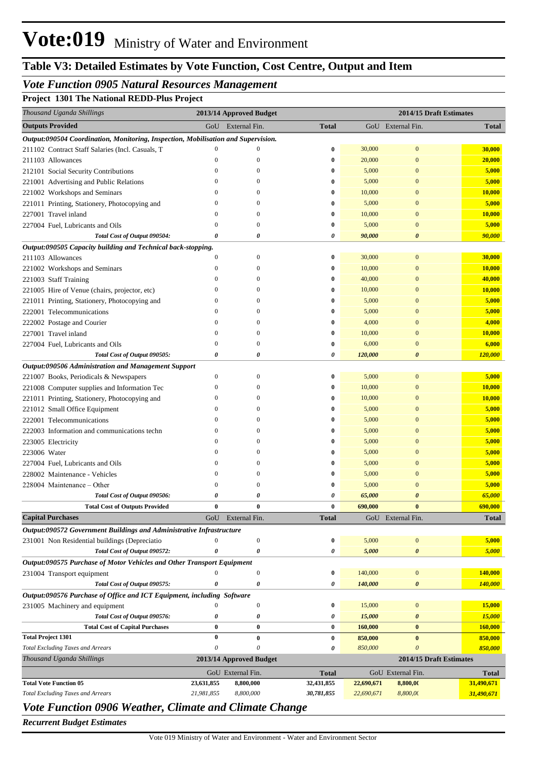# Vote:019 Ministry of Water and Environment

## Table V3: Detailed Estimates by Vote Function, Cost Centre, Output and Item

### *Vote Function 0905 Natural Resources Management*

**Project 1301 The National REDD-Plus Project**

| *Thousand Uganda Shillings* | 2013/14 Approved Budget | | | 2014/15 Draft Estimates | | |
|---|---|---|---|---|---|---|
| **Outputs Provided** | GoU | External Fin. | **Total** | GoU | External Fin. | **Total** |
| ***Output:090504 Coordination, Monitoring, Inspection, Mobilisation and Supervision.*** | | | | | | |
| 211102 Contract Staff Salaries (Incl. Casuals, T | 0 | 0 | **0** | 30,000 | 0 | **30,000** |
| 211103 Allowances | 0 | 0 | **0** | 20,000 | 0 | **20,000** |
| 212101 Social Security Contributions | 0 | 0 | **0** | 5,000 | 0 | **5,000** |
| 221001 Advertising and Public Relations | 0 | 0 | **0** | 5,000 | 0 | **5,000** |
| 221002 Workshops and Seminars | 0 | 0 | **0** | 10,000 | 0 | **10,000** |
| 221011 Printing, Stationery, Photocopying and | 0 | 0 | **0** | 5,000 | 0 | **5,000** |
| 227001 Travel inland | 0 | 0 | **0** | 10,000 | 0 | **10,000** |
| 227004 Fuel, Lubricants and Oils | 0 | 0 | **0** | 5,000 | 0 | **5,000** |
| ***Total Cost of Output 090504:*** | ***0*** | ***0*** | ***0*** | ***90,000*** | ***0*** | ***90,000*** |
| ***Output:090505 Capacity building and Technical back-stopping.*** | | | | | | |
| 211103 Allowances | 0 | 0 | **0** | 30,000 | 0 | **30,000** |
| 221002 Workshops and Seminars | 0 | 0 | **0** | 10,000 | 0 | **10,000** |
| 221003 Staff Training | 0 | 0 | **0** | 40,000 | 0 | **40,000** |
| 221005 Hire of Venue (chairs, projector, etc) | 0 | 0 | **0** | 10,000 | 0 | **10,000** |
| 221011 Printing, Stationery, Photocopying and | 0 | 0 | **0** | 5,000 | 0 | **5,000** |
| 222001 Telecommunications | 0 | 0 | **0** | 5,000 | 0 | **5,000** |
| 222002 Postage and Courier | 0 | 0 | **0** | 4,000 | 0 | **4,000** |
| 227001 Travel inland | 0 | 0 | **0** | 10,000 | 0 | **10,000** |
| 227004 Fuel, Lubricants and Oils | 0 | 0 | **0** | 6,000 | 0 | **6,000** |
| ***Total Cost of Output 090505:*** | ***0*** | ***0*** | ***0*** | ***120,000*** | ***0*** | ***120,000*** |
| ***Output:090506 Administration and Management Support*** | | | | | | |
| 221007 Books, Periodicals & Newspapers | 0 | 0 | **0** | 5,000 | 0 | **5,000** |
| 221008 Computer supplies and Information Tec | 0 | 0 | **0** | 10,000 | 0 | **10,000** |
| 221011 Printing, Stationery, Photocopying and | 0 | 0 | **0** | 10,000 | 0 | **10,000** |
| 221012 Small Office Equipment | 0 | 0 | **0** | 5,000 | 0 | **5,000** |
| 222001 Telecommunications | 0 | 0 | **0** | 5,000 | 0 | **5,000** |
| 222003 Information and communications techn | 0 | 0 | **0** | 5,000 | 0 | **5,000** |
| 223005 Electricity | 0 | 0 | **0** | 5,000 | 0 | **5,000** |
| 223006 Water | 0 | 0 | **0** | 5,000 | 0 | **5,000** |
| 227004 Fuel, Lubricants and Oils | 0 | 0 | **0** | 5,000 | 0 | **5,000** |
| 228002 Maintenance - Vehicles | 0 | 0 | **0** | 5,000 | 0 | **5,000** |
| 228004 Maintenance – Other | 0 | 0 | **0** | 5,000 | 0 | **5,000** |
| ***Total Cost of Output 090506:*** | ***0*** | ***0*** | ***0*** | ***65,000*** | ***0*** | ***65,000*** |
| **Total Cost of Outputs Provided** | **0** | **0** | **0** | **690,000** | **0** | **690,000** |
| **Capital Purchases** | GoU | External Fin. | **Total** | GoU | External Fin. | **Total** |
| ***Output:090572 Government Buildings and Administrative Infrastructure*** | | | | | | |
| 231001 Non Residential buildings (Depreciatio | 0 | 0 | **0** | 5,000 | 0 | **5,000** |
| ***Total Cost of Output 090572:*** | ***0*** | ***0*** | ***0*** | ***5,000*** | ***0*** | ***5,000*** |
| ***Output:090575 Purchase of Motor Vehicles and Other Transport Equipment*** | | | | | | |
| 231004 Transport equipment | 0 | 0 | **0** | 140,000 | 0 | **140,000** |
| ***Total Cost of Output 090575:*** | ***0*** | ***0*** | ***0*** | ***140,000*** | ***0*** | ***140,000*** |
| ***Output:090576 Purchase of Office and ICT Equipment, including Software*** | | | | | | |
| 231005 Machinery and equipment | 0 | 0 | **0** | 15,000 | 0 | **15,000** |
| ***Total Cost of Output 090576:*** | ***0*** | ***0*** | ***0*** | ***15,000*** | ***0*** | ***15,000*** |
| **Total Cost of Capital Purchases** | **0** | **0** | **0** | **160,000** | **0** | **160,000** |
| **Total Project 1301** | **0** | **0** | **0** | **850,000** | **0** | **850,000** |
| *Total Excluding Taxes and Arrears* | *0* | *0* | ***0*** | *850,000* | *0* | ***850,000*** |

| *Thousand Uganda Shillings* | 2013/14 Approved Budget | | | 2014/15 Draft Estimates | | |
|---|---|---|---|---|---|---|
| | GoU | External Fin. | **Total** | GoU | External Fin. | **Total** |
| **Total Vote Function 05** | **23,631,855** | **8,800,000** | **32,431,855** | **22,690,671** | **8,800,0(** | **31,490,671** |
| *Total Excluding Taxes and Arrears* | *21,981,855* | *8,800,000* | ***30,781,855*** | *22,690,671* | *8,800,0(* | ***31,490,671*** |

### *Vote Function 0906 Weather, Climate and Climate Change*

***Recurrent Budget Estimates***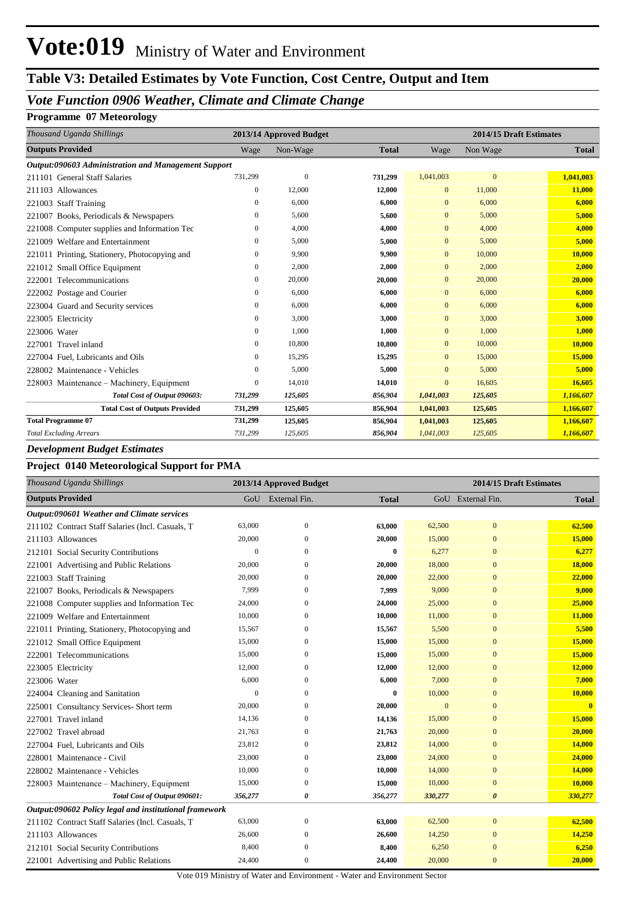# Vote:019 Ministry of Water and Environment

## Table V3: Detailed Estimates by Vote Function, Cost Centre, Output and Item

### *Vote Function 0906 Weather, Climate and Climate Change*

**Programme 07 Meteorology**

| *Thousand Uganda Shillings* | 2013/14 Approved Budget | | | 2014/15 Draft Estimates | | |
|---|---|---|---|---|---|---|
| **Outputs Provided** | Wage | Non-Wage | **Total** | Wage | Non Wage | **Total** |
| ***Output:090603 Administration and Management Support*** | | | | | | |
| 211101 General Staff Salaries | 731,299 | 0 | **731,299** | 1,041,003 | 0 | **1,041,003** |
| 211103 Allowances | 0 | 12,000 | **12,000** | 0 | 11,000 | **11,000** |
| 221003 Staff Training | 0 | 6,000 | **6,000** | 0 | 6,000 | **6,000** |
| 221007 Books, Periodicals & Newspapers | 0 | 5,600 | **5,600** | 0 | 5,000 | **5,000** |
| 221008 Computer supplies and Information Tec | 0 | 4,000 | **4,000** | 0 | 4,000 | **4,000** |
| 221009 Welfare and Entertainment | 0 | 5,000 | **5,000** | 0 | 5,000 | **5,000** |
| 221011 Printing, Stationery, Photocopying and | 0 | 9,900 | **9,900** | 0 | 10,000 | **10,000** |
| 221012 Small Office Equipment | 0 | 2,000 | **2,000** | 0 | 2,000 | **2,000** |
| 222001 Telecommunications | 0 | 20,000 | **20,000** | 0 | 20,000 | **20,000** |
| 222002 Postage and Courier | 0 | 6,000 | **6,000** | 0 | 6,000 | **6,000** |
| 223004 Guard and Security services | 0 | 6,000 | **6,000** | 0 | 6,000 | **6,000** |
| 223005 Electricity | 0 | 3,000 | **3,000** | 0 | 3,000 | **3,000** |
| 223006 Water | 0 | 1,000 | **1,000** | 0 | 1,000 | **1,000** |
| 227001 Travel inland | 0 | 10,800 | **10,800** | 0 | 10,000 | **10,000** |
| 227004 Fuel, Lubricants and Oils | 0 | 15,295 | **15,295** | 0 | 15,000 | **15,000** |
| 228002 Maintenance - Vehicles | 0 | 5,000 | **5,000** | 0 | 5,000 | **5,000** |
| 228003 Maintenance – Machinery, Equipment | 0 | 14,010 | **14,010** | 0 | 16,605 | **16,605** |
| ***Total Cost of Output 090603:*** | ***731,299*** | ***125,605*** | ***856,904*** | ***1,041,003*** | ***125,605*** | ***1,166,607*** |
| **Total Cost of Outputs Provided** | **731,299** | **125,605** | **856,904** | **1,041,003** | **125,605** | **1,166,607** |
| **Total Programme 07** | **731,299** | **125,605** | **856,904** | **1,041,003** | **125,605** | **1,166,607** |
| *Total Excluding Arrears* | *731,299* | *125,605* | *856,904* | *1,041,003* | *125,605* | *1,166,607* |

***Development Budget Estimates***

**Project 0140 Meteorological Support for PMA**

| *Thousand Uganda Shillings* | 2013/14 Approved Budget | | | 2014/15 Draft Estimates | | |
|---|---|---|---|---|---|---|
| **Outputs Provided** | GoU | External Fin. | **Total** | GoU | External Fin. | **Total** |
| ***Output:090601 Weather and Climate services*** | | | | | | |
| 211102 Contract Staff Salaries (Incl. Casuals, T | 63,000 | 0 | **63,000** | 62,500 | 0 | **62,500** |
| 211103 Allowances | 20,000 | 0 | **20,000** | 15,000 | 0 | **15,000** |
| 212101 Social Security Contributions | 0 | 0 | **0** | 6,277 | 0 | **6,277** |
| 221001 Advertising and Public Relations | 20,000 | 0 | **20,000** | 18,000 | 0 | **18,000** |
| 221003 Staff Training | 20,000 | 0 | **20,000** | 22,000 | 0 | **22,000** |
| 221007 Books, Periodicals & Newspapers | 7,999 | 0 | **7,999** | 9,000 | 0 | **9,000** |
| 221008 Computer supplies and Information Tec | 24,000 | 0 | **24,000** | 25,000 | 0 | **25,000** |
| 221009 Welfare and Entertainment | 10,000 | 0 | **10,000** | 11,000 | 0 | **11,000** |
| 221011 Printing, Stationery, Photocopying and | 15,567 | 0 | **15,567** | 5,500 | 0 | **5,500** |
| 221012 Small Office Equipment | 15,000 | 0 | **15,000** | 15,000 | 0 | **15,000** |
| 222001 Telecommunications | 15,000 | 0 | **15,000** | 15,000 | 0 | **15,000** |
| 223005 Electricity | 12,000 | 0 | **12,000** | 12,000 | 0 | **12,000** |
| 223006 Water | 6,000 | 0 | **6,000** | 7,000 | 0 | **7,000** |
| 224004 Cleaning and Sanitation | 0 | 0 | **0** | 10,000 | 0 | **10,000** |
| 225001 Consultancy Services- Short term | 20,000 | 0 | **20,000** | 0 | 0 | **0** |
| 227001 Travel inland | 14,136 | 0 | **14,136** | 15,000 | 0 | **15,000** |
| 227002 Travel abroad | 21,763 | 0 | **21,763** | 20,000 | 0 | **20,000** |
| 227004 Fuel, Lubricants and Oils | 23,812 | 0 | **23,812** | 14,000 | 0 | **14,000** |
| 228001 Maintenance - Civil | 23,000 | 0 | **23,000** | 24,000 | 0 | **24,000** |
| 228002 Maintenance - Vehicles | 10,000 | 0 | **10,000** | 14,000 | 0 | **14,000** |
| 228003 Maintenance – Machinery, Equipment | 15,000 | 0 | **15,000** | 10,000 | 0 | **10,000** |
| ***Total Cost of Output 090601:*** | ***356,277*** | ***0*** | ***356,277*** | ***330,277*** | ***0*** | ***330,277*** |
| ***Output:090602 Policy legal and institutional framework*** | | | | | | |
| 211102 Contract Staff Salaries (Incl. Casuals, T | 63,000 | 0 | **63,000** | 62,500 | 0 | **62,500** |
| 211103 Allowances | 26,600 | 0 | **26,600** | 14,250 | 0 | **14,250** |
| 212101 Social Security Contributions | 8,400 | 0 | **8,400** | 6,250 | 0 | **6,250** |
| 221001 Advertising and Public Relations | 24,400 | 0 | **24,400** | 20,000 | 0 | **20,000** |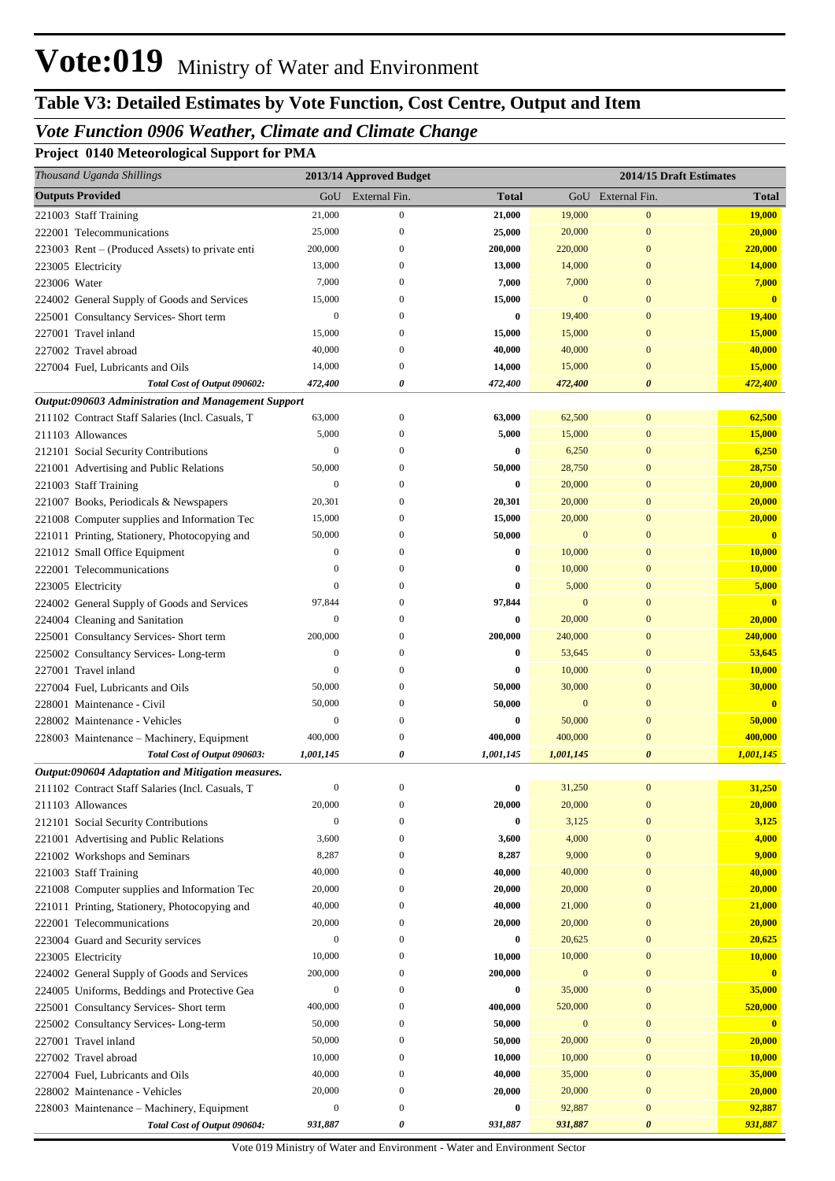# Vote:019 Ministry of Water and Environment

## Table V3: Detailed Estimates by Vote Function, Cost Centre, Output and Item

### *Vote Function 0906 Weather, Climate and Climate Change*

**Project 0140 Meteorological Support for PMA**

| *Thousand Uganda Shillings* | 2013/14 Approved Budget | | | 2014/15 Draft Estimates | | |
|---|---|---|---|---|---|---|
| **Outputs Provided** | GoU | External Fin. | **Total** | GoU | External Fin. | **Total** |
| 221003 Staff Training | 21,000 | 0 | **21,000** | 19,000 | 0 | **19,000** |
| 222001 Telecommunications | 25,000 | 0 | **25,000** | 20,000 | 0 | **20,000** |
| 223003 Rent – (Produced Assets) to private enti | 200,000 | 0 | **200,000** | 220,000 | 0 | **220,000** |
| 223005 Electricity | 13,000 | 0 | **13,000** | 14,000 | 0 | **14,000** |
| 223006 Water | 7,000 | 0 | **7,000** | 7,000 | 0 | **7,000** |
| 224002 General Supply of Goods and Services | 15,000 | 0 | **15,000** | 0 | 0 | **0** |
| 225001 Consultancy Services- Short term | 0 | 0 | **0** | 19,400 | 0 | **19,400** |
| 227001 Travel inland | 15,000 | 0 | **15,000** | 15,000 | 0 | **15,000** |
| 227002 Travel abroad | 40,000 | 0 | **40,000** | 40,000 | 0 | **40,000** |
| 227004 Fuel, Lubricants and Oils | 14,000 | 0 | **14,000** | 15,000 | 0 | **15,000** |
| ***Total Cost of Output 090602:*** | ***472,400*** | ***0*** | ***472,400*** | ***472,400*** | ***0*** | ***472,400*** |
| ***Output:090603 Administration and Management Support*** | | | | | | |
| 211102 Contract Staff Salaries (Incl. Casuals, T | 63,000 | 0 | **63,000** | 62,500 | 0 | **62,500** |
| 211103 Allowances | 5,000 | 0 | **5,000** | 15,000 | 0 | **15,000** |
| 212101 Social Security Contributions | 0 | 0 | **0** | 6,250 | 0 | **6,250** |
| 221001 Advertising and Public Relations | 50,000 | 0 | **50,000** | 28,750 | 0 | **28,750** |
| 221003 Staff Training | 0 | 0 | **0** | 20,000 | 0 | **20,000** |
| 221007 Books, Periodicals & Newspapers | 20,301 | 0 | **20,301** | 20,000 | 0 | **20,000** |
| 221008 Computer supplies and Information Tec | 15,000 | 0 | **15,000** | 20,000 | 0 | **20,000** |
| 221011 Printing, Stationery, Photocopying and | 50,000 | 0 | **50,000** | 0 | 0 | **0** |
| 221012 Small Office Equipment | 0 | 0 | **0** | 10,000 | 0 | **10,000** |
| 222001 Telecommunications | 0 | 0 | **0** | 10,000 | 0 | **10,000** |
| 223005 Electricity | 0 | 0 | **0** | 5,000 | 0 | **5,000** |
| 224002 General Supply of Goods and Services | 97,844 | 0 | **97,844** | 0 | 0 | **0** |
| 224004 Cleaning and Sanitation | 0 | 0 | **0** | 20,000 | 0 | **20,000** |
| 225001 Consultancy Services- Short term | 200,000 | 0 | **200,000** | 240,000 | 0 | **240,000** |
| 225002 Consultancy Services- Long-term | 0 | 0 | **0** | 53,645 | 0 | **53,645** |
| 227001 Travel inland | 0 | 0 | **0** | 10,000 | 0 | **10,000** |
| 227004 Fuel, Lubricants and Oils | 50,000 | 0 | **50,000** | 30,000 | 0 | **30,000** |
| 228001 Maintenance - Civil | 50,000 | 0 | **50,000** | 0 | 0 | **0** |
| 228002 Maintenance - Vehicles | 0 | 0 | **0** | 50,000 | 0 | **50,000** |
| 228003 Maintenance – Machinery, Equipment | 400,000 | 0 | **400,000** | 400,000 | 0 | **400,000** |
| ***Total Cost of Output 090603:*** | ***1,001,145*** | ***0*** | ***1,001,145*** | ***1,001,145*** | ***0*** | ***1,001,145*** |
| ***Output:090604 Adaptation and Mitigation measures.*** | | | | | | |
| 211102 Contract Staff Salaries (Incl. Casuals, T | 0 | 0 | **0** | 31,250 | 0 | **31,250** |
| 211103 Allowances | 20,000 | 0 | **20,000** | 20,000 | 0 | **20,000** |
| 212101 Social Security Contributions | 0 | 0 | **0** | 3,125 | 0 | **3,125** |
| 221001 Advertising and Public Relations | 3,600 | 0 | **3,600** | 4,000 | 0 | **4,000** |
| 221002 Workshops and Seminars | 8,287 | 0 | **8,287** | 9,000 | 0 | **9,000** |
| 221003 Staff Training | 40,000 | 0 | **40,000** | 40,000 | 0 | **40,000** |
| 221008 Computer supplies and Information Tec | 20,000 | 0 | **20,000** | 20,000 | 0 | **20,000** |
| 221011 Printing, Stationery, Photocopying and | 40,000 | 0 | **40,000** | 21,000 | 0 | **21,000** |
| 222001 Telecommunications | 20,000 | 0 | **20,000** | 20,000 | 0 | **20,000** |
| 223004 Guard and Security services | 0 | 0 | **0** | 20,625 | 0 | **20,625** |
| 223005 Electricity | 10,000 | 0 | **10,000** | 10,000 | 0 | **10,000** |
| 224002 General Supply of Goods and Services | 200,000 | 0 | **200,000** | 0 | 0 | **0** |
| 224005 Uniforms, Beddings and Protective Gea | 0 | 0 | **0** | 35,000 | 0 | **35,000** |
| 225001 Consultancy Services- Short term | 400,000 | 0 | **400,000** | 520,000 | 0 | **520,000** |
| 225002 Consultancy Services- Long-term | 50,000 | 0 | **50,000** | 0 | 0 | **0** |
| 227001 Travel inland | 50,000 | 0 | **50,000** | 20,000 | 0 | **20,000** |
| 227002 Travel abroad | 10,000 | 0 | **10,000** | 10,000 | 0 | **10,000** |
| 227004 Fuel, Lubricants and Oils | 40,000 | 0 | **40,000** | 35,000 | 0 | **35,000** |
| 228002 Maintenance - Vehicles | 20,000 | 0 | **20,000** | 20,000 | 0 | **20,000** |
| 228003 Maintenance – Machinery, Equipment | 0 | 0 | **0** | 92,887 | 0 | **92,887** |
| ***Total Cost of Output 090604:*** | ***931,887*** | ***0*** | ***931,887*** | ***931,887*** | ***0*** | ***931,887*** |

Vote 019 Ministry of Water and Environment - Water and Environment Sector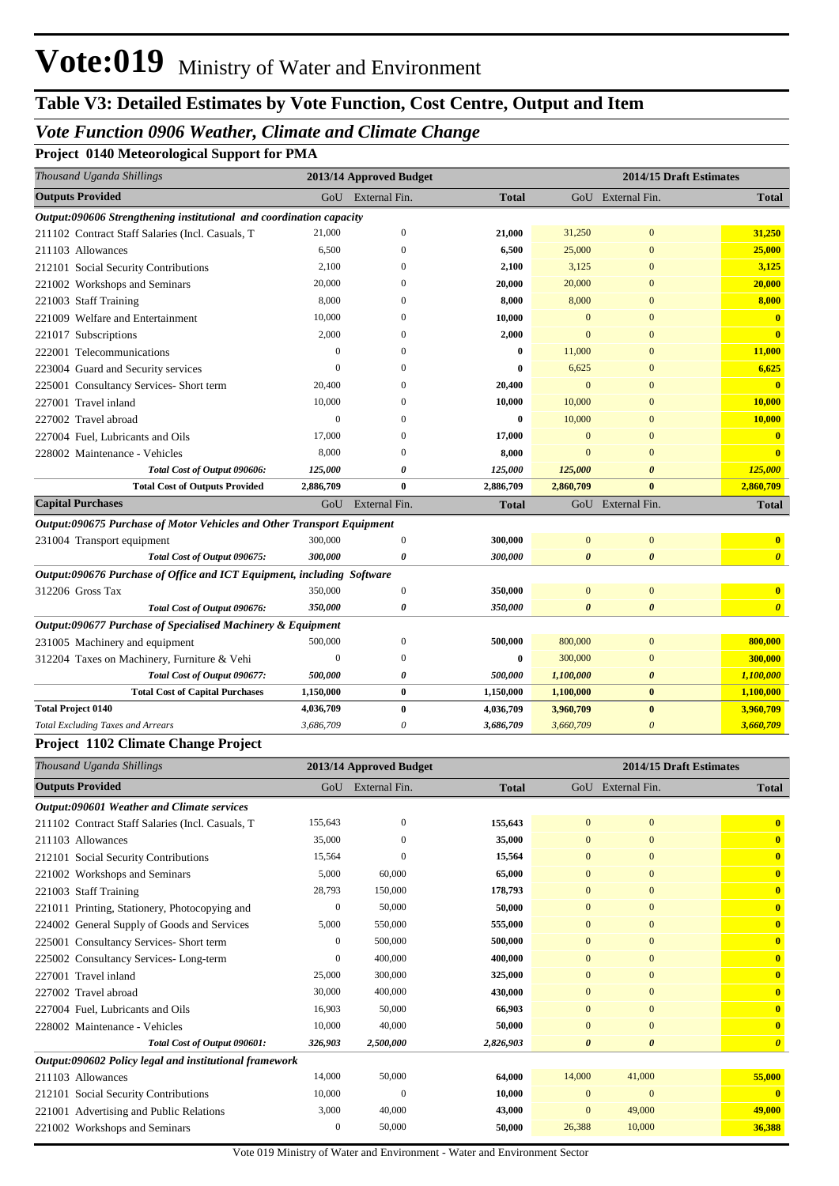# Vote:019 Ministry of Water and Environment

## Table V3: Detailed Estimates by Vote Function, Cost Centre, Output and Item

### *Vote Function 0906 Weather, Climate and Climate Change*

#### Project 0140 Meteorological Support for PMA

| *Thousand Uganda Shillings* | 2013/14 Approved Budget | | | 2014/15 Draft Estimates | | |
|---|---|---|---|---|---|---|
| **Outputs Provided** | GoU | External Fin. | **Total** | GoU | External Fin. | **Total** |
| ***Output:090606 Strengthening institutional and coordination capacity*** | | | | | | |
| 211102 Contract Staff Salaries (Incl. Casuals, T | 21,000 | 0 | **21,000** | 31,250 | 0 | **31,250** |
| 211103 Allowances | 6,500 | 0 | **6,500** | 25,000 | 0 | **25,000** |
| 212101 Social Security Contributions | 2,100 | 0 | **2,100** | 3,125 | 0 | **3,125** |
| 221002 Workshops and Seminars | 20,000 | 0 | **20,000** | 20,000 | 0 | **20,000** |
| 221003 Staff Training | 8,000 | 0 | **8,000** | 8,000 | 0 | **8,000** |
| 221009 Welfare and Entertainment | 10,000 | 0 | **10,000** | 0 | 0 | **0** |
| 221017 Subscriptions | 2,000 | 0 | **2,000** | 0 | 0 | **0** |
| 222001 Telecommunications | 0 | 0 | **0** | 11,000 | 0 | **11,000** |
| 223004 Guard and Security services | 0 | 0 | **0** | 6,625 | 0 | **6,625** |
| 225001 Consultancy Services- Short term | 20,400 | 0 | **20,400** | 0 | 0 | **0** |
| 227001 Travel inland | 10,000 | 0 | **10,000** | 10,000 | 0 | **10,000** |
| 227002 Travel abroad | 0 | 0 | **0** | 10,000 | 0 | **10,000** |
| 227004 Fuel, Lubricants and Oils | 17,000 | 0 | **17,000** | 0 | 0 | **0** |
| 228002 Maintenance - Vehicles | 8,000 | 0 | **8,000** | 0 | 0 | **0** |
| ***Total Cost of Output 090606:*** | ***125,000*** | ***0*** | ***125,000*** | ***125,000*** | ***0*** | ***125,000*** |
| **Total Cost of Outputs Provided** | **2,886,709** | **0** | **2,886,709** | **2,860,709** | **0** | **2,860,709** |
| **Capital Purchases** | GoU | External Fin. | **Total** | GoU | External Fin. | **Total** |
| ***Output:090675 Purchase of Motor Vehicles and Other Transport Equipment*** | | | | | | |
| 231004 Transport equipment | 300,000 | 0 | **300,000** | 0 | 0 | **0** |
| ***Total Cost of Output 090675:*** | ***300,000*** | ***0*** | ***300,000*** | ***0*** | ***0*** | ***0*** |
| ***Output:090676 Purchase of Office and ICT Equipment, including Software*** | | | | | | |
| 312206 Gross Tax | 350,000 | 0 | **350,000** | 0 | 0 | **0** |
| ***Total Cost of Output 090676:*** | ***350,000*** | ***0*** | ***350,000*** | ***0*** | ***0*** | ***0*** |
| ***Output:090677 Purchase of Specialised Machinery & Equipment*** | | | | | | |
| 231005 Machinery and equipment | 500,000 | 0 | **500,000** | 800,000 | 0 | **800,000** |
| 312204 Taxes on Machinery, Furniture & Vehi | 0 | 0 | **0** | 300,000 | 0 | **300,000** |
| ***Total Cost of Output 090677:*** | ***500,000*** | ***0*** | ***500,000*** | ***1,100,000*** | ***0*** | ***1,100,000*** |
| **Total Cost of Capital Purchases** | **1,150,000** | **0** | **1,150,000** | **1,100,000** | **0** | **1,100,000** |
| **Total Project 0140** | **4,036,709** | **0** | **4,036,709** | **3,960,709** | **0** | **3,960,709** |
| *Total Excluding Taxes and Arrears* | *3,686,709* | *0* | *3,686,709* | *3,660,709* | *0* | *3,660,709* |

#### Project 1102 Climate Change Project

| *Thousand Uganda Shillings* | 2013/14 Approved Budget | | | 2014/15 Draft Estimates | | |
|---|---|---|---|---|---|---|
| **Outputs Provided** | GoU | External Fin. | **Total** | GoU | External Fin. | **Total** |
| ***Output:090601 Weather and Climate services*** | | | | | | |
| 211102 Contract Staff Salaries (Incl. Casuals, T | 155,643 | 0 | **155,643** | 0 | 0 | **0** |
| 211103 Allowances | 35,000 | 0 | **35,000** | 0 | 0 | **0** |
| 212101 Social Security Contributions | 15,564 | 0 | **15,564** | 0 | 0 | **0** |
| 221002 Workshops and Seminars | 5,000 | 60,000 | **65,000** | 0 | 0 | **0** |
| 221003 Staff Training | 28,793 | 150,000 | **178,793** | 0 | 0 | **0** |
| 221011 Printing, Stationery, Photocopying and | 0 | 50,000 | **50,000** | 0 | 0 | **0** |
| 224002 General Supply of Goods and Services | 5,000 | 550,000 | **555,000** | 0 | 0 | **0** |
| 225001 Consultancy Services- Short term | 0 | 500,000 | **500,000** | 0 | 0 | **0** |
| 225002 Consultancy Services- Long-term | 0 | 400,000 | **400,000** | 0 | 0 | **0** |
| 227001 Travel inland | 25,000 | 300,000 | **325,000** | 0 | 0 | **0** |
| 227002 Travel abroad | 30,000 | 400,000 | **430,000** | 0 | 0 | **0** |
| 227004 Fuel, Lubricants and Oils | 16,903 | 50,000 | **66,903** | 0 | 0 | **0** |
| 228002 Maintenance - Vehicles | 10,000 | 40,000 | **50,000** | 0 | 0 | **0** |
| ***Total Cost of Output 090601:*** | ***326,903*** | ***2,500,000*** | ***2,826,903*** | ***0*** | ***0*** | ***0*** |
| ***Output:090602 Policy legal and institutional framework*** | | | | | | |
| 211103 Allowances | 14,000 | 50,000 | **64,000** | 14,000 | 41,000 | **55,000** |
| 212101 Social Security Contributions | 10,000 | 0 | **10,000** | 0 | 0 | **0** |
| 221001 Advertising and Public Relations | 3,000 | 40,000 | **43,000** | 0 | 49,000 | **49,000** |
| 221002 Workshops and Seminars | 0 | 50,000 | **50,000** | 26,388 | 10,000 | **36,388** |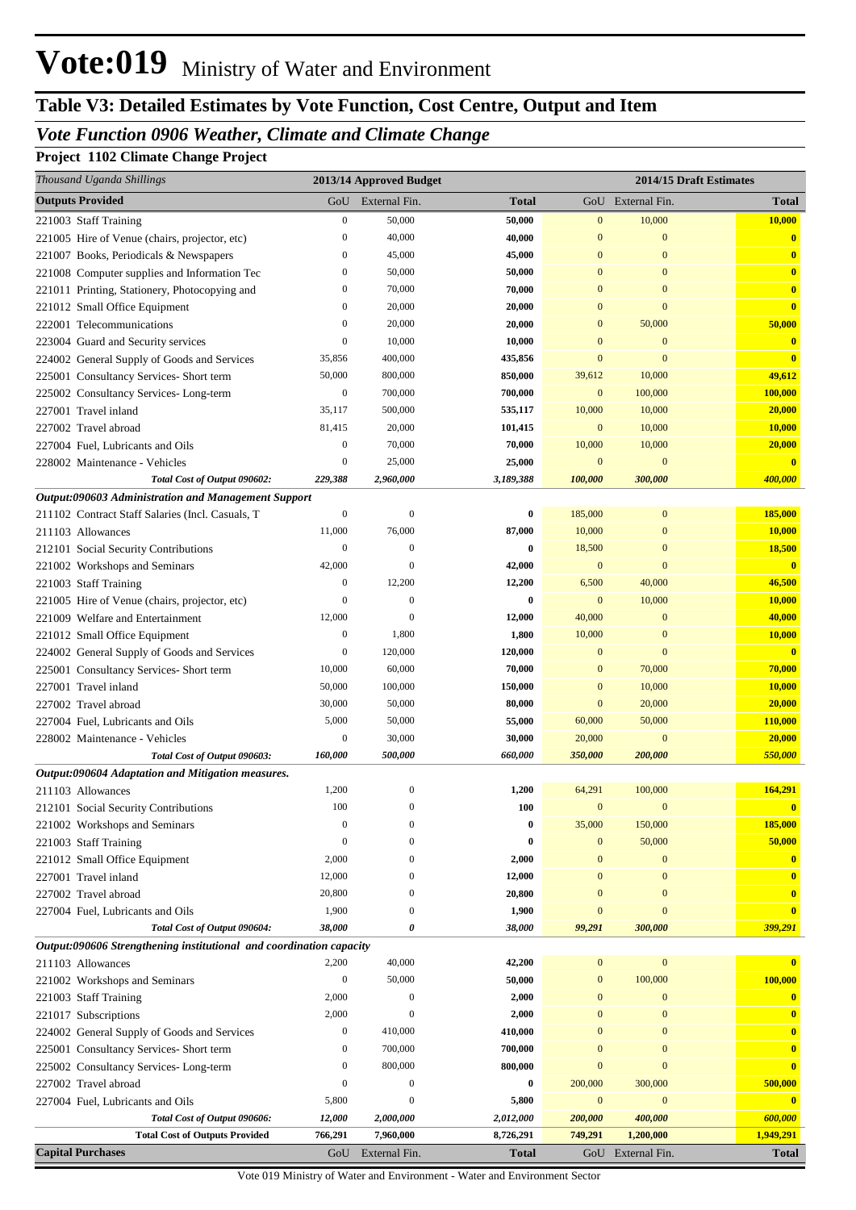# Vote:019 Ministry of Water and Environment

## Table V3: Detailed Estimates by Vote Function, Cost Centre, Output and Item

### *Vote Function 0906 Weather, Climate and Climate Change*

**Project 1102 Climate Change Project**

| *Thousand Uganda Shillings* | 2013/14 Approved Budget | | | 2014/15 Draft Estimates | | |
|---|---|---|---|---|---|---|
| **Outputs Provided** | GoU | External Fin. | **Total** | GoU | External Fin. | **Total** |
| 221003 Staff Training | 0 | 50,000 | **50,000** | 0 | 10,000 | **10,000** |
| 221005 Hire of Venue (chairs, projector, etc) | 0 | 40,000 | **40,000** | 0 | 0 | **0** |
| 221007 Books, Periodicals & Newspapers | 0 | 45,000 | **45,000** | 0 | 0 | **0** |
| 221008 Computer supplies and Information Tec | 0 | 50,000 | **50,000** | 0 | 0 | **0** |
| 221011 Printing, Stationery, Photocopying and | 0 | 70,000 | **70,000** | 0 | 0 | **0** |
| 221012 Small Office Equipment | 0 | 20,000 | **20,000** | 0 | 0 | **0** |
| 222001 Telecommunications | 0 | 20,000 | **20,000** | 0 | 50,000 | **50,000** |
| 223004 Guard and Security services | 0 | 10,000 | **10,000** | 0 | 0 | **0** |
| 224002 General Supply of Goods and Services | 35,856 | 400,000 | **435,856** | 0 | 0 | **0** |
| 225001 Consultancy Services- Short term | 50,000 | 800,000 | **850,000** | 39,612 | 10,000 | **49,612** |
| 225002 Consultancy Services- Long-term | 0 | 700,000 | **700,000** | 0 | 100,000 | **100,000** |
| 227001 Travel inland | 35,117 | 500,000 | **535,117** | 10,000 | 10,000 | **20,000** |
| 227002 Travel abroad | 81,415 | 20,000 | **101,415** | 0 | 10,000 | **10,000** |
| 227004 Fuel, Lubricants and Oils | 0 | 70,000 | **70,000** | 10,000 | 10,000 | **20,000** |
| 228002 Maintenance - Vehicles | 0 | 25,000 | **25,000** | 0 | 0 | **0** |
| ***Total Cost of Output 090602:*** | ***229,388*** | ***2,960,000*** | ***3,189,388*** | ***100,000*** | ***300,000*** | ***400,000*** |
| ***Output:090603 Administration and Management Support*** | | | | | | |
| 211102 Contract Staff Salaries (Incl. Casuals, T | 0 | 0 | **0** | 185,000 | 0 | **185,000** |
| 211103 Allowances | 11,000 | 76,000 | **87,000** | 10,000 | 0 | **10,000** |
| 212101 Social Security Contributions | 0 | 0 | **0** | 18,500 | 0 | **18,500** |
| 221002 Workshops and Seminars | 42,000 | 0 | **42,000** | 0 | 0 | **0** |
| 221003 Staff Training | 0 | 12,200 | **12,200** | 6,500 | 40,000 | **46,500** |
| 221005 Hire of Venue (chairs, projector, etc) | 0 | 0 | **0** | 0 | 10,000 | **10,000** |
| 221009 Welfare and Entertainment | 12,000 | 0 | **12,000** | 40,000 | 0 | **40,000** |
| 221012 Small Office Equipment | 0 | 1,800 | **1,800** | 10,000 | 0 | **10,000** |
| 224002 General Supply of Goods and Services | 0 | 120,000 | **120,000** | 0 | 0 | **0** |
| 225001 Consultancy Services- Short term | 10,000 | 60,000 | **70,000** | 0 | 70,000 | **70,000** |
| 227001 Travel inland | 50,000 | 100,000 | **150,000** | 0 | 10,000 | **10,000** |
| 227002 Travel abroad | 30,000 | 50,000 | **80,000** | 0 | 20,000 | **20,000** |
| 227004 Fuel, Lubricants and Oils | 5,000 | 50,000 | **55,000** | 60,000 | 50,000 | **110,000** |
| 228002 Maintenance - Vehicles | 0 | 30,000 | **30,000** | 20,000 | 0 | **20,000** |
| ***Total Cost of Output 090603:*** | ***160,000*** | ***500,000*** | ***660,000*** | ***350,000*** | ***200,000*** | ***550,000*** |
| ***Output:090604 Adaptation and Mitigation measures.*** | | | | | | |
| 211103 Allowances | 1,200 | 0 | **1,200** | 64,291 | 100,000 | **164,291** |
| 212101 Social Security Contributions | 100 | 0 | **100** | 0 | 0 | **0** |
| 221002 Workshops and Seminars | 0 | 0 | **0** | 35,000 | 150,000 | **185,000** |
| 221003 Staff Training | 0 | 0 | **0** | 0 | 50,000 | **50,000** |
| 221012 Small Office Equipment | 2,000 | 0 | **2,000** | 0 | 0 | **0** |
| 227001 Travel inland | 12,000 | 0 | **12,000** | 0 | 0 | **0** |
| 227002 Travel abroad | 20,800 | 0 | **20,800** | 0 | 0 | **0** |
| 227004 Fuel, Lubricants and Oils | 1,900 | 0 | **1,900** | 0 | 0 | **0** |
| ***Total Cost of Output 090604:*** | ***38,000*** | ***0*** | ***38,000*** | ***99,291*** | ***300,000*** | ***399,291*** |
| ***Output:090606 Strengthening institutional and coordination capacity*** | | | | | | |
| 211103 Allowances | 2,200 | 40,000 | **42,200** | 0 | 0 | **0** |
| 221002 Workshops and Seminars | 0 | 50,000 | **50,000** | 0 | 100,000 | **100,000** |
| 221003 Staff Training | 2,000 | 0 | **2,000** | 0 | 0 | **0** |
| 221017 Subscriptions | 2,000 | 0 | **2,000** | 0 | 0 | **0** |
| 224002 General Supply of Goods and Services | 0 | 410,000 | **410,000** | 0 | 0 | **0** |
| 225001 Consultancy Services- Short term | 0 | 700,000 | **700,000** | 0 | 0 | **0** |
| 225002 Consultancy Services- Long-term | 0 | 800,000 | **800,000** | 0 | 0 | **0** |
| 227002 Travel abroad | 0 | 0 | **0** | 200,000 | 300,000 | **500,000** |
| 227004 Fuel, Lubricants and Oils | 5,800 | 0 | **5,800** | 0 | 0 | **0** |
| ***Total Cost of Output 090606:*** | ***12,000*** | ***2,000,000*** | ***2,012,000*** | ***200,000*** | ***400,000*** | ***600,000*** |
| **Total Cost of Outputs Provided** | **766,291** | **7,960,000** | **8,726,291** | **749,291** | **1,200,000** | **1,949,291** |
| **Capital Purchases** | GoU | External Fin. | **Total** | GoU | External Fin. | **Total** |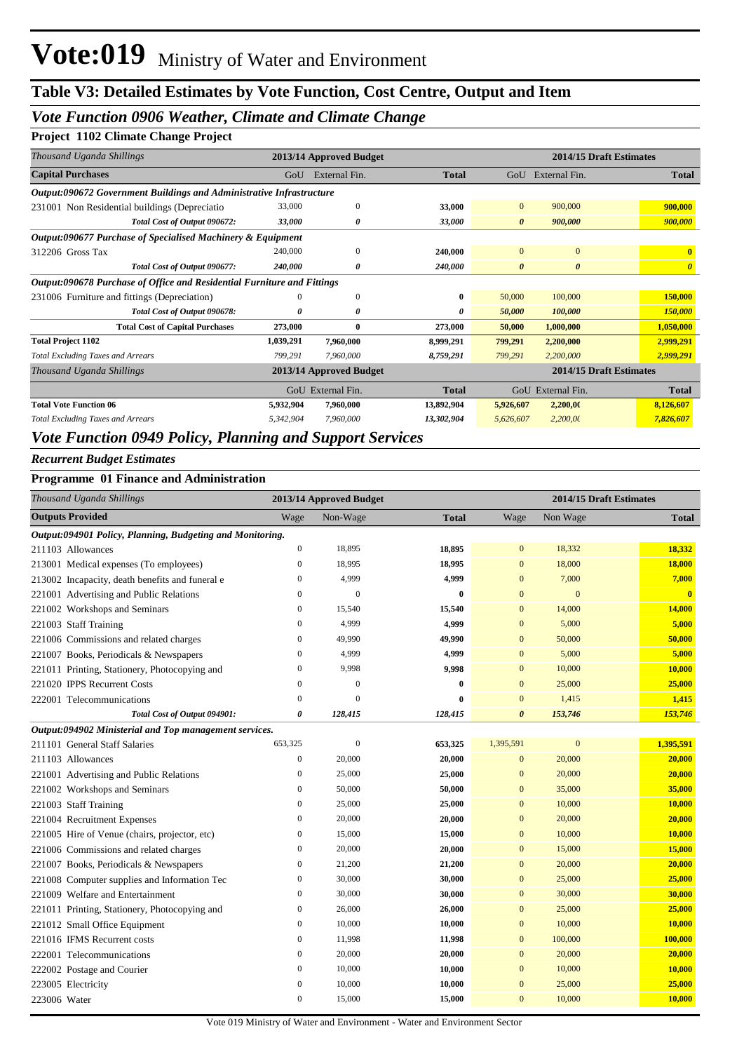# Vote:019 Ministry of Water and Environment

## Table V3: Detailed Estimates by Vote Function, Cost Centre, Output and Item

### *Vote Function 0906 Weather, Climate and Climate Change*

**Project 1102 Climate Change Project**

| *Thousand Uganda Shillings* | 2013/14 Approved Budget | | | 2014/15 Draft Estimates | | |
|---|---|---|---|---|---|---|
| **Capital Purchases** | GoU | External Fin. | **Total** | GoU | External Fin. | **Total** |
| ***Output:090672 Government Buildings and Administrative Infrastructure*** | | | | | | |
| 231001 Non Residential buildings (Depreciatio | 33,000 | 0 | **33,000** | 0 | 900,000 | **900,000** |
| *Total Cost of Output 090672:* | ***33,000*** | ***0*** | ***33,000*** | ***0*** | ***900,000*** | ***900,000*** |
| ***Output:090677 Purchase of Specialised Machinery & Equipment*** | | | | | | |
| 312206 Gross Tax | 240,000 | 0 | **240,000** | 0 | 0 | **0** |
| *Total Cost of Output 090677:* | ***240,000*** | ***0*** | ***240,000*** | ***0*** | ***0*** | ***0*** |
| ***Output:090678 Purchase of Office and Residential Furniture and Fittings*** | | | | | | |
| 231006 Furniture and fittings (Depreciation) | 0 | 0 | **0** | 50,000 | 100,000 | **150,000** |
| *Total Cost of Output 090678:* | ***0*** | ***0*** | ***0*** | ***50,000*** | ***100,000*** | ***150,000*** |
| **Total Cost of Capital Purchases** | **273,000** | **0** | **273,000** | **50,000** | **1,000,000** | **1,050,000** |
| **Total Project 1102** | **1,039,291** | **7,960,000** | **8,999,291** | **799,291** | **2,200,000** | **2,999,291** |
| *Total Excluding Taxes and Arrears* | *799,291* | *7,960,000* | *8,759,291* | *799,291* | *2,200,000* | *2,999,291* |

| *Thousand Uganda Shillings* | 2013/14 Approved Budget | | | 2014/15 Draft Estimates | | |
|---|---|---|---|---|---|---|
| | GoU | External Fin. | **Total** | GoU | External Fin. | **Total** |
| **Total Vote Function 06** | **5,932,904** | **7,960,000** | **13,892,904** | **5,926,607** | **2,200,0(** | **8,126,607** |
| *Total Excluding Taxes and Arrears* | *5,342,904* | *7,960,000* | *13,302,904* | *5,626,607* | *2,200,0(* | *7,826,607* |

### *Vote Function 0949 Policy, Planning and Support Services*

***Recurrent Budget Estimates***

**Programme 01 Finance and Administration**

| *Thousand Uganda Shillings* | 2013/14 Approved Budget | | | 2014/15 Draft Estimates | | |
|---|---|---|---|---|---|---|
| **Outputs Provided** | Wage | Non-Wage | **Total** | Wage | Non Wage | **Total** |
| ***Output:094901 Policy, Planning, Budgeting and Monitoring.*** | | | | | | |
| 211103 Allowances | 0 | 18,895 | **18,895** | 0 | 18,332 | **18,332** |
| 213001 Medical expenses (To employees) | 0 | 18,995 | **18,995** | 0 | 18,000 | **18,000** |
| 213002 Incapacity, death benefits and funeral e | 0 | 4,999 | **4,999** | 0 | 7,000 | **7,000** |
| 221001 Advertising and Public Relations | 0 | 0 | **0** | 0 | 0 | **0** |
| 221002 Workshops and Seminars | 0 | 15,540 | **15,540** | 0 | 14,000 | **14,000** |
| 221003 Staff Training | 0 | 4,999 | **4,999** | 0 | 5,000 | **5,000** |
| 221006 Commissions and related charges | 0 | 49,990 | **49,990** | 0 | 50,000 | **50,000** |
| 221007 Books, Periodicals & Newspapers | 0 | 4,999 | **4,999** | 0 | 5,000 | **5,000** |
| 221011 Printing, Stationery, Photocopying and | 0 | 9,998 | **9,998** | 0 | 10,000 | **10,000** |
| 221020 IPPS Recurrent Costs | 0 | 0 | **0** | 0 | 25,000 | **25,000** |
| 222001 Telecommunications | 0 | 0 | **0** | 0 | 1,415 | **1,415** |
| *Total Cost of Output 094901:* | ***0*** | ***128,415*** | ***128,415*** | ***0*** | ***153,746*** | ***153,746*** |
| ***Output:094902 Ministerial and Top management services.*** | | | | | | |
| 211101 General Staff Salaries | 653,325 | 0 | **653,325** | 1,395,591 | 0 | **1,395,591** |
| 211103 Allowances | 0 | 20,000 | **20,000** | 0 | 20,000 | **20,000** |
| 221001 Advertising and Public Relations | 0 | 25,000 | **25,000** | 0 | 20,000 | **20,000** |
| 221002 Workshops and Seminars | 0 | 50,000 | **50,000** | 0 | 35,000 | **35,000** |
| 221003 Staff Training | 0 | 25,000 | **25,000** | 0 | 10,000 | **10,000** |
| 221004 Recruitment Expenses | 0 | 20,000 | **20,000** | 0 | 20,000 | **20,000** |
| 221005 Hire of Venue (chairs, projector, etc) | 0 | 15,000 | **15,000** | 0 | 10,000 | **10,000** |
| 221006 Commissions and related charges | 0 | 20,000 | **20,000** | 0 | 15,000 | **15,000** |
| 221007 Books, Periodicals & Newspapers | 0 | 21,200 | **21,200** | 0 | 20,000 | **20,000** |
| 221008 Computer supplies and Information Tec | 0 | 30,000 | **30,000** | 0 | 25,000 | **25,000** |
| 221009 Welfare and Entertainment | 0 | 30,000 | **30,000** | 0 | 30,000 | **30,000** |
| 221011 Printing, Stationery, Photocopying and | 0 | 26,000 | **26,000** | 0 | 25,000 | **25,000** |
| 221012 Small Office Equipment | 0 | 10,000 | **10,000** | 0 | 10,000 | **10,000** |
| 221016 IFMS Recurrent costs | 0 | 11,998 | **11,998** | 0 | 100,000 | **100,000** |
| 222001 Telecommunications | 0 | 20,000 | **20,000** | 0 | 20,000 | **20,000** |
| 222002 Postage and Courier | 0 | 10,000 | **10,000** | 0 | 10,000 | **10,000** |
| 223005 Electricity | 0 | 10,000 | **10,000** | 0 | 25,000 | **25,000** |
| 223006 Water | 0 | 15,000 | **15,000** | 0 | 10,000 | **10,000** |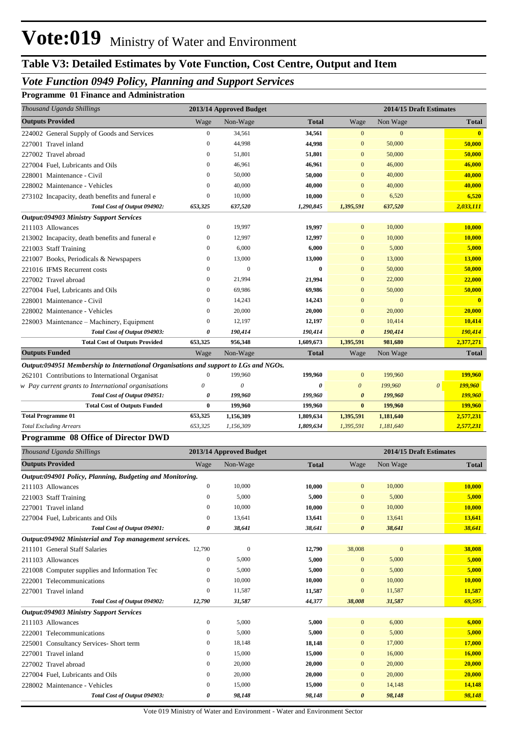# Vote:019 Ministry of Water and Environment

## Table V3: Detailed Estimates by Vote Function, Cost Centre, Output and Item

## *Vote Function 0949 Policy, Planning and Support Services*

### Programme 01 Finance and Administration

| *Thousand Uganda Shillings* | 2013/14 Approved Budget | | | 2014/15 Draft Estimates | | |
|---|---|---|---|---|---|---|
| **Outputs Provided** | Wage | Non-Wage | **Total** | Wage | Non Wage | **Total** |
| 224002 General Supply of Goods and Services | 0 | 34,561 | **34,561** | 0 | 0 | **0** |
| 227001 Travel inland | 0 | 44,998 | **44,998** | 0 | 50,000 | **50,000** |
| 227002 Travel abroad | 0 | 51,801 | **51,801** | 0 | 50,000 | **50,000** |
| 227004 Fuel, Lubricants and Oils | 0 | 46,961 | **46,961** | 0 | 46,000 | **46,000** |
| 228001 Maintenance - Civil | 0 | 50,000 | **50,000** | 0 | 40,000 | **40,000** |
| 228002 Maintenance - Vehicles | 0 | 40,000 | **40,000** | 0 | 40,000 | **40,000** |
| 273102 Incapacity, death benefits and funeral e | 0 | 10,000 | **10,000** | 0 | 6,520 | **6,520** |
| ***Total Cost of Output 094902:*** | ***653,325*** | ***637,520*** | ***1,290,845*** | ***1,395,591*** | ***637,520*** | ***2,033,111*** |
| ***Output:094903 Ministry Support Services*** | | | | | | |
| 211103 Allowances | 0 | 19,997 | **19,997** | 0 | 10,000 | **10,000** |
| 213002 Incapacity, death benefits and funeral e | 0 | 12,997 | **12,997** | 0 | 10,000 | **10,000** |
| 221003 Staff Training | 0 | 6,000 | **6,000** | 0 | 5,000 | **5,000** |
| 221007 Books, Periodicals & Newspapers | 0 | 13,000 | **13,000** | 0 | 13,000 | **13,000** |
| 221016 IFMS Recurrent costs | 0 | 0 | **0** | 0 | 50,000 | **50,000** |
| 227002 Travel abroad | 0 | 21,994 | **21,994** | 0 | 22,000 | **22,000** |
| 227004 Fuel, Lubricants and Oils | 0 | 69,986 | **69,986** | 0 | 50,000 | **50,000** |
| 228001 Maintenance - Civil | 0 | 14,243 | **14,243** | 0 | 0 | **0** |
| 228002 Maintenance - Vehicles | 0 | 20,000 | **20,000** | 0 | 20,000 | **20,000** |
| 228003 Maintenance – Machinery, Equipment | 0 | 12,197 | **12,197** | 0 | 10,414 | **10,414** |
| ***Total Cost of Output 094903:*** | ***0*** | ***190,414*** | ***190,414*** | ***0*** | ***190,414*** | ***190,414*** |
| **Total Cost of Outputs Provided** | **653,325** | **956,348** | **1,609,673** | **1,395,591** | **981,680** | **2,377,271** |
| **Outputs Funded** | Wage | Non-Wage | **Total** | Wage | Non Wage | **Total** |
| ***Output:094951 Membership to International Organisations and support to LGs and NGOs.*** | | | | | | |
| 262101 Contributions to International Organisat | 0 | 199,960 | **199,960** | 0 | 199,960 | **199,960** |
| *w Pay current grants to International organisations* | *0* | *0* | ***0*** | *0* | *199,960* | ***199,960*** |
| ***Total Cost of Output 094951:*** | ***0*** | ***199,960*** | ***199,960*** | ***0*** | ***199,960*** | ***199,960*** |
| **Total Cost of Outputs Funded** | **0** | **199,960** | **199,960** | **0** | **199,960** | **199,960** |
| **Total Programme 01** | **653,325** | **1,156,309** | **1,809,634** | **1,395,591** | **1,181,640** | **2,577,231** |
| *Total Excluding Arrears* | *653,325* | *1,156,309* | *1,809,634* | *1,395,591* | *1,181,640* | *2,577,231* |

### Programme 08 Office of Director DWD

| *Thousand Uganda Shillings* | 2013/14 Approved Budget | | | 2014/15 Draft Estimates | | |
|---|---|---|---|---|---|---|
| **Outputs Provided** | Wage | Non-Wage | **Total** | Wage | Non Wage | **Total** |
| ***Output:094901 Policy, Planning, Budgeting and Monitoring.*** | | | | | | |
| 211103 Allowances | 0 | 10,000 | **10,000** | 0 | 10,000 | **10,000** |
| 221003 Staff Training | 0 | 5,000 | **5,000** | 0 | 5,000 | **5,000** |
| 227001 Travel inland | 0 | 10,000 | **10,000** | 0 | 10,000 | **10,000** |
| 227004 Fuel, Lubricants and Oils | 0 | 13,641 | **13,641** | 0 | 13,641 | **13,641** |
| ***Total Cost of Output 094901:*** | ***0*** | ***38,641*** | ***38,641*** | ***0*** | ***38,641*** | ***38,641*** |
| ***Output:094902 Ministerial and Top management services.*** | | | | | | |
| 211101 General Staff Salaries | 12,790 | 0 | **12,790** | 38,008 | 0 | **38,008** |
| 211103 Allowances | 0 | 5,000 | **5,000** | 0 | 5,000 | **5,000** |
| 221008 Computer supplies and Information Tec | 0 | 5,000 | **5,000** | 0 | 5,000 | **5,000** |
| 222001 Telecommunications | 0 | 10,000 | **10,000** | 0 | 10,000 | **10,000** |
| 227001 Travel inland | 0 | 11,587 | **11,587** | 0 | 11,587 | **11,587** |
| ***Total Cost of Output 094902:*** | ***12,790*** | ***31,587*** | ***44,377*** | ***38,008*** | ***31,587*** | ***69,595*** |
| ***Output:094903 Ministry Support Services*** | | | | | | |
| 211103 Allowances | 0 | 5,000 | **5,000** | 0 | 6,000 | **6,000** |
| 222001 Telecommunications | 0 | 5,000 | **5,000** | 0 | 5,000 | **5,000** |
| 225001 Consultancy Services- Short term | 0 | 18,148 | **18,148** | 0 | 17,000 | **17,000** |
| 227001 Travel inland | 0 | 15,000 | **15,000** | 0 | 16,000 | **16,000** |
| 227002 Travel abroad | 0 | 20,000 | **20,000** | 0 | 20,000 | **20,000** |
| 227004 Fuel, Lubricants and Oils | 0 | 20,000 | **20,000** | 0 | 20,000 | **20,000** |
| 228002 Maintenance - Vehicles | 0 | 15,000 | **15,000** | 0 | 14,148 | **14,148** |
| ***Total Cost of Output 094903:*** | ***0*** | ***98,148*** | ***98,148*** | ***0*** | ***98,148*** | ***98,148*** |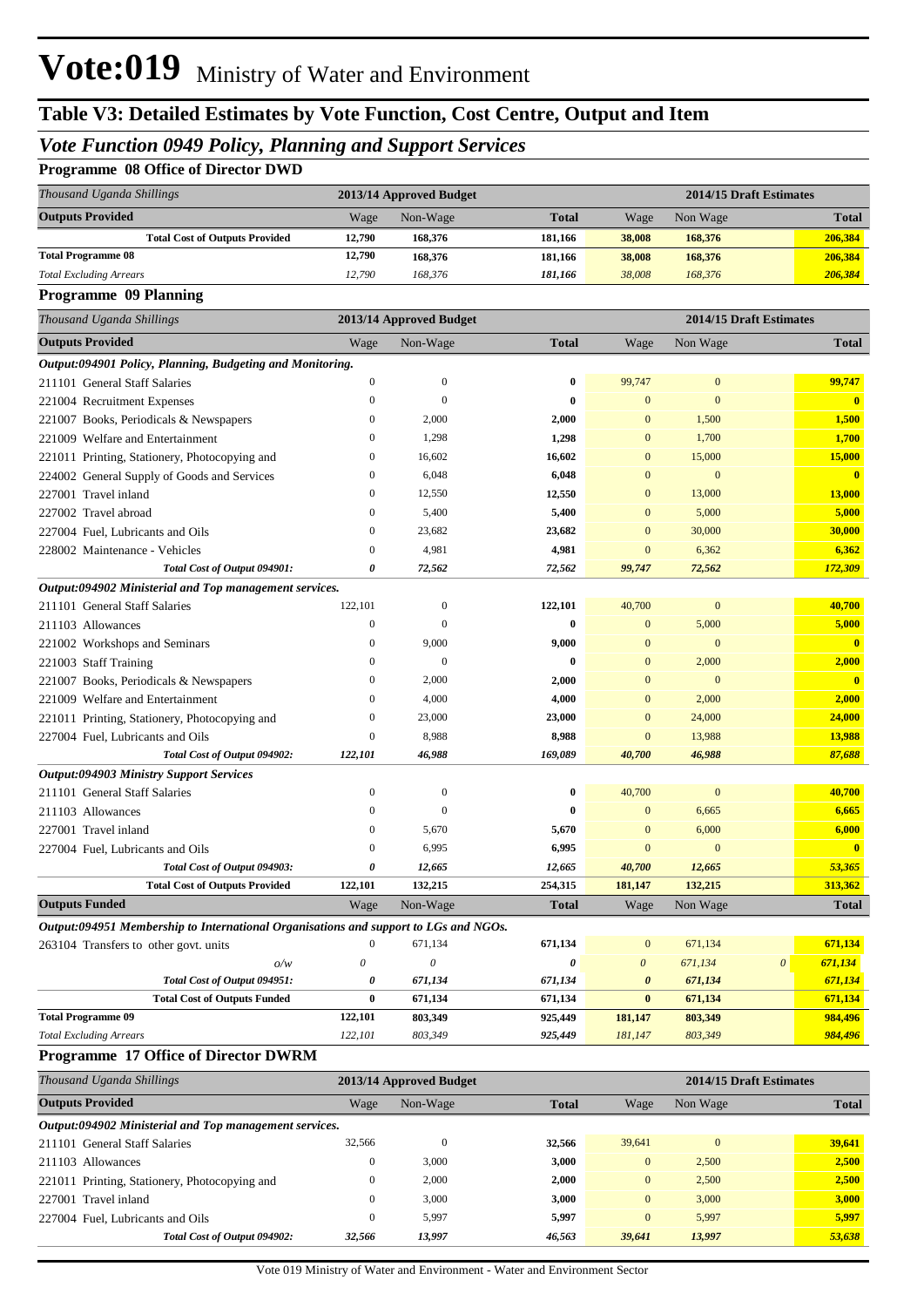# Vote:019 Ministry of Water and Environment

## Table V3: Detailed Estimates by Vote Function, Cost Centre, Output and Item

### *Vote Function 0949 Policy, Planning and Support Services*

**Programme 08 Office of Director DWD**

| *Thousand Uganda Shillings* | 2013/14 Approved Budget | | | 2014/15 Draft Estimates | | |
|---|---|---|---|---|---|---|
| **Outputs Provided** | Wage | Non-Wage | **Total** | Wage | Non Wage | **Total** |
| **Total Cost of Outputs Provided** | **12,790** | **168,376** | **181,166** | **38,008** | **168,376** | **206,384** |
| **Total Programme 08** | **12,790** | **168,376** | **181,166** | **38,008** | **168,376** | **206,384** |
| *Total Excluding Arrears* | *12,790* | *168,376* | ***181,166*** | *38,008* | *168,376* | ***206,384*** |

**Programme 09 Planning**

| *Thousand Uganda Shillings* | 2013/14 Approved Budget | | | 2014/15 Draft Estimates | | |
|---|---|---|---|---|---|---|
| **Outputs Provided** | Wage | Non-Wage | **Total** | Wage | Non Wage | **Total** |
| ***Output:094901 Policy, Planning, Budgeting and Monitoring.*** | | | | | | |
| 211101 General Staff Salaries | 0 | 0 | **0** | 99,747 | 0 | **99,747** |
| 221004 Recruitment Expenses | 0 | 0 | **0** | 0 | 0 | **0** |
| 221007 Books, Periodicals & Newspapers | 0 | 2,000 | **2,000** | 0 | 1,500 | **1,500** |
| 221009 Welfare and Entertainment | 0 | 1,298 | **1,298** | 0 | 1,700 | **1,700** |
| 221011 Printing, Stationery, Photocopying and | 0 | 16,602 | **16,602** | 0 | 15,000 | **15,000** |
| 224002 General Supply of Goods and Services | 0 | 6,048 | **6,048** | 0 | 0 | **0** |
| 227001 Travel inland | 0 | 12,550 | **12,550** | 0 | 13,000 | **13,000** |
| 227002 Travel abroad | 0 | 5,400 | **5,400** | 0 | 5,000 | **5,000** |
| 227004 Fuel, Lubricants and Oils | 0 | 23,682 | **23,682** | 0 | 30,000 | **30,000** |
| 228002 Maintenance - Vehicles | 0 | 4,981 | **4,981** | 0 | 6,362 | **6,362** |
| ***Total Cost of Output 094901:*** | ***0*** | ***72,562*** | ***72,562*** | ***99,747*** | ***72,562*** | ***172,309*** |
| ***Output:094902 Ministerial and Top management services.*** | | | | | | |
| 211101 General Staff Salaries | 122,101 | 0 | **122,101** | 40,700 | 0 | **40,700** |
| 211103 Allowances | 0 | 0 | **0** | 0 | 5,000 | **5,000** |
| 221002 Workshops and Seminars | 0 | 9,000 | **9,000** | 0 | 0 | **0** |
| 221003 Staff Training | 0 | 0 | **0** | 0 | 2,000 | **2,000** |
| 221007 Books, Periodicals & Newspapers | 0 | 2,000 | **2,000** | 0 | 0 | **0** |
| 221009 Welfare and Entertainment | 0 | 4,000 | **4,000** | 0 | 2,000 | **2,000** |
| 221011 Printing, Stationery, Photocopying and | 0 | 23,000 | **23,000** | 0 | 24,000 | **24,000** |
| 227004 Fuel, Lubricants and Oils | 0 | 8,988 | **8,988** | 0 | 13,988 | **13,988** |
| ***Total Cost of Output 094902:*** | ***122,101*** | ***46,988*** | ***169,089*** | ***40,700*** | ***46,988*** | ***87,688*** |
| ***Output:094903 Ministry Support Services*** | | | | | | |
| 211101 General Staff Salaries | 0 | 0 | **0** | 40,700 | 0 | **40,700** |
| 211103 Allowances | 0 | 0 | **0** | 0 | 6,665 | **6,665** |
| 227001 Travel inland | 0 | 5,670 | **5,670** | 0 | 6,000 | **6,000** |
| 227004 Fuel, Lubricants and Oils | 0 | 6,995 | **6,995** | 0 | 0 | **0** |
| ***Total Cost of Output 094903:*** | ***0*** | ***12,665*** | ***12,665*** | ***40,700*** | ***12,665*** | ***53,365*** |
| **Total Cost of Outputs Provided** | **122,101** | **132,215** | **254,315** | **181,147** | **132,215** | **313,362** |
| **Outputs Funded** | Wage | Non-Wage | **Total** | Wage | Non Wage | **Total** |
| ***Output:094951 Membership to International Organisations and support to LGs and NGOs.*** | | | | | | |
| 263104 Transfers to other govt. units | 0 | 671,134 | **671,134** | 0 | 671,134 | **671,134** |
| *o/w* | *0* | *0* | ***0*** | ***0*** | *671,134* *0* | ***671,134*** |
| ***Total Cost of Output 094951:*** | ***0*** | ***671,134*** | ***671,134*** | ***0*** | ***671,134*** | ***671,134*** |
| **Total Cost of Outputs Funded** | **0** | **671,134** | **671,134** | **0** | **671,134** | **671,134** |
| **Total Programme 09** | **122,101** | **803,349** | **925,449** | **181,147** | **803,349** | **984,496** |
| *Total Excluding Arrears* | *122,101* | *803,349* | ***925,449*** | *181,147* | *803,349* | ***984,496*** |

**Programme 17 Office of Director DWRM**

| *Thousand Uganda Shillings* | 2013/14 Approved Budget | | | 2014/15 Draft Estimates | | |
|---|---|---|---|---|---|---|
| **Outputs Provided** | Wage | Non-Wage | **Total** | Wage | Non Wage | **Total** |
| ***Output:094902 Ministerial and Top management services.*** | | | | | | |
| 211101 General Staff Salaries | 32,566 | 0 | **32,566** | 39,641 | 0 | **39,641** |
| 211103 Allowances | 0 | 3,000 | **3,000** | 0 | 2,500 | **2,500** |
| 221011 Printing, Stationery, Photocopying and | 0 | 2,000 | **2,000** | 0 | 2,500 | **2,500** |
| 227001 Travel inland | 0 | 3,000 | **3,000** | 0 | 3,000 | **3,000** |
| 227004 Fuel, Lubricants and Oils | 0 | 5,997 | **5,997** | 0 | 5,997 | **5,997** |
| ***Total Cost of Output 094902:*** | ***32,566*** | ***13,997*** | ***46,563*** | ***39,641*** | ***13,997*** | ***53,638*** |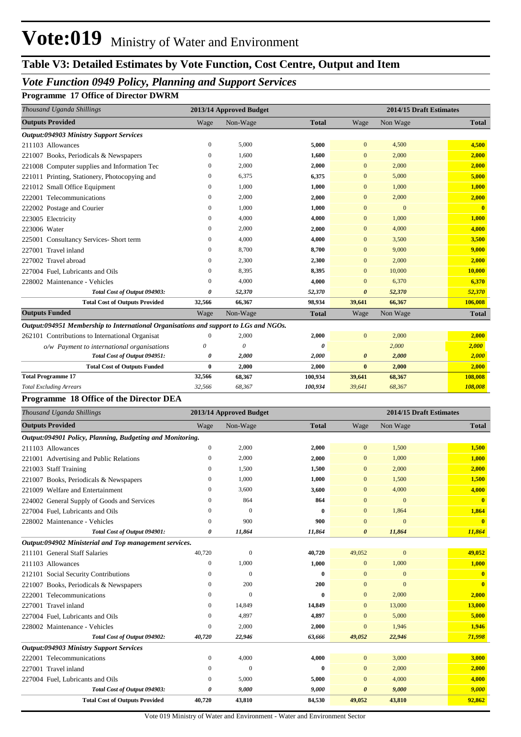# Vote:019 Ministry of Water and Environment

## Table V3: Detailed Estimates by Vote Function, Cost Centre, Output and Item

### *Vote Function 0949 Policy, Planning and Support Services*

**Programme 17 Office of Director DWRM**

| *Thousand Uganda Shillings* | 2013/14 Approved Budget | | | 2014/15 Draft Estimates | | |
|---|---|---|---|---|---|---|
| **Outputs Provided** | Wage | Non-Wage | **Total** | Wage | Non Wage | **Total** |
| ***Output:094903 Ministry Support Services*** | | | | | | |
| 211103 Allowances | 0 | 5,000 | **5,000** | 0 | 4,500 | **4,500** |
| 221007 Books, Periodicals & Newspapers | 0 | 1,600 | **1,600** | 0 | 2,000 | **2,000** |
| 221008 Computer supplies and Information Tec | 0 | 2,000 | **2,000** | 0 | 2,000 | **2,000** |
| 221011 Printing, Stationery, Photocopying and | 0 | 6,375 | **6,375** | 0 | 5,000 | **5,000** |
| 221012 Small Office Equipment | 0 | 1,000 | **1,000** | 0 | 1,000 | **1,000** |
| 222001 Telecommunications | 0 | 2,000 | **2,000** | 0 | 2,000 | **2,000** |
| 222002 Postage and Courier | 0 | 1,000 | **1,000** | 0 | 0 | **0** |
| 223005 Electricity | 0 | 4,000 | **4,000** | 0 | 1,000 | **1,000** |
| 223006 Water | 0 | 2,000 | **2,000** | 0 | 4,000 | **4,000** |
| 225001 Consultancy Services- Short term | 0 | 4,000 | **4,000** | 0 | 3,500 | **3,500** |
| 227001 Travel inland | 0 | 8,700 | **8,700** | 0 | 9,000 | **9,000** |
| 227002 Travel abroad | 0 | 2,300 | **2,300** | 0 | 2,000 | **2,000** |
| 227004 Fuel, Lubricants and Oils | 0 | 8,395 | **8,395** | 0 | 10,000 | **10,000** |
| 228002 Maintenance - Vehicles | 0 | 4,000 | **4,000** | 0 | 6,370 | **6,370** |
| ***Total Cost of Output 094903:*** | ***0*** | ***52,370*** | ***52,370*** | ***0*** | ***52,370*** | ***52,370*** |
| **Total Cost of Outputs Provided** | **32,566** | **66,367** | **98,934** | **39,641** | **66,367** | **106,008** |
| **Outputs Funded** | Wage | Non-Wage | **Total** | Wage | Non Wage | **Total** |
| ***Output:094951 Membership to International Organisations and support to LGs and NGOs.*** | | | | | | |
| 262101 Contributions to International Organisat | 0 | 2,000 | **2,000** | 0 | 2,000 | **2,000** |
| *o/w Payment to international organisations* | *0* | *0* | ***0*** | | *2,000* | ***2,000*** |
| ***Total Cost of Output 094951:*** | ***0*** | ***2,000*** | ***2,000*** | ***0*** | ***2,000*** | ***2,000*** |
| **Total Cost of Outputs Funded** | **0** | **2,000** | **2,000** | **0** | **2,000** | **2,000** |
| **Total Programme 17** | **32,566** | **68,367** | **100,934** | **39,641** | **68,367** | **108,008** |
| *Total Excluding Arrears* | *32,566* | *68,367* | ***100,934*** | *39,641* | *68,367* | ***108,008*** |

**Programme 18 Office of the Director DEA**

| *Thousand Uganda Shillings* | 2013/14 Approved Budget | | | 2014/15 Draft Estimates | | |
|---|---|---|---|---|---|---|
| **Outputs Provided** | Wage | Non-Wage | **Total** | Wage | Non Wage | **Total** |
| ***Output:094901 Policy, Planning, Budgeting and Monitoring.*** | | | | | | |
| 211103 Allowances | 0 | 2,000 | **2,000** | 0 | 1,500 | **1,500** |
| 221001 Advertising and Public Relations | 0 | 2,000 | **2,000** | 0 | 1,000 | **1,000** |
| 221003 Staff Training | 0 | 1,500 | **1,500** | 0 | 2,000 | **2,000** |
| 221007 Books, Periodicals & Newspapers | 0 | 1,000 | **1,000** | 0 | 1,500 | **1,500** |
| 221009 Welfare and Entertainment | 0 | 3,600 | **3,600** | 0 | 4,000 | **4,000** |
| 224002 General Supply of Goods and Services | 0 | 864 | **864** | 0 | 0 | **0** |
| 227004 Fuel, Lubricants and Oils | 0 | 0 | **0** | 0 | 1,864 | **1,864** |
| 228002 Maintenance - Vehicles | 0 | 900 | **900** | 0 | 0 | **0** |
| ***Total Cost of Output 094901:*** | ***0*** | ***11,864*** | ***11,864*** | ***0*** | ***11,864*** | ***11,864*** |
| ***Output:094902 Ministerial and Top management services.*** | | | | | | |
| 211101 General Staff Salaries | 40,720 | 0 | **40,720** | 49,052 | 0 | **49,052** |
| 211103 Allowances | 0 | 1,000 | **1,000** | 0 | 1,000 | **1,000** |
| 212101 Social Security Contributions | 0 | 0 | **0** | 0 | 0 | **0** |
| 221007 Books, Periodicals & Newspapers | 0 | 200 | **200** | 0 | 0 | **0** |
| 222001 Telecommunications | 0 | 0 | **0** | 0 | 2,000 | **2,000** |
| 227001 Travel inland | 0 | 14,849 | **14,849** | 0 | 13,000 | **13,000** |
| 227004 Fuel, Lubricants and Oils | 0 | 4,897 | **4,897** | 0 | 5,000 | **5,000** |
| 228002 Maintenance - Vehicles | 0 | 2,000 | **2,000** | 0 | 1,946 | **1,946** |
| ***Total Cost of Output 094902:*** | ***40,720*** | ***22,946*** | ***63,666*** | ***49,052*** | ***22,946*** | ***71,998*** |
| ***Output:094903 Ministry Support Services*** | | | | | | |
| 222001 Telecommunications | 0 | 4,000 | **4,000** | 0 | 3,000 | **3,000** |
| 227001 Travel inland | 0 | 0 | **0** | 0 | 2,000 | **2,000** |
| 227004 Fuel, Lubricants and Oils | 0 | 5,000 | **5,000** | 0 | 4,000 | **4,000** |
| ***Total Cost of Output 094903:*** | ***0*** | ***9,000*** | ***9,000*** | ***0*** | ***9,000*** | ***9,000*** |
| **Total Cost of Outputs Provided** | **40,720** | **43,810** | **84,530** | **49,052** | **43,810** | **92,862** |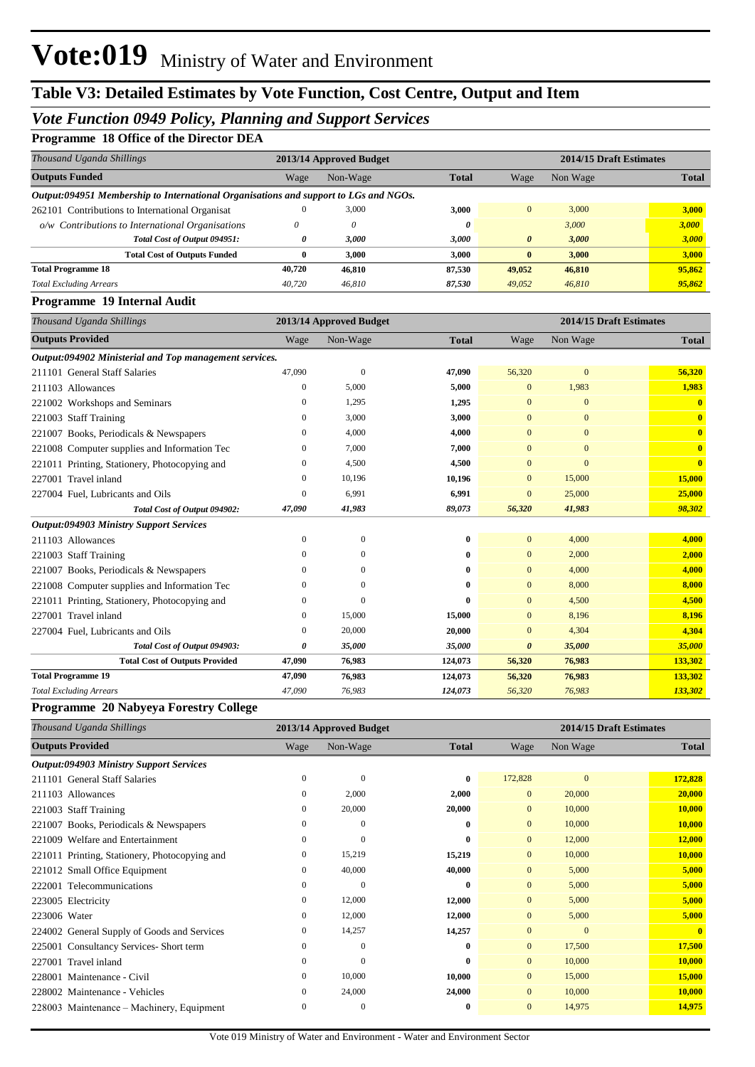# Vote:019 Ministry of Water and Environment

## Table V3: Detailed Estimates by Vote Function, Cost Centre, Output and Item

### *Vote Function 0949 Policy, Planning and Support Services*

**Programme 18 Office of the Director DEA**

| *Thousand Uganda Shillings* | 2013/14 Approved Budget | | | 2014/15 Draft Estimates | | |
|---|---|---|---|---|---|---|
| **Outputs Funded** | Wage | Non-Wage | **Total** | Wage | Non Wage | **Total** |
| ***Output:094951 Membership to International Organisations and support to LGs and NGOs.*** | | | | | | |
| 262101 Contributions to International Organisat | 0 | 3,000 | **3,000** | 0 | 3,000 | **3,000** |
| *o/w Contributions to International Organisations* | *0* | *0* | ***0*** | | *3,000* | ***3,000*** |
| ***Total Cost of Output 094951:*** | ***0*** | ***3,000*** | ***3,000*** | ***0*** | ***3,000*** | ***3,000*** |
| **Total Cost of Outputs Funded** | **0** | **3,000** | **3,000** | **0** | **3,000** | **3,000** |
| **Total Programme 18** | **40,720** | **46,810** | **87,530** | **49,052** | **46,810** | **95,862** |
| *Total Excluding Arrears* | *40,720* | *46,810* | *87,530* | *49,052* | *46,810* | ***95,862*** |

**Programme 19 Internal Audit**

| *Thousand Uganda Shillings* | 2013/14 Approved Budget | | | 2014/15 Draft Estimates | | |
|---|---|---|---|---|---|---|
| **Outputs Provided** | Wage | Non-Wage | **Total** | Wage | Non Wage | **Total** |
| ***Output:094902 Ministerial and Top management services.*** | | | | | | |
| 211101 General Staff Salaries | 47,090 | 0 | **47,090** | 56,320 | 0 | **56,320** |
| 211103 Allowances | 0 | 5,000 | **5,000** | 0 | 1,983 | **1,983** |
| 221002 Workshops and Seminars | 0 | 1,295 | **1,295** | 0 | 0 | **0** |
| 221003 Staff Training | 0 | 3,000 | **3,000** | 0 | 0 | **0** |
| 221007 Books, Periodicals & Newspapers | 0 | 4,000 | **4,000** | 0 | 0 | **0** |
| 221008 Computer supplies and Information Tec | 0 | 7,000 | **7,000** | 0 | 0 | **0** |
| 221011 Printing, Stationery, Photocopying and | 0 | 4,500 | **4,500** | 0 | 0 | **0** |
| 227001 Travel inland | 0 | 10,196 | **10,196** | 0 | 15,000 | **15,000** |
| 227004 Fuel, Lubricants and Oils | 0 | 6,991 | **6,991** | 0 | 25,000 | **25,000** |
| ***Total Cost of Output 094902:*** | ***47,090*** | ***41,983*** | ***89,073*** | ***56,320*** | ***41,983*** | ***98,302*** |
| ***Output:094903 Ministry Support Services*** | | | | | | |
| 211103 Allowances | 0 | 0 | **0** | 0 | 4,000 | **4,000** |
| 221003 Staff Training | 0 | 0 | **0** | 0 | 2,000 | **2,000** |
| 221007 Books, Periodicals & Newspapers | 0 | 0 | **0** | 0 | 4,000 | **4,000** |
| 221008 Computer supplies and Information Tec | 0 | 0 | **0** | 0 | 8,000 | **8,000** |
| 221011 Printing, Stationery, Photocopying and | 0 | 0 | **0** | 0 | 4,500 | **4,500** |
| 227001 Travel inland | 0 | 15,000 | **15,000** | 0 | 8,196 | **8,196** |
| 227004 Fuel, Lubricants and Oils | 0 | 20,000 | **20,000** | 0 | 4,304 | **4,304** |
| ***Total Cost of Output 094903:*** | ***0*** | ***35,000*** | ***35,000*** | ***0*** | ***35,000*** | ***35,000*** |
| **Total Cost of Outputs Provided** | **47,090** | **76,983** | **124,073** | **56,320** | **76,983** | **133,302** |
| **Total Programme 19** | **47,090** | **76,983** | **124,073** | **56,320** | **76,983** | **133,302** |
| *Total Excluding Arrears* | *47,090* | *76,983* | *124,073* | *56,320* | *76,983* | ***133,302*** |

**Programme 20 Nabyeya Forestry College**

| *Thousand Uganda Shillings* | 2013/14 Approved Budget | | | 2014/15 Draft Estimates | | |
|---|---|---|---|---|---|---|
| **Outputs Provided** | Wage | Non-Wage | **Total** | Wage | Non Wage | **Total** |
| ***Output:094903 Ministry Support Services*** | | | | | | |
| 211101 General Staff Salaries | 0 | 0 | **0** | 172,828 | 0 | **172,828** |
| 211103 Allowances | 0 | 2,000 | **2,000** | 0 | 20,000 | **20,000** |
| 221003 Staff Training | 0 | 20,000 | **20,000** | 0 | 10,000 | **10,000** |
| 221007 Books, Periodicals & Newspapers | 0 | 0 | **0** | 0 | 10,000 | **10,000** |
| 221009 Welfare and Entertainment | 0 | 0 | **0** | 0 | 12,000 | **12,000** |
| 221011 Printing, Stationery, Photocopying and | 0 | 15,219 | **15,219** | 0 | 10,000 | **10,000** |
| 221012 Small Office Equipment | 0 | 40,000 | **40,000** | 0 | 5,000 | **5,000** |
| 222001 Telecommunications | 0 | 0 | **0** | 0 | 5,000 | **5,000** |
| 223005 Electricity | 0 | 12,000 | **12,000** | 0 | 5,000 | **5,000** |
| 223006 Water | 0 | 12,000 | **12,000** | 0 | 5,000 | **5,000** |
| 224002 General Supply of Goods and Services | 0 | 14,257 | **14,257** | 0 | 0 | **0** |
| 225001 Consultancy Services- Short term | 0 | 0 | **0** | 0 | 17,500 | **17,500** |
| 227001 Travel inland | 0 | 0 | **0** | 0 | 10,000 | **10,000** |
| 228001 Maintenance - Civil | 0 | 10,000 | **10,000** | 0 | 15,000 | **15,000** |
| 228002 Maintenance - Vehicles | 0 | 24,000 | **24,000** | 0 | 10,000 | **10,000** |
| 228003 Maintenance – Machinery, Equipment | 0 | 0 | **0** | 0 | 14,975 | **14,975** |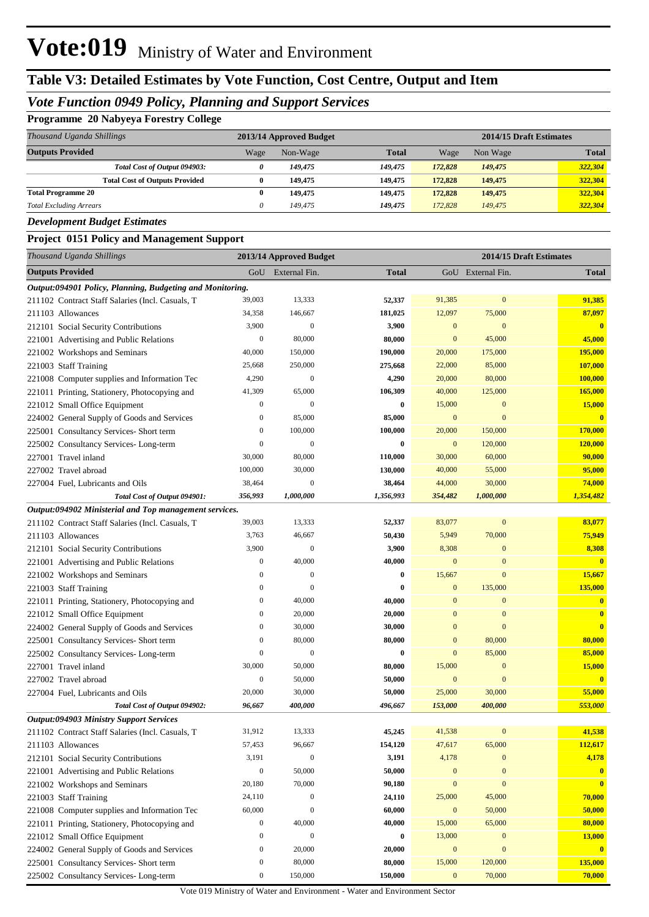# Vote:019 Ministry of Water and Environment

## Table V3: Detailed Estimates by Vote Function, Cost Centre, Output and Item

### *Vote Function 0949 Policy, Planning and Support Services*

**Programme 20 Nabyeya Forestry College**

| *Thousand Uganda Shillings* | 2013/14 Approved Budget | | | 2014/15 Draft Estimates | | |
|---|---|---|---|---|---|---|
| **Outputs Provided** | Wage | Non-Wage | **Total** | Wage | Non Wage | **Total** |
| ***Total Cost of Output 094903:*** | ***0*** | ***149,475*** | ***149,475*** | ***172,828*** | ***149,475*** | ***322,304*** |
| **Total Cost of Outputs Provided** | **0** | **149,475** | **149,475** | **172,828** | **149,475** | **322,304** |
| **Total Programme 20** | **0** | **149,475** | **149,475** | **172,828** | **149,475** | **322,304** |
| *Total Excluding Arrears* | *0* | *149,475* | *149,475* | *172,828* | *149,475* | *322,304* |

***Development Budget Estimates***

**Project 0151 Policy and Management Support**

| *Thousand Uganda Shillings* | 2013/14 Approved Budget | | | 2014/15 Draft Estimates | | |
|---|---|---|---|---|---|---|
| **Outputs Provided** | GoU | External Fin. | **Total** | GoU | External Fin. | **Total** |
| ***Output:094901 Policy, Planning, Budgeting and Monitoring.*** | | | | | | |
| 211102 Contract Staff Salaries (Incl. Casuals, T | 39,003 | 13,333 | **52,337** | 91,385 | 0 | **91,385** |
| 211103 Allowances | 34,358 | 146,667 | **181,025** | 12,097 | 75,000 | **87,097** |
| 212101 Social Security Contributions | 3,900 | 0 | **3,900** | 0 | 0 | **0** |
| 221001 Advertising and Public Relations | 0 | 80,000 | **80,000** | 0 | 45,000 | **45,000** |
| 221002 Workshops and Seminars | 40,000 | 150,000 | **190,000** | 20,000 | 175,000 | **195,000** |
| 221003 Staff Training | 25,668 | 250,000 | **275,668** | 22,000 | 85,000 | **107,000** |
| 221008 Computer supplies and Information Tec | 4,290 | 0 | **4,290** | 20,000 | 80,000 | **100,000** |
| 221011 Printing, Stationery, Photocopying and | 41,309 | 65,000 | **106,309** | 40,000 | 125,000 | **165,000** |
| 221012 Small Office Equipment | 0 | 0 | **0** | 15,000 | 0 | **15,000** |
| 224002 General Supply of Goods and Services | 0 | 85,000 | **85,000** | 0 | 0 | **0** |
| 225001 Consultancy Services- Short term | 0 | 100,000 | **100,000** | 20,000 | 150,000 | **170,000** |
| 225002 Consultancy Services- Long-term | 0 | 0 | **0** | 0 | 120,000 | **120,000** |
| 227001 Travel inland | 30,000 | 80,000 | **110,000** | 30,000 | 60,000 | **90,000** |
| 227002 Travel abroad | 100,000 | 30,000 | **130,000** | 40,000 | 55,000 | **95,000** |
| 227004 Fuel, Lubricants and Oils | 38,464 | 0 | **38,464** | 44,000 | 30,000 | **74,000** |
| ***Total Cost of Output 094901:*** | ***356,993*** | ***1,000,000*** | ***1,356,993*** | ***354,482*** | ***1,000,000*** | ***1,354,482*** |
| ***Output:094902 Ministerial and Top management services.*** | | | | | | |
| 211102 Contract Staff Salaries (Incl. Casuals, T | 39,003 | 13,333 | **52,337** | 83,077 | 0 | **83,077** |
| 211103 Allowances | 3,763 | 46,667 | **50,430** | 5,949 | 70,000 | **75,949** |
| 212101 Social Security Contributions | 3,900 | 0 | **3,900** | 8,308 | 0 | **8,308** |
| 221001 Advertising and Public Relations | 0 | 40,000 | **40,000** | 0 | 0 | **0** |
| 221002 Workshops and Seminars | 0 | 0 | **0** | 15,667 | 0 | **15,667** |
| 221003 Staff Training | 0 | 0 | **0** | 0 | 135,000 | **135,000** |
| 221011 Printing, Stationery, Photocopying and | 0 | 40,000 | **40,000** | 0 | 0 | **0** |
| 221012 Small Office Equipment | 0 | 20,000 | **20,000** | 0 | 0 | **0** |
| 224002 General Supply of Goods and Services | 0 | 30,000 | **30,000** | 0 | 0 | **0** |
| 225001 Consultancy Services- Short term | 0 | 80,000 | **80,000** | 0 | 80,000 | **80,000** |
| 225002 Consultancy Services- Long-term | 0 | 0 | **0** | 0 | 85,000 | **85,000** |
| 227001 Travel inland | 30,000 | 50,000 | **80,000** | 15,000 | 0 | **15,000** |
| 227002 Travel abroad | 0 | 50,000 | **50,000** | 0 | 0 | **0** |
| 227004 Fuel, Lubricants and Oils | 20,000 | 30,000 | **50,000** | 25,000 | 30,000 | **55,000** |
| ***Total Cost of Output 094902:*** | ***96,667*** | ***400,000*** | ***496,667*** | ***153,000*** | ***400,000*** | ***553,000*** |
| ***Output:094903 Ministry Support Services*** | | | | | | |
| 211102 Contract Staff Salaries (Incl. Casuals, T | 31,912 | 13,333 | **45,245** | 41,538 | 0 | **41,538** |
| 211103 Allowances | 57,453 | 96,667 | **154,120** | 47,617 | 65,000 | **112,617** |
| 212101 Social Security Contributions | 3,191 | 0 | **3,191** | 4,178 | 0 | **4,178** |
| 221001 Advertising and Public Relations | 0 | 50,000 | **50,000** | 0 | 0 | **0** |
| 221002 Workshops and Seminars | 20,180 | 70,000 | **90,180** | 0 | 0 | **0** |
| 221003 Staff Training | 24,110 | 0 | **24,110** | 25,000 | 45,000 | **70,000** |
| 221008 Computer supplies and Information Tec | 60,000 | 0 | **60,000** | 0 | 50,000 | **50,000** |
| 221011 Printing, Stationery, Photocopying and | 0 | 40,000 | **40,000** | 15,000 | 65,000 | **80,000** |
| 221012 Small Office Equipment | 0 | 0 | **0** | 13,000 | 0 | **13,000** |
| 224002 General Supply of Goods and Services | 0 | 20,000 | **20,000** | 0 | 0 | **0** |
| 225001 Consultancy Services- Short term | 0 | 80,000 | **80,000** | 15,000 | 120,000 | **135,000** |
| 225002 Consultancy Services- Long-term | 0 | 150,000 | **150,000** | 0 | 70,000 | **70,000** |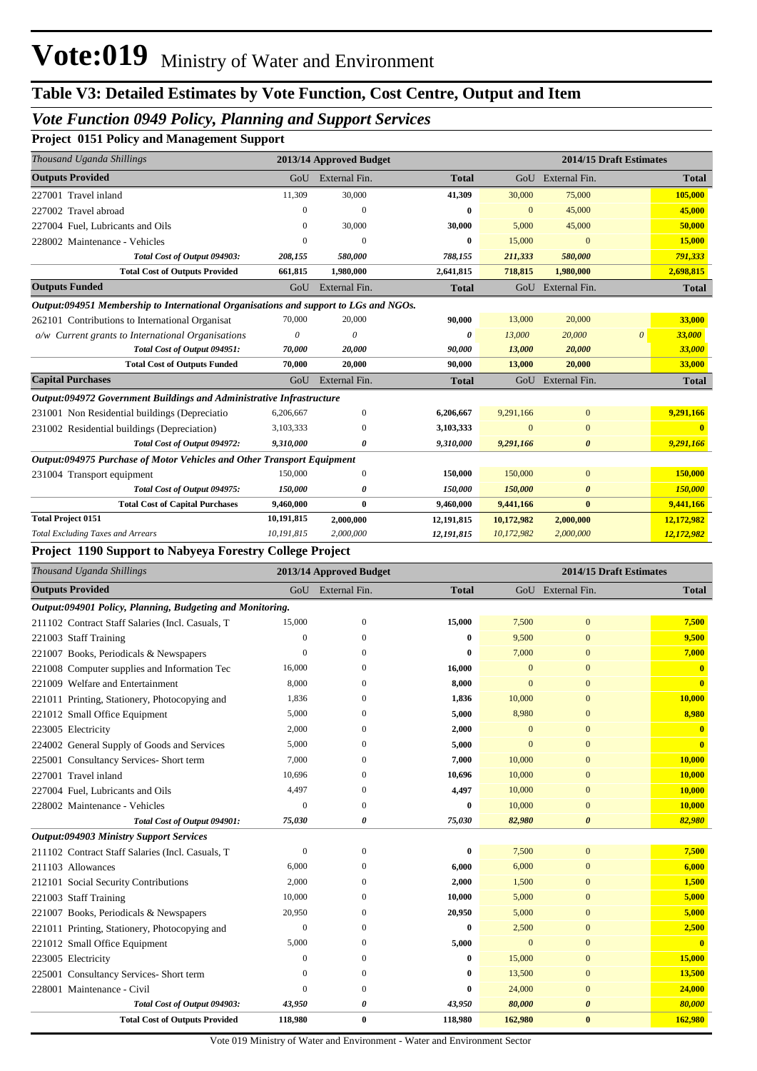# Vote:019 Ministry of Water and Environment

## Table V3: Detailed Estimates by Vote Function, Cost Centre, Output and Item

### *Vote Function 0949 Policy, Planning and Support Services*

#### Project 0151 Policy and Management Support

| *Thousand Uganda Shillings* | 2013/14 Approved Budget | | | 2014/15 Draft Estimates | | | |
|---|---|---|---|---|---|---|---|
| **Outputs Provided** | GoU | External Fin. | **Total** | GoU | External Fin. | | **Total** |
| 227001 Travel inland | 11,309 | 30,000 | **41,309** | 30,000 | 75,000 | | **105,000** |
| 227002 Travel abroad | 0 | 0 | **0** | 0 | 45,000 | | **45,000** |
| 227004 Fuel, Lubricants and Oils | 0 | 30,000 | **30,000** | 5,000 | 45,000 | | **50,000** |
| 228002 Maintenance - Vehicles | 0 | 0 | **0** | 15,000 | 0 | | **15,000** |
| ***Total Cost of Output 094903:*** | ***208,155*** | ***580,000*** | ***788,155*** | ***211,333*** | ***580,000*** | | ***791,333*** |
| **Total Cost of Outputs Provided** | **661,815** | **1,980,000** | **2,641,815** | **718,815** | **1,980,000** | | **2,698,815** |
| **Outputs Funded** | GoU | External Fin. | **Total** | GoU | External Fin. | | **Total** |
| ***Output:094951 Membership to International Organisations and support to LGs and NGOs.*** | | | | | | | |
| 262101 Contributions to International Organisat | 70,000 | 20,000 | **90,000** | 13,000 | 20,000 | | **33,000** |
| *o/w Current grants to International Organisations* | *0* | *0* | ***0*** | *13,000* | *20,000* | *0* | ***33,000*** |
| ***Total Cost of Output 094951:*** | ***70,000*** | ***20,000*** | ***90,000*** | ***13,000*** | ***20,000*** | | ***33,000*** |
| **Total Cost of Outputs Funded** | **70,000** | **20,000** | **90,000** | **13,000** | **20,000** | | **33,000** |
| **Capital Purchases** | GoU | External Fin. | **Total** | GoU | External Fin. | | **Total** |
| ***Output:094972 Government Buildings and Administrative Infrastructure*** | | | | | | | |
| 231001 Non Residential buildings (Depreciatio | 6,206,667 | 0 | **6,206,667** | 9,291,166 | 0 | | **9,291,166** |
| 231002 Residential buildings (Depreciation) | 3,103,333 | 0 | **3,103,333** | 0 | 0 | | **0** |
| ***Total Cost of Output 094972:*** | ***9,310,000*** | ***0*** | ***9,310,000*** | ***9,291,166*** | ***0*** | | ***9,291,166*** |
| ***Output:094975 Purchase of Motor Vehicles and Other Transport Equipment*** | | | | | | | |
| 231004 Transport equipment | 150,000 | 0 | **150,000** | 150,000 | 0 | | **150,000** |
| ***Total Cost of Output 094975:*** | ***150,000*** | ***0*** | ***150,000*** | ***150,000*** | ***0*** | | ***150,000*** |
| **Total Cost of Capital Purchases** | **9,460,000** | **0** | **9,460,000** | **9,441,166** | **0** | | **9,441,166** |
| **Total Project 0151** | **10,191,815** | **2,000,000** | **12,191,815** | **10,172,982** | **2,000,000** | | **12,172,982** |
| *Total Excluding Taxes and Arrears* | *10,191,815* | *2,000,000* | ***12,191,815*** | *10,172,982* | *2,000,000* | | ***12,172,982*** |

#### Project 1190 Support to Nabyeya Forestry College Project

| *Thousand Uganda Shillings* | 2013/14 Approved Budget | | | 2014/15 Draft Estimates | | |
|---|---|---|---|---|---|---|
| **Outputs Provided** | GoU | External Fin. | **Total** | GoU | External Fin. | **Total** |
| ***Output:094901 Policy, Planning, Budgeting and Monitoring.*** | | | | | | |
| 211102 Contract Staff Salaries (Incl. Casuals, T | 15,000 | 0 | **15,000** | 7,500 | 0 | **7,500** |
| 221003 Staff Training | 0 | 0 | **0** | 9,500 | 0 | **9,500** |
| 221007 Books, Periodicals & Newspapers | 0 | 0 | **0** | 7,000 | 0 | **7,000** |
| 221008 Computer supplies and Information Tec | 16,000 | 0 | **16,000** | 0 | 0 | **0** |
| 221009 Welfare and Entertainment | 8,000 | 0 | **8,000** | 0 | 0 | **0** |
| 221011 Printing, Stationery, Photocopying and | 1,836 | 0 | **1,836** | 10,000 | 0 | **10,000** |
| 221012 Small Office Equipment | 5,000 | 0 | **5,000** | 8,980 | 0 | **8,980** |
| 223005 Electricity | 2,000 | 0 | **2,000** | 0 | 0 | **0** |
| 224002 General Supply of Goods and Services | 5,000 | 0 | **5,000** | 0 | 0 | **0** |
| 225001 Consultancy Services- Short term | 7,000 | 0 | **7,000** | 10,000 | 0 | **10,000** |
| 227001 Travel inland | 10,696 | 0 | **10,696** | 10,000 | 0 | **10,000** |
| 227004 Fuel, Lubricants and Oils | 4,497 | 0 | **4,497** | 10,000 | 0 | **10,000** |
| 228002 Maintenance - Vehicles | 0 | 0 | **0** | 10,000 | 0 | **10,000** |
| ***Total Cost of Output 094901:*** | ***75,030*** | ***0*** | ***75,030*** | ***82,980*** | ***0*** | ***82,980*** |
| ***Output:094903 Ministry Support Services*** | | | | | | |
| 211102 Contract Staff Salaries (Incl. Casuals, T | 0 | 0 | **0** | 7,500 | 0 | **7,500** |
| 211103 Allowances | 6,000 | 0 | **6,000** | 6,000 | 0 | **6,000** |
| 212101 Social Security Contributions | 2,000 | 0 | **2,000** | 1,500 | 0 | **1,500** |
| 221003 Staff Training | 10,000 | 0 | **10,000** | 5,000 | 0 | **5,000** |
| 221007 Books, Periodicals & Newspapers | 20,950 | 0 | **20,950** | 5,000 | 0 | **5,000** |
| 221011 Printing, Stationery, Photocopying and | 0 | 0 | **0** | 2,500 | 0 | **2,500** |
| 221012 Small Office Equipment | 5,000 | 0 | **5,000** | 0 | 0 | **0** |
| 223005 Electricity | 0 | 0 | **0** | 15,000 | 0 | **15,000** |
| 225001 Consultancy Services- Short term | 0 | 0 | **0** | 13,500 | 0 | **13,500** |
| 228001 Maintenance - Civil | 0 | 0 | **0** | 24,000 | 0 | **24,000** |
| ***Total Cost of Output 094903:*** | ***43,950*** | ***0*** | ***43,950*** | ***80,000*** | ***0*** | ***80,000*** |
| **Total Cost of Outputs Provided** | **118,980** | **0** | **118,980** | **162,980** | **0** | **162,980** |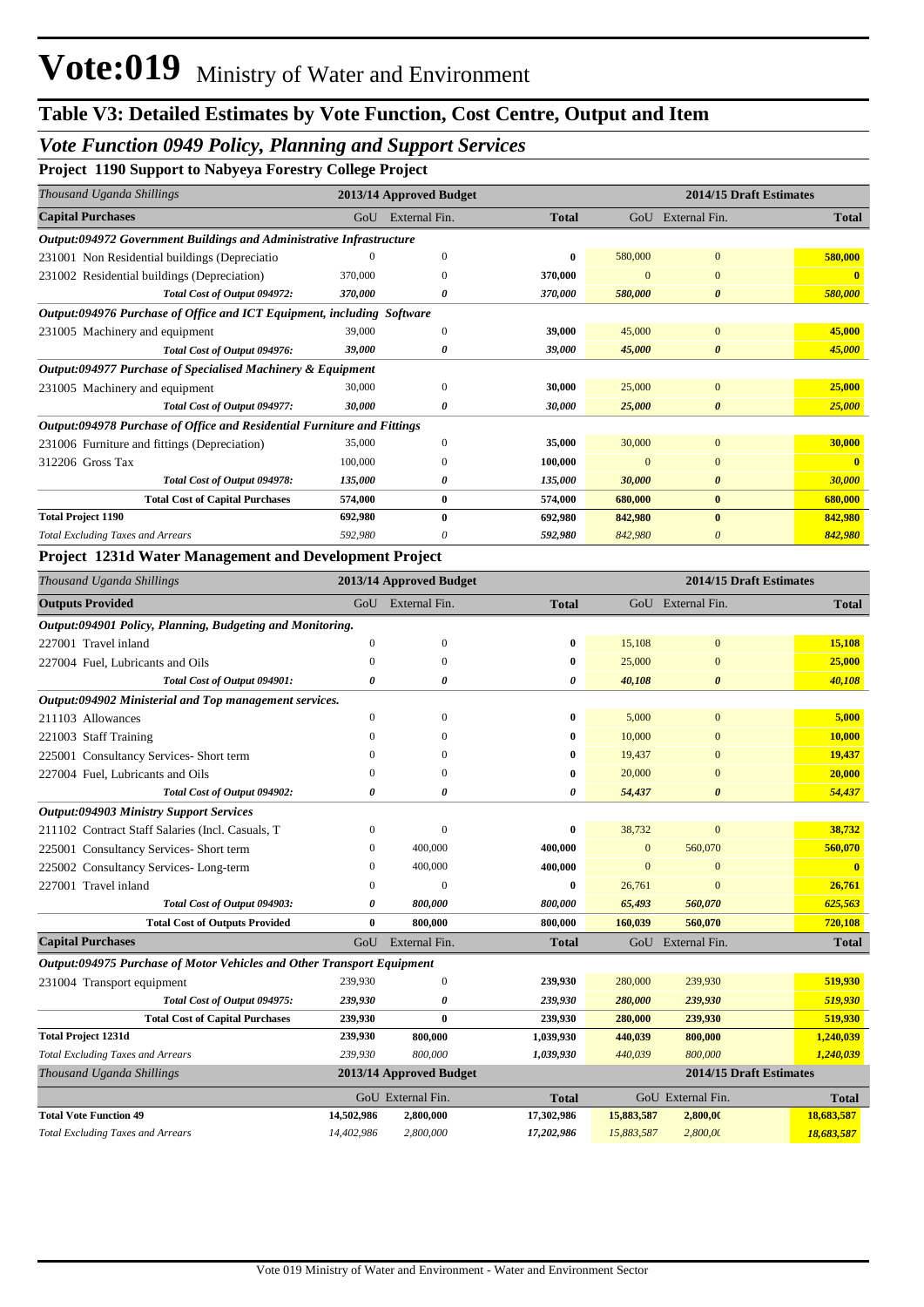# Vote:019 Ministry of Water and Environment

## Table V3: Detailed Estimates by Vote Function, Cost Centre, Output and Item

### *Vote Function 0949 Policy, Planning and Support Services*

**Project 1190 Support to Nabyeya Forestry College Project**

| *Thousand Uganda Shillings* | 2013/14 Approved Budget | | | 2014/15 Draft Estimates | | |
|---|---|---|---|---|---|---|
| **Capital Purchases** | GoU | External Fin. | **Total** | GoU | External Fin. | **Total** |
| ***Output:094972 Government Buildings and Administrative Infrastructure*** | | | | | | |
| 231001 Non Residential buildings (Depreciatio | 0 | 0 | **0** | 580,000 | 0 | **580,000** |
| 231002 Residential buildings (Depreciation) | 370,000 | 0 | **370,000** | 0 | 0 | **0** |
| ***Total Cost of Output 094972:*** | ***370,000*** | ***0*** | ***370,000*** | ***580,000*** | ***0*** | ***580,000*** |
| ***Output:094976 Purchase of Office and ICT Equipment, including Software*** | | | | | | |
| 231005 Machinery and equipment | 39,000 | 0 | **39,000** | 45,000 | 0 | **45,000** |
| ***Total Cost of Output 094976:*** | ***39,000*** | ***0*** | ***39,000*** | ***45,000*** | ***0*** | ***45,000*** |
| ***Output:094977 Purchase of Specialised Machinery & Equipment*** | | | | | | |
| 231005 Machinery and equipment | 30,000 | 0 | **30,000** | 25,000 | 0 | **25,000** |
| ***Total Cost of Output 094977:*** | ***30,000*** | ***0*** | ***30,000*** | ***25,000*** | ***0*** | ***25,000*** |
| ***Output:094978 Purchase of Office and Residential Furniture and Fittings*** | | | | | | |
| 231006 Furniture and fittings (Depreciation) | 35,000 | 0 | **35,000** | 30,000 | 0 | **30,000** |
| 312206 Gross Tax | 100,000 | 0 | **100,000** | 0 | 0 | **0** |
| ***Total Cost of Output 094978:*** | ***135,000*** | ***0*** | ***135,000*** | ***30,000*** | ***0*** | ***30,000*** |
| **Total Cost of Capital Purchases** | **574,000** | **0** | **574,000** | **680,000** | **0** | **680,000** |
| **Total Project 1190** | **692,980** | **0** | **692,980** | **842,980** | **0** | **842,980** |
| *Total Excluding Taxes and Arrears* | *592,980* | *0* | *592,980* | *842,980* | *0* | *842,980* |

**Project 1231d Water Management and Development Project**

| *Thousand Uganda Shillings* | 2013/14 Approved Budget | | | 2014/15 Draft Estimates | | |
|---|---|---|---|---|---|---|
| **Outputs Provided** | GoU | External Fin. | **Total** | GoU | External Fin. | **Total** |
| ***Output:094901 Policy, Planning, Budgeting and Monitoring.*** | | | | | | |
| 227001 Travel inland | 0 | 0 | **0** | 15,108 | 0 | **15,108** |
| 227004 Fuel, Lubricants and Oils | 0 | 0 | **0** | 25,000 | 0 | **25,000** |
| ***Total Cost of Output 094901:*** | ***0*** | ***0*** | ***0*** | ***40,108*** | ***0*** | ***40,108*** |
| ***Output:094902 Ministerial and Top management services.*** | | | | | | |
| 211103 Allowances | 0 | 0 | **0** | 5,000 | 0 | **5,000** |
| 221003 Staff Training | 0 | 0 | **0** | 10,000 | 0 | **10,000** |
| 225001 Consultancy Services- Short term | 0 | 0 | **0** | 19,437 | 0 | **19,437** |
| 227004 Fuel, Lubricants and Oils | 0 | 0 | **0** | 20,000 | 0 | **20,000** |
| ***Total Cost of Output 094902:*** | ***0*** | ***0*** | ***0*** | ***54,437*** | ***0*** | ***54,437*** |
| ***Output:094903 Ministry Support Services*** | | | | | | |
| 211102 Contract Staff Salaries (Incl. Casuals, T | 0 | 0 | **0** | 38,732 | 0 | **38,732** |
| 225001 Consultancy Services- Short term | 0 | 400,000 | **400,000** | 0 | 560,070 | **560,070** |
| 225002 Consultancy Services- Long-term | 0 | 400,000 | **400,000** | 0 | 0 | **0** |
| 227001 Travel inland | 0 | 0 | **0** | 26,761 | 0 | **26,761** |
| ***Total Cost of Output 094903:*** | ***0*** | ***800,000*** | ***800,000*** | ***65,493*** | ***560,070*** | ***625,563*** |
| **Total Cost of Outputs Provided** | **0** | **800,000** | **800,000** | **160,039** | **560,070** | **720,108** |
| **Capital Purchases** | GoU | External Fin. | **Total** | GoU | External Fin. | **Total** |
| ***Output:094975 Purchase of Motor Vehicles and Other Transport Equipment*** | | | | | | |
| 231004 Transport equipment | 239,930 | 0 | **239,930** | 280,000 | 239,930 | **519,930** |
| ***Total Cost of Output 094975:*** | ***239,930*** | ***0*** | ***239,930*** | ***280,000*** | ***239,930*** | ***519,930*** |
| **Total Cost of Capital Purchases** | **239,930** | **0** | **239,930** | **280,000** | **239,930** | **519,930** |
| **Total Project 1231d** | **239,930** | **800,000** | **1,039,930** | **440,039** | **800,000** | **1,240,039** |
| *Total Excluding Taxes and Arrears* | *239,930* | *800,000* | *1,039,930* | *440,039* | *800,000* | *1,240,039* |

| *Thousand Uganda Shillings* | 2013/14 Approved Budget | | | 2014/15 Draft Estimates | | |
|---|---|---|---|---|---|---|
| | GoU | External Fin. | **Total** | GoU | External Fin. | **Total** |
| **Total Vote Function 49** | **14,502,986** | **2,800,000** | **17,302,986** | **15,883,587** | **2,800,0(** | **18,683,587** |
| *Total Excluding Taxes and Arrears* | *14,402,986* | *2,800,000* | *17,202,986* | *15,883,587* | *2,800,0(* | *18,683,587* |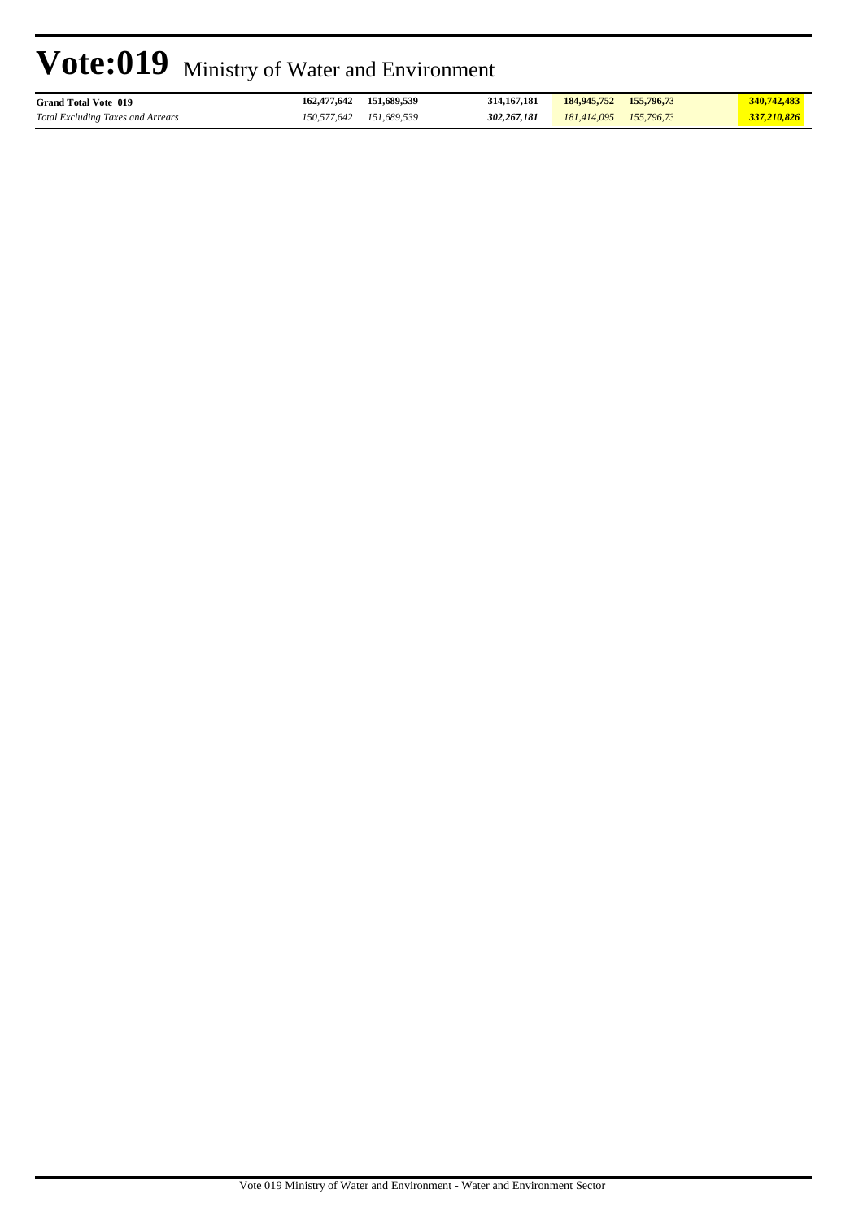# Vote:019 Ministry of Water and Environment

| | | | | | | |
|---|---|---|---|---|---|---|
| **Grand Total Vote 019** | **162,477,642** | **151,689,539** | **314,167,181** | **184,945,752** | **155,796,73** | **340,742,483** |
| *Total Excluding Taxes and Arrears* | *150,577,642* | *151,689,539* | ***302,267,181*** | *181,414,095* | *155,796,73* | ***337,210,826*** |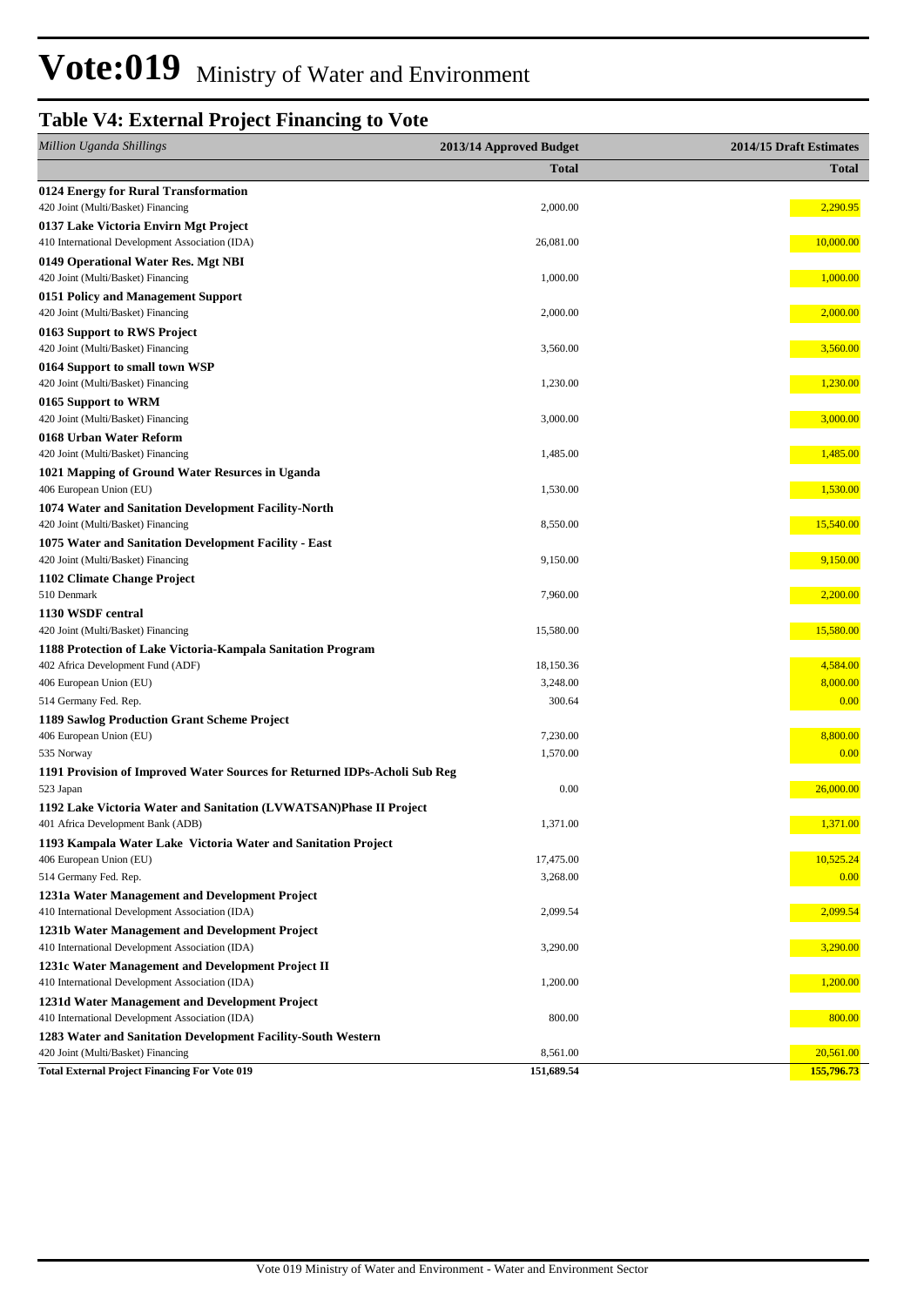# Vote:019 Ministry of Water and Environment

## Table V4: External Project Financing to Vote

| *Million Uganda Shillings* | 2013/14 Approved Budget | 2014/15 Draft Estimates |
|---|---|---|
| | **Total** | **Total** |
| **0124 Energy for Rural Transformation** | | |
| 420 Joint (Multi/Basket) Financing | 2,000.00 | 2,290.95 |
| **0137 Lake Victoria Envirn Mgt Project** | | |
| 410 International Development Association (IDA) | 26,081.00 | 10,000.00 |
| **0149 Operational Water Res. Mgt NBI** | | |
| 420 Joint (Multi/Basket) Financing | 1,000.00 | 1,000.00 |
| **0151 Policy and Management Support** | | |
| 420 Joint (Multi/Basket) Financing | 2,000.00 | 2,000.00 |
| **0163 Support to RWS Project** | | |
| 420 Joint (Multi/Basket) Financing | 3,560.00 | 3,560.00 |
| **0164 Support to small town WSP** | | |
| 420 Joint (Multi/Basket) Financing | 1,230.00 | 1,230.00 |
| **0165 Support to WRM** | | |
| 420 Joint (Multi/Basket) Financing | 3,000.00 | 3,000.00 |
| **0168 Urban Water Reform** | | |
| 420 Joint (Multi/Basket) Financing | 1,485.00 | 1,485.00 |
| **1021 Mapping of Ground Water Resurces in Uganda** | | |
| 406 European Union (EU) | 1,530.00 | 1,530.00 |
| **1074 Water and Sanitation Development Facility-North** | | |
| 420 Joint (Multi/Basket) Financing | 8,550.00 | 15,540.00 |
| **1075 Water and Sanitation Development Facility - East** | | |
| 420 Joint (Multi/Basket) Financing | 9,150.00 | 9,150.00 |
| **1102 Climate Change Project** | | |
| 510 Denmark | 7,960.00 | 2,200.00 |
| **1130 WSDF central** | | |
| 420 Joint (Multi/Basket) Financing | 15,580.00 | 15,580.00 |
| **1188 Protection of Lake Victoria-Kampala Sanitation Program** | | |
| 402 Africa Development Fund (ADF) | 18,150.36 | 4,584.00 |
| 406 European Union (EU) | 3,248.00 | 8,000.00 |
| 514 Germany Fed. Rep. | 300.64 | 0.00 |
| **1189 Sawlog Production Grant Scheme Project** | | |
| 406 European Union (EU) | 7,230.00 | 8,800.00 |
| 535 Norway | 1,570.00 | 0.00 |
| **1191 Provision of Improved Water Sources for Returned IDPs-Acholi Sub Reg** | | |
| 523 Japan | 0.00 | 26,000.00 |
| **1192 Lake Victoria Water and Sanitation (LVWATSAN)Phase II Project** | | |
| 401 Africa Development Bank (ADB) | 1,371.00 | 1,371.00 |
| **1193 Kampala Water Lake Victoria Water and Sanitation Project** | | |
| 406 European Union (EU) | 17,475.00 | 10,525.24 |
| 514 Germany Fed. Rep. | 3,268.00 | 0.00 |
| **1231a Water Management and Development Project** | | |
| 410 International Development Association (IDA) | 2,099.54 | 2,099.54 |
| **1231b Water Management and Development Project** | | |
| 410 International Development Association (IDA) | 3,290.00 | 3,290.00 |
| **1231c Water Management and Development Project II** | | |
| 410 International Development Association (IDA) | 1,200.00 | 1,200.00 |
| **1231d Water Management and Development Project** | | |
| 410 International Development Association (IDA) | 800.00 | 800.00 |
| **1283 Water and Sanitation Development Facility-South Western** | | |
| 420 Joint (Multi/Basket) Financing | 8,561.00 | 20,561.00 |
| **Total External Project Financing For Vote 019** | **151,689.54** | **155,796.73** |